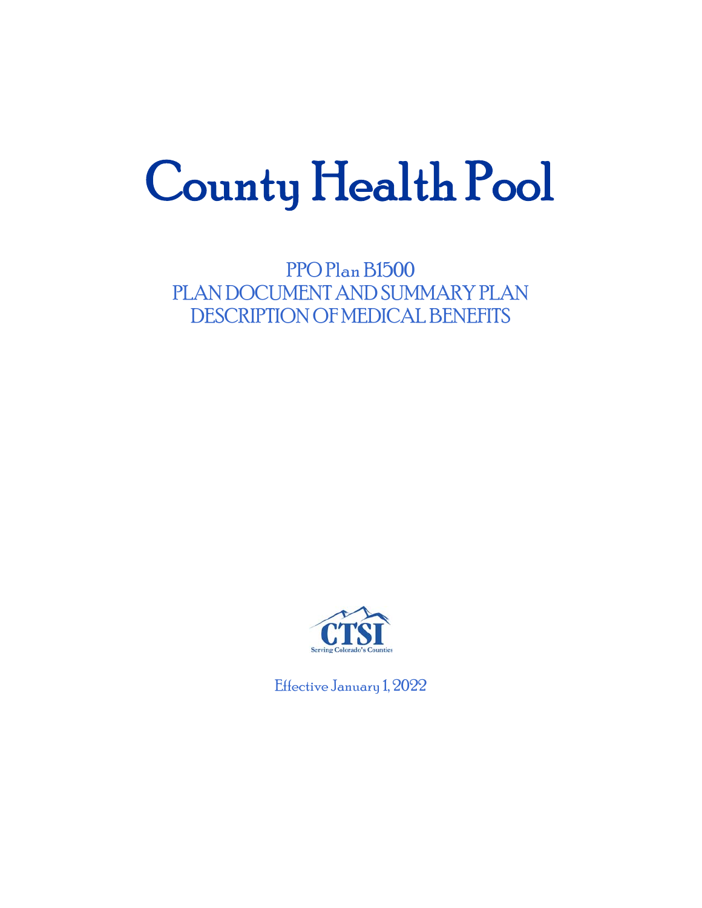# County Health Pool

PPO Plan B1500
PLAN DOCUMENT AND SUMMARY PLAN DESCRIPTION OF MEDICAL BENEFITS

CTSI
Serving Colorado's Counties

Effective January 1, 2022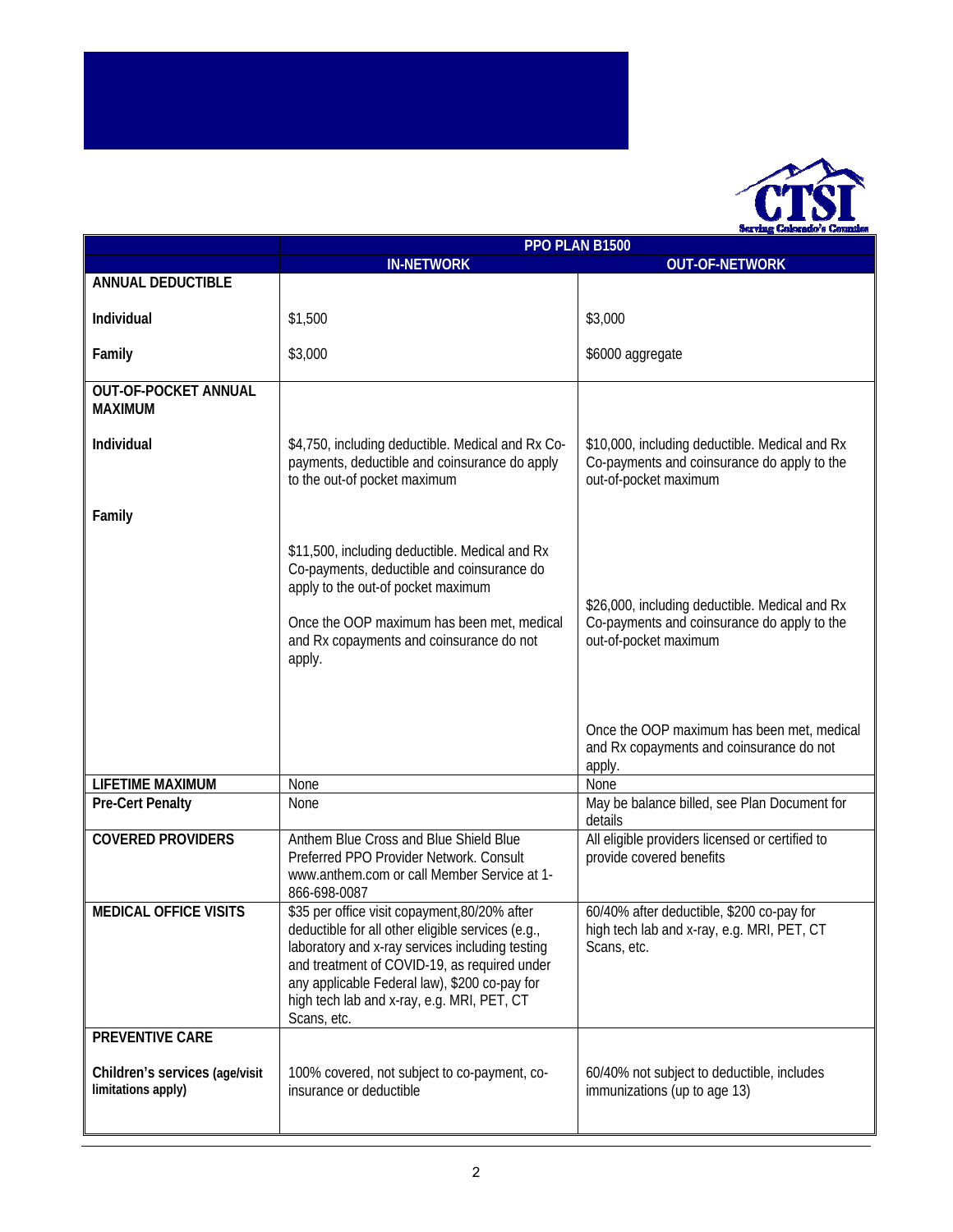| | PPO PLAN B1500 | |
|---|---|---|
| | **IN-NETWORK** | **OUT-OF-NETWORK** |
| **ANNUAL DEDUCTIBLE** | | |
| **Individual** | $1,500 | $3,000 |
| **Family** | $3,000 | $6000 aggregate |
| **OUT-OF-POCKET ANNUAL MAXIMUM** | | |
| **Individual** | $4,750, including deductible. Medical and Rx Co-payments, deductible and coinsurance do apply to the out-of pocket maximum | $10,000, including deductible. Medical and Rx Co-payments and coinsurance do apply to the out-of-pocket maximum |
| **Family** | $11,500, including deductible. Medical and Rx Co-payments, deductible and coinsurance do apply to the out-of pocket maximum<br><br>Once the OOP maximum has been met, medical and Rx copayments and coinsurance do not apply. | $26,000, including deductible. Medical and Rx Co-payments and coinsurance do apply to the out-of-pocket maximum<br><br>Once the OOP maximum has been met, medical and Rx copayments and coinsurance do not apply. |
| **LIFETIME MAXIMUM** | None | None |
| **Pre-Cert Penalty** | None | May be balance billed, see Plan Document for details |
| **COVERED PROVIDERS** | Anthem Blue Cross and Blue Shield Blue Preferred PPO Provider Network. Consult www.anthem.com or call Member Service at 1-866-698-0087 | All eligible providers licensed or certified to provide covered benefits |
| **MEDICAL OFFICE VISITS** | $35 per office visit copayment,80/20% after deductible for all other eligible services (e.g., laboratory and x-ray services including testing and treatment of COVID-19, as required under any applicable Federal law), $200 co-pay for high tech lab and x-ray, e.g. MRI, PET, CT Scans, etc. | 60/40% after deductible, $200 co-pay for high tech lab and x-ray, e.g. MRI, PET, CT Scans, etc. |
| **PREVENTIVE CARE** | | |
| **Children's services (age/visit limitations apply)** | 100% covered, not subject to co-payment, co-insurance or deductible | 60/40% not subject to deductible, includes immunizations (up to age 13) |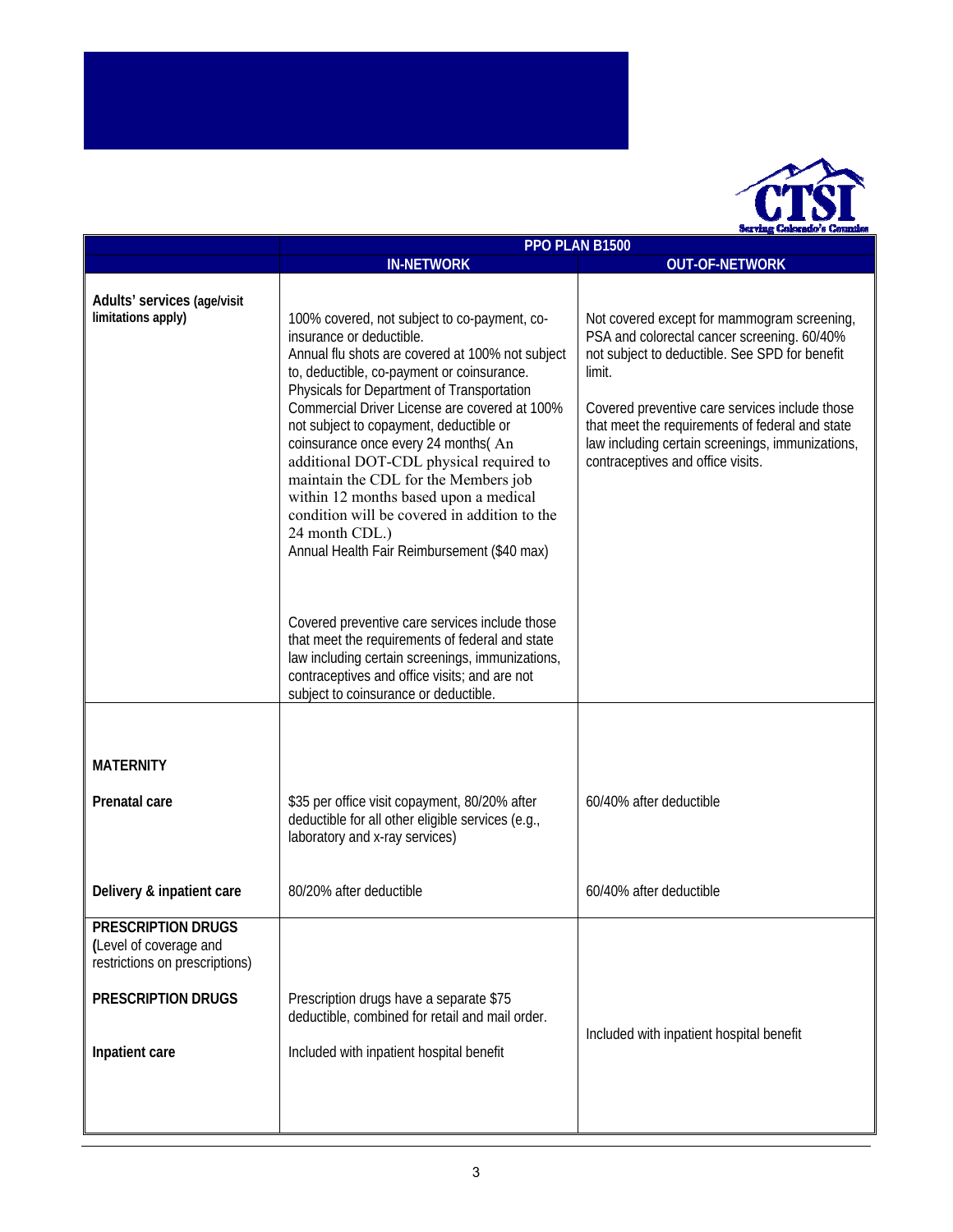| | PPO PLAN B1500 | |
|---|---|---|
| | **IN-NETWORK** | **OUT-OF-NETWORK** |
| **Adults' services (age/visit limitations apply)** | 100% covered, not subject to co-payment, co-insurance or deductible.<br>Annual flu shots are covered at 100% not subject to, deductible, co-payment or coinsurance.<br>Physicals for Department of Transportation Commercial Driver License are covered at 100% not subject to copayment, deductible or coinsurance once every 24 months( An additional DOT-CDL physical required to maintain the CDL for the Members job within 12 months based upon a medical condition will be covered in addition to the 24 month CDL.)<br>Annual Health Fair Reimbursement ($40 max)<br><br>Covered preventive care services include those that meet the requirements of federal and state law including certain screenings, immunizations, contraceptives and office visits; and are not subject to coinsurance or deductible. | Not covered except for mammogram screening, PSA and colorectal cancer screening. 60/40% not subject to deductible. See SPD for benefit limit.<br><br>Covered preventive care services include those that meet the requirements of federal and state law including certain screenings, immunizations, contraceptives and office visits. |
| **MATERNITY** | | |
| **Prenatal care** | $35 per office visit copayment, 80/20% after deductible for all other eligible services (e.g., laboratory and x-ray services) | 60/40% after deductible |
| **Delivery & inpatient care** | 80/20% after deductible | 60/40% after deductible |
| **PRESCRIPTION DRUGS (**Level of coverage and restrictions on prescriptions) | | |
| **PRESCRIPTION DRUGS** | Prescription drugs have a separate $75 deductible, combined for retail and mail order. | |
| **Inpatient care** | Included with inpatient hospital benefit | Included with inpatient hospital benefit |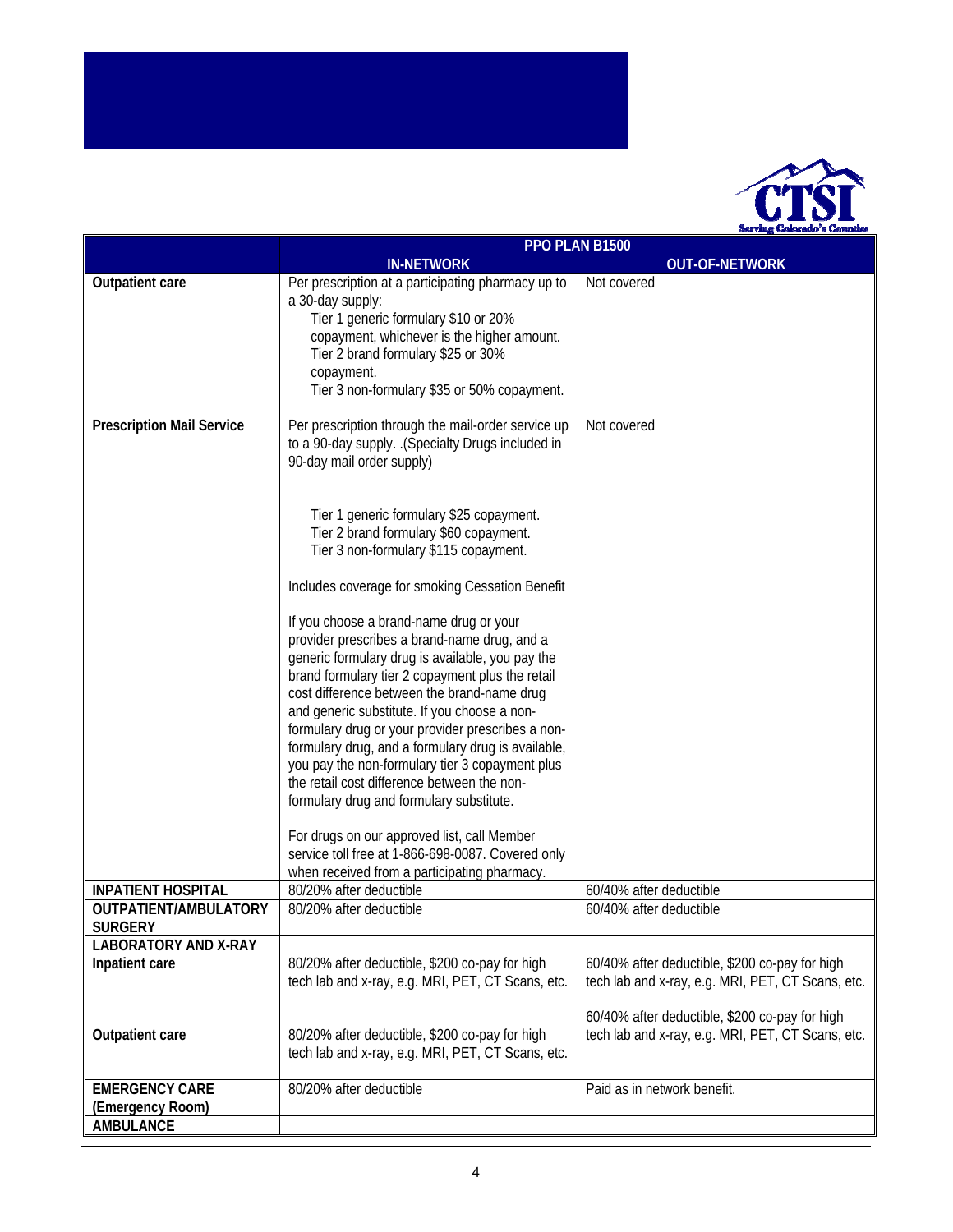| | PPO PLAN B1500 | |
|---|---|---|
| | **IN-NETWORK** | **OUT-OF-NETWORK** |
| **Outpatient care** | Per prescription at a participating pharmacy up to a 30-day supply:<br>Tier 1 generic formulary $10 or 20% copayment, whichever is the higher amount.<br>Tier 2 brand formulary $25 or 30% copayment.<br>Tier 3 non-formulary $35 or 50% copayment. | Not covered |
| **Prescription Mail Service** | Per prescription through the mail-order service up to a 90-day supply. .(Specialty Drugs included in 90-day mail order supply)<br><br>Tier 1 generic formulary $25 copayment.<br>Tier 2 brand formulary $60 copayment.<br>Tier 3 non-formulary $115 copayment.<br><br>Includes coverage for smoking Cessation Benefit<br><br>If you choose a brand-name drug or your provider prescribes a brand-name drug, and a generic formulary drug is available, you pay the brand formulary tier 2 copayment plus the retail cost difference between the brand-name drug and generic substitute. If you choose a non-formulary drug or your provider prescribes a non-formulary drug, and a formulary drug is available, you pay the non-formulary tier 3 copayment plus the retail cost difference between the non-formulary drug and formulary substitute.<br><br>For drugs on our approved list, call Member service toll free at 1-866-698-0087. Covered only when received from a participating pharmacy. | Not covered |
| **INPATIENT HOSPITAL** | 80/20% after deductible | 60/40% after deductible |
| **OUTPATIENT/AMBULATORY SURGERY** | 80/20% after deductible | 60/40% after deductible |
| **LABORATORY AND X-RAY** | | |
| **Inpatient care** | 80/20% after deductible, $200 co-pay for high tech lab and x-ray, e.g. MRI, PET, CT Scans, etc. | 60/40% after deductible, $200 co-pay for high tech lab and x-ray, e.g. MRI, PET, CT Scans, etc. |
| **Outpatient care** | 80/20% after deductible, $200 co-pay for high tech lab and x-ray, e.g. MRI, PET, CT Scans, etc. | 60/40% after deductible, $200 co-pay for high tech lab and x-ray, e.g. MRI, PET, CT Scans, etc. |
| **EMERGENCY CARE (Emergency Room)** | 80/20% after deductible | Paid as in network benefit. |
| **AMBULANCE** | | |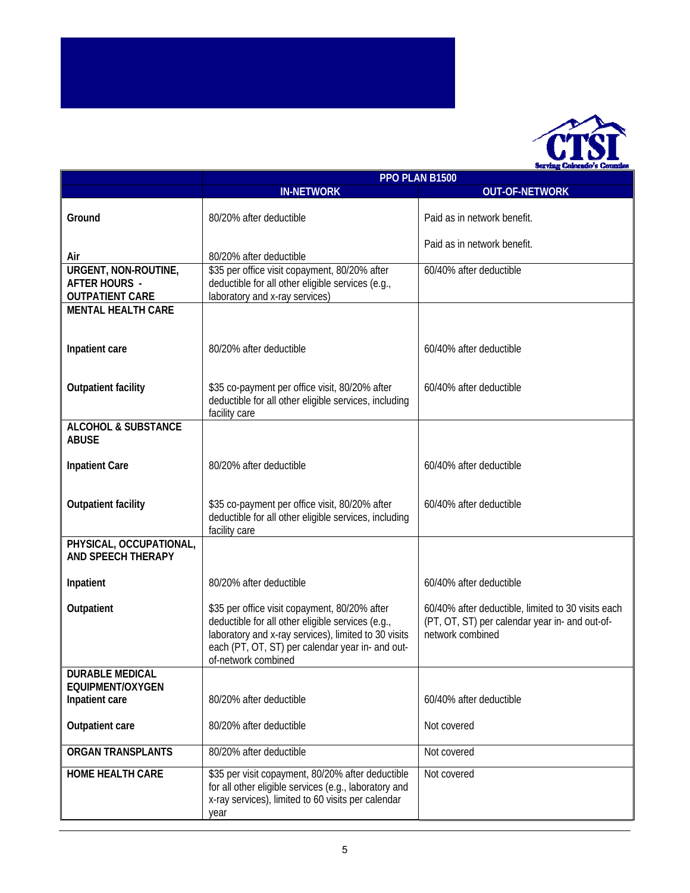| | PPO PLAN B1500 | |
|---|---|---|
| | **IN-NETWORK** | **OUT-OF-NETWORK** |
| **Ground** | 80/20% after deductible | Paid as in network benefit. |
| **Air** | 80/20% after deductible | Paid as in network benefit. |
| **URGENT, NON-ROUTINE, AFTER HOURS - OUTPATIENT CARE** | $35 per office visit copayment, 80/20% after deductible for all other eligible services (e.g., laboratory and x-ray services) | 60/40% after deductible |
| **MENTAL HEALTH CARE** | | |
| **Inpatient care** | 80/20% after deductible | 60/40% after deductible |
| **Outpatient facility** | $35 co-payment per office visit, 80/20% after deductible for all other eligible services, including facility care | 60/40% after deductible |
| **ALCOHOL & SUBSTANCE ABUSE** | | |
| **Inpatient Care** | 80/20% after deductible | 60/40% after deductible |
| **Outpatient facility** | $35 co-payment per office visit, 80/20% after deductible for all other eligible services, including facility care | 60/40% after deductible |
| **PHYSICAL, OCCUPATIONAL, AND SPEECH THERAPY** | | |
| **Inpatient** | 80/20% after deductible | 60/40% after deductible |
| **Outpatient** | $35 per office visit copayment, 80/20% after deductible for all other eligible services (e.g., laboratory and x-ray services), limited to 30 visits each (PT, OT, ST) per calendar year in- and out-of-network combined | 60/40% after deductible, limited to 30 visits each (PT, OT, ST) per calendar year in- and out-of-network combined |
| **DURABLE MEDICAL EQUIPMENT/OXYGEN** | | |
| **Inpatient care** | 80/20% after deductible | 60/40% after deductible |
| **Outpatient care** | 80/20% after deductible | Not covered |
| **ORGAN TRANSPLANTS** | 80/20% after deductible | Not covered |
| **HOME HEALTH CARE** | $35 per visit copayment, 80/20% after deductible for all other eligible services (e.g., laboratory and x-ray services), limited to 60 visits per calendar year | Not covered |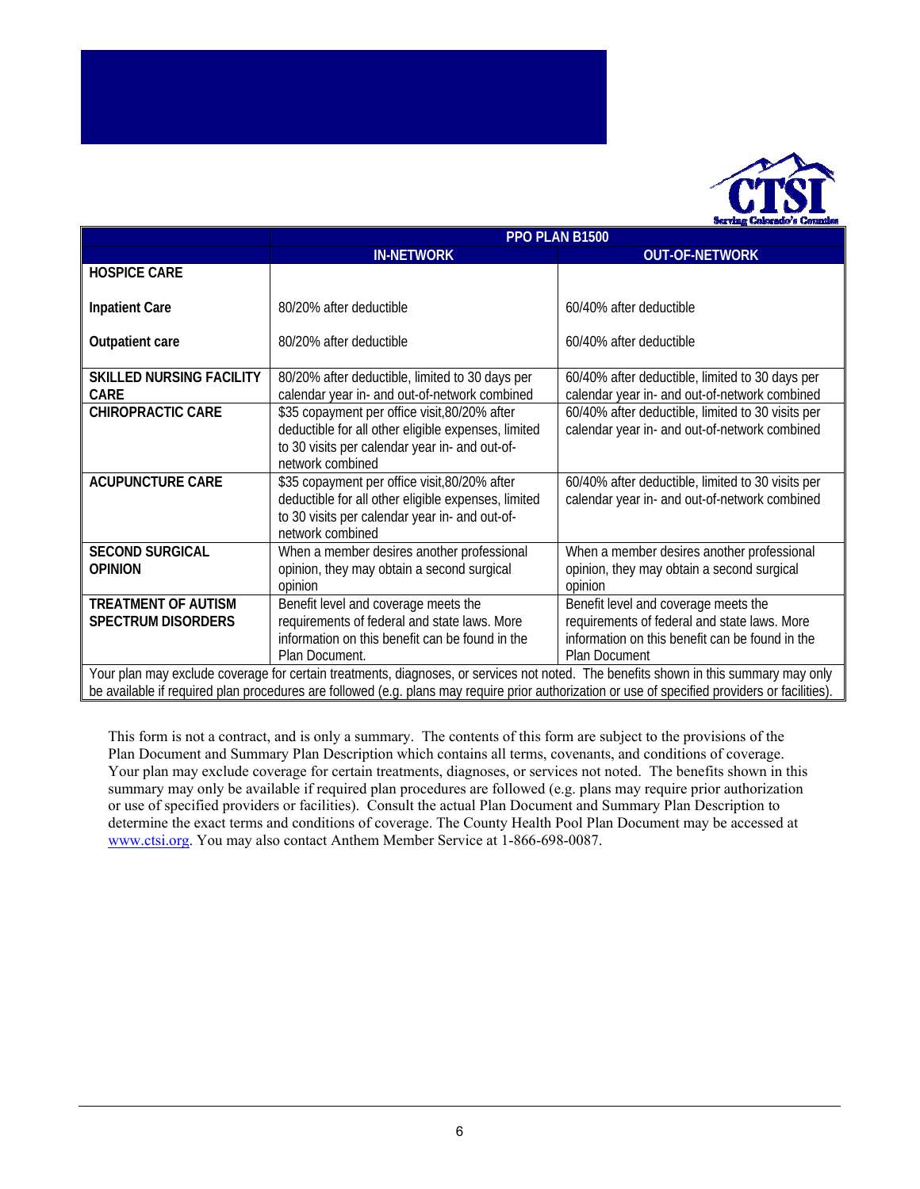| | PPO PLAN B1500 | |
|---|---|---|
| | **IN-NETWORK** | **OUT-OF-NETWORK** |
| **HOSPICE CARE** | | |
| **Inpatient Care** | 80/20% after deductible | 60/40% after deductible |
| **Outpatient care** | 80/20% after deductible | 60/40% after deductible |
| **SKILLED NURSING FACILITY CARE** | 80/20% after deductible, limited to 30 days per calendar year in- and out-of-network combined | 60/40% after deductible, limited to 30 days per calendar year in- and out-of-network combined |
| **CHIROPRACTIC CARE** | $35 copayment per office visit,80/20% after deductible for all other eligible expenses, limited to 30 visits per calendar year in- and out-of-network combined | 60/40% after deductible, limited to 30 visits per calendar year in- and out-of-network combined |
| **ACUPUNCTURE CARE** | $35 copayment per office visit,80/20% after deductible for all other eligible expenses, limited to 30 visits per calendar year in- and out-of-network combined | 60/40% after deductible, limited to 30 visits per calendar year in- and out-of-network combined |
| **SECOND SURGICAL OPINION** | When a member desires another professional opinion, they may obtain a second surgical opinion | When a member desires another professional opinion, they may obtain a second surgical opinion |
| **TREATMENT OF AUTISM SPECTRUM DISORDERS** | Benefit level and coverage meets the requirements of federal and state laws. More information on this benefit can be found in the Plan Document. | Benefit level and coverage meets the requirements of federal and state laws. More information on this benefit can be found in the Plan Document |
| Your plan may exclude coverage for certain treatments, diagnoses, or services not noted. The benefits shown in this summary may only be available if required plan procedures are followed (e.g. plans may require prior authorization or use of specified providers or facilities). | | |

This form is not a contract, and is only a summary. The contents of this form are subject to the provisions of the Plan Document and Summary Plan Description which contains all terms, covenants, and conditions of coverage. Your plan may exclude coverage for certain treatments, diagnoses, or services not noted. The benefits shown in this summary may only be available if required plan procedures are followed (e.g. plans may require prior authorization or use of specified providers or facilities). Consult the actual Plan Document and Summary Plan Description to determine the exact terms and conditions of coverage. The County Health Pool Plan Document may be accessed at www.ctsi.org. You may also contact Anthem Member Service at 1-866-698-0087.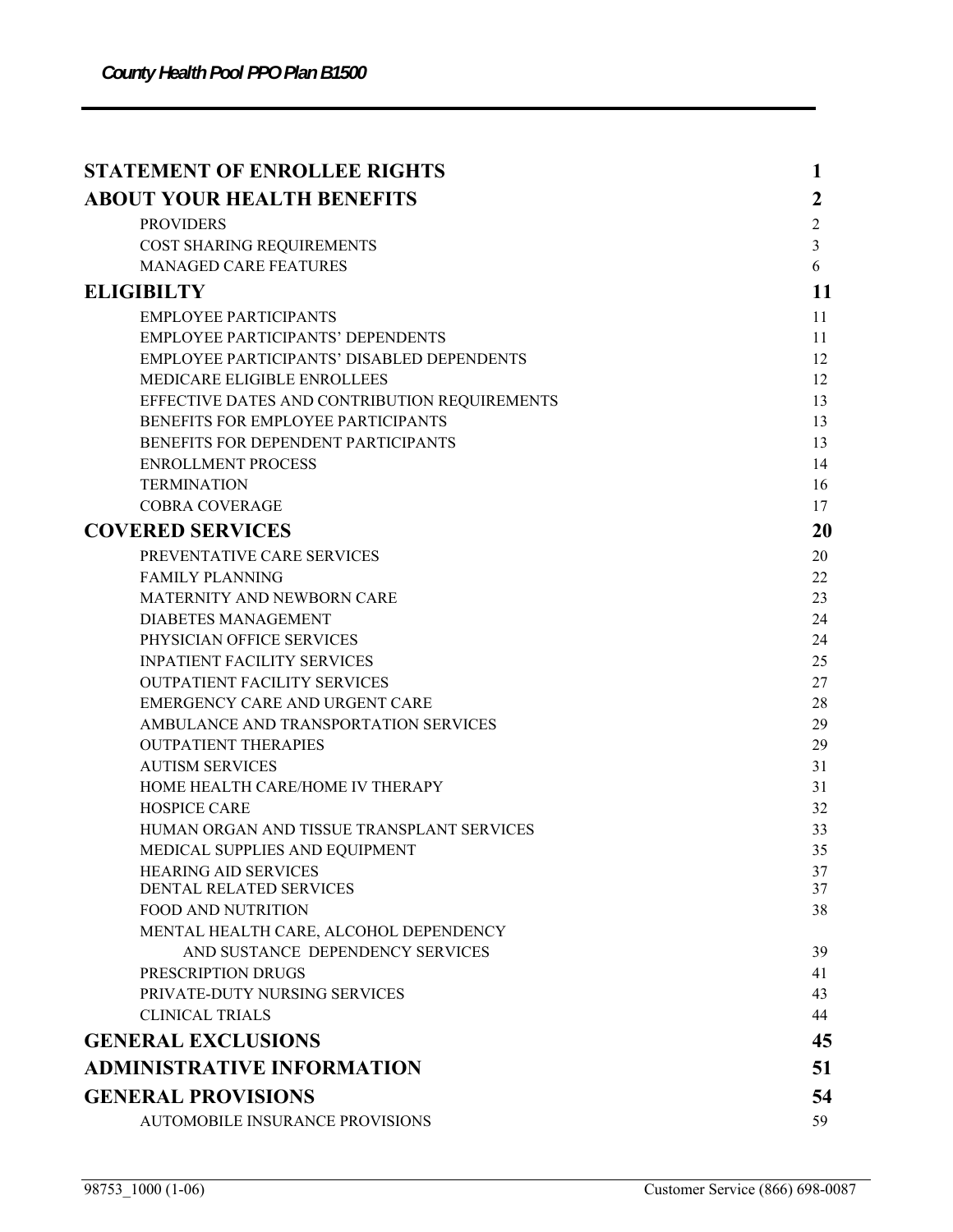| | |
|---|---|
| **STATEMENT OF ENROLLEE RIGHTS** | **1** |
| **ABOUT YOUR HEALTH BENEFITS** | **2** |
| PROVIDERS | 2 |
| COST SHARING REQUIREMENTS | 3 |
| MANAGED CARE FEATURES | 6 |
| **ELIGIBILTY** | **11** |
| EMPLOYEE PARTICIPANTS | 11 |
| EMPLOYEE PARTICIPANTS' DEPENDENTS | 11 |
| EMPLOYEE PARTICIPANTS' DISABLED DEPENDENTS | 12 |
| MEDICARE ELIGIBLE ENROLLEES | 12 |
| EFFECTIVE DATES AND CONTRIBUTION REQUIREMENTS | 13 |
| BENEFITS FOR EMPLOYEE PARTICIPANTS | 13 |
| BENEFITS FOR DEPENDENT PARTICIPANTS | 13 |
| ENROLLMENT PROCESS | 14 |
| TERMINATION | 16 |
| COBRA COVERAGE | 17 |
| **COVERED SERVICES** | **20** |
| PREVENTATIVE CARE SERVICES | 20 |
| FAMILY PLANNING | 22 |
| MATERNITY AND NEWBORN CARE | 23 |
| DIABETES MANAGEMENT | 24 |
| PHYSICIAN OFFICE SERVICES | 24 |
| INPATIENT FACILITY SERVICES | 25 |
| OUTPATIENT FACILITY SERVICES | 27 |
| EMERGENCY CARE AND URGENT CARE | 28 |
| AMBULANCE AND TRANSPORTATION SERVICES | 29 |
| OUTPATIENT THERAPIES | 29 |
| AUTISM SERVICES | 31 |
| HOME HEALTH CARE/HOME IV THERAPY | 31 |
| HOSPICE CARE | 32 |
| HUMAN ORGAN AND TISSUE TRANSPLANT SERVICES | 33 |
| MEDICAL SUPPLIES AND EQUIPMENT | 35 |
| HEARING AID SERVICES | 37 |
| DENTAL RELATED SERVICES | 37 |
| FOOD AND NUTRITION | 38 |
| MENTAL HEALTH CARE, ALCOHOL DEPENDENCY AND SUSTANCE DEPENDENCY SERVICES | 39 |
| PRESCRIPTION DRUGS | 41 |
| PRIVATE-DUTY NURSING SERVICES | 43 |
| CLINICAL TRIALS | 44 |
| **GENERAL EXCLUSIONS** | **45** |
| **ADMINISTRATIVE INFORMATION** | **51** |
| **GENERAL PROVISIONS** | **54** |
| AUTOMOBILE INSURANCE PROVISIONS | 59 |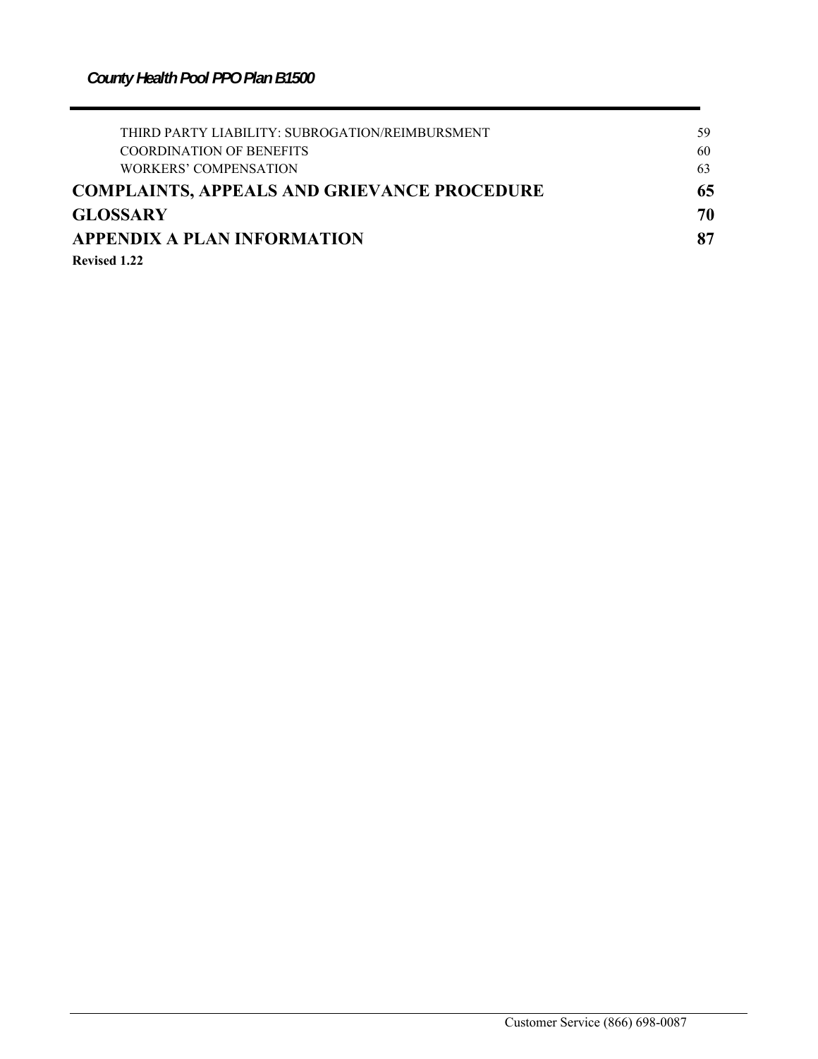| | |
|---|---|
| THIRD PARTY LIABILITY: SUBROGATION/REIMBURSMENT | 59 |
| COORDINATION OF BENEFITS | 60 |
| WORKERS' COMPENSATION | 63 |
| **COMPLAINTS, APPEALS AND GRIEVANCE PROCEDURE** | **65** |
| **GLOSSARY** | **70** |
| **APPENDIX A PLAN INFORMATION** | **87** |

**Revised 1.22**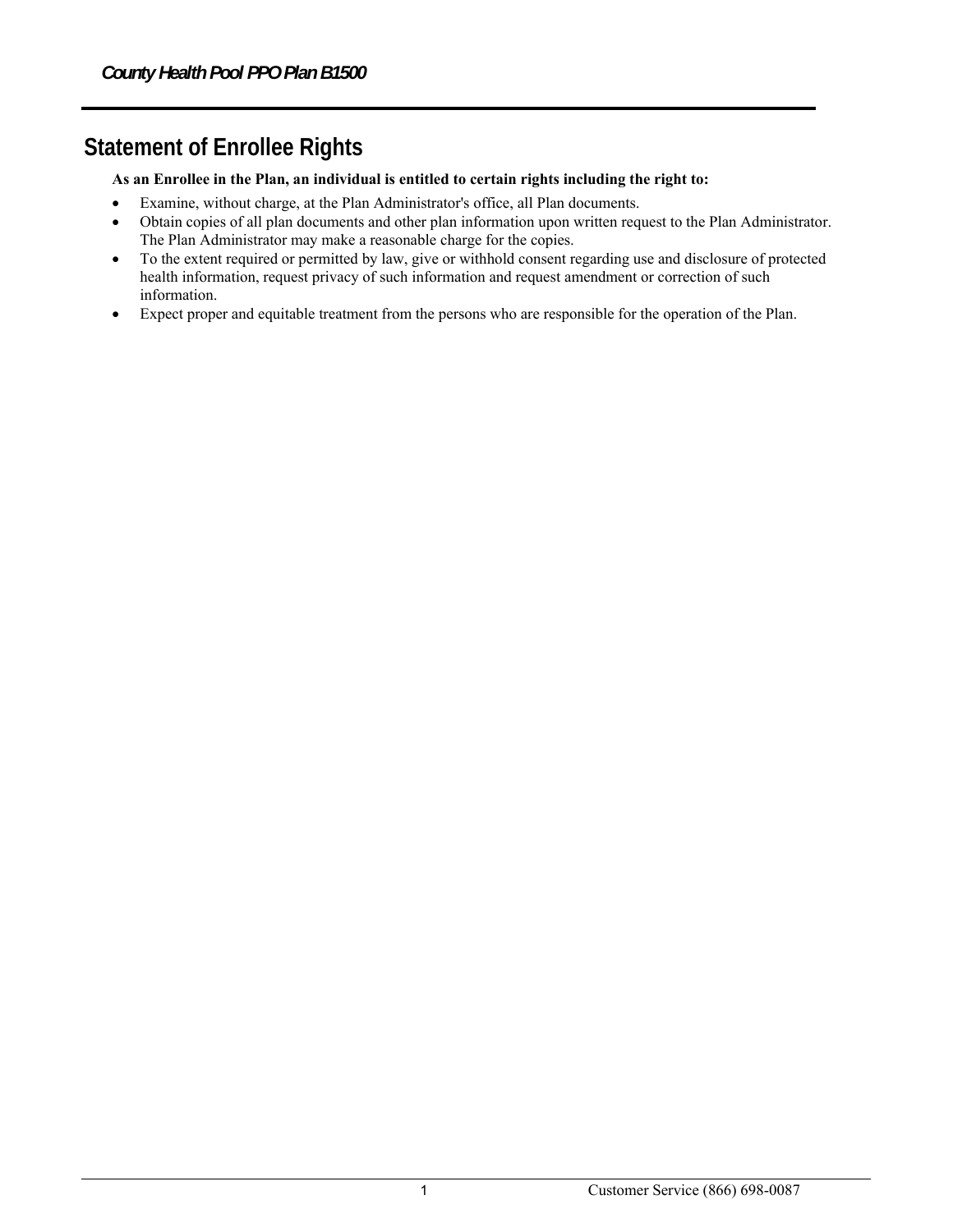## Statement of Enrollee Rights

**As an Enrollee in the Plan, an individual is entitled to certain rights including the right to:**

- Examine, without charge, at the Plan Administrator's office, all Plan documents.
- Obtain copies of all plan documents and other plan information upon written request to the Plan Administrator. The Plan Administrator may make a reasonable charge for the copies.
- To the extent required or permitted by law, give or withhold consent regarding use and disclosure of protected health information, request privacy of such information and request amendment or correction of such information.
- Expect proper and equitable treatment from the persons who are responsible for the operation of the Plan.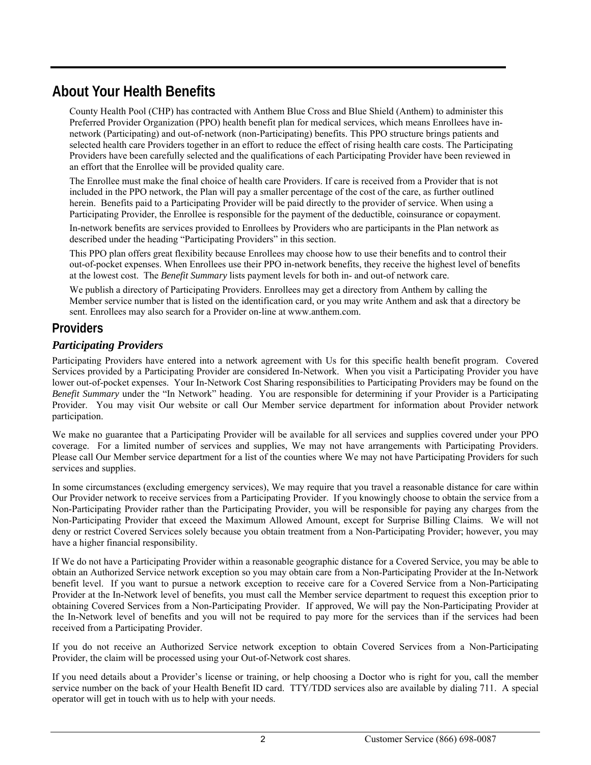# About Your Health Benefits

County Health Pool (CHP) has contracted with Anthem Blue Cross and Blue Shield (Anthem) to administer this Preferred Provider Organization (PPO) health benefit plan for medical services, which means Enrollees have in-network (Participating) and out-of-network (non-Participating) benefits. This PPO structure brings patients and selected health care Providers together in an effort to reduce the effect of rising health care costs. The Participating Providers have been carefully selected and the qualifications of each Participating Provider have been reviewed in an effort that the Enrollee will be provided quality care.

The Enrollee must make the final choice of health care Providers. If care is received from a Provider that is not included in the PPO network, the Plan will pay a smaller percentage of the cost of the care, as further outlined herein. Benefits paid to a Participating Provider will be paid directly to the provider of service. When using a Participating Provider, the Enrollee is responsible for the payment of the deductible, coinsurance or copayment.

In-network benefits are services provided to Enrollees by Providers who are participants in the Plan network as described under the heading "Participating Providers" in this section.

This PPO plan offers great flexibility because Enrollees may choose how to use their benefits and to control their out-of-pocket expenses. When Enrollees use their PPO in-network benefits, they receive the highest level of benefits at the lowest cost. The *Benefit Summary* lists payment levels for both in- and out-of network care.

We publish a directory of Participating Providers. Enrollees may get a directory from Anthem by calling the Member service number that is listed on the identification card, or you may write Anthem and ask that a directory be sent. Enrollees may also search for a Provider on-line at www.anthem.com.

## Providers

### *Participating Providers*

Participating Providers have entered into a network agreement with Us for this specific health benefit program. Covered Services provided by a Participating Provider are considered In-Network. When you visit a Participating Provider you have lower out-of-pocket expenses. Your In-Network Cost Sharing responsibilities to Participating Providers may be found on the *Benefit Summary* under the "In Network" heading. You are responsible for determining if your Provider is a Participating Provider. You may visit Our website or call Our Member service department for information about Provider network participation.

We make no guarantee that a Participating Provider will be available for all services and supplies covered under your PPO coverage. For a limited number of services and supplies, We may not have arrangements with Participating Providers. Please call Our Member service department for a list of the counties where We may not have Participating Providers for such services and supplies.

In some circumstances (excluding emergency services), We may require that you travel a reasonable distance for care within Our Provider network to receive services from a Participating Provider. If you knowingly choose to obtain the service from a Non-Participating Provider rather than the Participating Provider, you will be responsible for paying any charges from the Non-Participating Provider that exceed the Maximum Allowed Amount, except for Surprise Billing Claims. We will not deny or restrict Covered Services solely because you obtain treatment from a Non-Participating Provider; however, you may have a higher financial responsibility.

If We do not have a Participating Provider within a reasonable geographic distance for a Covered Service, you may be able to obtain an Authorized Service network exception so you may obtain care from a Non-Participating Provider at the In-Network benefit level. If you want to pursue a network exception to receive care for a Covered Service from a Non-Participating Provider at the In-Network level of benefits, you must call the Member service department to request this exception prior to obtaining Covered Services from a Non-Participating Provider. If approved, We will pay the Non-Participating Provider at the In-Network level of benefits and you will not be required to pay more for the services than if the services had been received from a Participating Provider.

If you do not receive an Authorized Service network exception to obtain Covered Services from a Non-Participating Provider, the claim will be processed using your Out-of-Network cost shares.

If you need details about a Provider's license or training, or help choosing a Doctor who is right for you, call the member service number on the back of your Health Benefit ID card. TTY/TDD services also are available by dialing 711. A special operator will get in touch with us to help with your needs.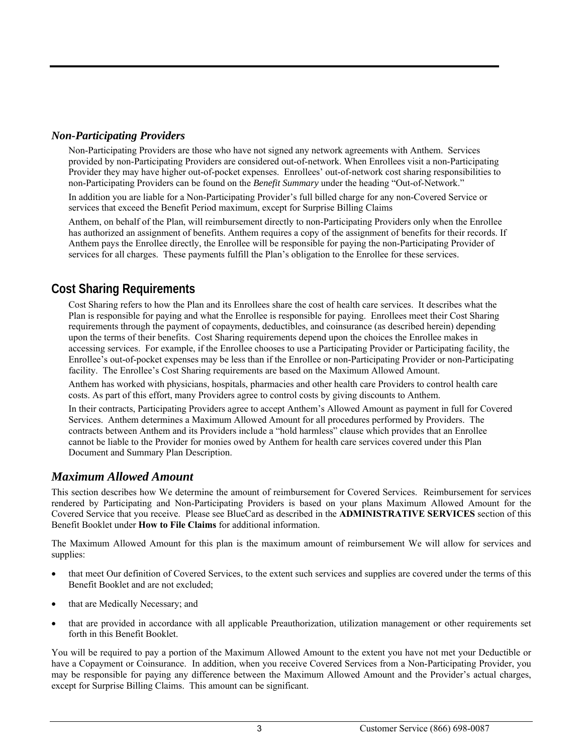### *Non-Participating Providers*

Non-Participating Providers are those who have not signed any network agreements with Anthem. Services provided by non-Participating Providers are considered out-of-network. When Enrollees visit a non-Participating Provider they may have higher out-of-pocket expenses. Enrollees' out-of-network cost sharing responsibilities to non-Participating Providers can be found on the *Benefit Summary* under the heading "Out-of-Network."

In addition you are liable for a Non-Participating Provider's full billed charge for any non-Covered Service or services that exceed the Benefit Period maximum, except for Surprise Billing Claims

Anthem, on behalf of the Plan, will reimbursement directly to non-Participating Providers only when the Enrollee has authorized an assignment of benefits. Anthem requires a copy of the assignment of benefits for their records. If Anthem pays the Enrollee directly, the Enrollee will be responsible for paying the non-Participating Provider of services for all charges. These payments fulfill the Plan's obligation to the Enrollee for these services.

## Cost Sharing Requirements

Cost Sharing refers to how the Plan and its Enrollees share the cost of health care services. It describes what the Plan is responsible for paying and what the Enrollee is responsible for paying. Enrollees meet their Cost Sharing requirements through the payment of copayments, deductibles, and coinsurance (as described herein) depending upon the terms of their benefits. Cost Sharing requirements depend upon the choices the Enrollee makes in accessing services. For example, if the Enrollee chooses to use a Participating Provider or Participating facility, the Enrollee's out-of-pocket expenses may be less than if the Enrollee or non-Participating Provider or non-Participating facility. The Enrollee's Cost Sharing requirements are based on the Maximum Allowed Amount.

Anthem has worked with physicians, hospitals, pharmacies and other health care Providers to control health care costs. As part of this effort, many Providers agree to control costs by giving discounts to Anthem.

In their contracts, Participating Providers agree to accept Anthem's Allowed Amount as payment in full for Covered Services. Anthem determines a Maximum Allowed Amount for all procedures performed by Providers. The contracts between Anthem and its Providers include a "hold harmless" clause which provides that an Enrollee cannot be liable to the Provider for monies owed by Anthem for health care services covered under this Plan Document and Summary Plan Description.

### *Maximum Allowed Amount*

This section describes how We determine the amount of reimbursement for Covered Services. Reimbursement for services rendered by Participating and Non-Participating Providers is based on your plans Maximum Allowed Amount for the Covered Service that you receive. Please see BlueCard as described in the **ADMINISTRATIVE SERVICES** section of this Benefit Booklet under **How to File Claims** for additional information.

The Maximum Allowed Amount for this plan is the maximum amount of reimbursement We will allow for services and supplies:

- that meet Our definition of Covered Services, to the extent such services and supplies are covered under the terms of this Benefit Booklet and are not excluded;
- that are Medically Necessary; and
- that are provided in accordance with all applicable Preauthorization, utilization management or other requirements set forth in this Benefit Booklet.

You will be required to pay a portion of the Maximum Allowed Amount to the extent you have not met your Deductible or have a Copayment or Coinsurance. In addition, when you receive Covered Services from a Non-Participating Provider, you may be responsible for paying any difference between the Maximum Allowed Amount and the Provider's actual charges, except for Surprise Billing Claims. This amount can be significant.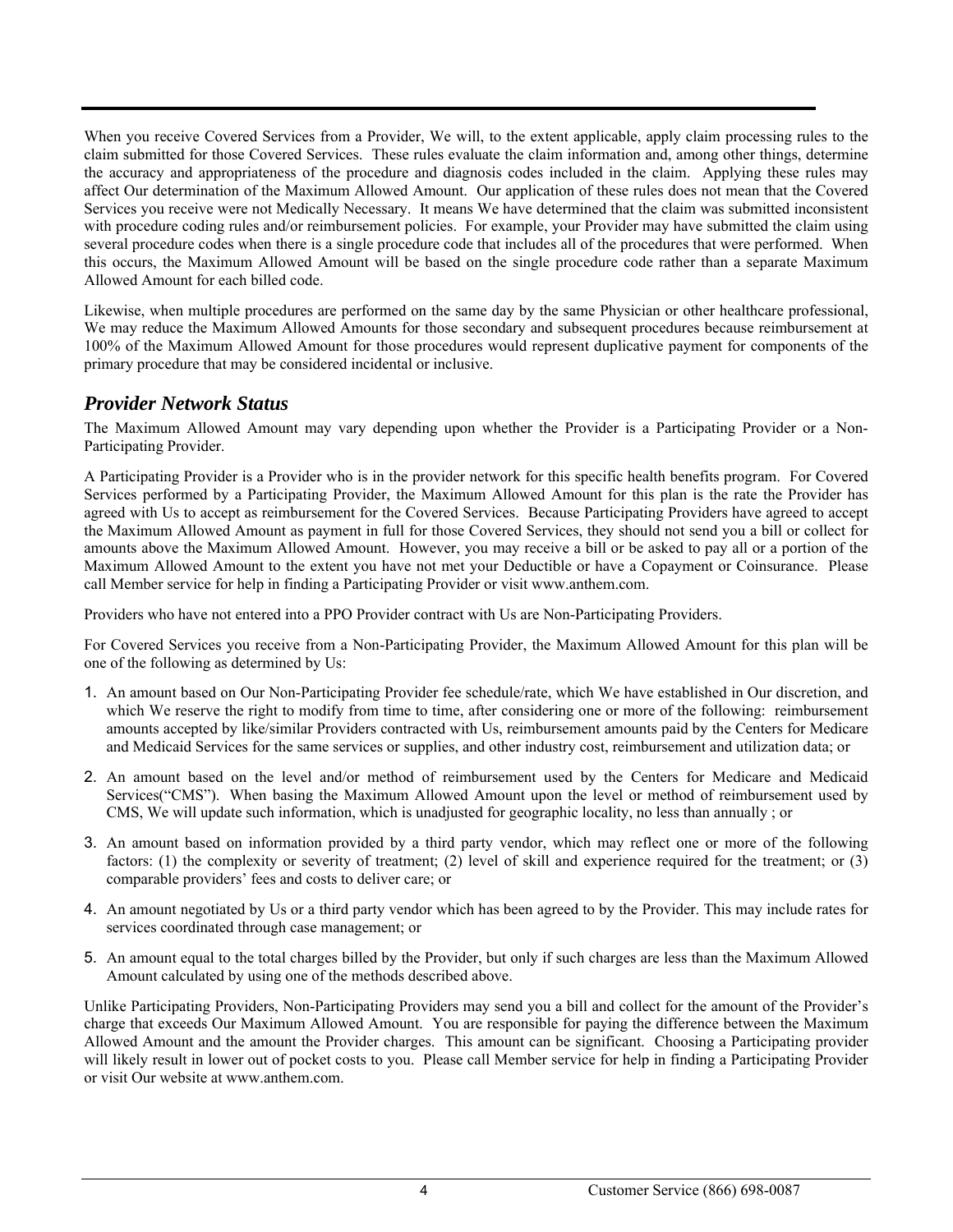When you receive Covered Services from a Provider, We will, to the extent applicable, apply claim processing rules to the claim submitted for those Covered Services. These rules evaluate the claim information and, among other things, determine the accuracy and appropriateness of the procedure and diagnosis codes included in the claim. Applying these rules may affect Our determination of the Maximum Allowed Amount. Our application of these rules does not mean that the Covered Services you receive were not Medically Necessary. It means We have determined that the claim was submitted inconsistent with procedure coding rules and/or reimbursement policies. For example, your Provider may have submitted the claim using several procedure codes when there is a single procedure code that includes all of the procedures that were performed. When this occurs, the Maximum Allowed Amount will be based on the single procedure code rather than a separate Maximum Allowed Amount for each billed code.

Likewise, when multiple procedures are performed on the same day by the same Physician or other healthcare professional, We may reduce the Maximum Allowed Amounts for those secondary and subsequent procedures because reimbursement at 100% of the Maximum Allowed Amount for those procedures would represent duplicative payment for components of the primary procedure that may be considered incidental or inclusive.

## *Provider Network Status*

The Maximum Allowed Amount may vary depending upon whether the Provider is a Participating Provider or a Non-Participating Provider.

A Participating Provider is a Provider who is in the provider network for this specific health benefits program. For Covered Services performed by a Participating Provider, the Maximum Allowed Amount for this plan is the rate the Provider has agreed with Us to accept as reimbursement for the Covered Services. Because Participating Providers have agreed to accept the Maximum Allowed Amount as payment in full for those Covered Services, they should not send you a bill or collect for amounts above the Maximum Allowed Amount. However, you may receive a bill or be asked to pay all or a portion of the Maximum Allowed Amount to the extent you have not met your Deductible or have a Copayment or Coinsurance. Please call Member service for help in finding a Participating Provider or visit www.anthem.com.

Providers who have not entered into a PPO Provider contract with Us are Non-Participating Providers.

For Covered Services you receive from a Non-Participating Provider, the Maximum Allowed Amount for this plan will be one of the following as determined by Us:

1. An amount based on Our Non-Participating Provider fee schedule/rate, which We have established in Our discretion, and which We reserve the right to modify from time to time, after considering one or more of the following: reimbursement amounts accepted by like/similar Providers contracted with Us, reimbursement amounts paid by the Centers for Medicare and Medicaid Services for the same services or supplies, and other industry cost, reimbursement and utilization data; or
2. An amount based on the level and/or method of reimbursement used by the Centers for Medicare and Medicaid Services("CMS"). When basing the Maximum Allowed Amount upon the level or method of reimbursement used by CMS, We will update such information, which is unadjusted for geographic locality, no less than annually ; or
3. An amount based on information provided by a third party vendor, which may reflect one or more of the following factors: (1) the complexity or severity of treatment; (2) level of skill and experience required for the treatment; or (3) comparable providers' fees and costs to deliver care; or
4. An amount negotiated by Us or a third party vendor which has been agreed to by the Provider. This may include rates for services coordinated through case management; or
5. An amount equal to the total charges billed by the Provider, but only if such charges are less than the Maximum Allowed Amount calculated by using one of the methods described above.

Unlike Participating Providers, Non-Participating Providers may send you a bill and collect for the amount of the Provider's charge that exceeds Our Maximum Allowed Amount. You are responsible for paying the difference between the Maximum Allowed Amount and the amount the Provider charges. This amount can be significant. Choosing a Participating provider will likely result in lower out of pocket costs to you. Please call Member service for help in finding a Participating Provider or visit Our website at www.anthem.com.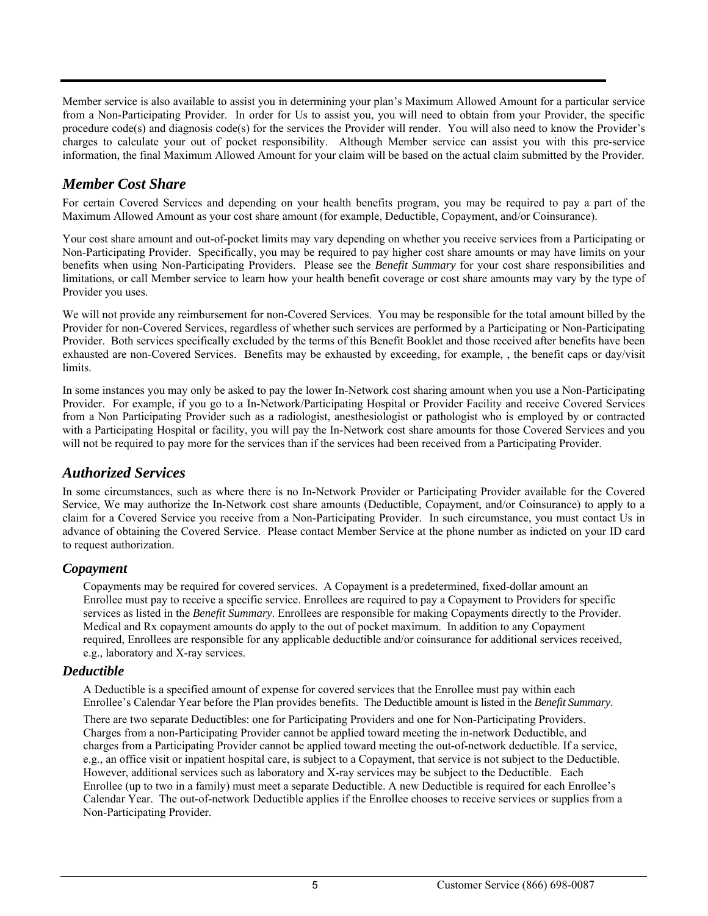Member service is also available to assist you in determining your plan's Maximum Allowed Amount for a particular service from a Non-Participating Provider. In order for Us to assist you, you will need to obtain from your Provider, the specific procedure code(s) and diagnosis code(s) for the services the Provider will render. You will also need to know the Provider's charges to calculate your out of pocket responsibility. Although Member service can assist you with this pre-service information, the final Maximum Allowed Amount for your claim will be based on the actual claim submitted by the Provider.

## *Member Cost Share*

For certain Covered Services and depending on your health benefits program, you may be required to pay a part of the Maximum Allowed Amount as your cost share amount (for example, Deductible, Copayment, and/or Coinsurance).

Your cost share amount and out-of-pocket limits may vary depending on whether you receive services from a Participating or Non-Participating Provider. Specifically, you may be required to pay higher cost share amounts or may have limits on your benefits when using Non-Participating Providers. Please see the *Benefit Summary* for your cost share responsibilities and limitations, or call Member service to learn how your health benefit coverage or cost share amounts may vary by the type of Provider you uses.

We will not provide any reimbursement for non-Covered Services. You may be responsible for the total amount billed by the Provider for non-Covered Services, regardless of whether such services are performed by a Participating or Non-Participating Provider. Both services specifically excluded by the terms of this Benefit Booklet and those received after benefits have been exhausted are non-Covered Services. Benefits may be exhausted by exceeding, for example, , the benefit caps or day/visit limits.

In some instances you may only be asked to pay the lower In-Network cost sharing amount when you use a Non-Participating Provider. For example, if you go to a In-Network/Participating Hospital or Provider Facility and receive Covered Services from a Non Participating Provider such as a radiologist, anesthesiologist or pathologist who is employed by or contracted with a Participating Hospital or facility, you will pay the In-Network cost share amounts for those Covered Services and you will not be required to pay more for the services than if the services had been received from a Participating Provider.

## *Authorized Services*

In some circumstances, such as where there is no In-Network Provider or Participating Provider available for the Covered Service, We may authorize the In-Network cost share amounts (Deductible, Copayment, and/or Coinsurance) to apply to a claim for a Covered Service you receive from a Non-Participating Provider. In such circumstance, you must contact Us in advance of obtaining the Covered Service. Please contact Member Service at the phone number as indicted on your ID card to request authorization.

### *Copayment*

Copayments may be required for covered services. A Copayment is a predetermined, fixed-dollar amount an Enrollee must pay to receive a specific service. Enrollees are required to pay a Copayment to Providers for specific services as listed in the *Benefit Summary*. Enrollees are responsible for making Copayments directly to the Provider. Medical and Rx copayment amounts do apply to the out of pocket maximum. In addition to any Copayment required, Enrollees are responsible for any applicable deductible and/or coinsurance for additional services received, e.g., laboratory and X-ray services.

### *Deductible*

A Deductible is a specified amount of expense for covered services that the Enrollee must pay within each Enrollee's Calendar Year before the Plan provides benefits. The Deductible amount is listed in the *Benefit Summary*.

There are two separate Deductibles: one for Participating Providers and one for Non-Participating Providers. Charges from a non-Participating Provider cannot be applied toward meeting the in-network Deductible, and charges from a Participating Provider cannot be applied toward meeting the out-of-network deductible. If a service, e.g., an office visit or inpatient hospital care, is subject to a Copayment, that service is not subject to the Deductible. However, additional services such as laboratory and X-ray services may be subject to the Deductible. Each Enrollee (up to two in a family) must meet a separate Deductible. A new Deductible is required for each Enrollee's Calendar Year. The out-of-network Deductible applies if the Enrollee chooses to receive services or supplies from a Non-Participating Provider.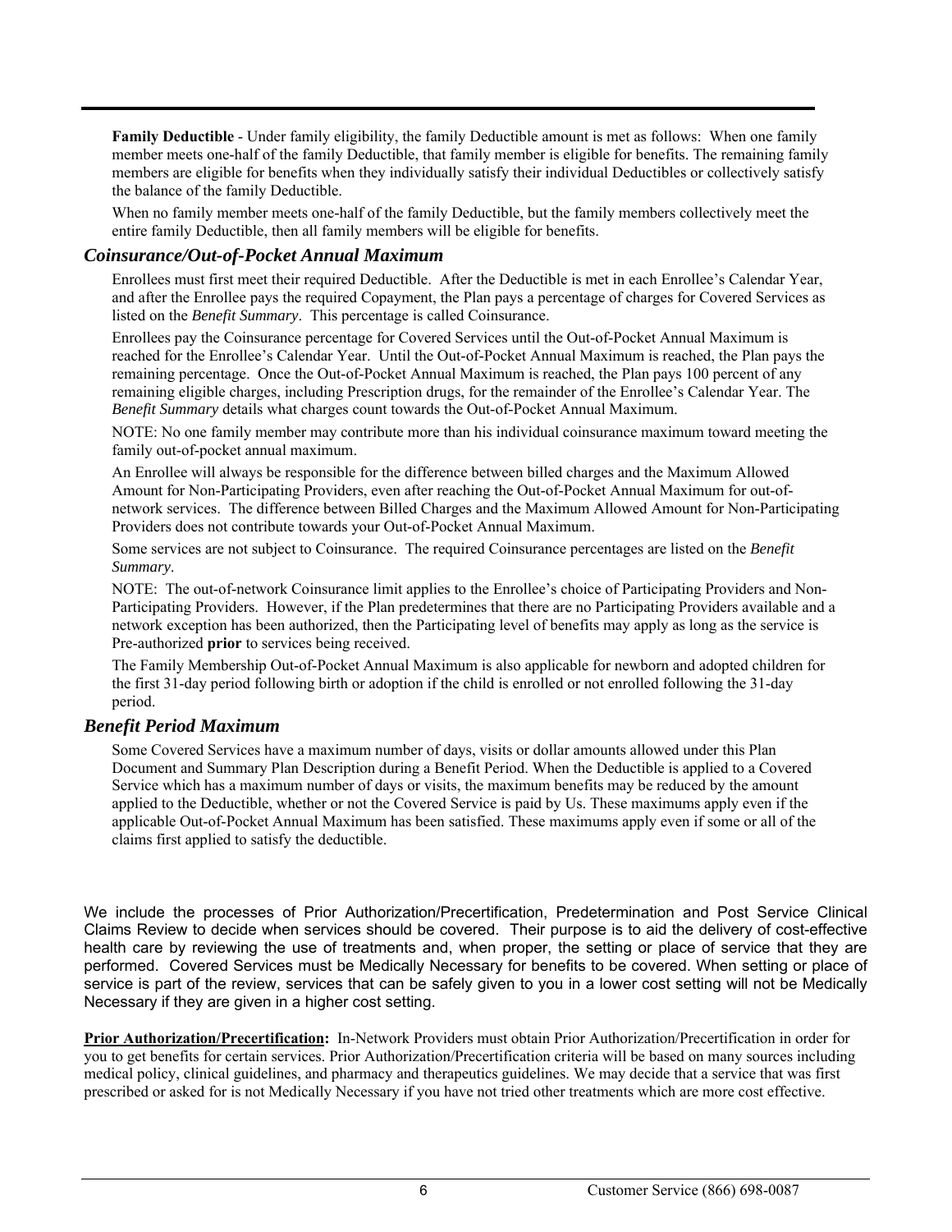**Family Deductible** - Under family eligibility, the family Deductible amount is met as follows: When one family member meets one-half of the family Deductible, that family member is eligible for benefits. The remaining family members are eligible for benefits when they individually satisfy their individual Deductibles or collectively satisfy the balance of the family Deductible.

When no family member meets one-half of the family Deductible, but the family members collectively meet the entire family Deductible, then all family members will be eligible for benefits.

### *Coinsurance/Out-of-Pocket Annual Maximum*

Enrollees must first meet their required Deductible. After the Deductible is met in each Enrollee's Calendar Year, and after the Enrollee pays the required Copayment, the Plan pays a percentage of charges for Covered Services as listed on the *Benefit Summary*. This percentage is called Coinsurance.

Enrollees pay the Coinsurance percentage for Covered Services until the Out-of-Pocket Annual Maximum is reached for the Enrollee's Calendar Year. Until the Out-of-Pocket Annual Maximum is reached, the Plan pays the remaining percentage. Once the Out-of-Pocket Annual Maximum is reached, the Plan pays 100 percent of any remaining eligible charges, including Prescription drugs, for the remainder of the Enrollee's Calendar Year. The *Benefit Summary* details what charges count towards the Out-of-Pocket Annual Maximum.

NOTE: No one family member may contribute more than his individual coinsurance maximum toward meeting the family out-of-pocket annual maximum.

An Enrollee will always be responsible for the difference between billed charges and the Maximum Allowed Amount for Non-Participating Providers, even after reaching the Out-of-Pocket Annual Maximum for out-of-network services. The difference between Billed Charges and the Maximum Allowed Amount for Non-Participating Providers does not contribute towards your Out-of-Pocket Annual Maximum.

Some services are not subject to Coinsurance. The required Coinsurance percentages are listed on the *Benefit Summary*.

NOTE: The out-of-network Coinsurance limit applies to the Enrollee's choice of Participating Providers and Non-Participating Providers. However, if the Plan predetermines that there are no Participating Providers available and a network exception has been authorized, then the Participating level of benefits may apply as long as the service is Pre-authorized **prior** to services being received.

The Family Membership Out-of-Pocket Annual Maximum is also applicable for newborn and adopted children for the first 31-day period following birth or adoption if the child is enrolled or not enrolled following the 31-day period.

### *Benefit Period Maximum*

Some Covered Services have a maximum number of days, visits or dollar amounts allowed under this Plan Document and Summary Plan Description during a Benefit Period. When the Deductible is applied to a Covered Service which has a maximum number of days or visits, the maximum benefits may be reduced by the amount applied to the Deductible, whether or not the Covered Service is paid by Us. These maximums apply even if the applicable Out-of-Pocket Annual Maximum has been satisfied. These maximums apply even if some or all of the claims first applied to satisfy the deductible.

We include the processes of Prior Authorization/Precertification, Predetermination and Post Service Clinical Claims Review to decide when services should be covered. Their purpose is to aid the delivery of cost-effective health care by reviewing the use of treatments and, when proper, the setting or place of service that they are performed. Covered Services must be Medically Necessary for benefits to be covered. When setting or place of service is part of the review, services that can be safely given to you in a lower cost setting will not be Medically Necessary if they are given in a higher cost setting.

**Prior Authorization/Precertification:** In-Network Providers must obtain Prior Authorization/Precertification in order for you to get benefits for certain services. Prior Authorization/Precertification criteria will be based on many sources including medical policy, clinical guidelines, and pharmacy and therapeutics guidelines. We may decide that a service that was first prescribed or asked for is not Medically Necessary if you have not tried other treatments which are more cost effective.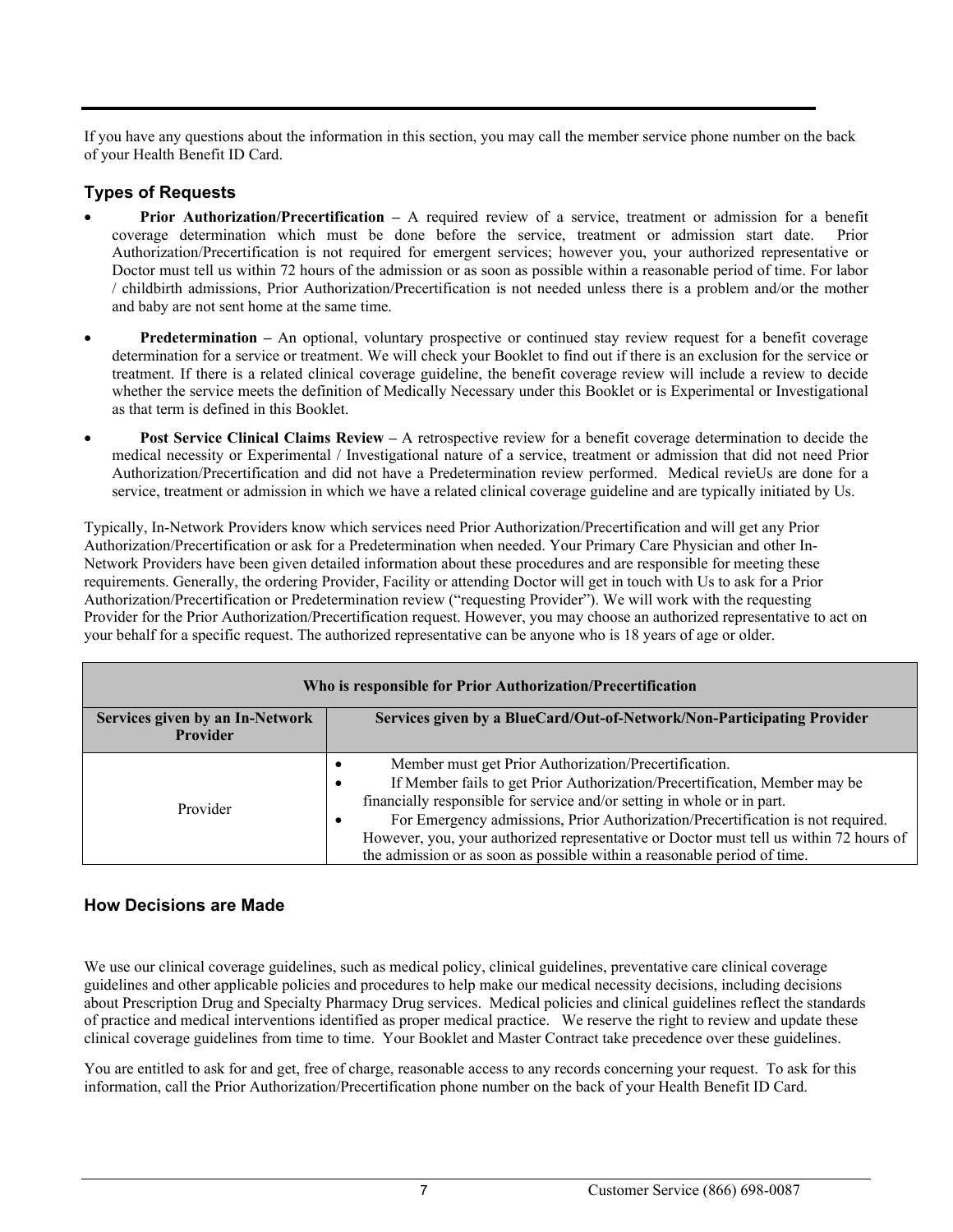If you have any questions about the information in this section, you may call the member service phone number on the back of your Health Benefit ID Card.

## Types of Requests

- **Prior Authorization/Precertification –** A required review of a service, treatment or admission for a benefit coverage determination which must be done before the service, treatment or admission start date. Prior Authorization/Precertification is not required for emergent services; however you, your authorized representative or Doctor must tell us within 72 hours of the admission or as soon as possible within a reasonable period of time. For labor / childbirth admissions, Prior Authorization/Precertification is not needed unless there is a problem and/or the mother and baby are not sent home at the same time.
- **Predetermination –** An optional, voluntary prospective or continued stay review request for a benefit coverage determination for a service or treatment. We will check your Booklet to find out if there is an exclusion for the service or treatment. If there is a related clinical coverage guideline, the benefit coverage review will include a review to decide whether the service meets the definition of Medically Necessary under this Booklet or is Experimental or Investigational as that term is defined in this Booklet.
- **Post Service Clinical Claims Review –** A retrospective review for a benefit coverage determination to decide the medical necessity or Experimental / Investigational nature of a service, treatment or admission that did not need Prior Authorization/Precertification and did not have a Predetermination review performed. Medical revieUs are done for a service, treatment or admission in which we have a related clinical coverage guideline and are typically initiated by Us.

Typically, In-Network Providers know which services need Prior Authorization/Precertification and will get any Prior Authorization/Precertification or ask for a Predetermination when needed. Your Primary Care Physician and other In-Network Providers have been given detailed information about these procedures and are responsible for meeting these requirements. Generally, the ordering Provider, Facility or attending Doctor will get in touch with Us to ask for a Prior Authorization/Precertification or Predetermination review ("requesting Provider"). We will work with the requesting Provider for the Prior Authorization/Precertification request. However, you may choose an authorized representative to act on your behalf for a specific request. The authorized representative can be anyone who is 18 years of age or older.

| Who is responsible for Prior Authorization/Precertification | |
|---|---|
| **Services given by an In-Network Provider** | **Services given by a BlueCard/Out-of-Network/Non-Participating Provider** |
| Provider | • Member must get Prior Authorization/Precertification.<br>• If Member fails to get Prior Authorization/Precertification, Member may be financially responsible for service and/or setting in whole or in part.<br>• For Emergency admissions, Prior Authorization/Precertification is not required. However, you, your authorized representative or Doctor must tell us within 72 hours of the admission or as soon as possible within a reasonable period of time. |

## How Decisions are Made

We use our clinical coverage guidelines, such as medical policy, clinical guidelines, preventative care clinical coverage guidelines and other applicable policies and procedures to help make our medical necessity decisions, including decisions about Prescription Drug and Specialty Pharmacy Drug services. Medical policies and clinical guidelines reflect the standards of practice and medical interventions identified as proper medical practice. We reserve the right to review and update these clinical coverage guidelines from time to time. Your Booklet and Master Contract take precedence over these guidelines.

You are entitled to ask for and get, free of charge, reasonable access to any records concerning your request. To ask for this information, call the Prior Authorization/Precertification phone number on the back of your Health Benefit ID Card.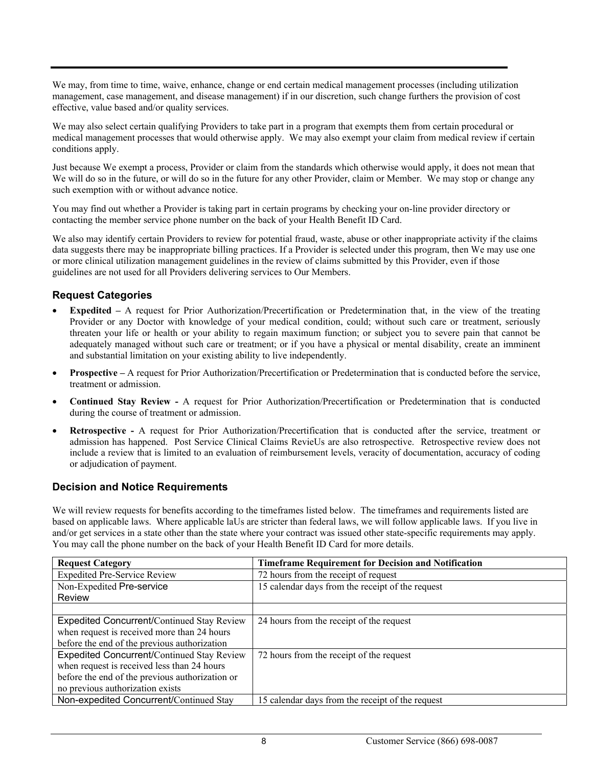We may, from time to time, waive, enhance, change or end certain medical management processes (including utilization management, case management, and disease management) if in our discretion, such change furthers the provision of cost effective, value based and/or quality services.

We may also select certain qualifying Providers to take part in a program that exempts them from certain procedural or medical management processes that would otherwise apply. We may also exempt your claim from medical review if certain conditions apply.

Just because We exempt a process, Provider or claim from the standards which otherwise would apply, it does not mean that We will do so in the future, or will do so in the future for any other Provider, claim or Member. We may stop or change any such exemption with or without advance notice.

You may find out whether a Provider is taking part in certain programs by checking your on-line provider directory or contacting the member service phone number on the back of your Health Benefit ID Card.

We also may identify certain Providers to review for potential fraud, waste, abuse or other inappropriate activity if the claims data suggests there may be inappropriate billing practices. If a Provider is selected under this program, then We may use one or more clinical utilization management guidelines in the review of claims submitted by this Provider, even if those guidelines are not used for all Providers delivering services to Our Members.

### Request Categories

- **Expedited –** A request for Prior Authorization/Precertification or Predetermination that, in the view of the treating Provider or any Doctor with knowledge of your medical condition, could; without such care or treatment, seriously threaten your life or health or your ability to regain maximum function; or subject you to severe pain that cannot be adequately managed without such care or treatment; or if you have a physical or mental disability, create an imminent and substantial limitation on your existing ability to live independently.
- **Prospective –** A request for Prior Authorization/Precertification or Predetermination that is conducted before the service, treatment or admission.
- **Continued Stay Review -** A request for Prior Authorization/Precertification or Predetermination that is conducted during the course of treatment or admission.
- **Retrospective -** A request for Prior Authorization/Precertification that is conducted after the service, treatment or admission has happened. Post Service Clinical Claims RevieUs are also retrospective. Retrospective review does not include a review that is limited to an evaluation of reimbursement levels, veracity of documentation, accuracy of coding or adjudication of payment.

### Decision and Notice Requirements

We will review requests for benefits according to the timeframes listed below. The timeframes and requirements listed are based on applicable laws. Where applicable laUs are stricter than federal laws, we will follow applicable laws. If you live in and/or get services in a state other than the state where your contract was issued other state-specific requirements may apply. You may call the phone number on the back of your Health Benefit ID Card for more details.

| Request Category | Timeframe Requirement for Decision and Notification |
|---|---|
| Expedited Pre-Service Review | 72 hours from the receipt of request |
| Non-Expedited Pre-service Review | 15 calendar days from the receipt of the request |
| | |
| Expedited Concurrent/Continued Stay Review when request is received more than 24 hours before the end of the previous authorization | 24 hours from the receipt of the request |
| Expedited Concurrent/Continued Stay Review when request is received less than 24 hours before the end of the previous authorization or no previous authorization exists | 72 hours from the receipt of the request |
| Non-expedited Concurrent/Continued Stay | 15 calendar days from the receipt of the request |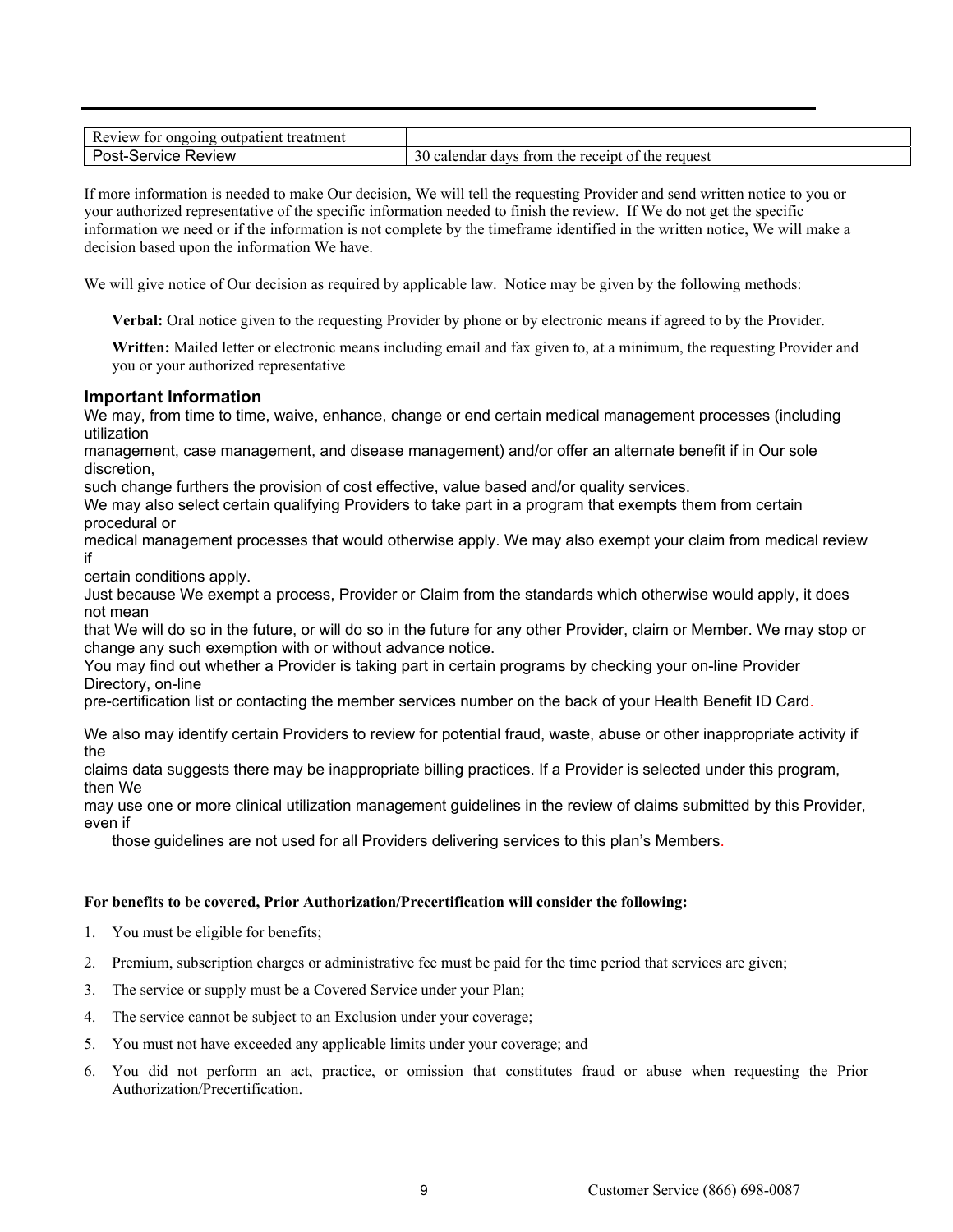| Review for ongoing outpatient treatment | |
| --- | --- |
| Post-Service Review | 30 calendar days from the receipt of the request |

If more information is needed to make Our decision, We will tell the requesting Provider and send written notice to you or your authorized representative of the specific information needed to finish the review. If We do not get the specific information we need or if the information is not complete by the timeframe identified in the written notice, We will make a decision based upon the information We have.

We will give notice of Our decision as required by applicable law. Notice may be given by the following methods:

**Verbal:** Oral notice given to the requesting Provider by phone or by electronic means if agreed to by the Provider.

**Written:** Mailed letter or electronic means including email and fax given to, at a minimum, the requesting Provider and you or your authorized representative

## Important Information

We may, from time to time, waive, enhance, change or end certain medical management processes (including utilization management, case management, and disease management) and/or offer an alternate benefit if in Our sole discretion, such change furthers the provision of cost effective, value based and/or quality services.

We may also select certain qualifying Providers to take part in a program that exempts them from certain procedural or medical management processes that would otherwise apply. We may also exempt your claim from medical review if certain conditions apply.

Just because We exempt a process, Provider or Claim from the standards which otherwise would apply, it does not mean that We will do so in the future, or will do so in the future for any other Provider, claim or Member. We may stop or change any such exemption with or without advance notice.

You may find out whether a Provider is taking part in certain programs by checking your on-line Provider Directory, on-line pre-certification list or contacting the member services number on the back of your Health Benefit ID Card.

We also may identify certain Providers to review for potential fraud, waste, abuse or other inappropriate activity if the claims data suggests there may be inappropriate billing practices. If a Provider is selected under this program, then We may use one or more clinical utilization management guidelines in the review of claims submitted by this Provider, even if those guidelines are not used for all Providers delivering services to this plan's Members.

**For benefits to be covered, Prior Authorization/Precertification will consider the following:**

1. You must be eligible for benefits;
2. Premium, subscription charges or administrative fee must be paid for the time period that services are given;
3. The service or supply must be a Covered Service under your Plan;
4. The service cannot be subject to an Exclusion under your coverage;
5. You must not have exceeded any applicable limits under your coverage; and
6. You did not perform an act, practice, or omission that constitutes fraud or abuse when requesting the Prior Authorization/Precertification.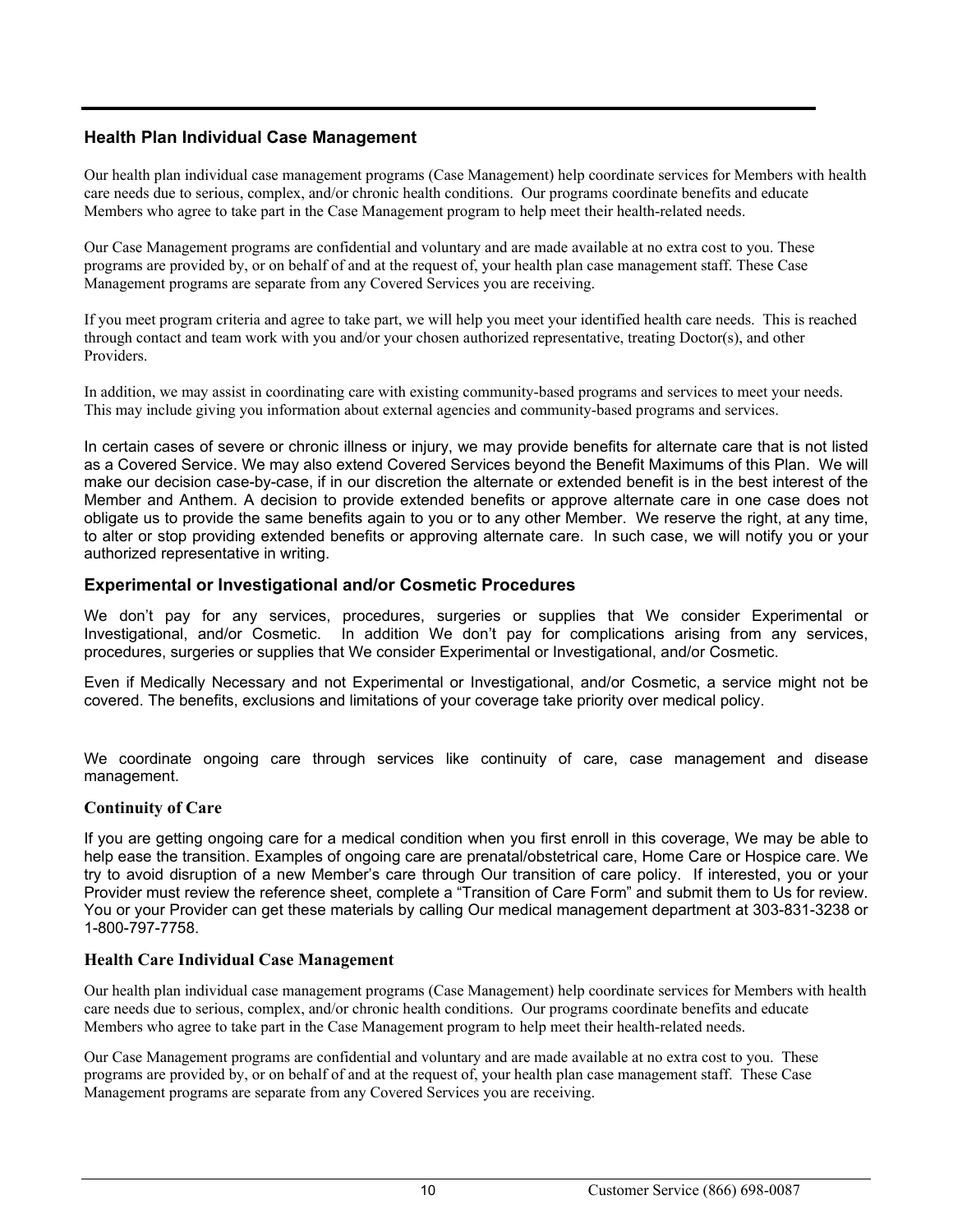## Health Plan Individual Case Management

Our health plan individual case management programs (Case Management) help coordinate services for Members with health care needs due to serious, complex, and/or chronic health conditions. Our programs coordinate benefits and educate Members who agree to take part in the Case Management program to help meet their health-related needs.

Our Case Management programs are confidential and voluntary and are made available at no extra cost to you. These programs are provided by, or on behalf of and at the request of, your health plan case management staff. These Case Management programs are separate from any Covered Services you are receiving.

If you meet program criteria and agree to take part, we will help you meet your identified health care needs. This is reached through contact and team work with you and/or your chosen authorized representative, treating Doctor(s), and other Providers.

In addition, we may assist in coordinating care with existing community-based programs and services to meet your needs. This may include giving you information about external agencies and community-based programs and services.

In certain cases of severe or chronic illness or injury, we may provide benefits for alternate care that is not listed as a Covered Service. We may also extend Covered Services beyond the Benefit Maximums of this Plan. We will make our decision case-by-case, if in our discretion the alternate or extended benefit is in the best interest of the Member and Anthem. A decision to provide extended benefits or approve alternate care in one case does not obligate us to provide the same benefits again to you or to any other Member. We reserve the right, at any time, to alter or stop providing extended benefits or approving alternate care. In such case, we will notify you or your authorized representative in writing.

## Experimental or Investigational and/or Cosmetic Procedures

We don't pay for any services, procedures, surgeries or supplies that We consider Experimental or Investigational, and/or Cosmetic. In addition We don't pay for complications arising from any services, procedures, surgeries or supplies that We consider Experimental or Investigational, and/or Cosmetic.

Even if Medically Necessary and not Experimental or Investigational, and/or Cosmetic, a service might not be covered. The benefits, exclusions and limitations of your coverage take priority over medical policy.

We coordinate ongoing care through services like continuity of care, case management and disease management.

### Continuity of Care

If you are getting ongoing care for a medical condition when you first enroll in this coverage, We may be able to help ease the transition. Examples of ongoing care are prenatal/obstetrical care, Home Care or Hospice care. We try to avoid disruption of a new Member's care through Our transition of care policy. If interested, you or your Provider must review the reference sheet, complete a "Transition of Care Form" and submit them to Us for review. You or your Provider can get these materials by calling Our medical management department at 303-831-3238 or 1-800-797-7758.

### Health Care Individual Case Management

Our health plan individual case management programs (Case Management) help coordinate services for Members with health care needs due to serious, complex, and/or chronic health conditions. Our programs coordinate benefits and educate Members who agree to take part in the Case Management program to help meet their health-related needs.

Our Case Management programs are confidential and voluntary and are made available at no extra cost to you. These programs are provided by, or on behalf of and at the request of, your health plan case management staff. These Case Management programs are separate from any Covered Services you are receiving.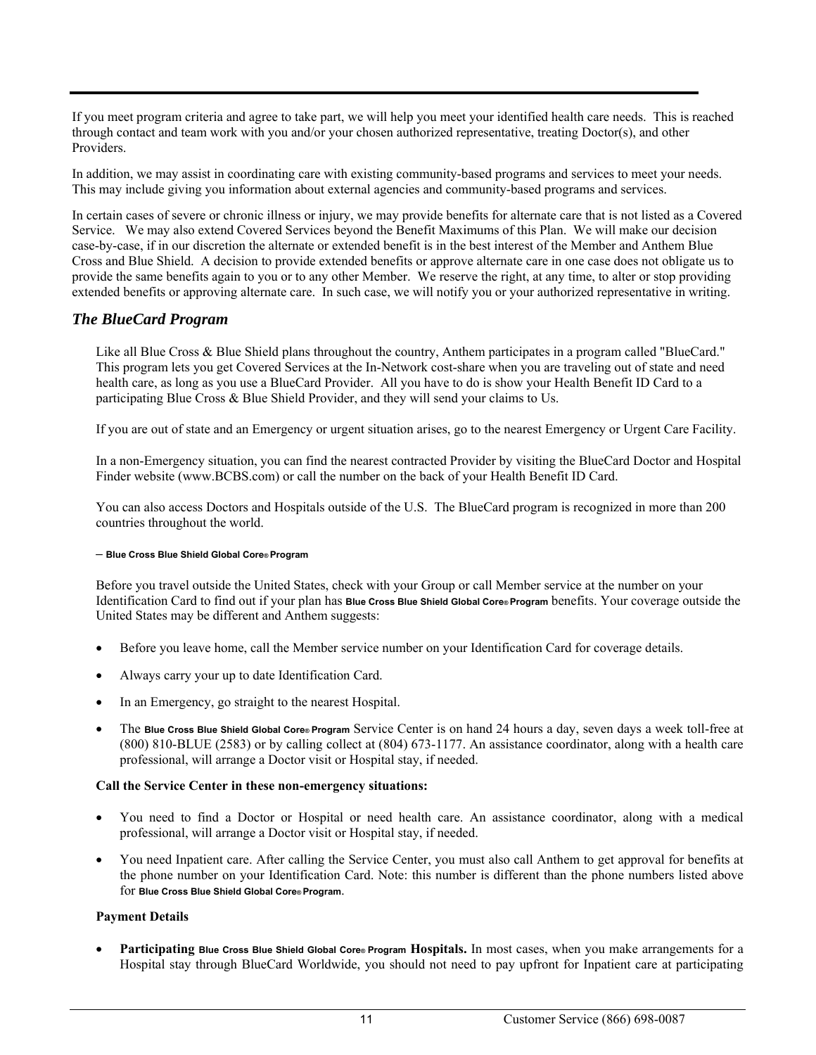If you meet program criteria and agree to take part, we will help you meet your identified health care needs. This is reached through contact and team work with you and/or your chosen authorized representative, treating Doctor(s), and other Providers.

In addition, we may assist in coordinating care with existing community-based programs and services to meet your needs. This may include giving you information about external agencies and community-based programs and services.

In certain cases of severe or chronic illness or injury, we may provide benefits for alternate care that is not listed as a Covered Service. We may also extend Covered Services beyond the Benefit Maximums of this Plan. We will make our decision case-by-case, if in our discretion the alternate or extended benefit is in the best interest of the Member and Anthem Blue Cross and Blue Shield. A decision to provide extended benefits or approve alternate care in one case does not obligate us to provide the same benefits again to you or to any other Member. We reserve the right, at any time, to alter or stop providing extended benefits or approving alternate care. In such case, we will notify you or your authorized representative in writing.

## *The BlueCard Program*

Like all Blue Cross & Blue Shield plans throughout the country, Anthem participates in a program called "BlueCard." This program lets you get Covered Services at the In-Network cost-share when you are traveling out of state and need health care, as long as you use a BlueCard Provider. All you have to do is show your Health Benefit ID Card to a participating Blue Cross & Blue Shield Provider, and they will send your claims to Us.

If you are out of state and an Emergency or urgent situation arises, go to the nearest Emergency or Urgent Care Facility.

In a non-Emergency situation, you can find the nearest contracted Provider by visiting the BlueCard Doctor and Hospital Finder website (www.BCBS.com) or call the number on the back of your Health Benefit ID Card.

You can also access Doctors and Hospitals outside of the U.S. The BlueCard program is recognized in more than 200 countries throughout the world.

– **Blue Cross Blue Shield Global Core® Program**

Before you travel outside the United States, check with your Group or call Member service at the number on your Identification Card to find out if your plan has **Blue Cross Blue Shield Global Core® Program** benefits. Your coverage outside the United States may be different and Anthem suggests:

- Before you leave home, call the Member service number on your Identification Card for coverage details.
- Always carry your up to date Identification Card.
- In an Emergency, go straight to the nearest Hospital.
- The **Blue Cross Blue Shield Global Core® Program** Service Center is on hand 24 hours a day, seven days a week toll-free at (800) 810-BLUE (2583) or by calling collect at (804) 673-1177. An assistance coordinator, along with a health care professional, will arrange a Doctor visit or Hospital stay, if needed.

**Call the Service Center in these non-emergency situations:**

- You need to find a Doctor or Hospital or need health care. An assistance coordinator, along with a medical professional, will arrange a Doctor visit or Hospital stay, if needed.
- You need Inpatient care. After calling the Service Center, you must also call Anthem to get approval for benefits at the phone number on your Identification Card. Note: this number is different than the phone numbers listed above for **Blue Cross Blue Shield Global Core® Program**.

**Payment Details**

- **Participating Blue Cross Blue Shield Global Core® Program Hospitals.** In most cases, when you make arrangements for a Hospital stay through BlueCard Worldwide, you should not need to pay upfront for Inpatient care at participating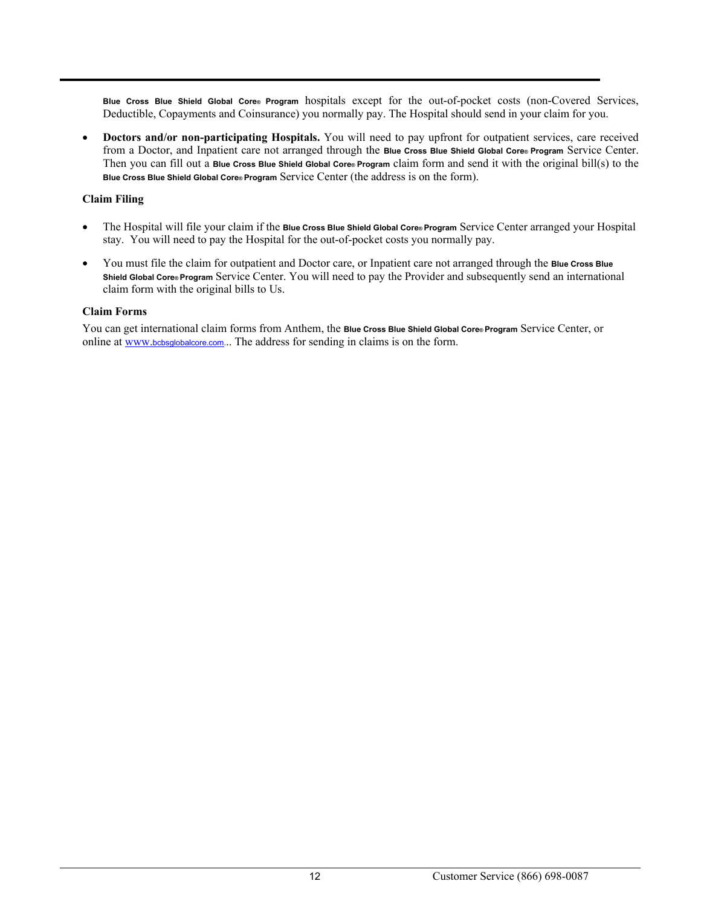**Blue Cross Blue Shield Global Core® Program** hospitals except for the out-of-pocket costs (non-Covered Services, Deductible, Copayments and Coinsurance) you normally pay. The Hospital should send in your claim for you.

- **Doctors and/or non-participating Hospitals.** You will need to pay upfront for outpatient services, care received from a Doctor, and Inpatient care not arranged through the **Blue Cross Blue Shield Global Core® Program** Service Center. Then you can fill out a **Blue Cross Blue Shield Global Core® Program** claim form and send it with the original bill(s) to the **Blue Cross Blue Shield Global Core® Program** Service Center (the address is on the form).

**Claim Filing**

- The Hospital will file your claim if the **Blue Cross Blue Shield Global Core® Program** Service Center arranged your Hospital stay. You will need to pay the Hospital for the out-of-pocket costs you normally pay.
- You must file the claim for outpatient and Doctor care, or Inpatient care not arranged through the **Blue Cross Blue Shield Global Core® Program** Service Center. You will need to pay the Provider and subsequently send an international claim form with the original bills to Us.

**Claim Forms**

You can get international claim forms from Anthem, the **Blue Cross Blue Shield Global Core® Program** Service Center, or online at www.bcbsglobalcore.com... The address for sending in claims is on the form.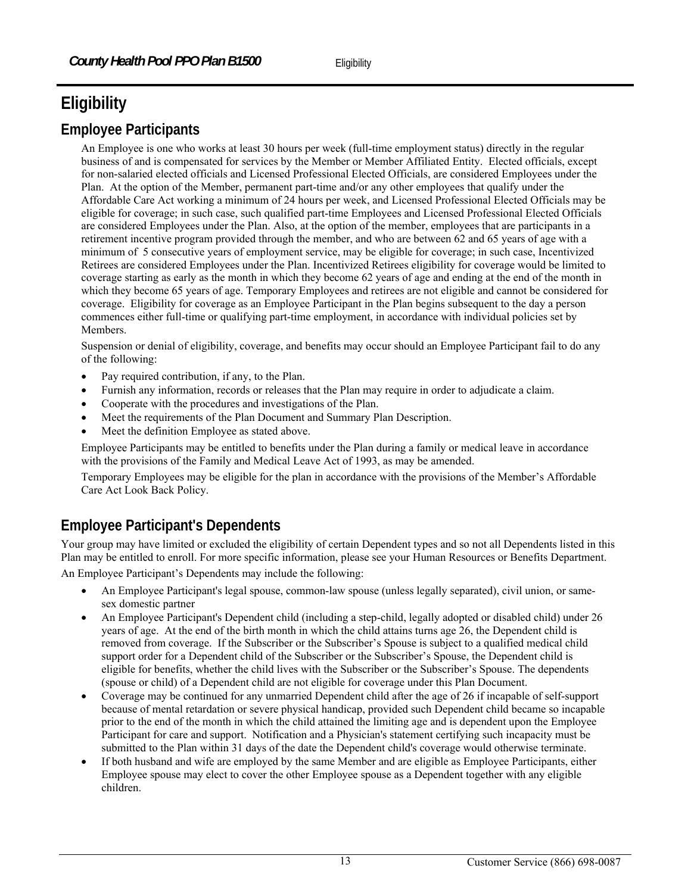# Eligibility

## Employee Participants

An Employee is one who works at least 30 hours per week (full-time employment status) directly in the regular business of and is compensated for services by the Member or Member Affiliated Entity. Elected officials, except for non-salaried elected officials and Licensed Professional Elected Officials, are considered Employees under the Plan. At the option of the Member, permanent part-time and/or any other employees that qualify under the Affordable Care Act working a minimum of 24 hours per week, and Licensed Professional Elected Officials may be eligible for coverage; in such case, such qualified part-time Employees and Licensed Professional Elected Officials are considered Employees under the Plan. Also, at the option of the member, employees that are participants in a retirement incentive program provided through the member, and who are between 62 and 65 years of age with a minimum of 5 consecutive years of employment service, may be eligible for coverage; in such case, Incentivized Retirees are considered Employees under the Plan. Incentivized Retirees eligibility for coverage would be limited to coverage starting as early as the month in which they become 62 years of age and ending at the end of the month in which they become 65 years of age. Temporary Employees and retirees are not eligible and cannot be considered for coverage. Eligibility for coverage as an Employee Participant in the Plan begins subsequent to the day a person commences either full-time or qualifying part-time employment, in accordance with individual policies set by Members.

Suspension or denial of eligibility, coverage, and benefits may occur should an Employee Participant fail to do any of the following:

- Pay required contribution, if any, to the Plan.
- Furnish any information, records or releases that the Plan may require in order to adjudicate a claim.
- Cooperate with the procedures and investigations of the Plan.
- Meet the requirements of the Plan Document and Summary Plan Description.
- Meet the definition Employee as stated above.

Employee Participants may be entitled to benefits under the Plan during a family or medical leave in accordance with the provisions of the Family and Medical Leave Act of 1993, as may be amended.

Temporary Employees may be eligible for the plan in accordance with the provisions of the Member's Affordable Care Act Look Back Policy.

## Employee Participant's Dependents

Your group may have limited or excluded the eligibility of certain Dependent types and so not all Dependents listed in this Plan may be entitled to enroll. For more specific information, please see your Human Resources or Benefits Department.

An Employee Participant's Dependents may include the following:

- An Employee Participant's legal spouse, common-law spouse (unless legally separated), civil union, or same-sex domestic partner
- An Employee Participant's Dependent child (including a step-child, legally adopted or disabled child) under 26 years of age. At the end of the birth month in which the child attains turns age 26, the Dependent child is removed from coverage. If the Subscriber or the Subscriber's Spouse is subject to a qualified medical child support order for a Dependent child of the Subscriber or the Subscriber's Spouse, the Dependent child is eligible for benefits, whether the child lives with the Subscriber or the Subscriber's Spouse. The dependents (spouse or child) of a Dependent child are not eligible for coverage under this Plan Document.
- Coverage may be continued for any unmarried Dependent child after the age of 26 if incapable of self-support because of mental retardation or severe physical handicap, provided such Dependent child became so incapable prior to the end of the month in which the child attained the limiting age and is dependent upon the Employee Participant for care and support. Notification and a Physician's statement certifying such incapacity must be submitted to the Plan within 31 days of the date the Dependent child's coverage would otherwise terminate.
- If both husband and wife are employed by the same Member and are eligible as Employee Participants, either Employee spouse may elect to cover the other Employee spouse as a Dependent together with any eligible children.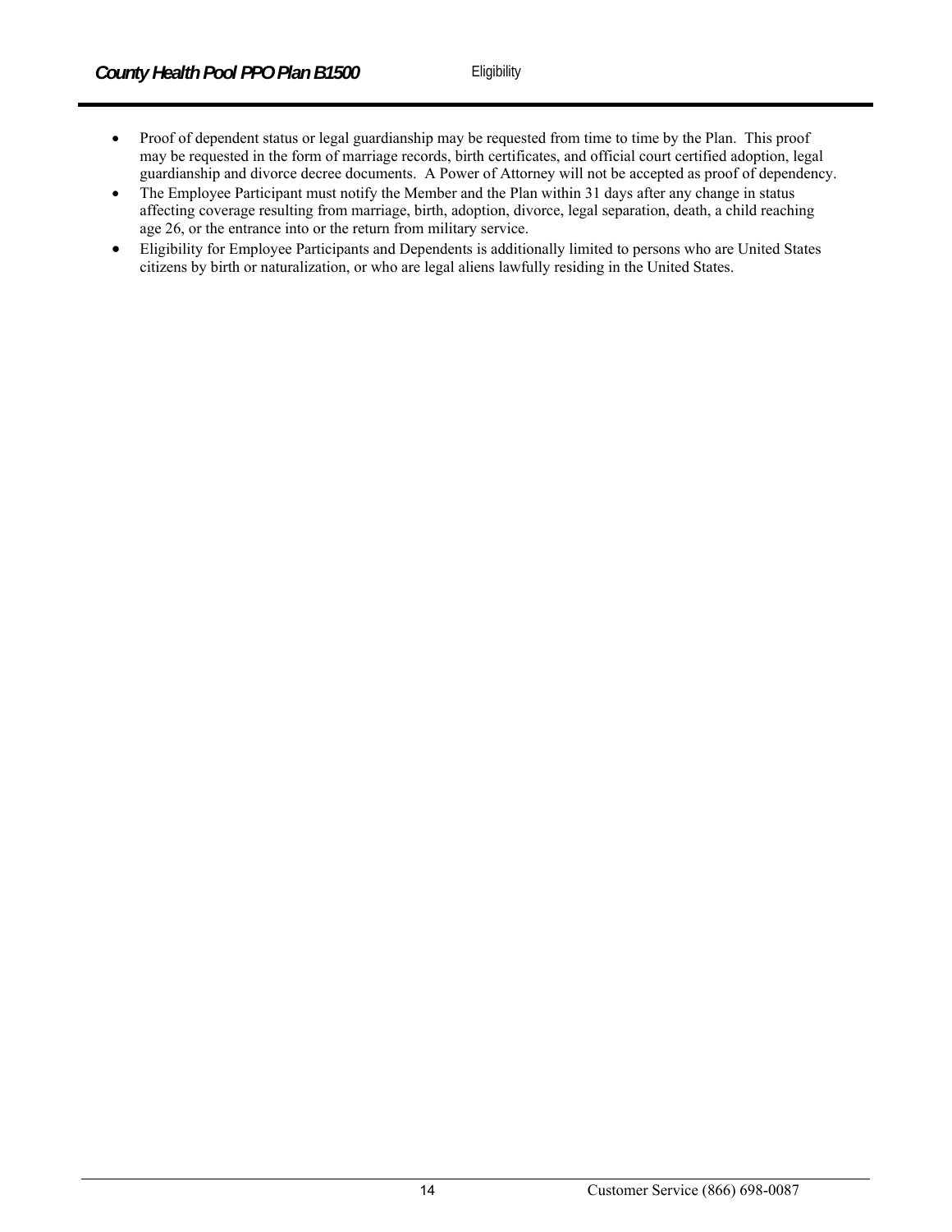- Proof of dependent status or legal guardianship may be requested from time to time by the Plan. This proof may be requested in the form of marriage records, birth certificates, and official court certified adoption, legal guardianship and divorce decree documents. A Power of Attorney will not be accepted as proof of dependency.
- The Employee Participant must notify the Member and the Plan within 31 days after any change in status affecting coverage resulting from marriage, birth, adoption, divorce, legal separation, death, a child reaching age 26, or the entrance into or the return from military service.
- Eligibility for Employee Participants and Dependents is additionally limited to persons who are United States citizens by birth or naturalization, or who are legal aliens lawfully residing in the United States.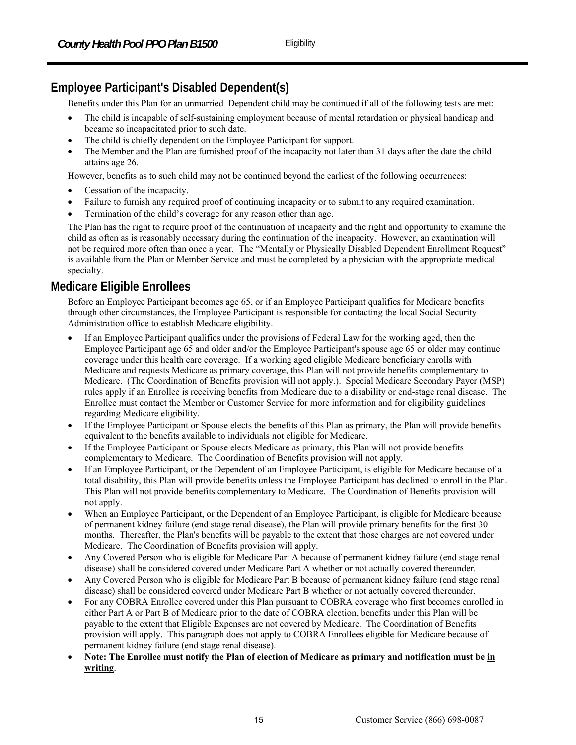## Employee Participant's Disabled Dependent(s)

Benefits under this Plan for an unmarried Dependent child may be continued if all of the following tests are met:

- The child is incapable of self-sustaining employment because of mental retardation or physical handicap and became so incapacitated prior to such date.
- The child is chiefly dependent on the Employee Participant for support.
- The Member and the Plan are furnished proof of the incapacity not later than 31 days after the date the child attains age 26.

However, benefits as to such child may not be continued beyond the earliest of the following occurrences:

- Cessation of the incapacity.
- Failure to furnish any required proof of continuing incapacity or to submit to any required examination.
- Termination of the child's coverage for any reason other than age.

The Plan has the right to require proof of the continuation of incapacity and the right and opportunity to examine the child as often as is reasonably necessary during the continuation of the incapacity. However, an examination will not be required more often than once a year. The "Mentally or Physically Disabled Dependent Enrollment Request" is available from the Plan or Member Service and must be completed by a physician with the appropriate medical specialty.

## Medicare Eligible Enrollees

Before an Employee Participant becomes age 65, or if an Employee Participant qualifies for Medicare benefits through other circumstances, the Employee Participant is responsible for contacting the local Social Security Administration office to establish Medicare eligibility.

- If an Employee Participant qualifies under the provisions of Federal Law for the working aged, then the Employee Participant age 65 and older and/or the Employee Participant's spouse age 65 or older may continue coverage under this health care coverage. If a working aged eligible Medicare beneficiary enrolls with Medicare and requests Medicare as primary coverage, this Plan will not provide benefits complementary to Medicare. (The Coordination of Benefits provision will not apply.). Special Medicare Secondary Payer (MSP) rules apply if an Enrollee is receiving benefits from Medicare due to a disability or end-stage renal disease. The Enrollee must contact the Member or Customer Service for more information and for eligibility guidelines regarding Medicare eligibility.
- If the Employee Participant or Spouse elects the benefits of this Plan as primary, the Plan will provide benefits equivalent to the benefits available to individuals not eligible for Medicare.
- If the Employee Participant or Spouse elects Medicare as primary, this Plan will not provide benefits complementary to Medicare. The Coordination of Benefits provision will not apply.
- If an Employee Participant, or the Dependent of an Employee Participant, is eligible for Medicare because of a total disability, this Plan will provide benefits unless the Employee Participant has declined to enroll in the Plan. This Plan will not provide benefits complementary to Medicare. The Coordination of Benefits provision will not apply.
- When an Employee Participant, or the Dependent of an Employee Participant, is eligible for Medicare because of permanent kidney failure (end stage renal disease), the Plan will provide primary benefits for the first 30 months. Thereafter, the Plan's benefits will be payable to the extent that those charges are not covered under Medicare. The Coordination of Benefits provision will apply.
- Any Covered Person who is eligible for Medicare Part A because of permanent kidney failure (end stage renal disease) shall be considered covered under Medicare Part A whether or not actually covered thereunder.
- Any Covered Person who is eligible for Medicare Part B because of permanent kidney failure (end stage renal disease) shall be considered covered under Medicare Part B whether or not actually covered thereunder.
- For any COBRA Enrollee covered under this Plan pursuant to COBRA coverage who first becomes enrolled in either Part A or Part B of Medicare prior to the date of COBRA election, benefits under this Plan will be payable to the extent that Eligible Expenses are not covered by Medicare. The Coordination of Benefits provision will apply. This paragraph does not apply to COBRA Enrollees eligible for Medicare because of permanent kidney failure (end stage renal disease).
- **Note: The Enrollee must notify the Plan of election of Medicare as primary and notification must be <u>in writing</u>**.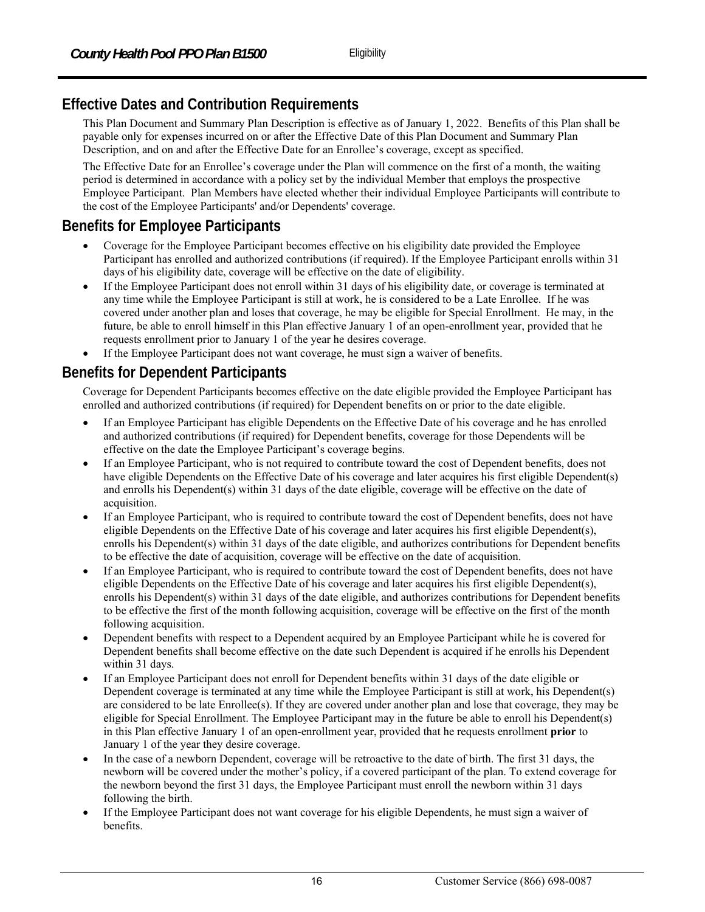## Effective Dates and Contribution Requirements

This Plan Document and Summary Plan Description is effective as of January 1, 2022. Benefits of this Plan shall be payable only for expenses incurred on or after the Effective Date of this Plan Document and Summary Plan Description, and on and after the Effective Date for an Enrollee's coverage, except as specified.

The Effective Date for an Enrollee's coverage under the Plan will commence on the first of a month, the waiting period is determined in accordance with a policy set by the individual Member that employs the prospective Employee Participant. Plan Members have elected whether their individual Employee Participants will contribute to the cost of the Employee Participants' and/or Dependents' coverage.

## Benefits for Employee Participants

- Coverage for the Employee Participant becomes effective on his eligibility date provided the Employee Participant has enrolled and authorized contributions (if required). If the Employee Participant enrolls within 31 days of his eligibility date, coverage will be effective on the date of eligibility.
- If the Employee Participant does not enroll within 31 days of his eligibility date, or coverage is terminated at any time while the Employee Participant is still at work, he is considered to be a Late Enrollee. If he was covered under another plan and loses that coverage, he may be eligible for Special Enrollment. He may, in the future, be able to enroll himself in this Plan effective January 1 of an open-enrollment year, provided that he requests enrollment prior to January 1 of the year he desires coverage.
- If the Employee Participant does not want coverage, he must sign a waiver of benefits.

## Benefits for Dependent Participants

Coverage for Dependent Participants becomes effective on the date eligible provided the Employee Participant has enrolled and authorized contributions (if required) for Dependent benefits on or prior to the date eligible.

- If an Employee Participant has eligible Dependents on the Effective Date of his coverage and he has enrolled and authorized contributions (if required) for Dependent benefits, coverage for those Dependents will be effective on the date the Employee Participant's coverage begins.
- If an Employee Participant, who is not required to contribute toward the cost of Dependent benefits, does not have eligible Dependents on the Effective Date of his coverage and later acquires his first eligible Dependent(s) and enrolls his Dependent(s) within 31 days of the date eligible, coverage will be effective on the date of acquisition.
- If an Employee Participant, who is required to contribute toward the cost of Dependent benefits, does not have eligible Dependents on the Effective Date of his coverage and later acquires his first eligible Dependent(s), enrolls his Dependent(s) within 31 days of the date eligible, and authorizes contributions for Dependent benefits to be effective the date of acquisition, coverage will be effective on the date of acquisition.
- If an Employee Participant, who is required to contribute toward the cost of Dependent benefits, does not have eligible Dependents on the Effective Date of his coverage and later acquires his first eligible Dependent(s), enrolls his Dependent(s) within 31 days of the date eligible, and authorizes contributions for Dependent benefits to be effective the first of the month following acquisition, coverage will be effective on the first of the month following acquisition.
- Dependent benefits with respect to a Dependent acquired by an Employee Participant while he is covered for Dependent benefits shall become effective on the date such Dependent is acquired if he enrolls his Dependent within 31 days.
- If an Employee Participant does not enroll for Dependent benefits within 31 days of the date eligible or Dependent coverage is terminated at any time while the Employee Participant is still at work, his Dependent(s) are considered to be late Enrollee(s). If they are covered under another plan and lose that coverage, they may be eligible for Special Enrollment. The Employee Participant may in the future be able to enroll his Dependent(s) in this Plan effective January 1 of an open-enrollment year, provided that he requests enrollment **prior** to January 1 of the year they desire coverage.
- In the case of a newborn Dependent, coverage will be retroactive to the date of birth. The first 31 days, the newborn will be covered under the mother's policy, if a covered participant of the plan. To extend coverage for the newborn beyond the first 31 days, the Employee Participant must enroll the newborn within 31 days following the birth.
- If the Employee Participant does not want coverage for his eligible Dependents, he must sign a waiver of benefits.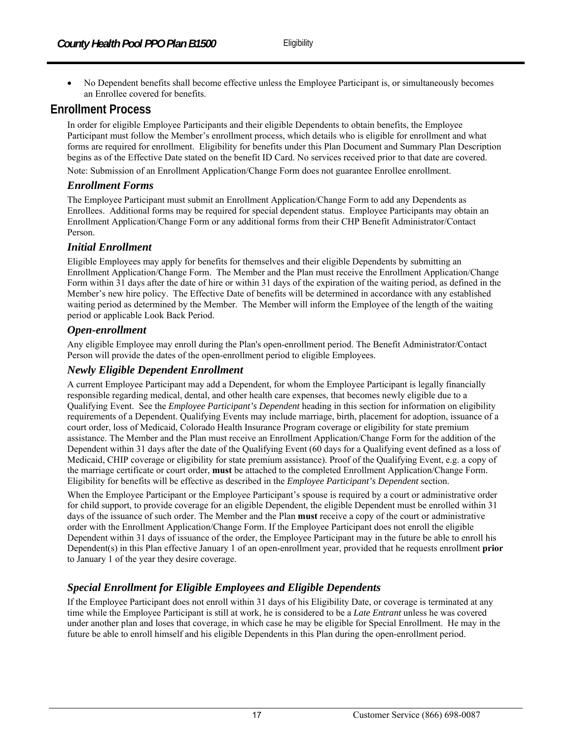- No Dependent benefits shall become effective unless the Employee Participant is, or simultaneously becomes an Enrollee covered for benefits.

## Enrollment Process

In order for eligible Employee Participants and their eligible Dependents to obtain benefits, the Employee Participant must follow the Member's enrollment process, which details who is eligible for enrollment and what forms are required for enrollment. Eligibility for benefits under this Plan Document and Summary Plan Description begins as of the Effective Date stated on the benefit ID Card. No services received prior to that date are covered.

Note: Submission of an Enrollment Application/Change Form does not guarantee Enrollee enrollment.

### *Enrollment Forms*

The Employee Participant must submit an Enrollment Application/Change Form to add any Dependents as Enrollees. Additional forms may be required for special dependent status. Employee Participants may obtain an Enrollment Application/Change Form or any additional forms from their CHP Benefit Administrator/Contact Person.

### *Initial Enrollment*

Eligible Employees may apply for benefits for themselves and their eligible Dependents by submitting an Enrollment Application/Change Form. The Member and the Plan must receive the Enrollment Application/Change Form within 31 days after the date of hire or within 31 days of the expiration of the waiting period, as defined in the Member's new hire policy. The Effective Date of benefits will be determined in accordance with any established waiting period as determined by the Member. The Member will inform the Employee of the length of the waiting period or applicable Look Back Period.

### *Open-enrollment*

Any eligible Employee may enroll during the Plan's open-enrollment period. The Benefit Administrator/Contact Person will provide the dates of the open-enrollment period to eligible Employees.

### *Newly Eligible Dependent Enrollment*

A current Employee Participant may add a Dependent, for whom the Employee Participant is legally financially responsible regarding medical, dental, and other health care expenses, that becomes newly eligible due to a Qualifying Event. See the *Employee Participant's Dependent* heading in this section for information on eligibility requirements of a Dependent. Qualifying Events may include marriage, birth, placement for adoption, issuance of a court order, loss of Medicaid, Colorado Health Insurance Program coverage or eligibility for state premium assistance. The Member and the Plan must receive an Enrollment Application/Change Form for the addition of the Dependent within 31 days after the date of the Qualifying Event (60 days for a Qualifying event defined as a loss of Medicaid, CHIP coverage or eligibility for state premium assistance). Proof of the Qualifying Event, e.g. a copy of the marriage certificate or court order, **must** be attached to the completed Enrollment Application/Change Form. Eligibility for benefits will be effective as described in the *Employee Participant's Dependent* section.

When the Employee Participant or the Employee Participant's spouse is required by a court or administrative order for child support, to provide coverage for an eligible Dependent, the eligible Dependent must be enrolled within 31 days of the issuance of such order. The Member and the Plan **must** receive a copy of the court or administrative order with the Enrollment Application/Change Form. If the Employee Participant does not enroll the eligible Dependent within 31 days of issuance of the order, the Employee Participant may in the future be able to enroll his Dependent(s) in this Plan effective January 1 of an open-enrollment year, provided that he requests enrollment **prior** to January 1 of the year they desire coverage.

### *Special Enrollment for Eligible Employees and Eligible Dependents*

If the Employee Participant does not enroll within 31 days of his Eligibility Date, or coverage is terminated at any time while the Employee Participant is still at work, he is considered to be a *Late Entrant* unless he was covered under another plan and loses that coverage, in which case he may be eligible for Special Enrollment. He may in the future be able to enroll himself and his eligible Dependents in this Plan during the open-enrollment period.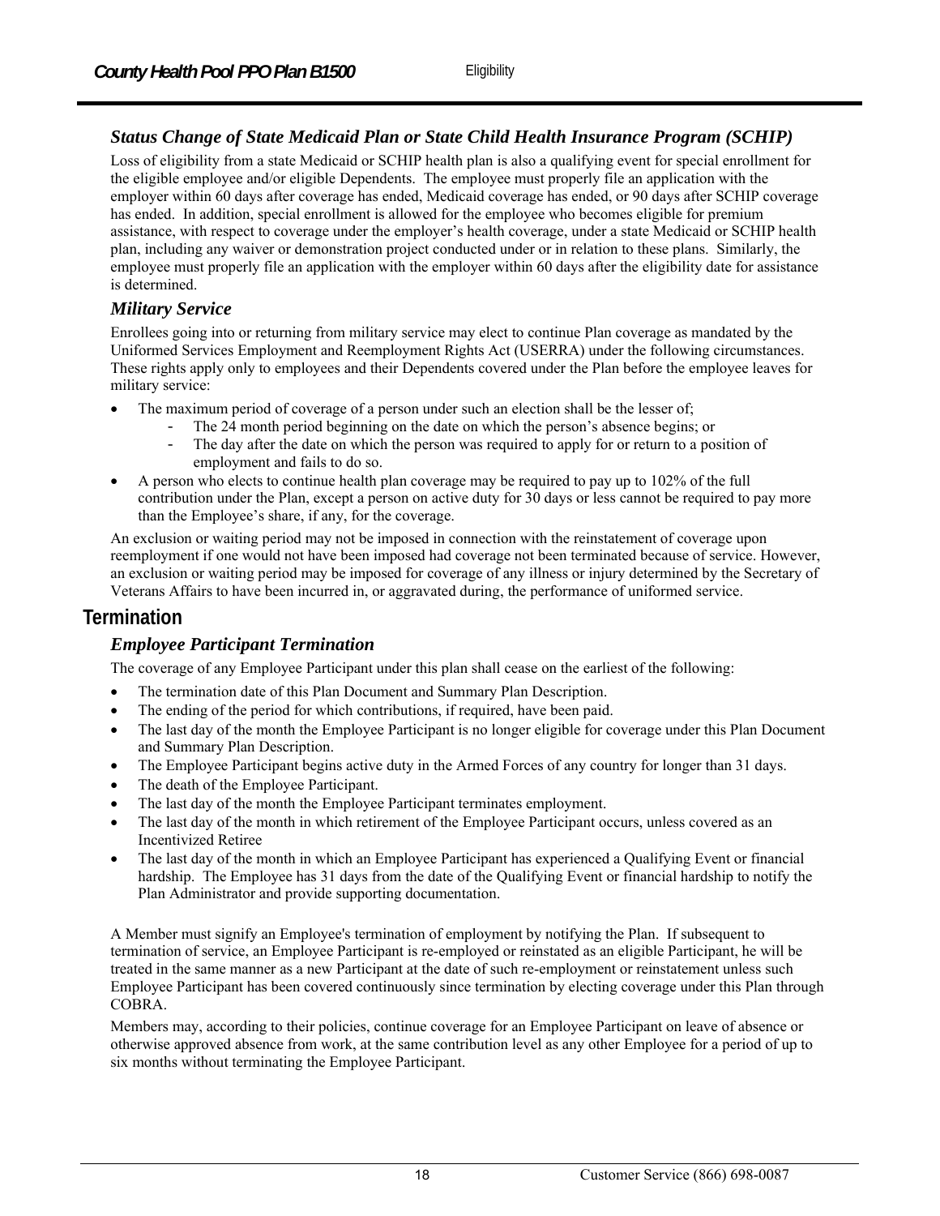### *Status Change of State Medicaid Plan or State Child Health Insurance Program (SCHIP)*

Loss of eligibility from a state Medicaid or SCHIP health plan is also a qualifying event for special enrollment for the eligible employee and/or eligible Dependents. The employee must properly file an application with the employer within 60 days after coverage has ended, Medicaid coverage has ended, or 90 days after SCHIP coverage has ended. In addition, special enrollment is allowed for the employee who becomes eligible for premium assistance, with respect to coverage under the employer's health coverage, under a state Medicaid or SCHIP health plan, including any waiver or demonstration project conducted under or in relation to these plans. Similarly, the employee must properly file an application with the employer within 60 days after the eligibility date for assistance is determined.

### *Military Service*

Enrollees going into or returning from military service may elect to continue Plan coverage as mandated by the Uniformed Services Employment and Reemployment Rights Act (USERRA) under the following circumstances. These rights apply only to employees and their Dependents covered under the Plan before the employee leaves for military service:

- The maximum period of coverage of a person under such an election shall be the lesser of;
  - The 24 month period beginning on the date on which the person's absence begins; or
  - The day after the date on which the person was required to apply for or return to a position of employment and fails to do so.
- A person who elects to continue health plan coverage may be required to pay up to 102% of the full contribution under the Plan, except a person on active duty for 30 days or less cannot be required to pay more than the Employee's share, if any, for the coverage.

An exclusion or waiting period may not be imposed in connection with the reinstatement of coverage upon reemployment if one would not have been imposed had coverage not been terminated because of service. However, an exclusion or waiting period may be imposed for coverage of any illness or injury determined by the Secretary of Veterans Affairs to have been incurred in, or aggravated during, the performance of uniformed service.

## Termination

### *Employee Participant Termination*

The coverage of any Employee Participant under this plan shall cease on the earliest of the following:

- The termination date of this Plan Document and Summary Plan Description.
- The ending of the period for which contributions, if required, have been paid.
- The last day of the month the Employee Participant is no longer eligible for coverage under this Plan Document and Summary Plan Description.
- The Employee Participant begins active duty in the Armed Forces of any country for longer than 31 days.
- The death of the Employee Participant.
- The last day of the month the Employee Participant terminates employment.
- The last day of the month in which retirement of the Employee Participant occurs, unless covered as an Incentivized Retiree
- The last day of the month in which an Employee Participant has experienced a Qualifying Event or financial hardship. The Employee has 31 days from the date of the Qualifying Event or financial hardship to notify the Plan Administrator and provide supporting documentation.

A Member must signify an Employee's termination of employment by notifying the Plan. If subsequent to termination of service, an Employee Participant is re-employed or reinstated as an eligible Participant, he will be treated in the same manner as a new Participant at the date of such re-employment or reinstatement unless such Employee Participant has been covered continuously since termination by electing coverage under this Plan through COBRA.

Members may, according to their policies, continue coverage for an Employee Participant on leave of absence or otherwise approved absence from work, at the same contribution level as any other Employee for a period of up to six months without terminating the Employee Participant.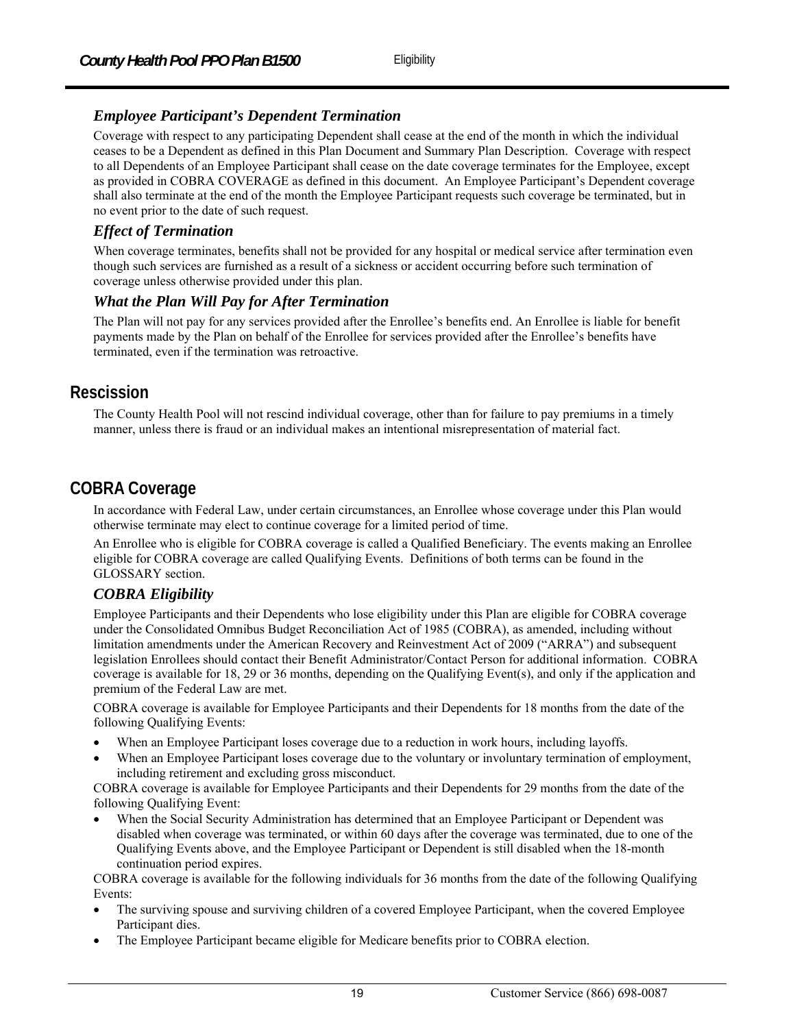### *Employee Participant's Dependent Termination*

Coverage with respect to any participating Dependent shall cease at the end of the month in which the individual ceases to be a Dependent as defined in this Plan Document and Summary Plan Description. Coverage with respect to all Dependents of an Employee Participant shall cease on the date coverage terminates for the Employee, except as provided in COBRA COVERAGE as defined in this document. An Employee Participant's Dependent coverage shall also terminate at the end of the month the Employee Participant requests such coverage be terminated, but in no event prior to the date of such request.

### *Effect of Termination*

When coverage terminates, benefits shall not be provided for any hospital or medical service after termination even though such services are furnished as a result of a sickness or accident occurring before such termination of coverage unless otherwise provided under this plan.

### *What the Plan Will Pay for After Termination*

The Plan will not pay for any services provided after the Enrollee's benefits end. An Enrollee is liable for benefit payments made by the Plan on behalf of the Enrollee for services provided after the Enrollee's benefits have terminated, even if the termination was retroactive.

## Rescission

The County Health Pool will not rescind individual coverage, other than for failure to pay premiums in a timely manner, unless there is fraud or an individual makes an intentional misrepresentation of material fact.

## COBRA Coverage

In accordance with Federal Law, under certain circumstances, an Enrollee whose coverage under this Plan would otherwise terminate may elect to continue coverage for a limited period of time.

An Enrollee who is eligible for COBRA coverage is called a Qualified Beneficiary. The events making an Enrollee eligible for COBRA coverage are called Qualifying Events. Definitions of both terms can be found in the GLOSSARY section.

### *COBRA Eligibility*

Employee Participants and their Dependents who lose eligibility under this Plan are eligible for COBRA coverage under the Consolidated Omnibus Budget Reconciliation Act of 1985 (COBRA), as amended, including without limitation amendments under the American Recovery and Reinvestment Act of 2009 ("ARRA") and subsequent legislation Enrollees should contact their Benefit Administrator/Contact Person for additional information. COBRA coverage is available for 18, 29 or 36 months, depending on the Qualifying Event(s), and only if the application and premium of the Federal Law are met.

COBRA coverage is available for Employee Participants and their Dependents for 18 months from the date of the following Qualifying Events:

- When an Employee Participant loses coverage due to a reduction in work hours, including layoffs.
- When an Employee Participant loses coverage due to the voluntary or involuntary termination of employment, including retirement and excluding gross misconduct.

COBRA coverage is available for Employee Participants and their Dependents for 29 months from the date of the following Qualifying Event:

- When the Social Security Administration has determined that an Employee Participant or Dependent was disabled when coverage was terminated, or within 60 days after the coverage was terminated, due to one of the Qualifying Events above, and the Employee Participant or Dependent is still disabled when the 18-month continuation period expires.

COBRA coverage is available for the following individuals for 36 months from the date of the following Qualifying Events:

- The surviving spouse and surviving children of a covered Employee Participant, when the covered Employee Participant dies.
- The Employee Participant became eligible for Medicare benefits prior to COBRA election.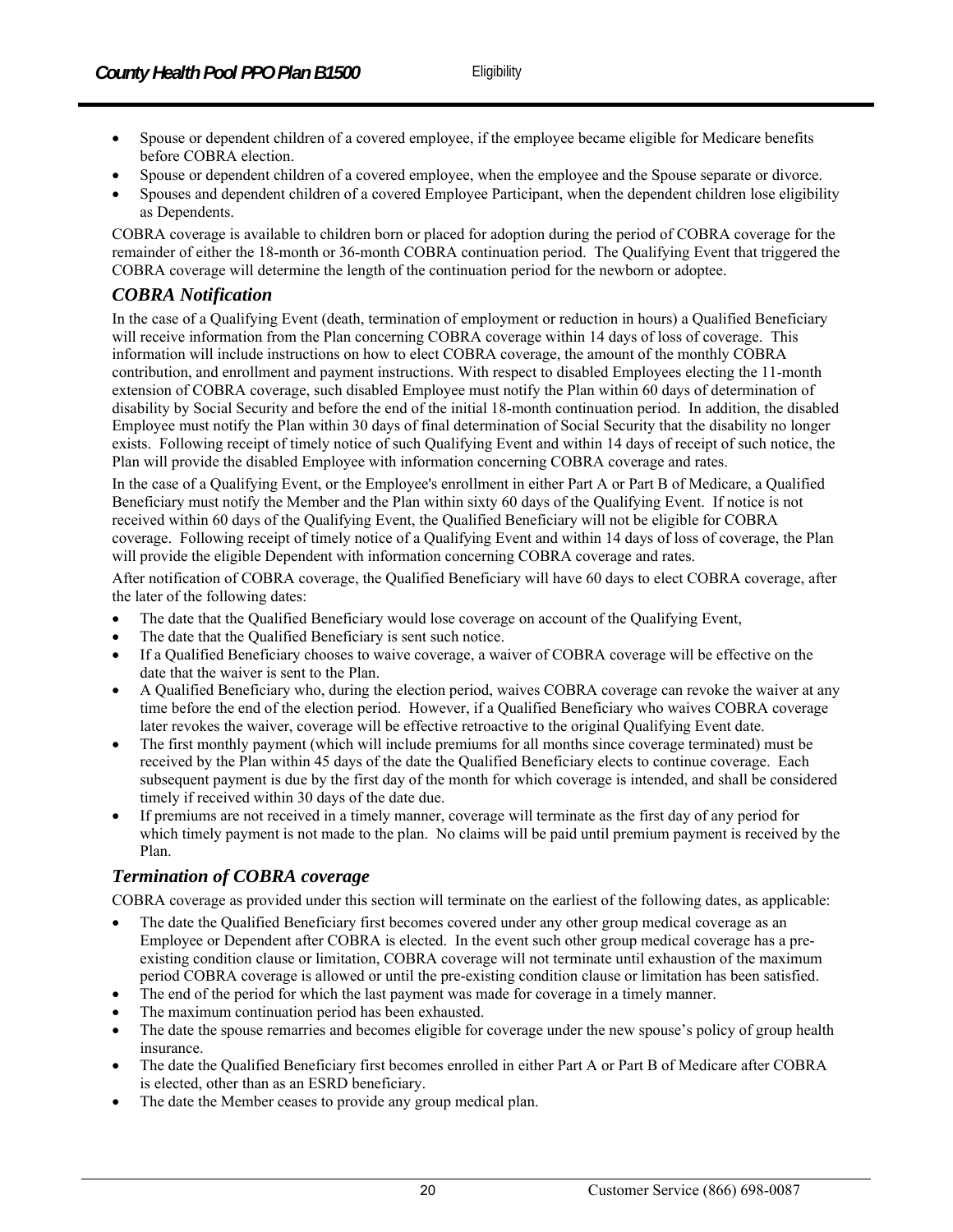- Spouse or dependent children of a covered employee, if the employee became eligible for Medicare benefits before COBRA election.
- Spouse or dependent children of a covered employee, when the employee and the Spouse separate or divorce.
- Spouses and dependent children of a covered Employee Participant, when the dependent children lose eligibility as Dependents.

COBRA coverage is available to children born or placed for adoption during the period of COBRA coverage for the remainder of either the 18-month or 36-month COBRA continuation period. The Qualifying Event that triggered the COBRA coverage will determine the length of the continuation period for the newborn or adoptee.

### *COBRA Notification*

In the case of a Qualifying Event (death, termination of employment or reduction in hours) a Qualified Beneficiary will receive information from the Plan concerning COBRA coverage within 14 days of loss of coverage. This information will include instructions on how to elect COBRA coverage, the amount of the monthly COBRA contribution, and enrollment and payment instructions. With respect to disabled Employees electing the 11-month extension of COBRA coverage, such disabled Employee must notify the Plan within 60 days of determination of disability by Social Security and before the end of the initial 18-month continuation period. In addition, the disabled Employee must notify the Plan within 30 days of final determination of Social Security that the disability no longer exists. Following receipt of timely notice of such Qualifying Event and within 14 days of receipt of such notice, the Plan will provide the disabled Employee with information concerning COBRA coverage and rates.

In the case of a Qualifying Event, or the Employee's enrollment in either Part A or Part B of Medicare, a Qualified Beneficiary must notify the Member and the Plan within sixty 60 days of the Qualifying Event. If notice is not received within 60 days of the Qualifying Event, the Qualified Beneficiary will not be eligible for COBRA coverage. Following receipt of timely notice of a Qualifying Event and within 14 days of loss of coverage, the Plan will provide the eligible Dependent with information concerning COBRA coverage and rates.

After notification of COBRA coverage, the Qualified Beneficiary will have 60 days to elect COBRA coverage, after the later of the following dates:

- The date that the Qualified Beneficiary would lose coverage on account of the Qualifying Event,
- The date that the Qualified Beneficiary is sent such notice.
- If a Qualified Beneficiary chooses to waive coverage, a waiver of COBRA coverage will be effective on the date that the waiver is sent to the Plan.
- A Qualified Beneficiary who, during the election period, waives COBRA coverage can revoke the waiver at any time before the end of the election period. However, if a Qualified Beneficiary who waives COBRA coverage later revokes the waiver, coverage will be effective retroactive to the original Qualifying Event date.
- The first monthly payment (which will include premiums for all months since coverage terminated) must be received by the Plan within 45 days of the date the Qualified Beneficiary elects to continue coverage. Each subsequent payment is due by the first day of the month for which coverage is intended, and shall be considered timely if received within 30 days of the date due.
- If premiums are not received in a timely manner, coverage will terminate as the first day of any period for which timely payment is not made to the plan. No claims will be paid until premium payment is received by the Plan.

### *Termination of COBRA coverage*

COBRA coverage as provided under this section will terminate on the earliest of the following dates, as applicable:

- The date the Qualified Beneficiary first becomes covered under any other group medical coverage as an Employee or Dependent after COBRA is elected. In the event such other group medical coverage has a pre-existing condition clause or limitation, COBRA coverage will not terminate until exhaustion of the maximum period COBRA coverage is allowed or until the pre-existing condition clause or limitation has been satisfied.
- The end of the period for which the last payment was made for coverage in a timely manner.
- The maximum continuation period has been exhausted.
- The date the spouse remarries and becomes eligible for coverage under the new spouse's policy of group health insurance.
- The date the Qualified Beneficiary first becomes enrolled in either Part A or Part B of Medicare after COBRA is elected, other than as an ESRD beneficiary.
- The date the Member ceases to provide any group medical plan.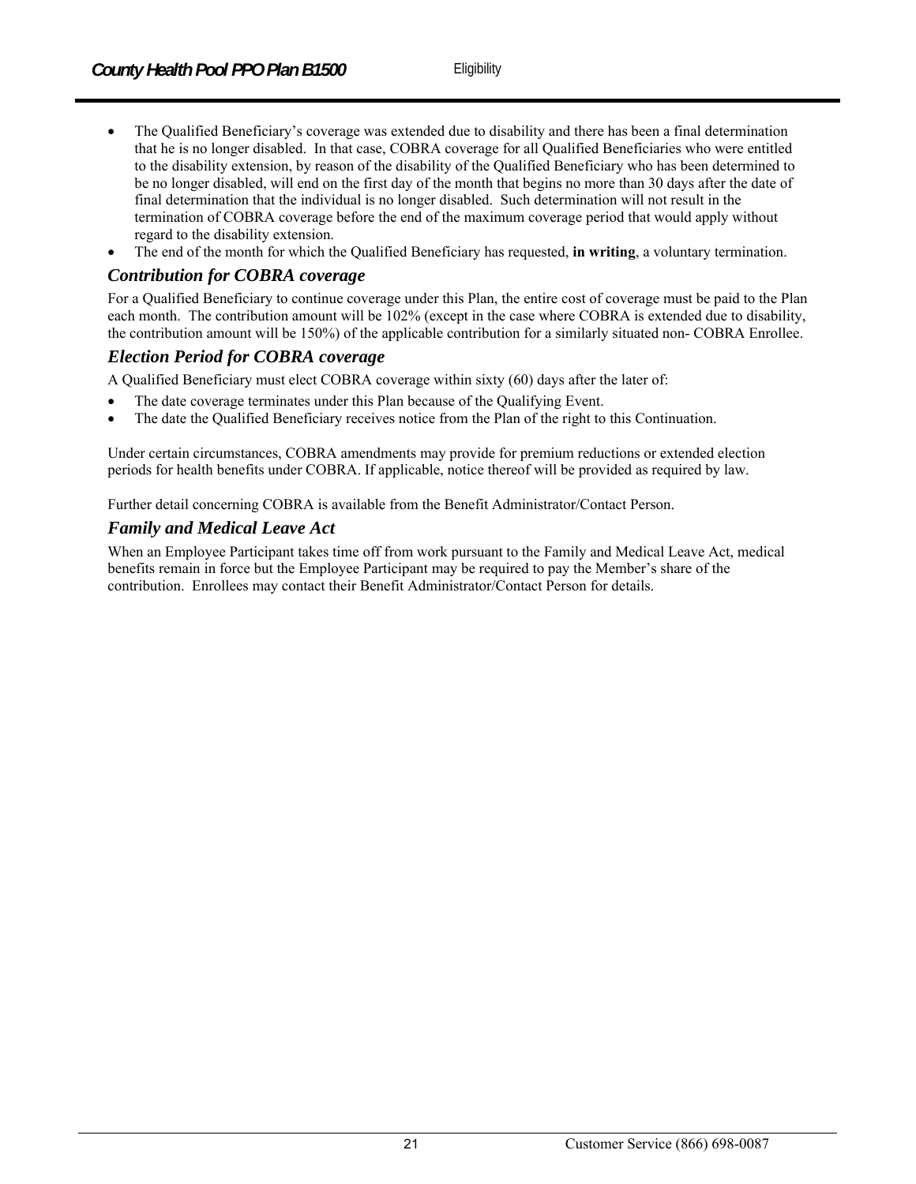- The Qualified Beneficiary's coverage was extended due to disability and there has been a final determination that he is no longer disabled. In that case, COBRA coverage for all Qualified Beneficiaries who were entitled to the disability extension, by reason of the disability of the Qualified Beneficiary who has been determined to be no longer disabled, will end on the first day of the month that begins no more than 30 days after the date of final determination that the individual is no longer disabled. Such determination will not result in the termination of COBRA coverage before the end of the maximum coverage period that would apply without regard to the disability extension.
- The end of the month for which the Qualified Beneficiary has requested, **in writing**, a voluntary termination.

### *Contribution for COBRA coverage*

For a Qualified Beneficiary to continue coverage under this Plan, the entire cost of coverage must be paid to the Plan each month. The contribution amount will be 102% (except in the case where COBRA is extended due to disability, the contribution amount will be 150%) of the applicable contribution for a similarly situated non- COBRA Enrollee.

### *Election Period for COBRA coverage*

A Qualified Beneficiary must elect COBRA coverage within sixty (60) days after the later of:

- The date coverage terminates under this Plan because of the Qualifying Event.
- The date the Qualified Beneficiary receives notice from the Plan of the right to this Continuation.

Under certain circumstances, COBRA amendments may provide for premium reductions or extended election periods for health benefits under COBRA. If applicable, notice thereof will be provided as required by law.

Further detail concerning COBRA is available from the Benefit Administrator/Contact Person.

### *Family and Medical Leave Act*

When an Employee Participant takes time off from work pursuant to the Family and Medical Leave Act, medical benefits remain in force but the Employee Participant may be required to pay the Member's share of the contribution. Enrollees may contact their Benefit Administrator/Contact Person for details.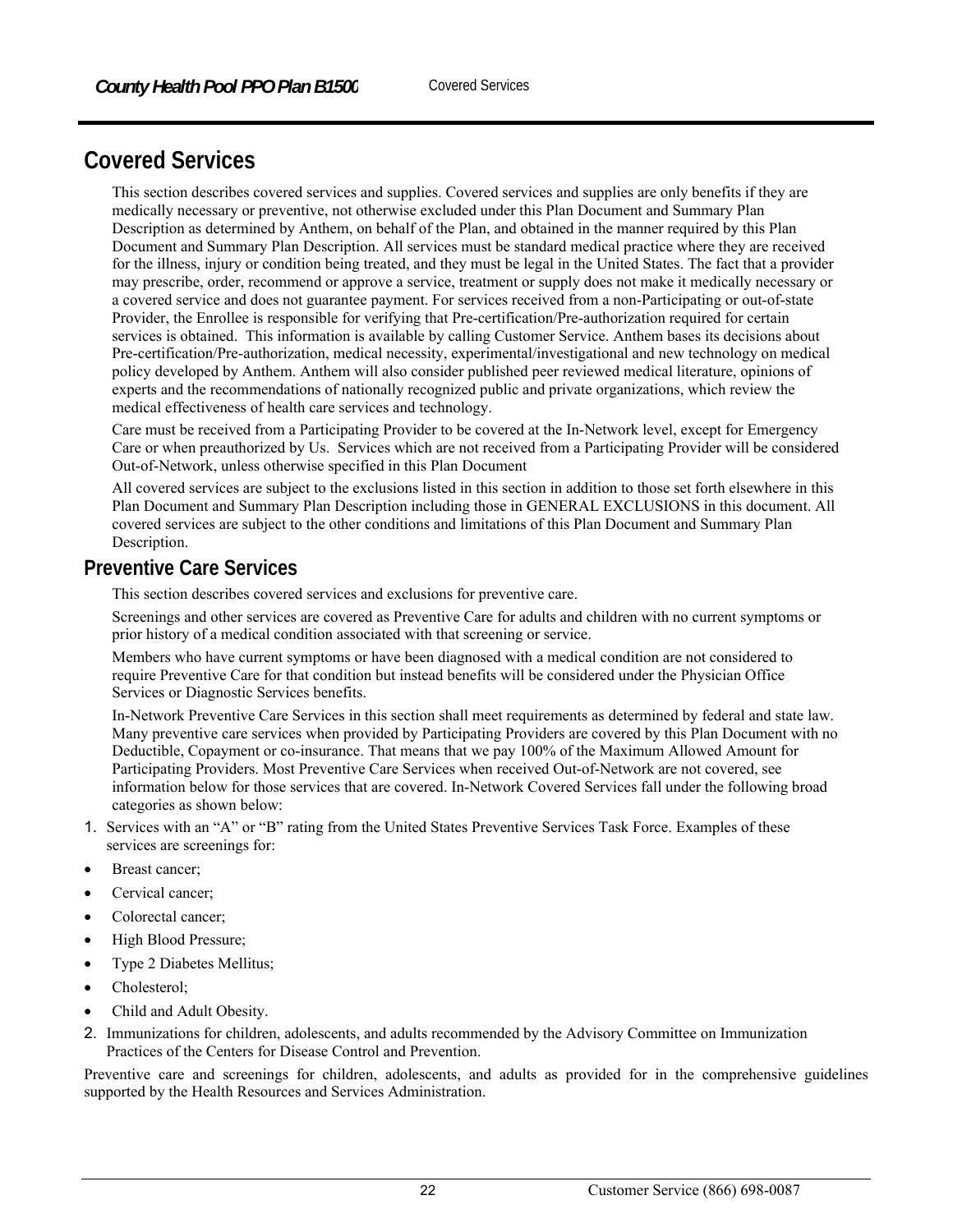# Covered Services

This section describes covered services and supplies. Covered services and supplies are only benefits if they are medically necessary or preventive, not otherwise excluded under this Plan Document and Summary Plan Description as determined by Anthem, on behalf of the Plan, and obtained in the manner required by this Plan Document and Summary Plan Description. All services must be standard medical practice where they are received for the illness, injury or condition being treated, and they must be legal in the United States. The fact that a provider may prescribe, order, recommend or approve a service, treatment or supply does not make it medically necessary or a covered service and does not guarantee payment. For services received from a non-Participating or out-of-state Provider, the Enrollee is responsible for verifying that Pre-certification/Pre-authorization required for certain services is obtained. This information is available by calling Customer Service. Anthem bases its decisions about Pre-certification/Pre-authorization, medical necessity, experimental/investigational and new technology on medical policy developed by Anthem. Anthem will also consider published peer reviewed medical literature, opinions of experts and the recommendations of nationally recognized public and private organizations, which review the medical effectiveness of health care services and technology.

Care must be received from a Participating Provider to be covered at the In-Network level, except for Emergency Care or when preauthorized by Us. Services which are not received from a Participating Provider will be considered Out-of-Network, unless otherwise specified in this Plan Document

All covered services are subject to the exclusions listed in this section in addition to those set forth elsewhere in this Plan Document and Summary Plan Description including those in GENERAL EXCLUSIONS in this document. All covered services are subject to the other conditions and limitations of this Plan Document and Summary Plan Description.

## Preventive Care Services

This section describes covered services and exclusions for preventive care.

Screenings and other services are covered as Preventive Care for adults and children with no current symptoms or prior history of a medical condition associated with that screening or service.

Members who have current symptoms or have been diagnosed with a medical condition are not considered to require Preventive Care for that condition but instead benefits will be considered under the Physician Office Services or Diagnostic Services benefits.

In-Network Preventive Care Services in this section shall meet requirements as determined by federal and state law. Many preventive care services when provided by Participating Providers are covered by this Plan Document with no Deductible, Copayment or co-insurance. That means that we pay 100% of the Maximum Allowed Amount for Participating Providers. Most Preventive Care Services when received Out-of-Network are not covered, see information below for those services that are covered. In-Network Covered Services fall under the following broad categories as shown below:

1. Services with an “A” or “B” rating from the United States Preventive Services Task Force. Examples of these services are screenings for:

- Breast cancer;
- Cervical cancer;
- Colorectal cancer;
- High Blood Pressure;
- Type 2 Diabetes Mellitus;
- Cholesterol;
- Child and Adult Obesity.

2. Immunizations for children, adolescents, and adults recommended by the Advisory Committee on Immunization Practices of the Centers for Disease Control and Prevention.

Preventive care and screenings for children, adolescents, and adults as provided for in the comprehensive guidelines supported by the Health Resources and Services Administration.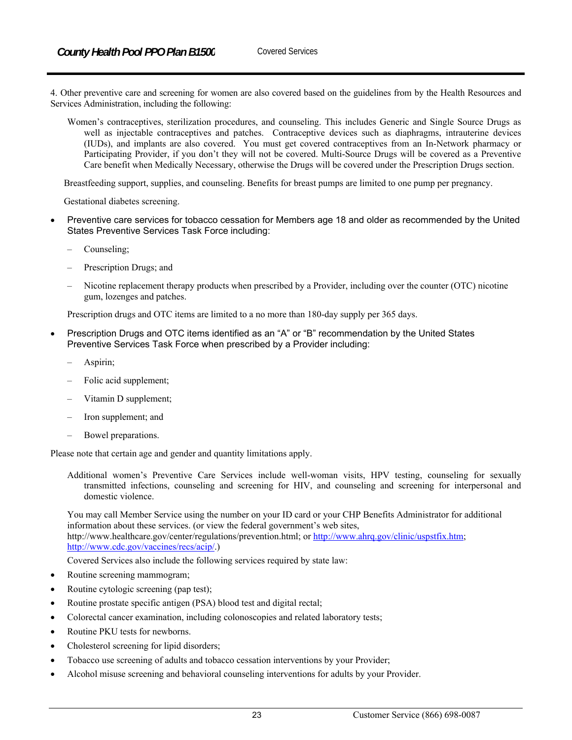4. Other preventive care and screening for women are also covered based on the guidelines from by the Health Resources and Services Administration, including the following:

Women's contraceptives, sterilization procedures, and counseling. This includes Generic and Single Source Drugs as well as injectable contraceptives and patches. Contraceptive devices such as diaphragms, intrauterine devices (IUDs), and implants are also covered. You must get covered contraceptives from an In-Network pharmacy or Participating Provider, if you don't they will not be covered. Multi-Source Drugs will be covered as a Preventive Care benefit when Medically Necessary, otherwise the Drugs will be covered under the Prescription Drugs section.

Breastfeeding support, supplies, and counseling. Benefits for breast pumps are limited to one pump per pregnancy.

Gestational diabetes screening.

- Preventive care services for tobacco cessation for Members age 18 and older as recommended by the United States Preventive Services Task Force including:
  - Counseling;
  - Prescription Drugs; and
  - Nicotine replacement therapy products when prescribed by a Provider, including over the counter (OTC) nicotine gum, lozenges and patches.

  Prescription drugs and OTC items are limited to a no more than 180-day supply per 365 days.

- Prescription Drugs and OTC items identified as an "A" or "B" recommendation by the United States Preventive Services Task Force when prescribed by a Provider including:
  - Aspirin;
  - Folic acid supplement;
  - Vitamin D supplement;
  - Iron supplement; and
  - Bowel preparations.

Please note that certain age and gender and quantity limitations apply.

Additional women's Preventive Care Services include well-woman visits, HPV testing, counseling for sexually transmitted infections, counseling and screening for HIV, and counseling and screening for interpersonal and domestic violence.

You may call Member Service using the number on your ID card or your CHP Benefits Administrator for additional information about these services. (or view the federal government's web sites, http://www.healthcare.gov/center/regulations/prevention.html; or http://www.ahrq.gov/clinic/uspstfix.htm; http://www.cdc.gov/vaccines/recs/acip/.)

Covered Services also include the following services required by state law:

- Routine screening mammogram;
- Routine cytologic screening (pap test);
- Routine prostate specific antigen (PSA) blood test and digital rectal;
- Colorectal cancer examination, including colonoscopies and related laboratory tests;
- Routine PKU tests for newborns.
- Cholesterol screening for lipid disorders;
- Tobacco use screening of adults and tobacco cessation interventions by your Provider;
- Alcohol misuse screening and behavioral counseling interventions for adults by your Provider.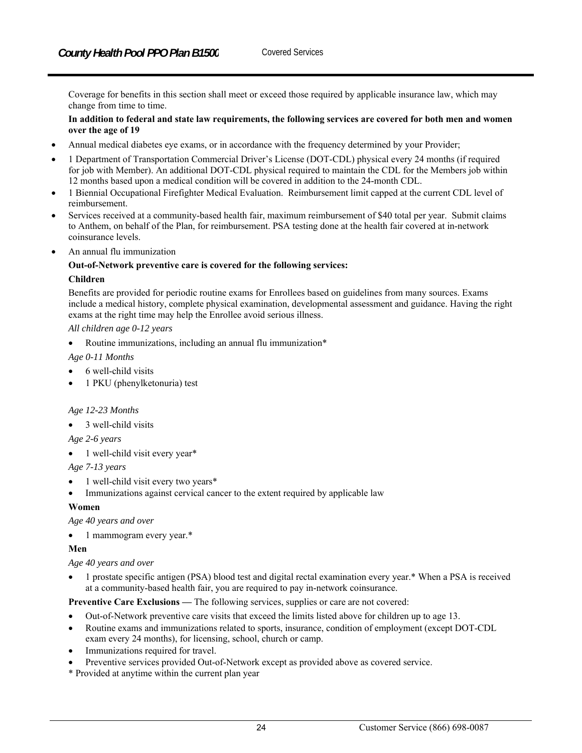Coverage for benefits in this section shall meet or exceed those required by applicable insurance law, which may change from time to time.

**In addition to federal and state law requirements, the following services are covered for both men and women over the age of 19**

- Annual medical diabetes eye exams, or in accordance with the frequency determined by your Provider;
- 1 Department of Transportation Commercial Driver's License (DOT-CDL) physical every 24 months (if required for job with Member). An additional DOT-CDL physical required to maintain the CDL for the Members job within 12 months based upon a medical condition will be covered in addition to the 24-month CDL.
- 1 Biennial Occupational Firefighter Medical Evaluation. Reimbursement limit capped at the current CDL level of reimbursement.
- Services received at a community-based health fair, maximum reimbursement of $40 total per year. Submit claims to Anthem, on behalf of the Plan, for reimbursement. PSA testing done at the health fair covered at in-network coinsurance levels.
- An annual flu immunization

**Out-of-Network preventive care is covered for the following services:**

**Children**

Benefits are provided for periodic routine exams for Enrollees based on guidelines from many sources. Exams include a medical history, complete physical examination, developmental assessment and guidance. Having the right exams at the right time may help the Enrollee avoid serious illness.

*All children age 0-12 years*

- Routine immunizations, including an annual flu immunization*

*Age 0-11 Months*

- 6 well-child visits
- 1 PKU (phenylketonuria) test

*Age 12-23 Months*

- 3 well-child visits

*Age 2-6 years*

- 1 well-child visit every year*

*Age 7-13 years*

- 1 well-child visit every two years*
- Immunizations against cervical cancer to the extent required by applicable law

**Women**

*Age 40 years and over*

- 1 mammogram every year.*

**Men**

*Age 40 years and over*

- 1 prostate specific antigen (PSA) blood test and digital rectal examination every year.* When a PSA is received at a community-based health fair, you are required to pay in-network coinsurance.

**Preventive Care Exclusions —** The following services, supplies or care are not covered:

- Out-of-Network preventive care visits that exceed the limits listed above for children up to age 13.
- Routine exams and immunizations related to sports, insurance, condition of employment (except DOT-CDL exam every 24 months), for licensing, school, church or camp.
- Immunizations required for travel.
- Preventive services provided Out-of-Network except as provided above as covered service.

\* Provided at anytime within the current plan year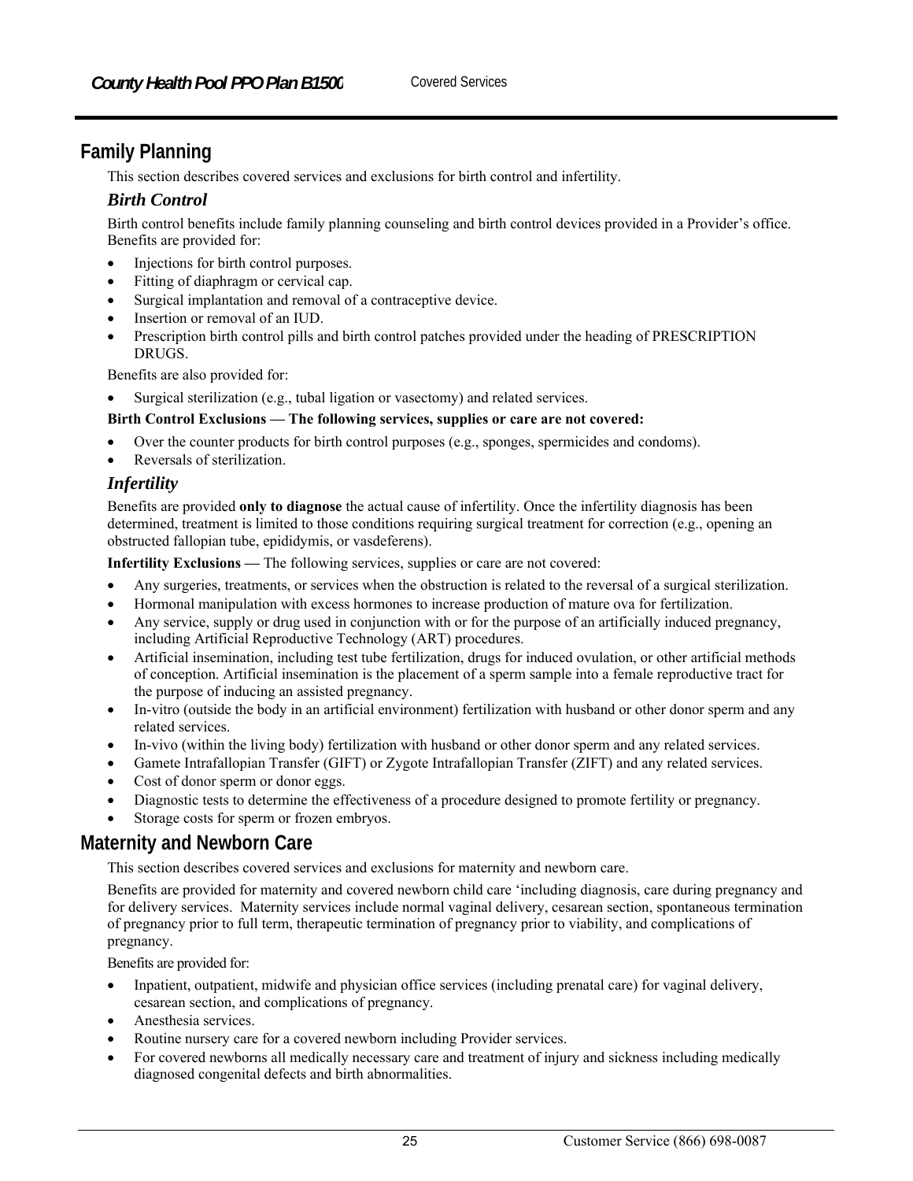## Family Planning

This section describes covered services and exclusions for birth control and infertility.

### *Birth Control*

Birth control benefits include family planning counseling and birth control devices provided in a Provider's office. Benefits are provided for:

- Injections for birth control purposes.
- Fitting of diaphragm or cervical cap.
- Surgical implantation and removal of a contraceptive device.
- Insertion or removal of an IUD.
- Prescription birth control pills and birth control patches provided under the heading of PRESCRIPTION DRUGS.

Benefits are also provided for:

- Surgical sterilization (e.g., tubal ligation or vasectomy) and related services.

**Birth Control Exclusions — The following services, supplies or care are not covered:**

- Over the counter products for birth control purposes (e.g., sponges, spermicides and condoms).
- Reversals of sterilization.

### *Infertility*

Benefits are provided **only to diagnose** the actual cause of infertility. Once the infertility diagnosis has been determined, treatment is limited to those conditions requiring surgical treatment for correction (e.g., opening an obstructed fallopian tube, epididymis, or vasdeferens).

**Infertility Exclusions —** The following services, supplies or care are not covered:

- Any surgeries, treatments, or services when the obstruction is related to the reversal of a surgical sterilization.
- Hormonal manipulation with excess hormones to increase production of mature ova for fertilization.
- Any service, supply or drug used in conjunction with or for the purpose of an artificially induced pregnancy, including Artificial Reproductive Technology (ART) procedures.
- Artificial insemination, including test tube fertilization, drugs for induced ovulation, or other artificial methods of conception. Artificial insemination is the placement of a sperm sample into a female reproductive tract for the purpose of inducing an assisted pregnancy.
- In-vitro (outside the body in an artificial environment) fertilization with husband or other donor sperm and any related services.
- In-vivo (within the living body) fertilization with husband or other donor sperm and any related services.
- Gamete Intrafallopian Transfer (GIFT) or Zygote Intrafallopian Transfer (ZIFT) and any related services.
- Cost of donor sperm or donor eggs.
- Diagnostic tests to determine the effectiveness of a procedure designed to promote fertility or pregnancy.
- Storage costs for sperm or frozen embryos.

## Maternity and Newborn Care

This section describes covered services and exclusions for maternity and newborn care.

Benefits are provided for maternity and covered newborn child care 'including diagnosis, care during pregnancy and for delivery services. Maternity services include normal vaginal delivery, cesarean section, spontaneous termination of pregnancy prior to full term, therapeutic termination of pregnancy prior to viability, and complications of pregnancy.

Benefits are provided for:

- Inpatient, outpatient, midwife and physician office services (including prenatal care) for vaginal delivery, cesarean section, and complications of pregnancy.
- Anesthesia services.
- Routine nursery care for a covered newborn including Provider services.
- For covered newborns all medically necessary care and treatment of injury and sickness including medically diagnosed congenital defects and birth abnormalities.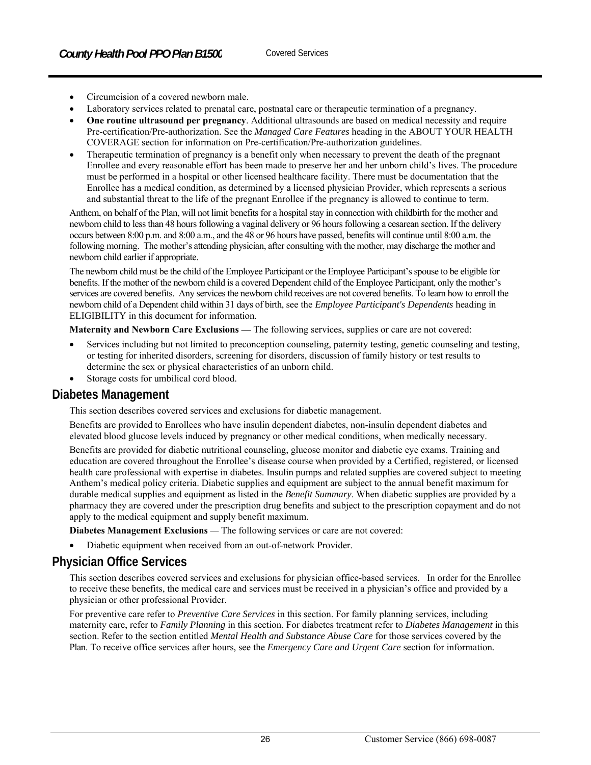- Circumcision of a covered newborn male.
- Laboratory services related to prenatal care, postnatal care or therapeutic termination of a pregnancy.
- **One routine ultrasound per pregnancy**. Additional ultrasounds are based on medical necessity and require Pre-certification/Pre-authorization. See the *Managed Care Features* heading in the ABOUT YOUR HEALTH COVERAGE section for information on Pre-certification/Pre-authorization guidelines.
- Therapeutic termination of pregnancy is a benefit only when necessary to prevent the death of the pregnant Enrollee and every reasonable effort has been made to preserve her and her unborn child's lives. The procedure must be performed in a hospital or other licensed healthcare facility. There must be documentation that the Enrollee has a medical condition, as determined by a licensed physician Provider, which represents a serious and substantial threat to the life of the pregnant Enrollee if the pregnancy is allowed to continue to term.

Anthem, on behalf of the Plan, will not limit benefits for a hospital stay in connection with childbirth for the mother and newborn child to less than 48 hours following a vaginal delivery or 96 hours following a cesarean section. If the delivery occurs between 8:00 p.m. and 8:00 a.m., and the 48 or 96 hours have passed, benefits will continue until 8:00 a.m. the following morning. The mother's attending physician, after consulting with the mother, may discharge the mother and newborn child earlier if appropriate.

The newborn child must be the child of the Employee Participant or the Employee Participant's spouse to be eligible for benefits. If the mother of the newborn child is a covered Dependent child of the Employee Participant, only the mother's services are covered benefits. Any services the newborn child receives are not covered benefits. To learn how to enroll the newborn child of a Dependent child within 31 days of birth, see the *Employee Participant's Dependents* heading in ELIGIBILITY in this document for information.

**Maternity and Newborn Care Exclusions —** The following services, supplies or care are not covered:

- Services including but not limited to preconception counseling, paternity testing, genetic counseling and testing, or testing for inherited disorders, screening for disorders, discussion of family history or test results to determine the sex or physical characteristics of an unborn child.
- Storage costs for umbilical cord blood.

## Diabetes Management

This section describes covered services and exclusions for diabetic management.

Benefits are provided to Enrollees who have insulin dependent diabetes, non-insulin dependent diabetes and elevated blood glucose levels induced by pregnancy or other medical conditions, when medically necessary.

Benefits are provided for diabetic nutritional counseling, glucose monitor and diabetic eye exams. Training and education are covered throughout the Enrollee's disease course when provided by a Certified, registered, or licensed health care professional with expertise in diabetes. Insulin pumps and related supplies are covered subject to meeting Anthem's medical policy criteria. Diabetic supplies and equipment are subject to the annual benefit maximum for durable medical supplies and equipment as listed in the *Benefit Summary*. When diabetic supplies are provided by a pharmacy they are covered under the prescription drug benefits and subject to the prescription copayment and do not apply to the medical equipment and supply benefit maximum.

**Diabetes Management Exclusions —** The following services or care are not covered:

- Diabetic equipment when received from an out-of-network Provider.

## Physician Office Services

This section describes covered services and exclusions for physician office-based services. In order for the Enrollee to receive these benefits, the medical care and services must be received in a physician's office and provided by a physician or other professional Provider.

For preventive care refer to *Preventive Care Services* in this section. For family planning services, including maternity care, refer to *Family Planning* in this section. For diabetes treatment refer to *Diabetes Management* in this section. Refer to the section entitled *Mental Health and Substance Abuse Care* for those services covered by the Plan. To receive office services after hours, see the *Emergency Care and Urgent Care* section for information.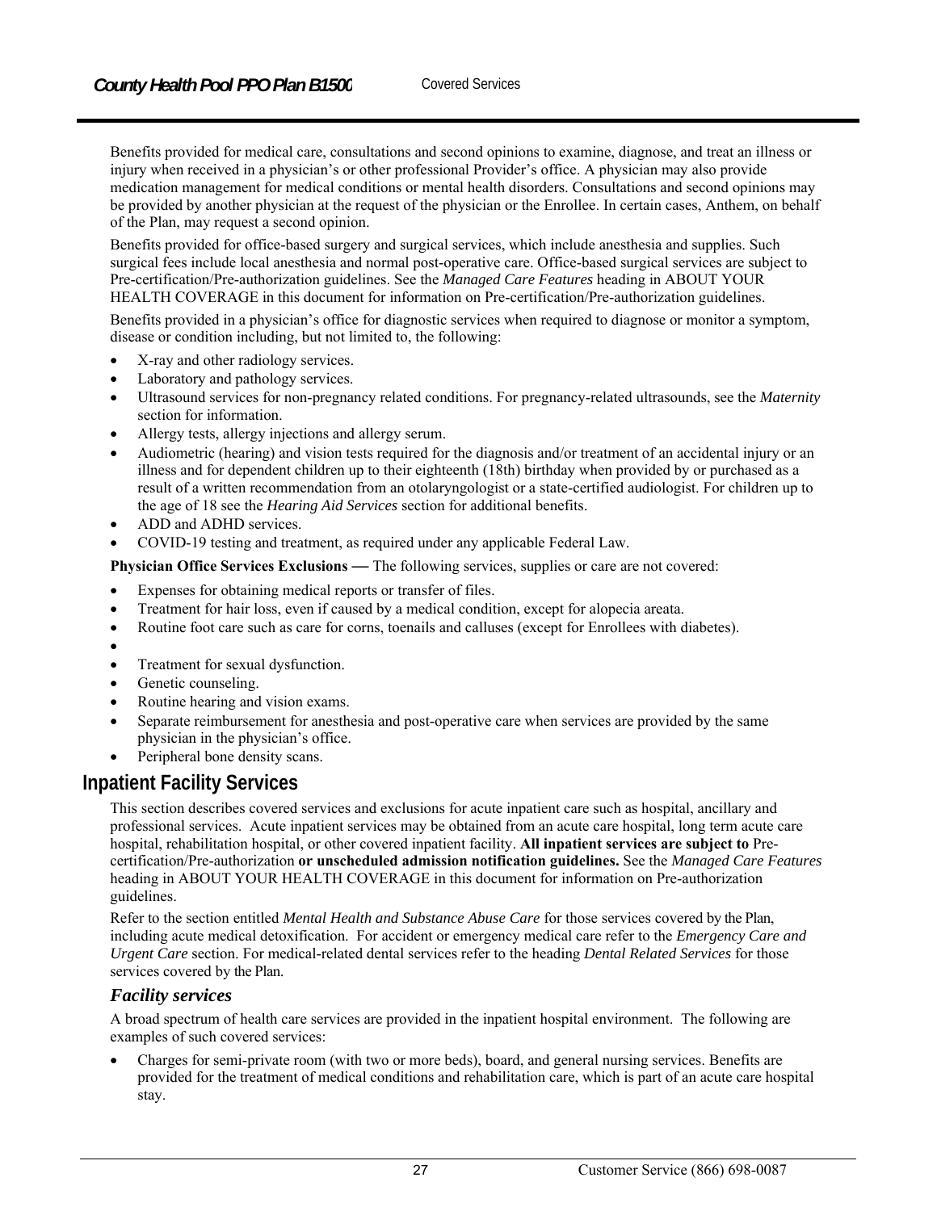Benefits provided for medical care, consultations and second opinions to examine, diagnose, and treat an illness or injury when received in a physician's or other professional Provider's office. A physician may also provide medication management for medical conditions or mental health disorders. Consultations and second opinions may be provided by another physician at the request of the physician or the Enrollee. In certain cases, Anthem, on behalf of the Plan, may request a second opinion.

Benefits provided for office-based surgery and surgical services, which include anesthesia and supplies. Such surgical fees include local anesthesia and normal post-operative care. Office-based surgical services are subject to Pre-certification/Pre-authorization guidelines. See the *Managed Care Features* heading in ABOUT YOUR HEALTH COVERAGE in this document for information on Pre-certification/Pre-authorization guidelines.

Benefits provided in a physician's office for diagnostic services when required to diagnose or monitor a symptom, disease or condition including, but not limited to, the following:

- X-ray and other radiology services.
- Laboratory and pathology services.
- Ultrasound services for non-pregnancy related conditions. For pregnancy-related ultrasounds, see the *Maternity* section for information.
- Allergy tests, allergy injections and allergy serum.
- Audiometric (hearing) and vision tests required for the diagnosis and/or treatment of an accidental injury or an illness and for dependent children up to their eighteenth (18th) birthday when provided by or purchased as a result of a written recommendation from an otolaryngologist or a state-certified audiologist. For children up to the age of 18 see the *Hearing Aid Services* section for additional benefits.
- ADD and ADHD services.
- COVID-19 testing and treatment, as required under any applicable Federal Law.

**Physician Office Services Exclusions —** The following services, supplies or care are not covered:

- Expenses for obtaining medical reports or transfer of files.
- Treatment for hair loss, even if caused by a medical condition, except for alopecia areata.
- Routine foot care such as care for corns, toenails and calluses (except for Enrollees with diabetes).
- 
- Treatment for sexual dysfunction.
- Genetic counseling.
- Routine hearing and vision exams.
- Separate reimbursement for anesthesia and post-operative care when services are provided by the same physician in the physician's office.
- Peripheral bone density scans.

## Inpatient Facility Services

This section describes covered services and exclusions for acute inpatient care such as hospital, ancillary and professional services. Acute inpatient services may be obtained from an acute care hospital, long term acute care hospital, rehabilitation hospital, or other covered inpatient facility. **All inpatient services are subject to** Pre-certification/Pre-authorization **or unscheduled admission notification guidelines.** See the *Managed Care Features* heading in ABOUT YOUR HEALTH COVERAGE in this document for information on Pre-authorization guidelines.

Refer to the section entitled *Mental Health and Substance Abuse Care* for those services covered by the Plan, including acute medical detoxification. For accident or emergency medical care refer to the *Emergency Care and Urgent Care* section. For medical-related dental services refer to the heading *Dental Related Services* for those services covered by the Plan.

### *Facility services*

A broad spectrum of health care services are provided in the inpatient hospital environment. The following are examples of such covered services:

- Charges for semi-private room (with two or more beds), board, and general nursing services. Benefits are provided for the treatment of medical conditions and rehabilitation care, which is part of an acute care hospital stay.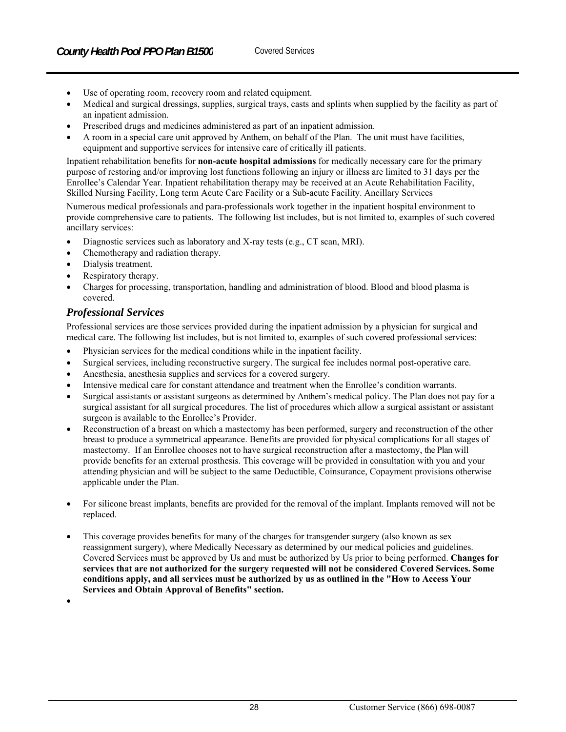- Use of operating room, recovery room and related equipment.
- Medical and surgical dressings, supplies, surgical trays, casts and splints when supplied by the facility as part of an inpatient admission.
- Prescribed drugs and medicines administered as part of an inpatient admission.
- A room in a special care unit approved by Anthem, on behalf of the Plan. The unit must have facilities, equipment and supportive services for intensive care of critically ill patients.

Inpatient rehabilitation benefits for **non-acute hospital admissions** for medically necessary care for the primary purpose of restoring and/or improving lost functions following an injury or illness are limited to 31 days per the Enrollee's Calendar Year. Inpatient rehabilitation therapy may be received at an Acute Rehabilitation Facility, Skilled Nursing Facility, Long term Acute Care Facility or a Sub-acute Facility. Ancillary Services

Numerous medical professionals and para-professionals work together in the inpatient hospital environment to provide comprehensive care to patients. The following list includes, but is not limited to, examples of such covered ancillary services:

- Diagnostic services such as laboratory and X-ray tests (e.g., CT scan, MRI).
- Chemotherapy and radiation therapy.
- Dialysis treatment.
- Respiratory therapy.
- Charges for processing, transportation, handling and administration of blood. Blood and blood plasma is covered.

### *Professional Services*

Professional services are those services provided during the inpatient admission by a physician for surgical and medical care. The following list includes, but is not limited to, examples of such covered professional services:

- Physician services for the medical conditions while in the inpatient facility.
- Surgical services, including reconstructive surgery. The surgical fee includes normal post-operative care.
- Anesthesia, anesthesia supplies and services for a covered surgery.
- Intensive medical care for constant attendance and treatment when the Enrollee's condition warrants.
- Surgical assistants or assistant surgeons as determined by Anthem's medical policy. The Plan does not pay for a surgical assistant for all surgical procedures. The list of procedures which allow a surgical assistant or assistant surgeon is available to the Enrollee's Provider.
- Reconstruction of a breast on which a mastectomy has been performed, surgery and reconstruction of the other breast to produce a symmetrical appearance. Benefits are provided for physical complications for all stages of mastectomy. If an Enrollee chooses not to have surgical reconstruction after a mastectomy, the Plan will provide benefits for an external prosthesis. This coverage will be provided in consultation with you and your attending physician and will be subject to the same Deductible, Coinsurance, Copayment provisions otherwise applicable under the Plan.
- For silicone breast implants, benefits are provided for the removal of the implant. Implants removed will not be replaced.
- This coverage provides benefits for many of the charges for transgender surgery (also known as sex reassignment surgery), where Medically Necessary as determined by our medical policies and guidelines. Covered Services must be approved by Us and must be authorized by Us prior to being performed. **Changes for services that are not authorized for the surgery requested will not be considered Covered Services. Some conditions apply, and all services must be authorized by us as outlined in the "How to Access Your Services and Obtain Approval of Benefits" section.**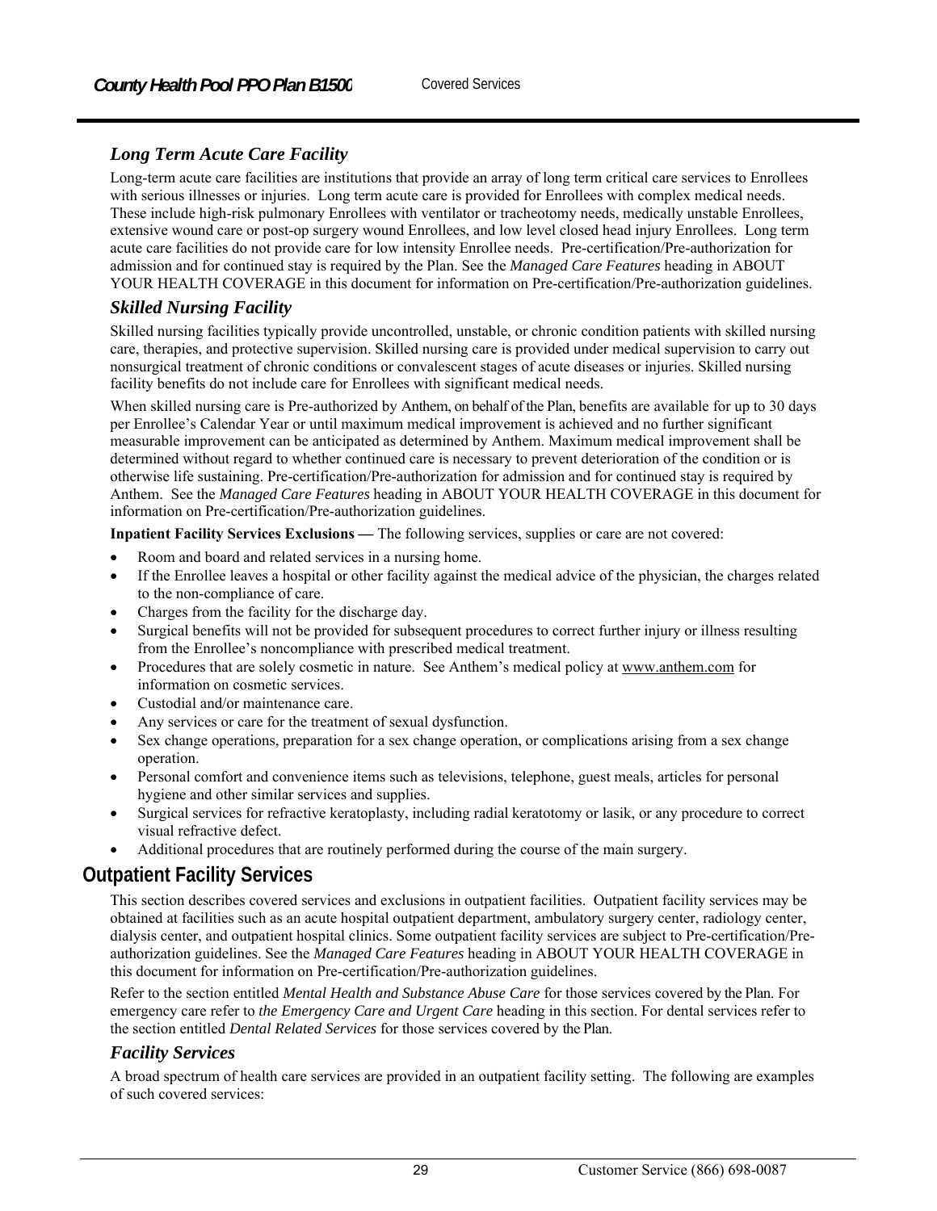### *Long Term Acute Care Facility*

Long-term acute care facilities are institutions that provide an array of long term critical care services to Enrollees with serious illnesses or injuries. Long term acute care is provided for Enrollees with complex medical needs. These include high-risk pulmonary Enrollees with ventilator or tracheotomy needs, medically unstable Enrollees, extensive wound care or post-op surgery wound Enrollees, and low level closed head injury Enrollees. Long term acute care facilities do not provide care for low intensity Enrollee needs. Pre-certification/Pre-authorization for admission and for continued stay is required by the Plan. See the *Managed Care Features* heading in ABOUT YOUR HEALTH COVERAGE in this document for information on Pre-certification/Pre-authorization guidelines.

### *Skilled Nursing Facility*

Skilled nursing facilities typically provide uncontrolled, unstable, or chronic condition patients with skilled nursing care, therapies, and protective supervision. Skilled nursing care is provided under medical supervision to carry out nonsurgical treatment of chronic conditions or convalescent stages of acute diseases or injuries. Skilled nursing facility benefits do not include care for Enrollees with significant medical needs.

When skilled nursing care is Pre-authorized by Anthem, on behalf of the Plan, benefits are available for up to 30 days per Enrollee's Calendar Year or until maximum medical improvement is achieved and no further significant measurable improvement can be anticipated as determined by Anthem. Maximum medical improvement shall be determined without regard to whether continued care is necessary to prevent deterioration of the condition or is otherwise life sustaining. Pre-certification/Pre-authorization for admission and for continued stay is required by Anthem. See the *Managed Care Features* heading in ABOUT YOUR HEALTH COVERAGE in this document for information on Pre-certification/Pre-authorization guidelines.

**Inpatient Facility Services Exclusions —** The following services, supplies or care are not covered:

- Room and board and related services in a nursing home.
- If the Enrollee leaves a hospital or other facility against the medical advice of the physician, the charges related to the non-compliance of care.
- Charges from the facility for the discharge day.
- Surgical benefits will not be provided for subsequent procedures to correct further injury or illness resulting from the Enrollee's noncompliance with prescribed medical treatment.
- Procedures that are solely cosmetic in nature. See Anthem's medical policy at www.anthem.com for information on cosmetic services.
- Custodial and/or maintenance care.
- Any services or care for the treatment of sexual dysfunction.
- Sex change operations, preparation for a sex change operation, or complications arising from a sex change operation.
- Personal comfort and convenience items such as televisions, telephone, guest meals, articles for personal hygiene and other similar services and supplies.
- Surgical services for refractive keratoplasty, including radial keratotomy or lasik, or any procedure to correct visual refractive defect.
- Additional procedures that are routinely performed during the course of the main surgery.

## Outpatient Facility Services

This section describes covered services and exclusions in outpatient facilities. Outpatient facility services may be obtained at facilities such as an acute hospital outpatient department, ambulatory surgery center, radiology center, dialysis center, and outpatient hospital clinics. Some outpatient facility services are subject to Pre-certification/Pre-authorization guidelines. See the *Managed Care Features* heading in ABOUT YOUR HEALTH COVERAGE in this document for information on Pre-certification/Pre-authorization guidelines.

Refer to the section entitled *Mental Health and Substance Abuse Care* for those services covered by the Plan. For emergency care refer to *the Emergency Care and Urgent Care* heading in this section. For dental services refer to the section entitled *Dental Related Services* for those services covered by the Plan.

### *Facility Services*

A broad spectrum of health care services are provided in an outpatient facility setting. The following are examples of such covered services: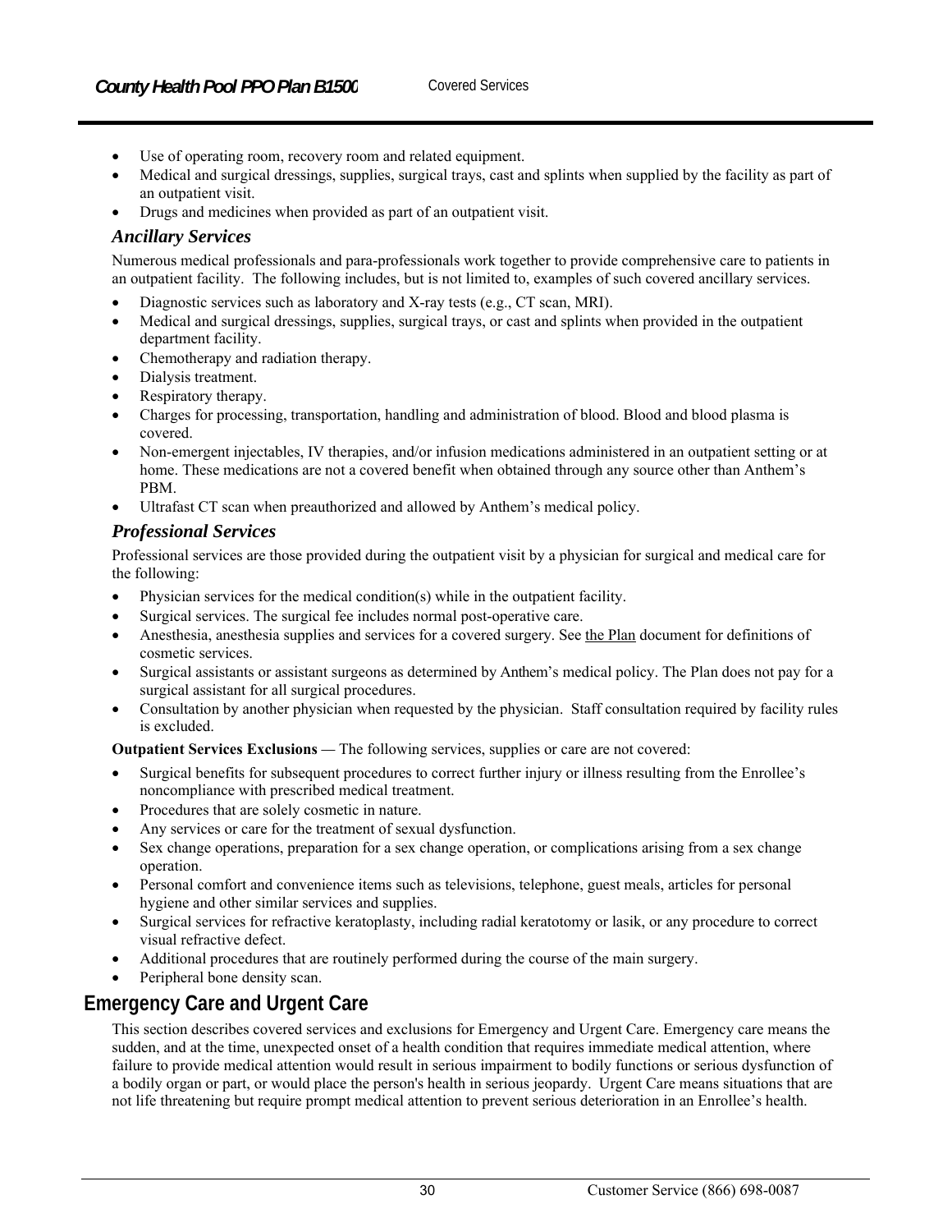- Use of operating room, recovery room and related equipment.
- Medical and surgical dressings, supplies, surgical trays, cast and splints when supplied by the facility as part of an outpatient visit.
- Drugs and medicines when provided as part of an outpatient visit.

### *Ancillary Services*

Numerous medical professionals and para-professionals work together to provide comprehensive care to patients in an outpatient facility. The following includes, but is not limited to, examples of such covered ancillary services.

- Diagnostic services such as laboratory and X-ray tests (e.g., CT scan, MRI).
- Medical and surgical dressings, supplies, surgical trays, or cast and splints when provided in the outpatient department facility.
- Chemotherapy and radiation therapy.
- Dialysis treatment.
- Respiratory therapy.
- Charges for processing, transportation, handling and administration of blood. Blood and blood plasma is covered.
- Non-emergent injectables, IV therapies, and/or infusion medications administered in an outpatient setting or at home. These medications are not a covered benefit when obtained through any source other than Anthem's PBM.
- Ultrafast CT scan when preauthorized and allowed by Anthem's medical policy.

### *Professional Services*

Professional services are those provided during the outpatient visit by a physician for surgical and medical care for the following:

- Physician services for the medical condition(s) while in the outpatient facility.
- Surgical services. The surgical fee includes normal post-operative care.
- Anesthesia, anesthesia supplies and services for a covered surgery. See the Plan document for definitions of cosmetic services.
- Surgical assistants or assistant surgeons as determined by Anthem's medical policy. The Plan does not pay for a surgical assistant for all surgical procedures.
- Consultation by another physician when requested by the physician. Staff consultation required by facility rules is excluded.

**Outpatient Services Exclusions —** The following services, supplies or care are not covered:

- Surgical benefits for subsequent procedures to correct further injury or illness resulting from the Enrollee's noncompliance with prescribed medical treatment.
- Procedures that are solely cosmetic in nature.
- Any services or care for the treatment of sexual dysfunction.
- Sex change operations, preparation for a sex change operation, or complications arising from a sex change operation.
- Personal comfort and convenience items such as televisions, telephone, guest meals, articles for personal hygiene and other similar services and supplies.
- Surgical services for refractive keratoplasty, including radial keratotomy or lasik, or any procedure to correct visual refractive defect.
- Additional procedures that are routinely performed during the course of the main surgery.
- Peripheral bone density scan.

## Emergency Care and Urgent Care

This section describes covered services and exclusions for Emergency and Urgent Care. Emergency care means the sudden, and at the time, unexpected onset of a health condition that requires immediate medical attention, where failure to provide medical attention would result in serious impairment to bodily functions or serious dysfunction of a bodily organ or part, or would place the person's health in serious jeopardy. Urgent Care means situations that are not life threatening but require prompt medical attention to prevent serious deterioration in an Enrollee's health.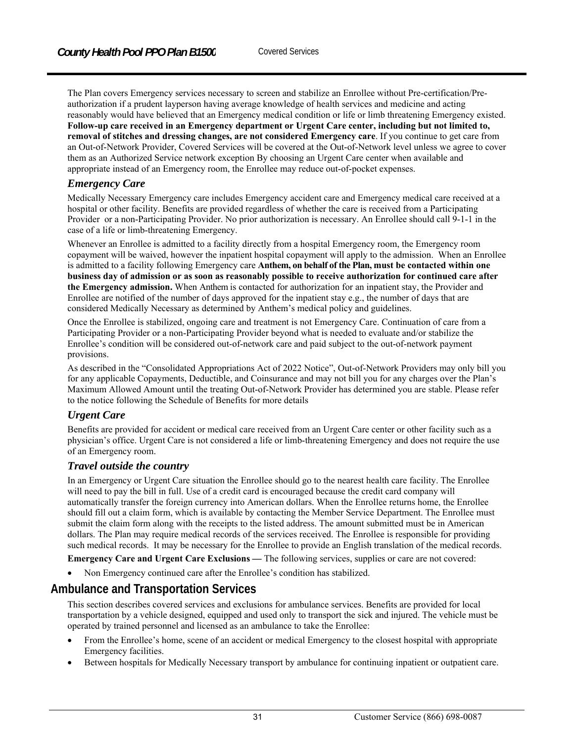The Plan covers Emergency services necessary to screen and stabilize an Enrollee without Pre-certification/Pre-authorization if a prudent layperson having average knowledge of health services and medicine and acting reasonably would have believed that an Emergency medical condition or life or limb threatening Emergency existed. **Follow-up care received in an Emergency department or Urgent Care center, including but not limited to, removal of stitches and dressing changes, are not considered Emergency care**. If you continue to get care from an Out-of-Network Provider, Covered Services will be covered at the Out-of-Network level unless we agree to cover them as an Authorized Service network exception By choosing an Urgent Care center when available and appropriate instead of an Emergency room, the Enrollee may reduce out-of-pocket expenses.

### *Emergency Care*

Medically Necessary Emergency care includes Emergency accident care and Emergency medical care received at a hospital or other facility. Benefits are provided regardless of whether the care is received from a Participating Provider or a non-Participating Provider. No prior authorization is necessary. An Enrollee should call 9-1-1 in the case of a life or limb-threatening Emergency.

Whenever an Enrollee is admitted to a facility directly from a hospital Emergency room, the Emergency room copayment will be waived, however the inpatient hospital copayment will apply to the admission. When an Enrollee is admitted to a facility following Emergency care **Anthem, on behalf of the Plan, must be contacted within one business day of admission or as soon as reasonably possible to receive authorization for continued care after the Emergency admission.** When Anthem is contacted for authorization for an inpatient stay, the Provider and Enrollee are notified of the number of days approved for the inpatient stay e.g., the number of days that are considered Medically Necessary as determined by Anthem's medical policy and guidelines.

Once the Enrollee is stabilized, ongoing care and treatment is not Emergency Care. Continuation of care from a Participating Provider or a non-Participating Provider beyond what is needed to evaluate and/or stabilize the Enrollee's condition will be considered out-of-network care and paid subject to the out-of-network payment provisions.

As described in the "Consolidated Appropriations Act of 2022 Notice", Out-of-Network Providers may only bill you for any applicable Copayments, Deductible, and Coinsurance and may not bill you for any charges over the Plan's Maximum Allowed Amount until the treating Out-of-Network Provider has determined you are stable. Please refer to the notice following the Schedule of Benefits for more details

### *Urgent Care*

Benefits are provided for accident or medical care received from an Urgent Care center or other facility such as a physician's office. Urgent Care is not considered a life or limb-threatening Emergency and does not require the use of an Emergency room.

### *Travel outside the country*

In an Emergency or Urgent Care situation the Enrollee should go to the nearest health care facility. The Enrollee will need to pay the bill in full. Use of a credit card is encouraged because the credit card company will automatically transfer the foreign currency into American dollars. When the Enrollee returns home, the Enrollee should fill out a claim form, which is available by contacting the Member Service Department. The Enrollee must submit the claim form along with the receipts to the listed address. The amount submitted must be in American dollars. The Plan may require medical records of the services received. The Enrollee is responsible for providing such medical records. It may be necessary for the Enrollee to provide an English translation of the medical records.

**Emergency Care and Urgent Care Exclusions —** The following services, supplies or care are not covered:

- Non Emergency continued care after the Enrollee's condition has stabilized.

## Ambulance and Transportation Services

This section describes covered services and exclusions for ambulance services. Benefits are provided for local transportation by a vehicle designed, equipped and used only to transport the sick and injured. The vehicle must be operated by trained personnel and licensed as an ambulance to take the Enrollee:

- From the Enrollee's home, scene of an accident or medical Emergency to the closest hospital with appropriate Emergency facilities.
- Between hospitals for Medically Necessary transport by ambulance for continuing inpatient or outpatient care.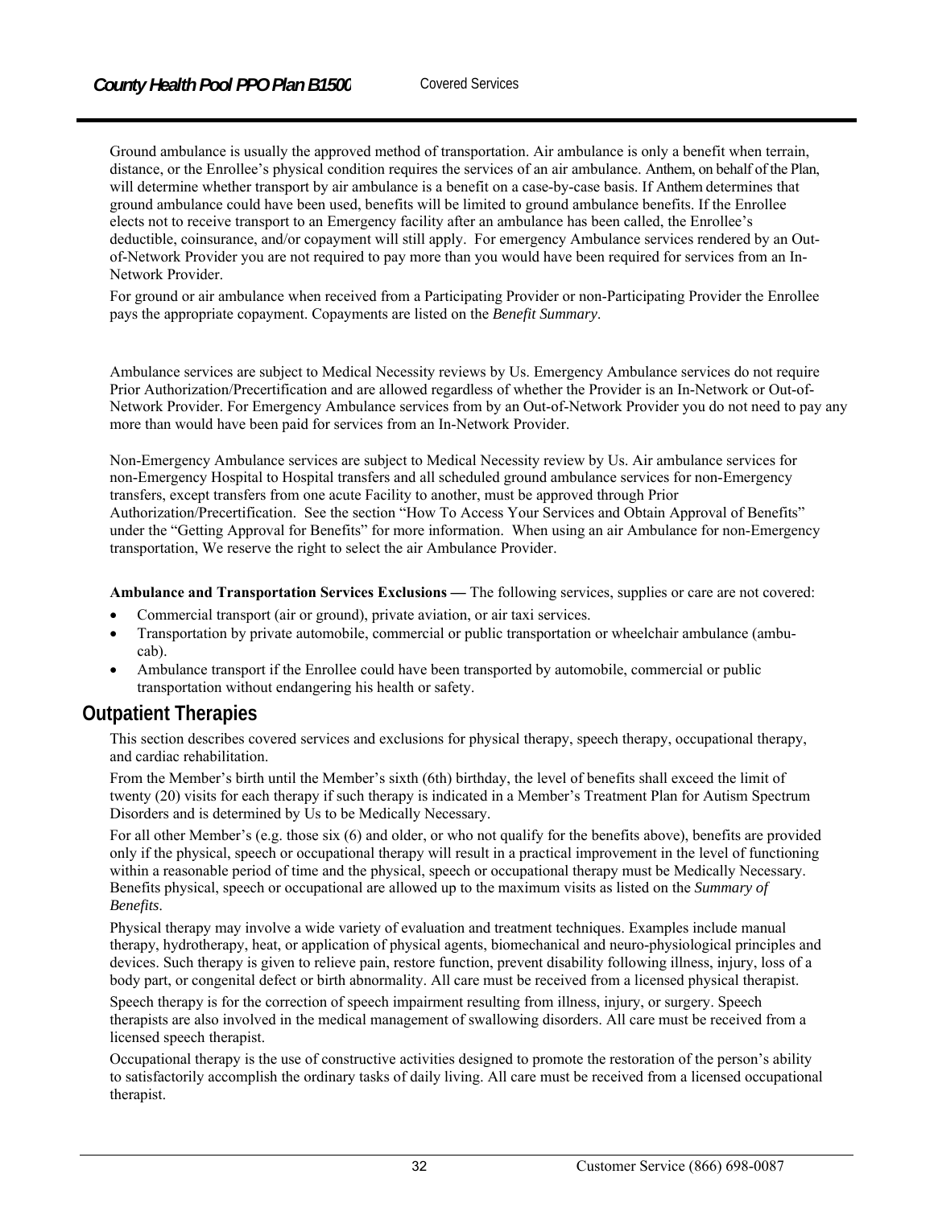Ground ambulance is usually the approved method of transportation. Air ambulance is only a benefit when terrain, distance, or the Enrollee's physical condition requires the services of an air ambulance. Anthem, on behalf of the Plan, will determine whether transport by air ambulance is a benefit on a case-by-case basis. If Anthem determines that ground ambulance could have been used, benefits will be limited to ground ambulance benefits. If the Enrollee elects not to receive transport to an Emergency facility after an ambulance has been called, the Enrollee's deductible, coinsurance, and/or copayment will still apply. For emergency Ambulance services rendered by an Out-of-Network Provider you are not required to pay more than you would have been required for services from an In-Network Provider.

For ground or air ambulance when received from a Participating Provider or non-Participating Provider the Enrollee pays the appropriate copayment. Copayments are listed on the *Benefit Summary*.

Ambulance services are subject to Medical Necessity reviews by Us. Emergency Ambulance services do not require Prior Authorization/Precertification and are allowed regardless of whether the Provider is an In-Network or Out-of-Network Provider. For Emergency Ambulance services from by an Out-of-Network Provider you do not need to pay any more than would have been paid for services from an In-Network Provider.

Non-Emergency Ambulance services are subject to Medical Necessity review by Us. Air ambulance services for non-Emergency Hospital to Hospital transfers and all scheduled ground ambulance services for non-Emergency transfers, except transfers from one acute Facility to another, must be approved through Prior Authorization/Precertification. See the section "How To Access Your Services and Obtain Approval of Benefits" under the "Getting Approval for Benefits" for more information. When using an air Ambulance for non-Emergency transportation, We reserve the right to select the air Ambulance Provider.

**Ambulance and Transportation Services Exclusions —** The following services, supplies or care are not covered:

- Commercial transport (air or ground), private aviation, or air taxi services.
- Transportation by private automobile, commercial or public transportation or wheelchair ambulance (ambu-cab).
- Ambulance transport if the Enrollee could have been transported by automobile, commercial or public transportation without endangering his health or safety.

## Outpatient Therapies

This section describes covered services and exclusions for physical therapy, speech therapy, occupational therapy, and cardiac rehabilitation.

From the Member's birth until the Member's sixth (6th) birthday, the level of benefits shall exceed the limit of twenty (20) visits for each therapy if such therapy is indicated in a Member's Treatment Plan for Autism Spectrum Disorders and is determined by Us to be Medically Necessary.

For all other Member's (e.g. those six (6) and older, or who not qualify for the benefits above), benefits are provided only if the physical, speech or occupational therapy will result in a practical improvement in the level of functioning within a reasonable period of time and the physical, speech or occupational therapy must be Medically Necessary. Benefits physical, speech or occupational are allowed up to the maximum visits as listed on the *Summary of Benefits*.

Physical therapy may involve a wide variety of evaluation and treatment techniques. Examples include manual therapy, hydrotherapy, heat, or application of physical agents, biomechanical and neuro-physiological principles and devices. Such therapy is given to relieve pain, restore function, prevent disability following illness, injury, loss of a body part, or congenital defect or birth abnormality. All care must be received from a licensed physical therapist.

Speech therapy is for the correction of speech impairment resulting from illness, injury, or surgery. Speech therapists are also involved in the medical management of swallowing disorders. All care must be received from a licensed speech therapist.

Occupational therapy is the use of constructive activities designed to promote the restoration of the person's ability to satisfactorily accomplish the ordinary tasks of daily living. All care must be received from a licensed occupational therapist.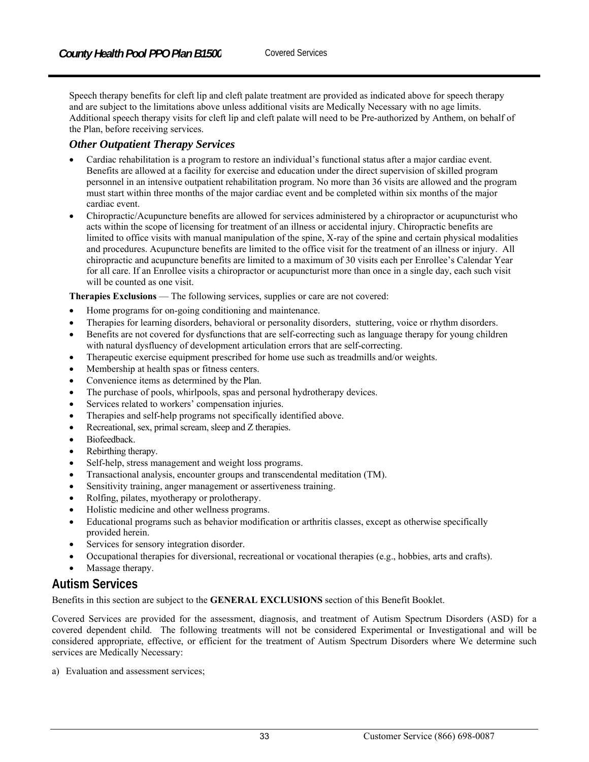Speech therapy benefits for cleft lip and cleft palate treatment are provided as indicated above for speech therapy and are subject to the limitations above unless additional visits are Medically Necessary with no age limits. Additional speech therapy visits for cleft lip and cleft palate will need to be Pre-authorized by Anthem, on behalf of the Plan, before receiving services.

### *Other Outpatient Therapy Services*

- Cardiac rehabilitation is a program to restore an individual's functional status after a major cardiac event. Benefits are allowed at a facility for exercise and education under the direct supervision of skilled program personnel in an intensive outpatient rehabilitation program. No more than 36 visits are allowed and the program must start within three months of the major cardiac event and be completed within six months of the major cardiac event.
- Chiropractic/Acupuncture benefits are allowed for services administered by a chiropractor or acupuncturist who acts within the scope of licensing for treatment of an illness or accidental injury. Chiropractic benefits are limited to office visits with manual manipulation of the spine, X-ray of the spine and certain physical modalities and procedures. Acupuncture benefits are limited to the office visit for the treatment of an illness or injury. All chiropractic and acupuncture benefits are limited to a maximum of 30 visits each per Enrollee's Calendar Year for all care. If an Enrollee visits a chiropractor or acupuncturist more than once in a single day, each such visit will be counted as one visit.

**Therapies Exclusions** — The following services, supplies or care are not covered:

- Home programs for on-going conditioning and maintenance.
- Therapies for learning disorders, behavioral or personality disorders, stuttering, voice or rhythm disorders.
- Benefits are not covered for dysfunctions that are self-correcting such as language therapy for young children with natural dysfluency of development articulation errors that are self-correcting.
- Therapeutic exercise equipment prescribed for home use such as treadmills and/or weights.
- Membership at health spas or fitness centers.
- Convenience items as determined by the Plan.
- The purchase of pools, whirlpools, spas and personal hydrotherapy devices.
- Services related to workers' compensation injuries.
- Therapies and self-help programs not specifically identified above.
- Recreational, sex, primal scream, sleep and Z therapies.
- Biofeedback.
- Rebirthing therapy.
- Self-help, stress management and weight loss programs.
- Transactional analysis, encounter groups and transcendental meditation (TM).
- Sensitivity training, anger management or assertiveness training.
- Rolfing, pilates, myotherapy or prolotherapy.
- Holistic medicine and other wellness programs.
- Educational programs such as behavior modification or arthritis classes, except as otherwise specifically provided herein.
- Services for sensory integration disorder.
- Occupational therapies for diversional, recreational or vocational therapies (e.g., hobbies, arts and crafts).
- Massage therapy.

## Autism Services

Benefits in this section are subject to the **GENERAL EXCLUSIONS** section of this Benefit Booklet.

Covered Services are provided for the assessment, diagnosis, and treatment of Autism Spectrum Disorders (ASD) for a covered dependent child. The following treatments will not be considered Experimental or Investigational and will be considered appropriate, effective, or efficient for the treatment of Autism Spectrum Disorders where We determine such services are Medically Necessary:

a) Evaluation and assessment services;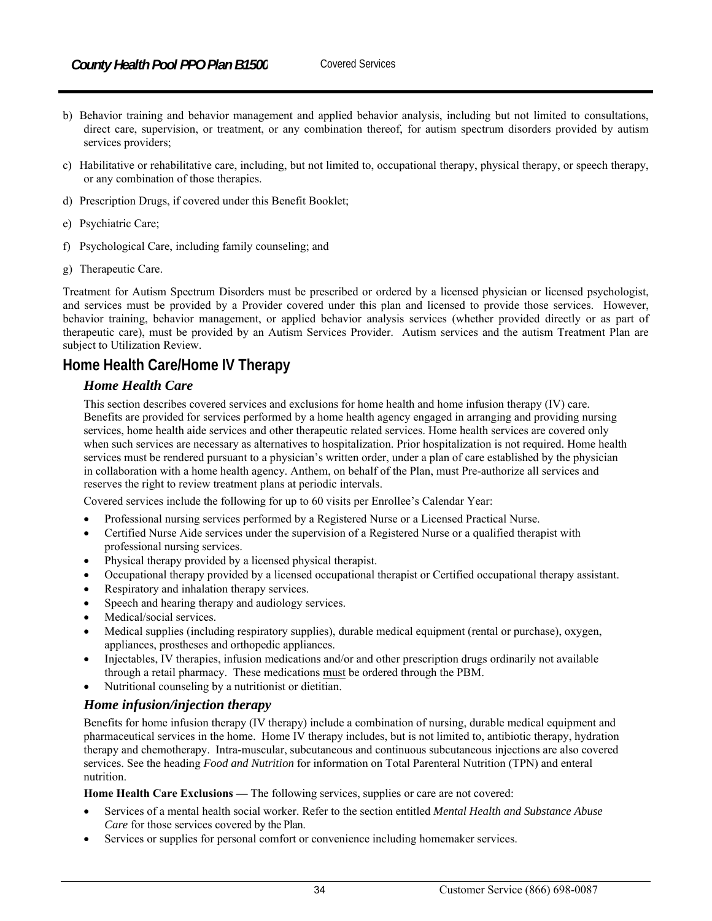b) Behavior training and behavior management and applied behavior analysis, including but not limited to consultations, direct care, supervision, or treatment, or any combination thereof, for autism spectrum disorders provided by autism services providers;

c) Habilitative or rehabilitative care, including, but not limited to, occupational therapy, physical therapy, or speech therapy, or any combination of those therapies.

d) Prescription Drugs, if covered under this Benefit Booklet;

e) Psychiatric Care;

f) Psychological Care, including family counseling; and

g) Therapeutic Care.

Treatment for Autism Spectrum Disorders must be prescribed or ordered by a licensed physician or licensed psychologist, and services must be provided by a Provider covered under this plan and licensed to provide those services. However, behavior training, behavior management, or applied behavior analysis services (whether provided directly or as part of therapeutic care), must be provided by an Autism Services Provider. Autism services and the autism Treatment Plan are subject to Utilization Review.

## Home Health Care/Home IV Therapy

### *Home Health Care*

This section describes covered services and exclusions for home health and home infusion therapy (IV) care. Benefits are provided for services performed by a home health agency engaged in arranging and providing nursing services, home health aide services and other therapeutic related services. Home health services are covered only when such services are necessary as alternatives to hospitalization. Prior hospitalization is not required. Home health services must be rendered pursuant to a physician's written order, under a plan of care established by the physician in collaboration with a home health agency. Anthem, on behalf of the Plan, must Pre-authorize all services and reserves the right to review treatment plans at periodic intervals.

Covered services include the following for up to 60 visits per Enrollee's Calendar Year:

- Professional nursing services performed by a Registered Nurse or a Licensed Practical Nurse.
- Certified Nurse Aide services under the supervision of a Registered Nurse or a qualified therapist with professional nursing services.
- Physical therapy provided by a licensed physical therapist.
- Occupational therapy provided by a licensed occupational therapist or Certified occupational therapy assistant.
- Respiratory and inhalation therapy services.
- Speech and hearing therapy and audiology services.
- Medical/social services.
- Medical supplies (including respiratory supplies), durable medical equipment (rental or purchase), oxygen, appliances, prostheses and orthopedic appliances.
- Injectables, IV therapies, infusion medications and/or and other prescription drugs ordinarily not available through a retail pharmacy. These medications <u>must</u> be ordered through the PBM.
- Nutritional counseling by a nutritionist or dietitian.

### *Home infusion/injection therapy*

Benefits for home infusion therapy (IV therapy) include a combination of nursing, durable medical equipment and pharmaceutical services in the home. Home IV therapy includes, but is not limited to, antibiotic therapy, hydration therapy and chemotherapy. Intra-muscular, subcutaneous and continuous subcutaneous injections are also covered services. See the heading *Food and Nutrition* for information on Total Parenteral Nutrition (TPN) and enteral nutrition.

**Home Health Care Exclusions —** The following services, supplies or care are not covered:

- Services of a mental health social worker. Refer to the section entitled *Mental Health and Substance Abuse Care* for those services covered by the Plan.
- Services or supplies for personal comfort or convenience including homemaker services.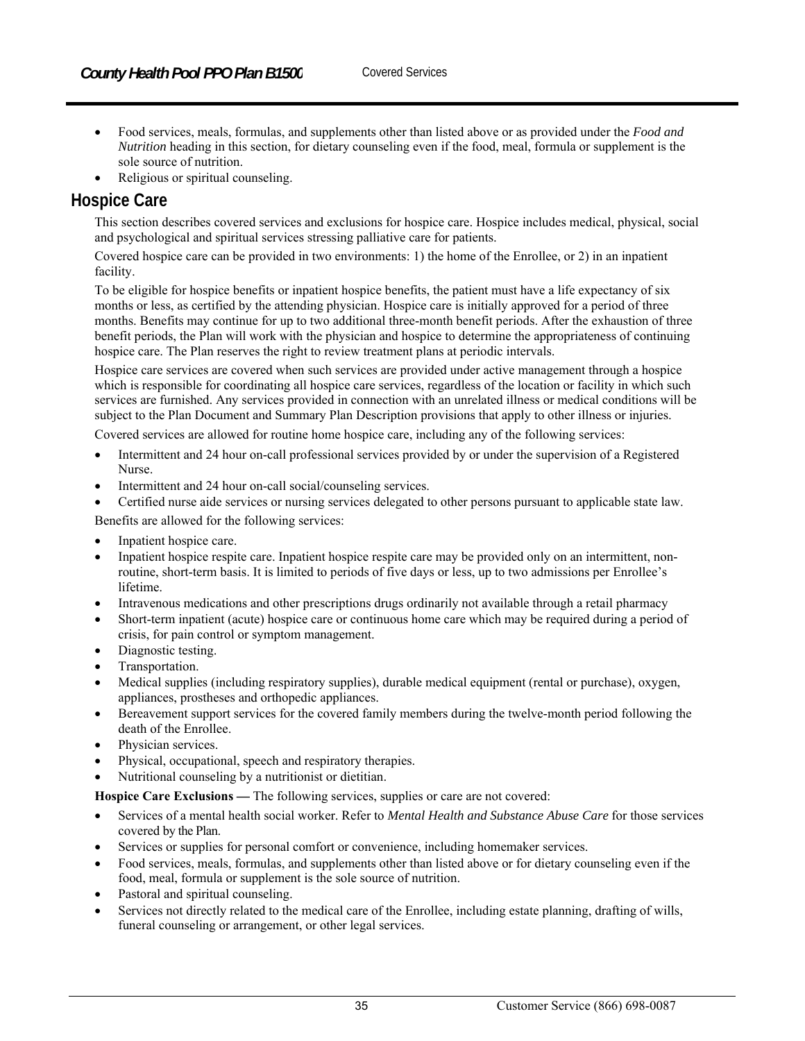- Food services, meals, formulas, and supplements other than listed above or as provided under the *Food and Nutrition* heading in this section, for dietary counseling even if the food, meal, formula or supplement is the sole source of nutrition.
- Religious or spiritual counseling.

## Hospice Care

This section describes covered services and exclusions for hospice care. Hospice includes medical, physical, social and psychological and spiritual services stressing palliative care for patients.

Covered hospice care can be provided in two environments: 1) the home of the Enrollee, or 2) in an inpatient facility.

To be eligible for hospice benefits or inpatient hospice benefits, the patient must have a life expectancy of six months or less, as certified by the attending physician. Hospice care is initially approved for a period of three months. Benefits may continue for up to two additional three-month benefit periods. After the exhaustion of three benefit periods, the Plan will work with the physician and hospice to determine the appropriateness of continuing hospice care. The Plan reserves the right to review treatment plans at periodic intervals.

Hospice care services are covered when such services are provided under active management through a hospice which is responsible for coordinating all hospice care services, regardless of the location or facility in which such services are furnished. Any services provided in connection with an unrelated illness or medical conditions will be subject to the Plan Document and Summary Plan Description provisions that apply to other illness or injuries.

Covered services are allowed for routine home hospice care, including any of the following services:

- Intermittent and 24 hour on-call professional services provided by or under the supervision of a Registered Nurse.
- Intermittent and 24 hour on-call social/counseling services.
- Certified nurse aide services or nursing services delegated to other persons pursuant to applicable state law.

Benefits are allowed for the following services:

- Inpatient hospice care.
- Inpatient hospice respite care. Inpatient hospice respite care may be provided only on an intermittent, non-routine, short-term basis. It is limited to periods of five days or less, up to two admissions per Enrollee's lifetime.
- Intravenous medications and other prescriptions drugs ordinarily not available through a retail pharmacy
- Short-term inpatient (acute) hospice care or continuous home care which may be required during a period of crisis, for pain control or symptom management.
- Diagnostic testing.
- Transportation.
- Medical supplies (including respiratory supplies), durable medical equipment (rental or purchase), oxygen, appliances, prostheses and orthopedic appliances.
- Bereavement support services for the covered family members during the twelve-month period following the death of the Enrollee.
- Physician services.
- Physical, occupational, speech and respiratory therapies.
- Nutritional counseling by a nutritionist or dietitian.

**Hospice Care Exclusions —** The following services, supplies or care are not covered:

- Services of a mental health social worker. Refer to *Mental Health and Substance Abuse Care* for those services covered by the Plan.
- Services or supplies for personal comfort or convenience, including homemaker services.
- Food services, meals, formulas, and supplements other than listed above or for dietary counseling even if the food, meal, formula or supplement is the sole source of nutrition.
- Pastoral and spiritual counseling.
- Services not directly related to the medical care of the Enrollee, including estate planning, drafting of wills, funeral counseling or arrangement, or other legal services.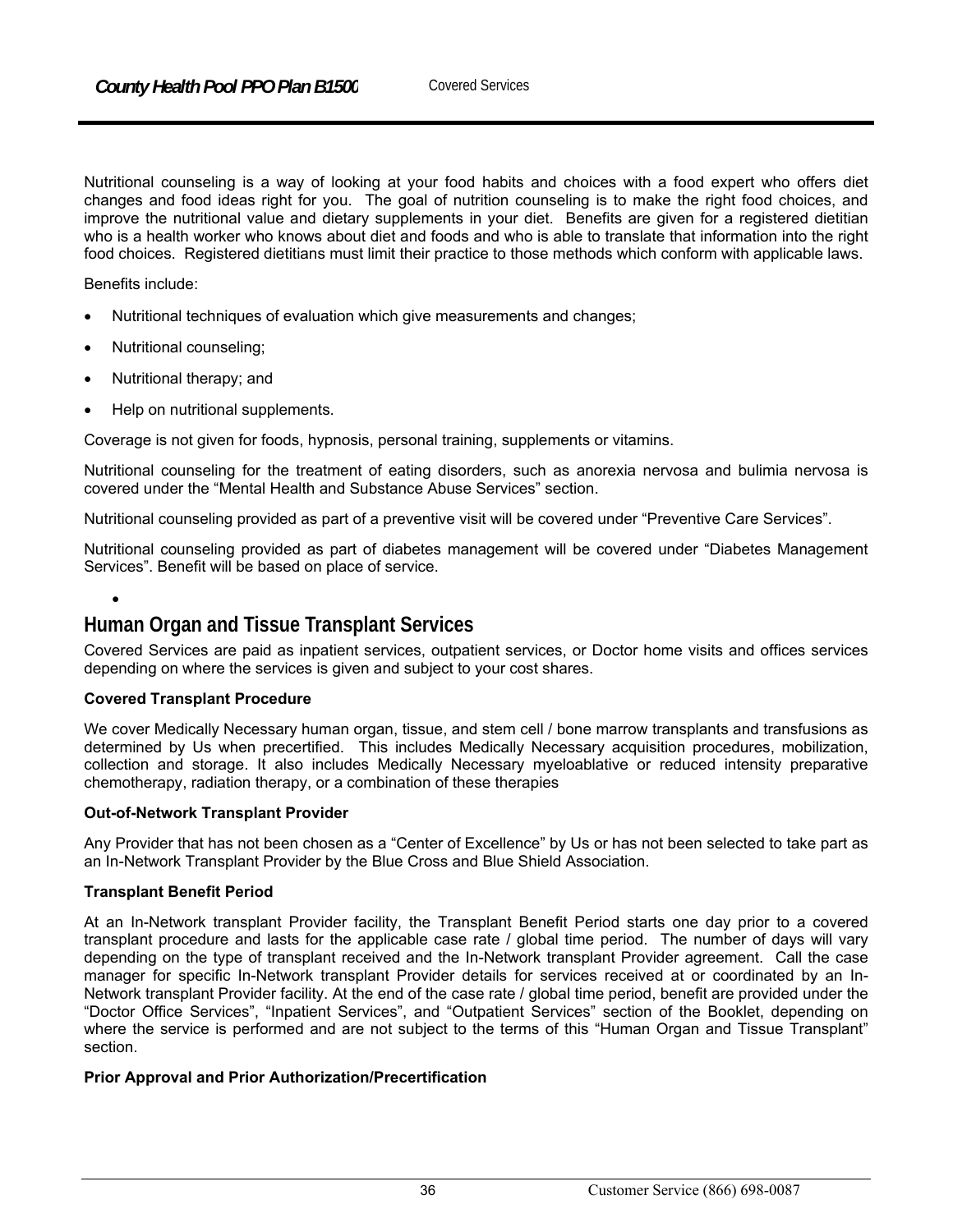Nutritional counseling is a way of looking at your food habits and choices with a food expert who offers diet changes and food ideas right for you. The goal of nutrition counseling is to make the right food choices, and improve the nutritional value and dietary supplements in your diet. Benefits are given for a registered dietitian who is a health worker who knows about diet and foods and who is able to translate that information into the right food choices. Registered dietitians must limit their practice to those methods which conform with applicable laws.

Benefits include:

- Nutritional techniques of evaluation which give measurements and changes;
- Nutritional counseling;
- Nutritional therapy; and
- Help on nutritional supplements.

Coverage is not given for foods, hypnosis, personal training, supplements or vitamins.

Nutritional counseling for the treatment of eating disorders, such as anorexia nervosa and bulimia nervosa is covered under the "Mental Health and Substance Abuse Services" section.

Nutritional counseling provided as part of a preventive visit will be covered under "Preventive Care Services".

Nutritional counseling provided as part of diabetes management will be covered under "Diabetes Management Services". Benefit will be based on place of service.

## Human Organ and Tissue Transplant Services

Covered Services are paid as inpatient services, outpatient services, or Doctor home visits and offices services depending on where the services is given and subject to your cost shares.

**Covered Transplant Procedure**

We cover Medically Necessary human organ, tissue, and stem cell / bone marrow transplants and transfusions as determined by Us when precertified. This includes Medically Necessary acquisition procedures, mobilization, collection and storage. It also includes Medically Necessary myeloablative or reduced intensity preparative chemotherapy, radiation therapy, or a combination of these therapies

**Out-of-Network Transplant Provider**

Any Provider that has not been chosen as a "Center of Excellence" by Us or has not been selected to take part as an In-Network Transplant Provider by the Blue Cross and Blue Shield Association.

**Transplant Benefit Period**

At an In-Network transplant Provider facility, the Transplant Benefit Period starts one day prior to a covered transplant procedure and lasts for the applicable case rate / global time period. The number of days will vary depending on the type of transplant received and the In-Network transplant Provider agreement. Call the case manager for specific In-Network transplant Provider details for services received at or coordinated by an In-Network transplant Provider facility. At the end of the case rate / global time period, benefit are provided under the "Doctor Office Services", "Inpatient Services", and "Outpatient Services" section of the Booklet, depending on where the service is performed and are not subject to the terms of this "Human Organ and Tissue Transplant" section.

**Prior Approval and Prior Authorization/Precertification**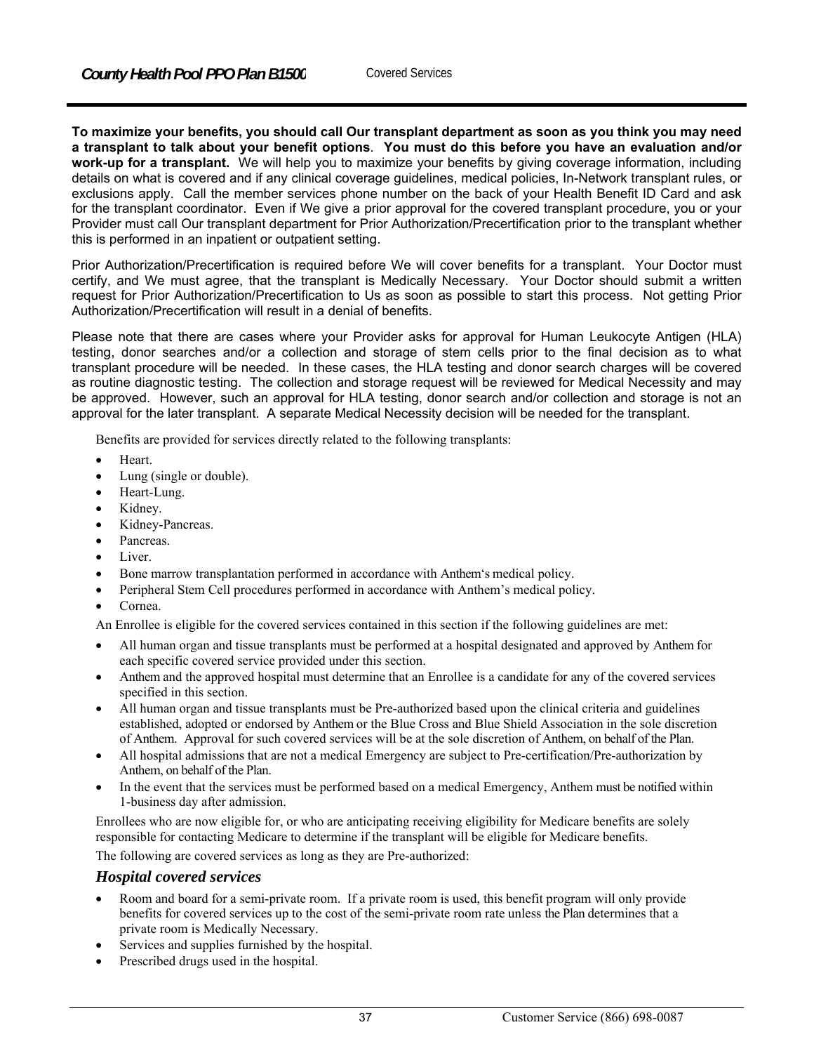**To maximize your benefits, you should call Our transplant department as soon as you think you may need a transplant to talk about your benefit options**. **You must do this before you have an evaluation and/or work-up for a transplant.** We will help you to maximize your benefits by giving coverage information, including details on what is covered and if any clinical coverage guidelines, medical policies, In-Network transplant rules, or exclusions apply. Call the member services phone number on the back of your Health Benefit ID Card and ask for the transplant coordinator. Even if We give a prior approval for the covered transplant procedure, you or your Provider must call Our transplant department for Prior Authorization/Precertification prior to the transplant whether this is performed in an inpatient or outpatient setting.

Prior Authorization/Precertification is required before We will cover benefits for a transplant. Your Doctor must certify, and We must agree, that the transplant is Medically Necessary. Your Doctor should submit a written request for Prior Authorization/Precertification to Us as soon as possible to start this process. Not getting Prior Authorization/Precertification will result in a denial of benefits.

Please note that there are cases where your Provider asks for approval for Human Leukocyte Antigen (HLA) testing, donor searches and/or a collection and storage of stem cells prior to the final decision as to what transplant procedure will be needed. In these cases, the HLA testing and donor search charges will be covered as routine diagnostic testing. The collection and storage request will be reviewed for Medical Necessity and may be approved. However, such an approval for HLA testing, donor search and/or collection and storage is not an approval for the later transplant. A separate Medical Necessity decision will be needed for the transplant.

Benefits are provided for services directly related to the following transplants:

- Heart.
- Lung (single or double).
- Heart-Lung.
- Kidney.
- Kidney-Pancreas.
- Pancreas.
- Liver.
- Bone marrow transplantation performed in accordance with Anthem's medical policy.
- Peripheral Stem Cell procedures performed in accordance with Anthem's medical policy.
- Cornea.

An Enrollee is eligible for the covered services contained in this section if the following guidelines are met:

- All human organ and tissue transplants must be performed at a hospital designated and approved by Anthem for each specific covered service provided under this section.
- Anthem and the approved hospital must determine that an Enrollee is a candidate for any of the covered services specified in this section.
- All human organ and tissue transplants must be Pre-authorized based upon the clinical criteria and guidelines established, adopted or endorsed by Anthem or the Blue Cross and Blue Shield Association in the sole discretion of Anthem. Approval for such covered services will be at the sole discretion of Anthem, on behalf of the Plan.
- All hospital admissions that are not a medical Emergency are subject to Pre-certification/Pre-authorization by Anthem, on behalf of the Plan.
- In the event that the services must be performed based on a medical Emergency, Anthem must be notified within 1-business day after admission.

Enrollees who are now eligible for, or who are anticipating receiving eligibility for Medicare benefits are solely responsible for contacting Medicare to determine if the transplant will be eligible for Medicare benefits.

The following are covered services as long as they are Pre-authorized:

### *Hospital covered services*

- Room and board for a semi-private room. If a private room is used, this benefit program will only provide benefits for covered services up to the cost of the semi-private room rate unless the Plan determines that a private room is Medically Necessary.
- Services and supplies furnished by the hospital.
- Prescribed drugs used in the hospital.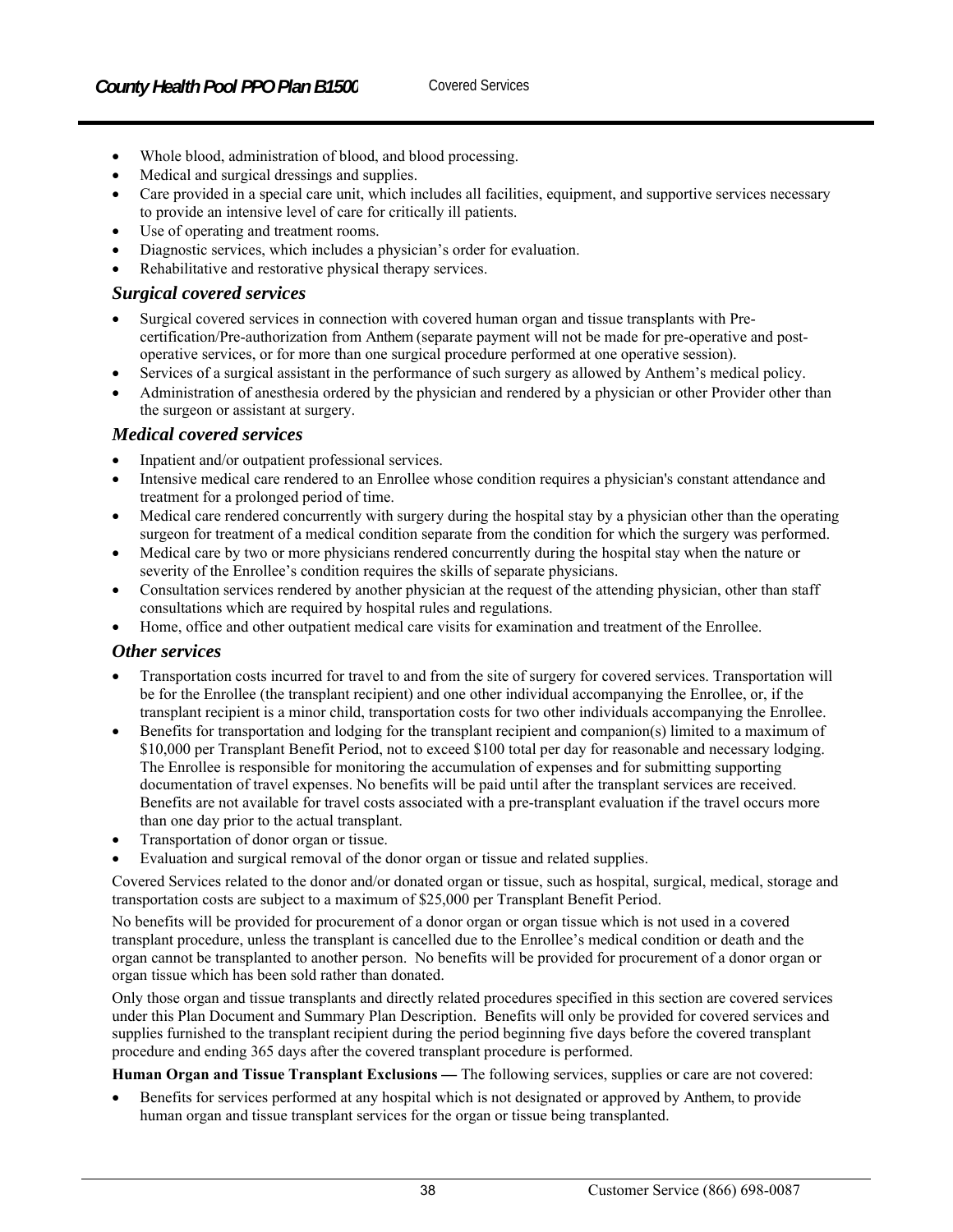- Whole blood, administration of blood, and blood processing.
- Medical and surgical dressings and supplies.
- Care provided in a special care unit, which includes all facilities, equipment, and supportive services necessary to provide an intensive level of care for critically ill patients.
- Use of operating and treatment rooms.
- Diagnostic services, which includes a physician's order for evaluation.
- Rehabilitative and restorative physical therapy services.

### *Surgical covered services*

- Surgical covered services in connection with covered human organ and tissue transplants with Pre-certification/Pre-authorization from Anthem (separate payment will not be made for pre-operative and post-operative services, or for more than one surgical procedure performed at one operative session).
- Services of a surgical assistant in the performance of such surgery as allowed by Anthem's medical policy.
- Administration of anesthesia ordered by the physician and rendered by a physician or other Provider other than the surgeon or assistant at surgery.

### *Medical covered services*

- Inpatient and/or outpatient professional services.
- Intensive medical care rendered to an Enrollee whose condition requires a physician's constant attendance and treatment for a prolonged period of time.
- Medical care rendered concurrently with surgery during the hospital stay by a physician other than the operating surgeon for treatment of a medical condition separate from the condition for which the surgery was performed.
- Medical care by two or more physicians rendered concurrently during the hospital stay when the nature or severity of the Enrollee's condition requires the skills of separate physicians.
- Consultation services rendered by another physician at the request of the attending physician, other than staff consultations which are required by hospital rules and regulations.
- Home, office and other outpatient medical care visits for examination and treatment of the Enrollee.

### *Other services*

- Transportation costs incurred for travel to and from the site of surgery for covered services. Transportation will be for the Enrollee (the transplant recipient) and one other individual accompanying the Enrollee, or, if the transplant recipient is a minor child, transportation costs for two other individuals accompanying the Enrollee.
- Benefits for transportation and lodging for the transplant recipient and companion(s) limited to a maximum of $10,000 per Transplant Benefit Period, not to exceed $100 total per day for reasonable and necessary lodging. The Enrollee is responsible for monitoring the accumulation of expenses and for submitting supporting documentation of travel expenses. No benefits will be paid until after the transplant services are received. Benefits are not available for travel costs associated with a pre-transplant evaluation if the travel occurs more than one day prior to the actual transplant.
- Transportation of donor organ or tissue.
- Evaluation and surgical removal of the donor organ or tissue and related supplies.

Covered Services related to the donor and/or donated organ or tissue, such as hospital, surgical, medical, storage and transportation costs are subject to a maximum of $25,000 per Transplant Benefit Period.

No benefits will be provided for procurement of a donor organ or organ tissue which is not used in a covered transplant procedure, unless the transplant is cancelled due to the Enrollee's medical condition or death and the organ cannot be transplanted to another person. No benefits will be provided for procurement of a donor organ or organ tissue which has been sold rather than donated.

Only those organ and tissue transplants and directly related procedures specified in this section are covered services under this Plan Document and Summary Plan Description. Benefits will only be provided for covered services and supplies furnished to the transplant recipient during the period beginning five days before the covered transplant procedure and ending 365 days after the covered transplant procedure is performed.

**Human Organ and Tissue Transplant Exclusions —** The following services, supplies or care are not covered:

- Benefits for services performed at any hospital which is not designated or approved by Anthem, to provide human organ and tissue transplant services for the organ or tissue being transplanted.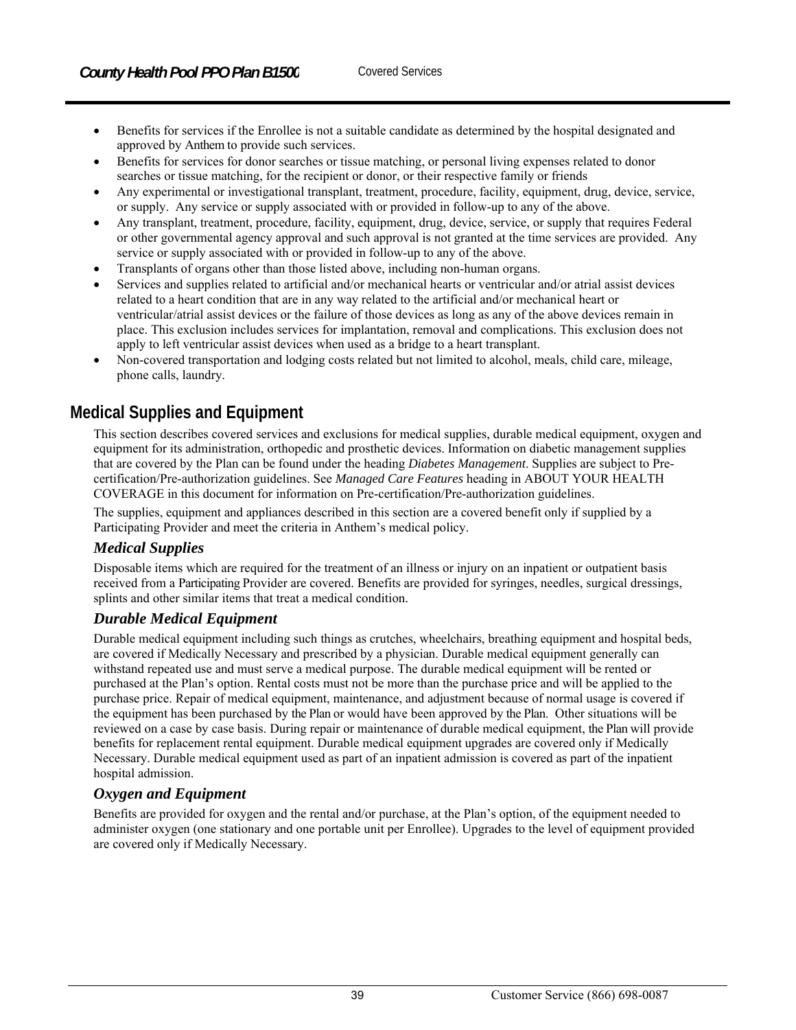- Benefits for services if the Enrollee is not a suitable candidate as determined by the hospital designated and approved by Anthem to provide such services.
- Benefits for services for donor searches or tissue matching, or personal living expenses related to donor searches or tissue matching, for the recipient or donor, or their respective family or friends
- Any experimental or investigational transplant, treatment, procedure, facility, equipment, drug, device, service, or supply. Any service or supply associated with or provided in follow-up to any of the above.
- Any transplant, treatment, procedure, facility, equipment, drug, device, service, or supply that requires Federal or other governmental agency approval and such approval is not granted at the time services are provided. Any service or supply associated with or provided in follow-up to any of the above.
- Transplants of organs other than those listed above, including non-human organs.
- Services and supplies related to artificial and/or mechanical hearts or ventricular and/or atrial assist devices related to a heart condition that are in any way related to the artificial and/or mechanical heart or ventricular/atrial assist devices or the failure of those devices as long as any of the above devices remain in place. This exclusion includes services for implantation, removal and complications. This exclusion does not apply to left ventricular assist devices when used as a bridge to a heart transplant.
- Non-covered transportation and lodging costs related but not limited to alcohol, meals, child care, mileage, phone calls, laundry.

## Medical Supplies and Equipment

This section describes covered services and exclusions for medical supplies, durable medical equipment, oxygen and equipment for its administration, orthopedic and prosthetic devices. Information on diabetic management supplies that are covered by the Plan can be found under the heading *Diabetes Management*. Supplies are subject to Pre-certification/Pre-authorization guidelines. See *Managed Care Features* heading in ABOUT YOUR HEALTH COVERAGE in this document for information on Pre-certification/Pre-authorization guidelines.

The supplies, equipment and appliances described in this section are a covered benefit only if supplied by a Participating Provider and meet the criteria in Anthem's medical policy.

### *Medical Supplies*

Disposable items which are required for the treatment of an illness or injury on an inpatient or outpatient basis received from a Participating Provider are covered. Benefits are provided for syringes, needles, surgical dressings, splints and other similar items that treat a medical condition.

### *Durable Medical Equipment*

Durable medical equipment including such things as crutches, wheelchairs, breathing equipment and hospital beds, are covered if Medically Necessary and prescribed by a physician. Durable medical equipment generally can withstand repeated use and must serve a medical purpose. The durable medical equipment will be rented or purchased at the Plan's option. Rental costs must not be more than the purchase price and will be applied to the purchase price. Repair of medical equipment, maintenance, and adjustment because of normal usage is covered if the equipment has been purchased by the Plan or would have been approved by the Plan. Other situations will be reviewed on a case by case basis. During repair or maintenance of durable medical equipment, the Plan will provide benefits for replacement rental equipment. Durable medical equipment upgrades are covered only if Medically Necessary. Durable medical equipment used as part of an inpatient admission is covered as part of the inpatient hospital admission.

### *Oxygen and Equipment*

Benefits are provided for oxygen and the rental and/or purchase, at the Plan's option, of the equipment needed to administer oxygen (one stationary and one portable unit per Enrollee). Upgrades to the level of equipment provided are covered only if Medically Necessary.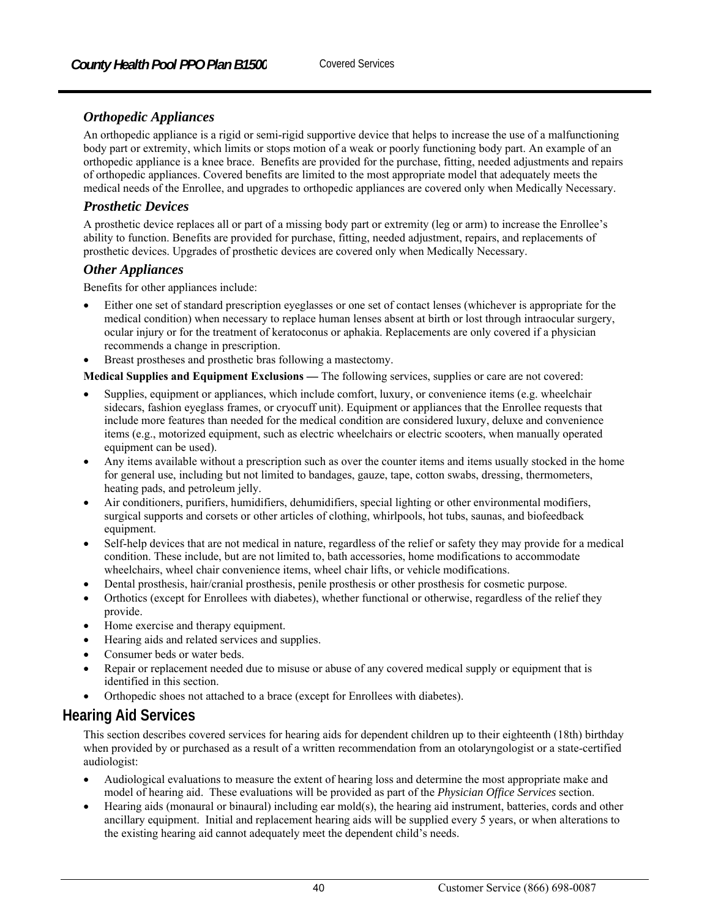### *Orthopedic Appliances*

An orthopedic appliance is a rigid or semi-rigid supportive device that helps to increase the use of a malfunctioning body part or extremity, which limits or stops motion of a weak or poorly functioning body part. An example of an orthopedic appliance is a knee brace. Benefits are provided for the purchase, fitting, needed adjustments and repairs of orthopedic appliances. Covered benefits are limited to the most appropriate model that adequately meets the medical needs of the Enrollee, and upgrades to orthopedic appliances are covered only when Medically Necessary.

### *Prosthetic Devices*

A prosthetic device replaces all or part of a missing body part or extremity (leg or arm) to increase the Enrollee's ability to function. Benefits are provided for purchase, fitting, needed adjustment, repairs, and replacements of prosthetic devices. Upgrades of prosthetic devices are covered only when Medically Necessary.

### *Other Appliances*

Benefits for other appliances include:

- Either one set of standard prescription eyeglasses or one set of contact lenses (whichever is appropriate for the medical condition) when necessary to replace human lenses absent at birth or lost through intraocular surgery, ocular injury or for the treatment of keratoconus or aphakia. Replacements are only covered if a physician recommends a change in prescription.
- Breast prostheses and prosthetic bras following a mastectomy.

**Medical Supplies and Equipment Exclusions —** The following services, supplies or care are not covered:

- Supplies, equipment or appliances, which include comfort, luxury, or convenience items (e.g. wheelchair sidecars, fashion eyeglass frames, or cryocuff unit). Equipment or appliances that the Enrollee requests that include more features than needed for the medical condition are considered luxury, deluxe and convenience items (e.g., motorized equipment, such as electric wheelchairs or electric scooters, when manually operated equipment can be used).
- Any items available without a prescription such as over the counter items and items usually stocked in the home for general use, including but not limited to bandages, gauze, tape, cotton swabs, dressing, thermometers, heating pads, and petroleum jelly.
- Air conditioners, purifiers, humidifiers, dehumidifiers, special lighting or other environmental modifiers, surgical supports and corsets or other articles of clothing, whirlpools, hot tubs, saunas, and biofeedback equipment.
- Self-help devices that are not medical in nature, regardless of the relief or safety they may provide for a medical condition. These include, but are not limited to, bath accessories, home modifications to accommodate wheelchairs, wheel chair convenience items, wheel chair lifts, or vehicle modifications.
- Dental prosthesis, hair/cranial prosthesis, penile prosthesis or other prosthesis for cosmetic purpose.
- Orthotics (except for Enrollees with diabetes), whether functional or otherwise, regardless of the relief they provide.
- Home exercise and therapy equipment.
- Hearing aids and related services and supplies.
- Consumer beds or water beds.
- Repair or replacement needed due to misuse or abuse of any covered medical supply or equipment that is identified in this section.
- Orthopedic shoes not attached to a brace (except for Enrollees with diabetes).

## Hearing Aid Services

This section describes covered services for hearing aids for dependent children up to their eighteenth (18th) birthday when provided by or purchased as a result of a written recommendation from an otolaryngologist or a state-certified audiologist:

- Audiological evaluations to measure the extent of hearing loss and determine the most appropriate make and model of hearing aid. These evaluations will be provided as part of the *Physician Office Services* section.
- Hearing aids (monaural or binaural) including ear mold(s), the hearing aid instrument, batteries, cords and other ancillary equipment. Initial and replacement hearing aids will be supplied every 5 years, or when alterations to the existing hearing aid cannot adequately meet the dependent child's needs.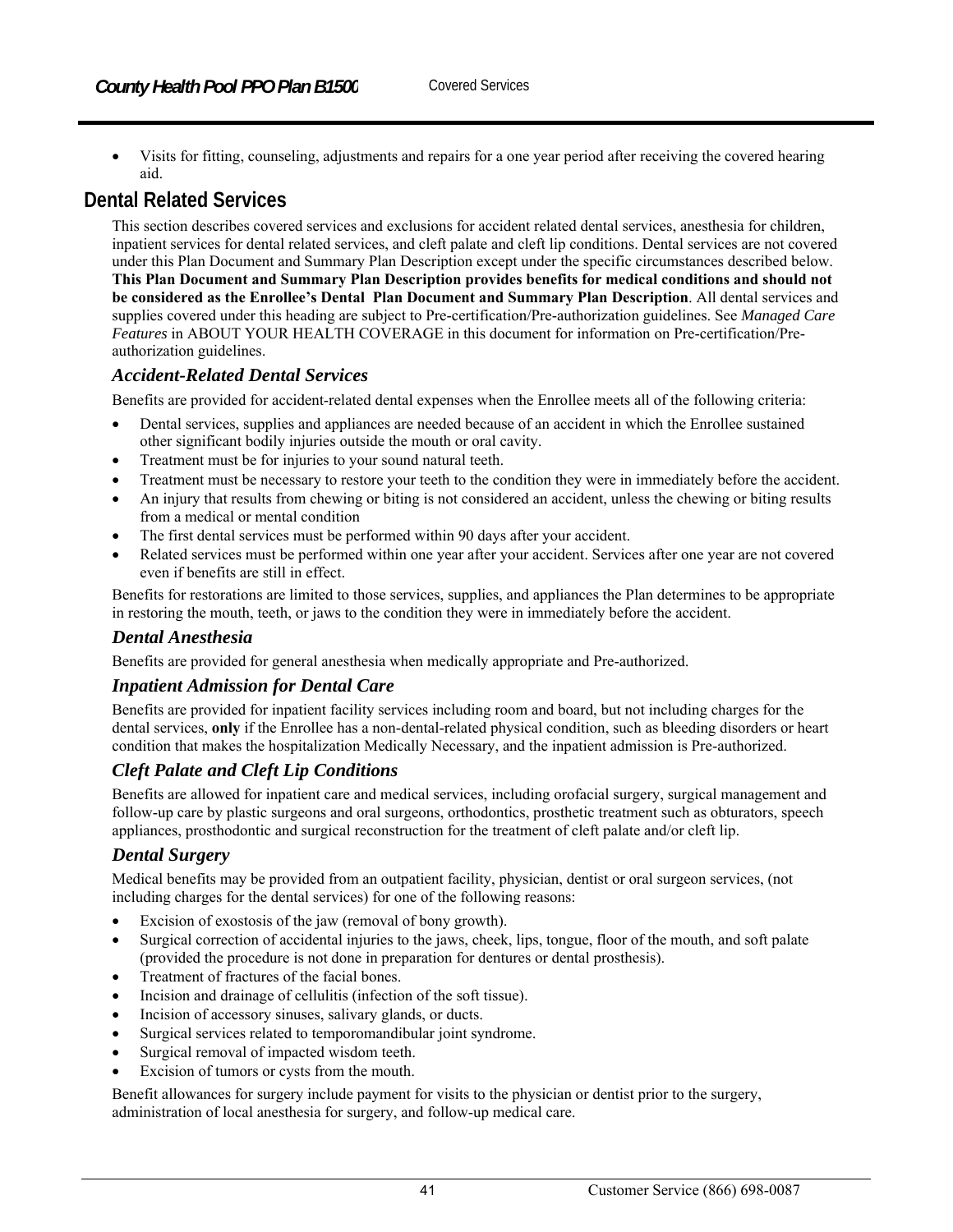- Visits for fitting, counseling, adjustments and repairs for a one year period after receiving the covered hearing aid.

## Dental Related Services

This section describes covered services and exclusions for accident related dental services, anesthesia for children, inpatient services for dental related services, and cleft palate and cleft lip conditions. Dental services are not covered under this Plan Document and Summary Plan Description except under the specific circumstances described below. **This Plan Document and Summary Plan Description provides benefits for medical conditions and should not be considered as the Enrollee's Dental Plan Document and Summary Plan Description**. All dental services and supplies covered under this heading are subject to Pre-certification/Pre-authorization guidelines. See *Managed Care Features* in ABOUT YOUR HEALTH COVERAGE in this document for information on Pre-certification/Pre-authorization guidelines.

### *Accident-Related Dental Services*

Benefits are provided for accident-related dental expenses when the Enrollee meets all of the following criteria:

- Dental services, supplies and appliances are needed because of an accident in which the Enrollee sustained other significant bodily injuries outside the mouth or oral cavity.
- Treatment must be for injuries to your sound natural teeth.
- Treatment must be necessary to restore your teeth to the condition they were in immediately before the accident.
- An injury that results from chewing or biting is not considered an accident, unless the chewing or biting results from a medical or mental condition
- The first dental services must be performed within 90 days after your accident.
- Related services must be performed within one year after your accident. Services after one year are not covered even if benefits are still in effect.

Benefits for restorations are limited to those services, supplies, and appliances the Plan determines to be appropriate in restoring the mouth, teeth, or jaws to the condition they were in immediately before the accident.

### *Dental Anesthesia*

Benefits are provided for general anesthesia when medically appropriate and Pre-authorized.

### *Inpatient Admission for Dental Care*

Benefits are provided for inpatient facility services including room and board, but not including charges for the dental services, **only** if the Enrollee has a non-dental-related physical condition, such as bleeding disorders or heart condition that makes the hospitalization Medically Necessary, and the inpatient admission is Pre-authorized.

### *Cleft Palate and Cleft Lip Conditions*

Benefits are allowed for inpatient care and medical services, including orofacial surgery, surgical management and follow-up care by plastic surgeons and oral surgeons, orthodontics, prosthetic treatment such as obturators, speech appliances, prosthodontic and surgical reconstruction for the treatment of cleft palate and/or cleft lip.

### *Dental Surgery*

Medical benefits may be provided from an outpatient facility, physician, dentist or oral surgeon services, (not including charges for the dental services) for one of the following reasons:

- Excision of exostosis of the jaw (removal of bony growth).
- Surgical correction of accidental injuries to the jaws, cheek, lips, tongue, floor of the mouth, and soft palate (provided the procedure is not done in preparation for dentures or dental prosthesis).
- Treatment of fractures of the facial bones.
- Incision and drainage of cellulitis (infection of the soft tissue).
- Incision of accessory sinuses, salivary glands, or ducts.
- Surgical services related to temporomandibular joint syndrome.
- Surgical removal of impacted wisdom teeth.
- Excision of tumors or cysts from the mouth.

Benefit allowances for surgery include payment for visits to the physician or dentist prior to the surgery, administration of local anesthesia for surgery, and follow-up medical care.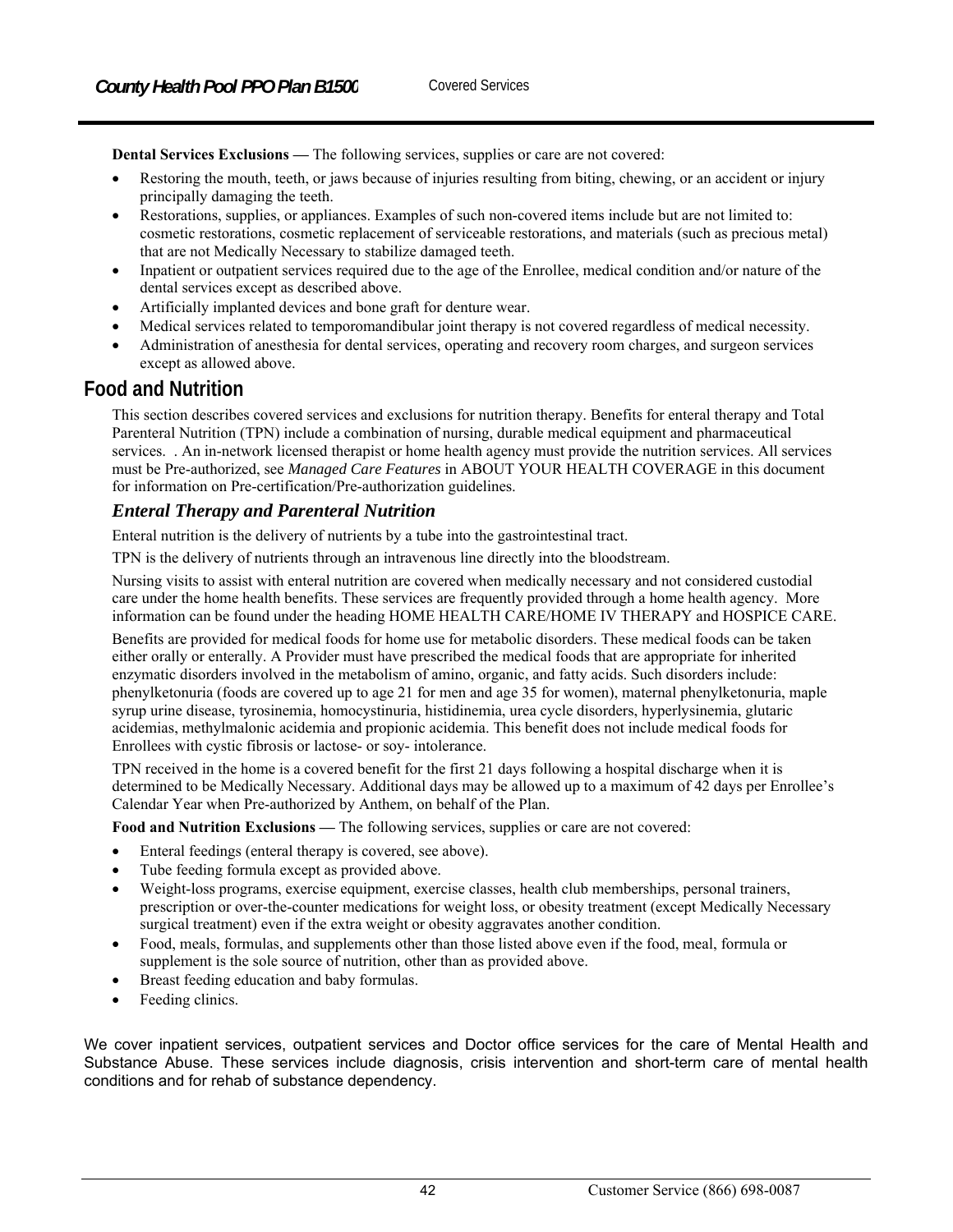**Dental Services Exclusions —** The following services, supplies or care are not covered:

- Restoring the mouth, teeth, or jaws because of injuries resulting from biting, chewing, or an accident or injury principally damaging the teeth.
- Restorations, supplies, or appliances. Examples of such non-covered items include but are not limited to: cosmetic restorations, cosmetic replacement of serviceable restorations, and materials (such as precious metal) that are not Medically Necessary to stabilize damaged teeth.
- Inpatient or outpatient services required due to the age of the Enrollee, medical condition and/or nature of the dental services except as described above.
- Artificially implanted devices and bone graft for denture wear.
- Medical services related to temporomandibular joint therapy is not covered regardless of medical necessity.
- Administration of anesthesia for dental services, operating and recovery room charges, and surgeon services except as allowed above.

## Food and Nutrition

This section describes covered services and exclusions for nutrition therapy. Benefits for enteral therapy and Total Parenteral Nutrition (TPN) include a combination of nursing, durable medical equipment and pharmaceutical services. . An in-network licensed therapist or home health agency must provide the nutrition services. All services must be Pre-authorized, see *Managed Care Features* in ABOUT YOUR HEALTH COVERAGE in this document for information on Pre-certification/Pre-authorization guidelines.

### *Enteral Therapy and Parenteral Nutrition*

Enteral nutrition is the delivery of nutrients by a tube into the gastrointestinal tract.

TPN is the delivery of nutrients through an intravenous line directly into the bloodstream.

Nursing visits to assist with enteral nutrition are covered when medically necessary and not considered custodial care under the home health benefits. These services are frequently provided through a home health agency. More information can be found under the heading HOME HEALTH CARE/HOME IV THERAPY and HOSPICE CARE.

Benefits are provided for medical foods for home use for metabolic disorders. These medical foods can be taken either orally or enterally. A Provider must have prescribed the medical foods that are appropriate for inherited enzymatic disorders involved in the metabolism of amino, organic, and fatty acids. Such disorders include: phenylketonuria (foods are covered up to age 21 for men and age 35 for women), maternal phenylketonuria, maple syrup urine disease, tyrosinemia, homocystinuria, histidinemia, urea cycle disorders, hyperlysinemia, glutaric acidemias, methylmalonic acidemia and propionic acidemia. This benefit does not include medical foods for Enrollees with cystic fibrosis or lactose- or soy- intolerance.

TPN received in the home is a covered benefit for the first 21 days following a hospital discharge when it is determined to be Medically Necessary. Additional days may be allowed up to a maximum of 42 days per Enrollee's Calendar Year when Pre-authorized by Anthem, on behalf of the Plan.

**Food and Nutrition Exclusions —** The following services, supplies or care are not covered:

- Enteral feedings (enteral therapy is covered, see above).
- Tube feeding formula except as provided above.
- Weight-loss programs, exercise equipment, exercise classes, health club memberships, personal trainers, prescription or over-the-counter medications for weight loss, or obesity treatment (except Medically Necessary surgical treatment) even if the extra weight or obesity aggravates another condition.
- Food, meals, formulas, and supplements other than those listed above even if the food, meal, formula or supplement is the sole source of nutrition, other than as provided above.
- Breast feeding education and baby formulas.
- Feeding clinics.

We cover inpatient services, outpatient services and Doctor office services for the care of Mental Health and Substance Abuse. These services include diagnosis, crisis intervention and short-term care of mental health conditions and for rehab of substance dependency.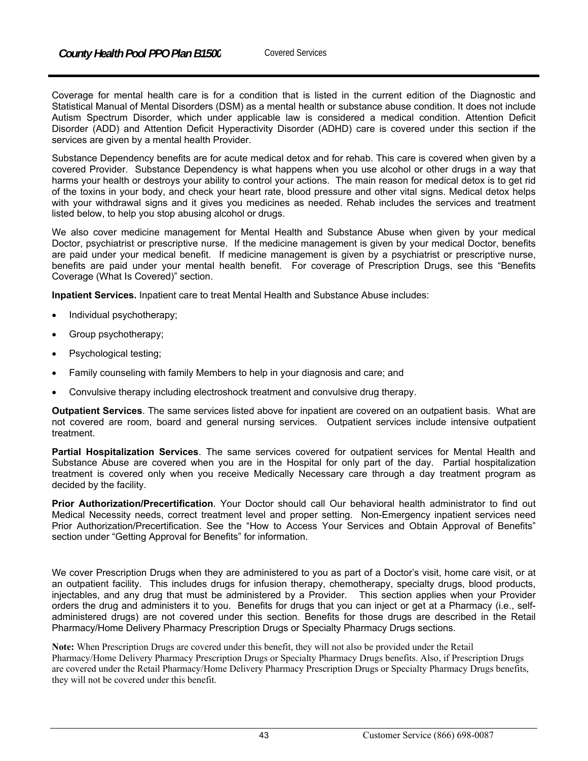Coverage for mental health care is for a condition that is listed in the current edition of the Diagnostic and Statistical Manual of Mental Disorders (DSM) as a mental health or substance abuse condition. It does not include Autism Spectrum Disorder, which under applicable law is considered a medical condition. Attention Deficit Disorder (ADD) and Attention Deficit Hyperactivity Disorder (ADHD) care is covered under this section if the services are given by a mental health Provider.

Substance Dependency benefits are for acute medical detox and for rehab. This care is covered when given by a covered Provider. Substance Dependency is what happens when you use alcohol or other drugs in a way that harms your health or destroys your ability to control your actions. The main reason for medical detox is to get rid of the toxins in your body, and check your heart rate, blood pressure and other vital signs. Medical detox helps with your withdrawal signs and it gives you medicines as needed. Rehab includes the services and treatment listed below, to help you stop abusing alcohol or drugs.

We also cover medicine management for Mental Health and Substance Abuse when given by your medical Doctor, psychiatrist or prescriptive nurse. If the medicine management is given by your medical Doctor, benefits are paid under your medical benefit. If medicine management is given by a psychiatrist or prescriptive nurse, benefits are paid under your mental health benefit. For coverage of Prescription Drugs, see this "Benefits Coverage (What Is Covered)" section.

**Inpatient Services.** Inpatient care to treat Mental Health and Substance Abuse includes:

- Individual psychotherapy;
- Group psychotherapy;
- Psychological testing;
- Family counseling with family Members to help in your diagnosis and care; and
- Convulsive therapy including electroshock treatment and convulsive drug therapy.

**Outpatient Services**. The same services listed above for inpatient are covered on an outpatient basis. What are not covered are room, board and general nursing services. Outpatient services include intensive outpatient treatment.

**Partial Hospitalization Services**. The same services covered for outpatient services for Mental Health and Substance Abuse are covered when you are in the Hospital for only part of the day. Partial hospitalization treatment is covered only when you receive Medically Necessary care through a day treatment program as decided by the facility.

**Prior Authorization/Precertification**. Your Doctor should call Our behavioral health administrator to find out Medical Necessity needs, correct treatment level and proper setting. Non-Emergency inpatient services need Prior Authorization/Precertification. See the "How to Access Your Services and Obtain Approval of Benefits" section under "Getting Approval for Benefits" for information.

We cover Prescription Drugs when they are administered to you as part of a Doctor's visit, home care visit, or at an outpatient facility. This includes drugs for infusion therapy, chemotherapy, specialty drugs, blood products, injectables, and any drug that must be administered by a Provider. This section applies when your Provider orders the drug and administers it to you. Benefits for drugs that you can inject or get at a Pharmacy (i.e., self-administered drugs) are not covered under this section. Benefits for those drugs are described in the Retail Pharmacy/Home Delivery Pharmacy Prescription Drugs or Specialty Pharmacy Drugs sections.

**Note:** When Prescription Drugs are covered under this benefit, they will not also be provided under the Retail Pharmacy/Home Delivery Pharmacy Prescription Drugs or Specialty Pharmacy Drugs benefits. Also, if Prescription Drugs are covered under the Retail Pharmacy/Home Delivery Pharmacy Prescription Drugs or Specialty Pharmacy Drugs benefits, they will not be covered under this benefit.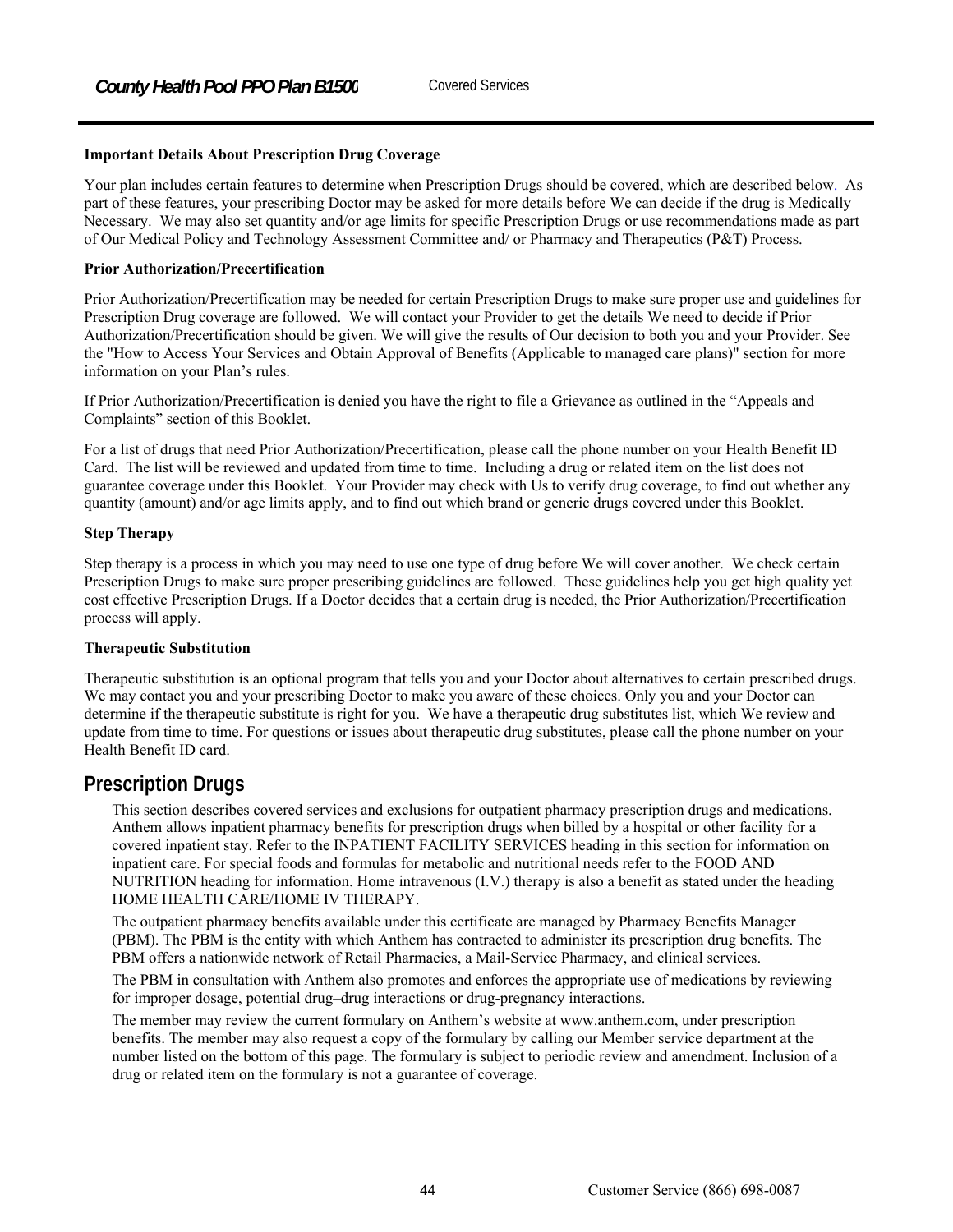### Important Details About Prescription Drug Coverage

Your plan includes certain features to determine when Prescription Drugs should be covered, which are described below. As part of these features, your prescribing Doctor may be asked for more details before We can decide if the drug is Medically Necessary. We may also set quantity and/or age limits for specific Prescription Drugs or use recommendations made as part of Our Medical Policy and Technology Assessment Committee and/ or Pharmacy and Therapeutics (P&T) Process.

**Prior Authorization/Precertification**

Prior Authorization/Precertification may be needed for certain Prescription Drugs to make sure proper use and guidelines for Prescription Drug coverage are followed. We will contact your Provider to get the details We need to decide if Prior Authorization/Precertification should be given. We will give the results of Our decision to both you and your Provider. See the "How to Access Your Services and Obtain Approval of Benefits (Applicable to managed care plans)" section for more information on your Plan's rules.

If Prior Authorization/Precertification is denied you have the right to file a Grievance as outlined in the "Appeals and Complaints" section of this Booklet.

For a list of drugs that need Prior Authorization/Precertification, please call the phone number on your Health Benefit ID Card. The list will be reviewed and updated from time to time. Including a drug or related item on the list does not guarantee coverage under this Booklet. Your Provider may check with Us to verify drug coverage, to find out whether any quantity (amount) and/or age limits apply, and to find out which brand or generic drugs covered under this Booklet.

**Step Therapy**

Step therapy is a process in which you may need to use one type of drug before We will cover another. We check certain Prescription Drugs to make sure proper prescribing guidelines are followed. These guidelines help you get high quality yet cost effective Prescription Drugs. If a Doctor decides that a certain drug is needed, the Prior Authorization/Precertification process will apply.

**Therapeutic Substitution**

Therapeutic substitution is an optional program that tells you and your Doctor about alternatives to certain prescribed drugs. We may contact you and your prescribing Doctor to make you aware of these choices. Only you and your Doctor can determine if the therapeutic substitute is right for you. We have a therapeutic drug substitutes list, which We review and update from time to time. For questions or issues about therapeutic drug substitutes, please call the phone number on your Health Benefit ID card.

## Prescription Drugs

This section describes covered services and exclusions for outpatient pharmacy prescription drugs and medications. Anthem allows inpatient pharmacy benefits for prescription drugs when billed by a hospital or other facility for a covered inpatient stay. Refer to the INPATIENT FACILITY SERVICES heading in this section for information on inpatient care. For special foods and formulas for metabolic and nutritional needs refer to the FOOD AND NUTRITION heading for information. Home intravenous (I.V.) therapy is also a benefit as stated under the heading HOME HEALTH CARE/HOME IV THERAPY.

The outpatient pharmacy benefits available under this certificate are managed by Pharmacy Benefits Manager (PBM). The PBM is the entity with which Anthem has contracted to administer its prescription drug benefits. The PBM offers a nationwide network of Retail Pharmacies, a Mail-Service Pharmacy, and clinical services.

The PBM in consultation with Anthem also promotes and enforces the appropriate use of medications by reviewing for improper dosage, potential drug–drug interactions or drug-pregnancy interactions.

The member may review the current formulary on Anthem's website at www.anthem.com, under prescription benefits. The member may also request a copy of the formulary by calling our Member service department at the number listed on the bottom of this page. The formulary is subject to periodic review and amendment. Inclusion of a drug or related item on the formulary is not a guarantee of coverage.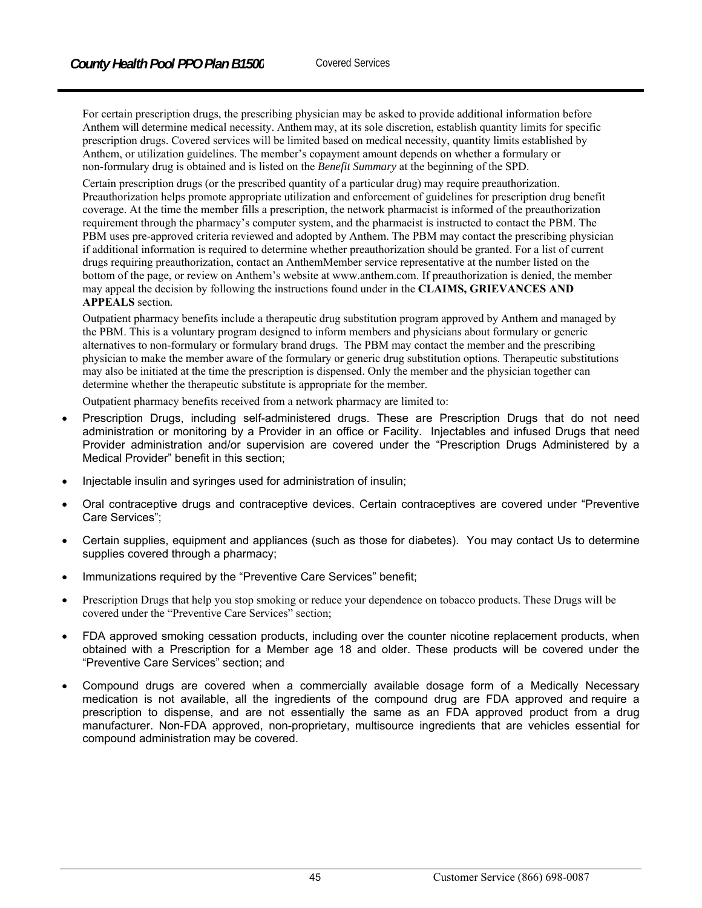For certain prescription drugs, the prescribing physician may be asked to provide additional information before Anthem will determine medical necessity. Anthem may, at its sole discretion, establish quantity limits for specific prescription drugs. Covered services will be limited based on medical necessity, quantity limits established by Anthem, or utilization guidelines. The member's copayment amount depends on whether a formulary or non-formulary drug is obtained and is listed on the *Benefit Summary* at the beginning of the SPD.

Certain prescription drugs (or the prescribed quantity of a particular drug) may require preauthorization. Preauthorization helps promote appropriate utilization and enforcement of guidelines for prescription drug benefit coverage. At the time the member fills a prescription, the network pharmacist is informed of the preauthorization requirement through the pharmacy's computer system, and the pharmacist is instructed to contact the PBM. The PBM uses pre-approved criteria reviewed and adopted by Anthem. The PBM may contact the prescribing physician if additional information is required to determine whether preauthorization should be granted. For a list of current drugs requiring preauthorization, contact an AnthemMember service representative at the number listed on the bottom of the page, or review on Anthem's website at www.anthem.com. If preauthorization is denied, the member may appeal the decision by following the instructions found under in the **CLAIMS, GRIEVANCES AND APPEALS** section.

Outpatient pharmacy benefits include a therapeutic drug substitution program approved by Anthem and managed by the PBM. This is a voluntary program designed to inform members and physicians about formulary or generic alternatives to non-formulary or formulary brand drugs. The PBM may contact the member and the prescribing physician to make the member aware of the formulary or generic drug substitution options. Therapeutic substitutions may also be initiated at the time the prescription is dispensed. Only the member and the physician together can determine whether the therapeutic substitute is appropriate for the member.

Outpatient pharmacy benefits received from a network pharmacy are limited to:

- Prescription Drugs, including self-administered drugs. These are Prescription Drugs that do not need administration or monitoring by a Provider in an office or Facility. Injectables and infused Drugs that need Provider administration and/or supervision are covered under the "Prescription Drugs Administered by a Medical Provider" benefit in this section;
- Injectable insulin and syringes used for administration of insulin;
- Oral contraceptive drugs and contraceptive devices. Certain contraceptives are covered under "Preventive Care Services";
- Certain supplies, equipment and appliances (such as those for diabetes). You may contact Us to determine supplies covered through a pharmacy;
- Immunizations required by the "Preventive Care Services" benefit;
- Prescription Drugs that help you stop smoking or reduce your dependence on tobacco products. These Drugs will be covered under the "Preventive Care Services" section;
- FDA approved smoking cessation products, including over the counter nicotine replacement products, when obtained with a Prescription for a Member age 18 and older. These products will be covered under the "Preventive Care Services" section; and
- Compound drugs are covered when a commercially available dosage form of a Medically Necessary medication is not available, all the ingredients of the compound drug are FDA approved and require a prescription to dispense, and are not essentially the same as an FDA approved product from a drug manufacturer. Non-FDA approved, non-proprietary, multisource ingredients that are vehicles essential for compound administration may be covered.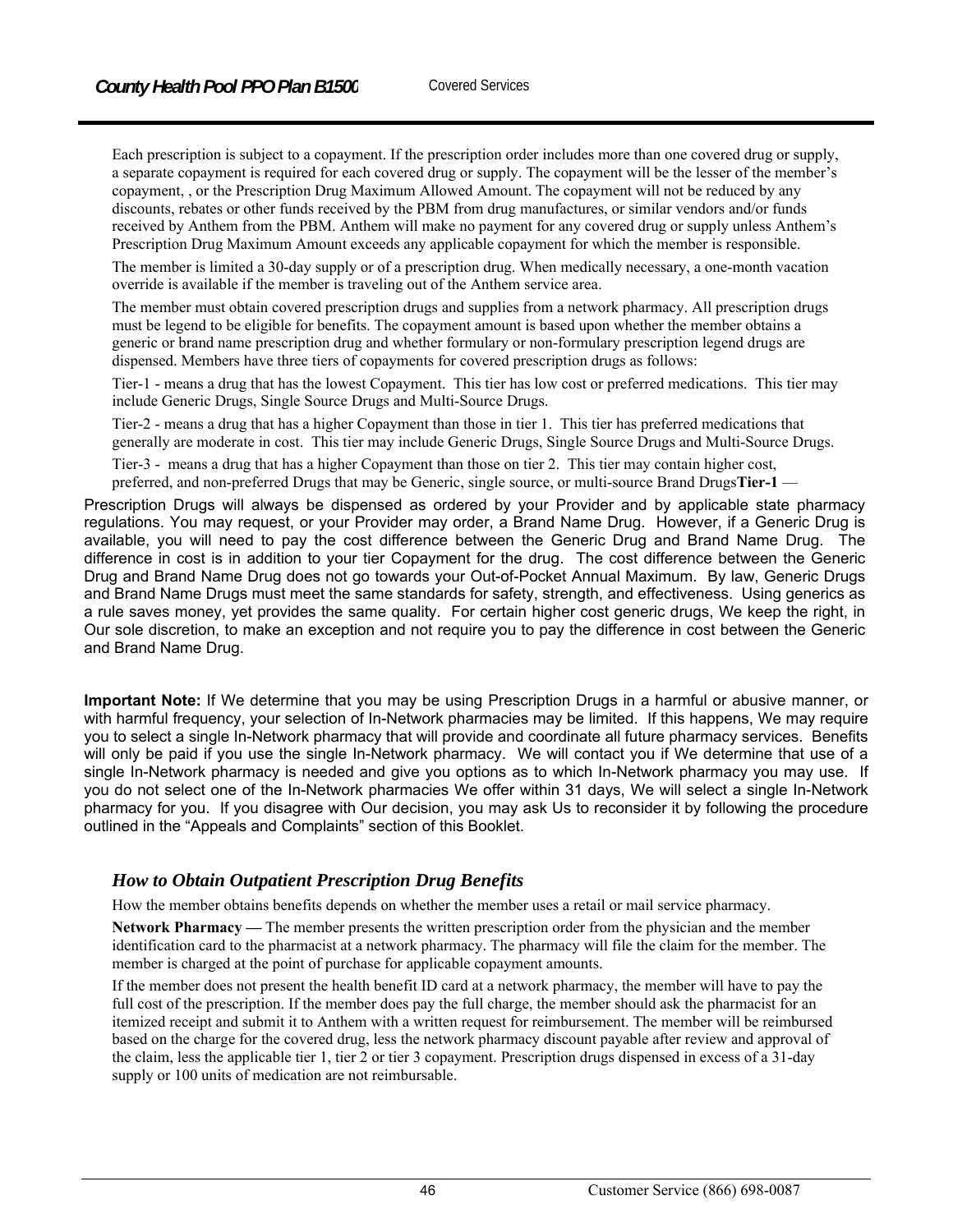Each prescription is subject to a copayment. If the prescription order includes more than one covered drug or supply, a separate copayment is required for each covered drug or supply. The copayment will be the lesser of the member's copayment, , or the Prescription Drug Maximum Allowed Amount. The copayment will not be reduced by any discounts, rebates or other funds received by the PBM from drug manufactures, or similar vendors and/or funds received by Anthem from the PBM. Anthem will make no payment for any covered drug or supply unless Anthem's Prescription Drug Maximum Amount exceeds any applicable copayment for which the member is responsible.

The member is limited a 30-day supply or of a prescription drug. When medically necessary, a one-month vacation override is available if the member is traveling out of the Anthem service area.

The member must obtain covered prescription drugs and supplies from a network pharmacy. All prescription drugs must be legend to be eligible for benefits. The copayment amount is based upon whether the member obtains a generic or brand name prescription drug and whether formulary or non-formulary prescription legend drugs are dispensed. Members have three tiers of copayments for covered prescription drugs as follows:

Tier-1 - means a drug that has the lowest Copayment. This tier has low cost or preferred medications. This tier may include Generic Drugs, Single Source Drugs and Multi-Source Drugs.

Tier-2 - means a drug that has a higher Copayment than those in tier 1. This tier has preferred medications that generally are moderate in cost. This tier may include Generic Drugs, Single Source Drugs and Multi-Source Drugs.

Tier-3 - means a drug that has a higher Copayment than those on tier 2. This tier may contain higher cost, preferred, and non-preferred Drugs that may be Generic, single source, or multi-source Brand Drugs**Tier-1** —

Prescription Drugs will always be dispensed as ordered by your Provider and by applicable state pharmacy regulations. You may request, or your Provider may order, a Brand Name Drug. However, if a Generic Drug is available, you will need to pay the cost difference between the Generic Drug and Brand Name Drug. The difference in cost is in addition to your tier Copayment for the drug. The cost difference between the Generic Drug and Brand Name Drug does not go towards your Out-of-Pocket Annual Maximum. By law, Generic Drugs and Brand Name Drugs must meet the same standards for safety, strength, and effectiveness. Using generics as a rule saves money, yet provides the same quality. For certain higher cost generic drugs, We keep the right, in Our sole discretion, to make an exception and not require you to pay the difference in cost between the Generic and Brand Name Drug.

**Important Note:** If We determine that you may be using Prescription Drugs in a harmful or abusive manner, or with harmful frequency, your selection of In-Network pharmacies may be limited. If this happens, We may require you to select a single In-Network pharmacy that will provide and coordinate all future pharmacy services. Benefits will only be paid if you use the single In-Network pharmacy. We will contact you if We determine that use of a single In-Network pharmacy is needed and give you options as to which In-Network pharmacy you may use. If you do not select one of the In-Network pharmacies We offer within 31 days, We will select a single In-Network pharmacy for you. If you disagree with Our decision, you may ask Us to reconsider it by following the procedure outlined in the "Appeals and Complaints" section of this Booklet.

### *How to Obtain Outpatient Prescription Drug Benefits*

How the member obtains benefits depends on whether the member uses a retail or mail service pharmacy.

**Network Pharmacy —** The member presents the written prescription order from the physician and the member identification card to the pharmacist at a network pharmacy. The pharmacy will file the claim for the member. The member is charged at the point of purchase for applicable copayment amounts.

If the member does not present the health benefit ID card at a network pharmacy, the member will have to pay the full cost of the prescription. If the member does pay the full charge, the member should ask the pharmacist for an itemized receipt and submit it to Anthem with a written request for reimbursement. The member will be reimbursed based on the charge for the covered drug, less the network pharmacy discount payable after review and approval of the claim, less the applicable tier 1, tier 2 or tier 3 copayment. Prescription drugs dispensed in excess of a 31-day supply or 100 units of medication are not reimbursable.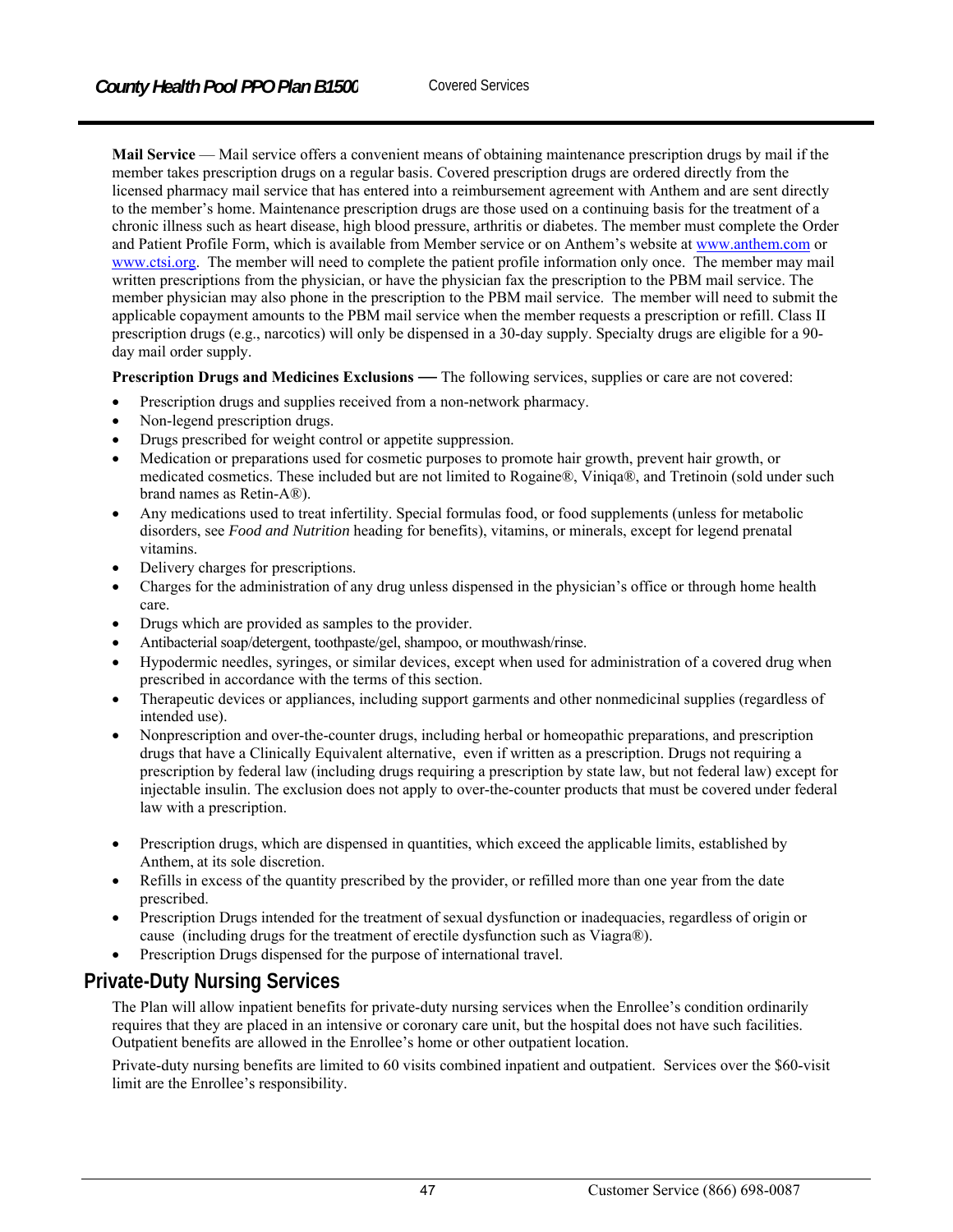**Mail Service** — Mail service offers a convenient means of obtaining maintenance prescription drugs by mail if the member takes prescription drugs on a regular basis. Covered prescription drugs are ordered directly from the licensed pharmacy mail service that has entered into a reimbursement agreement with Anthem and are sent directly to the member's home. Maintenance prescription drugs are those used on a continuing basis for the treatment of a chronic illness such as heart disease, high blood pressure, arthritis or diabetes. The member must complete the Order and Patient Profile Form, which is available from Member service or on Anthem's website at www.anthem.com or www.ctsi.org. The member will need to complete the patient profile information only once. The member may mail written prescriptions from the physician, or have the physician fax the prescription to the PBM mail service. The member physician may also phone in the prescription to the PBM mail service. The member will need to submit the applicable copayment amounts to the PBM mail service when the member requests a prescription or refill. Class II prescription drugs (e.g., narcotics) will only be dispensed in a 30-day supply. Specialty drugs are eligible for a 90-day mail order supply.

**Prescription Drugs and Medicines Exclusions —** The following services, supplies or care are not covered:

- Prescription drugs and supplies received from a non-network pharmacy.
- Non-legend prescription drugs.
- Drugs prescribed for weight control or appetite suppression.
- Medication or preparations used for cosmetic purposes to promote hair growth, prevent hair growth, or medicated cosmetics. These included but are not limited to Rogaine®, Viniqa®, and Tretinoin (sold under such brand names as Retin-A®).
- Any medications used to treat infertility. Special formulas food, or food supplements (unless for metabolic disorders, see *Food and Nutrition* heading for benefits), vitamins, or minerals, except for legend prenatal vitamins.
- Delivery charges for prescriptions.
- Charges for the administration of any drug unless dispensed in the physician's office or through home health care.
- Drugs which are provided as samples to the provider.
- Antibacterial soap/detergent, toothpaste/gel, shampoo, or mouthwash/rinse.
- Hypodermic needles, syringes, or similar devices, except when used for administration of a covered drug when prescribed in accordance with the terms of this section.
- Therapeutic devices or appliances, including support garments and other nonmedicinal supplies (regardless of intended use).
- Nonprescription and over-the-counter drugs, including herbal or homeopathic preparations, and prescription drugs that have a Clinically Equivalent alternative, even if written as a prescription. Drugs not requiring a prescription by federal law (including drugs requiring a prescription by state law, but not federal law) except for injectable insulin. The exclusion does not apply to over-the-counter products that must be covered under federal law with a prescription.
- Prescription drugs, which are dispensed in quantities, which exceed the applicable limits, established by Anthem, at its sole discretion.
- Refills in excess of the quantity prescribed by the provider, or refilled more than one year from the date prescribed.
- Prescription Drugs intended for the treatment of sexual dysfunction or inadequacies, regardless of origin or cause (including drugs for the treatment of erectile dysfunction such as Viagra®).
- Prescription Drugs dispensed for the purpose of international travel.

## Private-Duty Nursing Services

The Plan will allow inpatient benefits for private-duty nursing services when the Enrollee's condition ordinarily requires that they are placed in an intensive or coronary care unit, but the hospital does not have such facilities. Outpatient benefits are allowed in the Enrollee's home or other outpatient location.

Private-duty nursing benefits are limited to 60 visits combined inpatient and outpatient. Services over the $60-visit limit are the Enrollee's responsibility.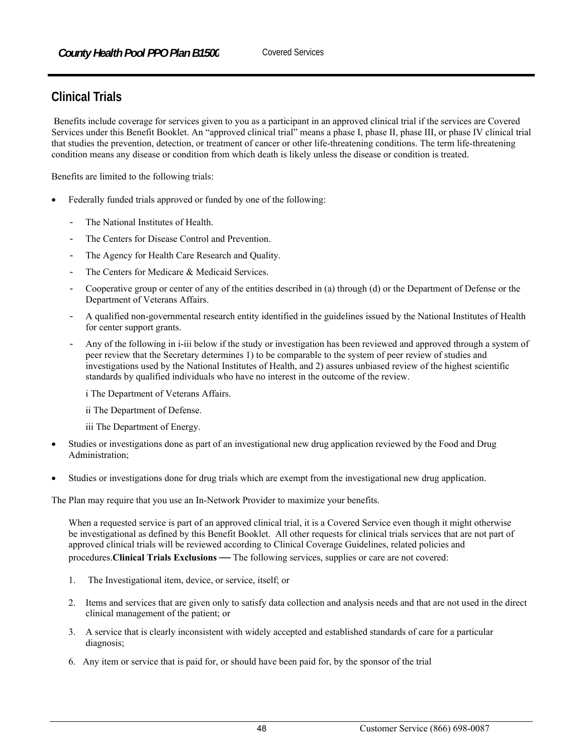## Clinical Trials

Benefits include coverage for services given to you as a participant in an approved clinical trial if the services are Covered Services under this Benefit Booklet. An "approved clinical trial" means a phase I, phase II, phase III, or phase IV clinical trial that studies the prevention, detection, or treatment of cancer or other life-threatening conditions. The term life-threatening condition means any disease or condition from which death is likely unless the disease or condition is treated.

Benefits are limited to the following trials:

- Federally funded trials approved or funded by one of the following:
  - The National Institutes of Health.
  - The Centers for Disease Control and Prevention.
  - The Agency for Health Care Research and Quality.
  - The Centers for Medicare & Medicaid Services.
  - Cooperative group or center of any of the entities described in (a) through (d) or the Department of Defense or the Department of Veterans Affairs.
  - A qualified non-governmental research entity identified in the guidelines issued by the National Institutes of Health for center support grants.
  - Any of the following in i-iii below if the study or investigation has been reviewed and approved through a system of peer review that the Secretary determines 1) to be comparable to the system of peer review of studies and investigations used by the National Institutes of Health, and 2) assures unbiased review of the highest scientific standards by qualified individuals who have no interest in the outcome of the review.

    i The Department of Veterans Affairs.

    ii The Department of Defense.

    iii The Department of Energy.
- Studies or investigations done as part of an investigational new drug application reviewed by the Food and Drug Administration;
- Studies or investigations done for drug trials which are exempt from the investigational new drug application.

The Plan may require that you use an In-Network Provider to maximize your benefits.

When a requested service is part of an approved clinical trial, it is a Covered Service even though it might otherwise be investigational as defined by this Benefit Booklet. All other requests for clinical trials services that are not part of approved clinical trials will be reviewed according to Clinical Coverage Guidelines, related policies and procedures.**Clinical Trials Exclusions —** The following services, supplies or care are not covered:

1. The Investigational item, device, or service, itself; or
2. Items and services that are given only to satisfy data collection and analysis needs and that are not used in the direct clinical management of the patient; or
3. A service that is clearly inconsistent with widely accepted and established standards of care for a particular diagnosis;

6. Any item or service that is paid for, or should have been paid for, by the sponsor of the trial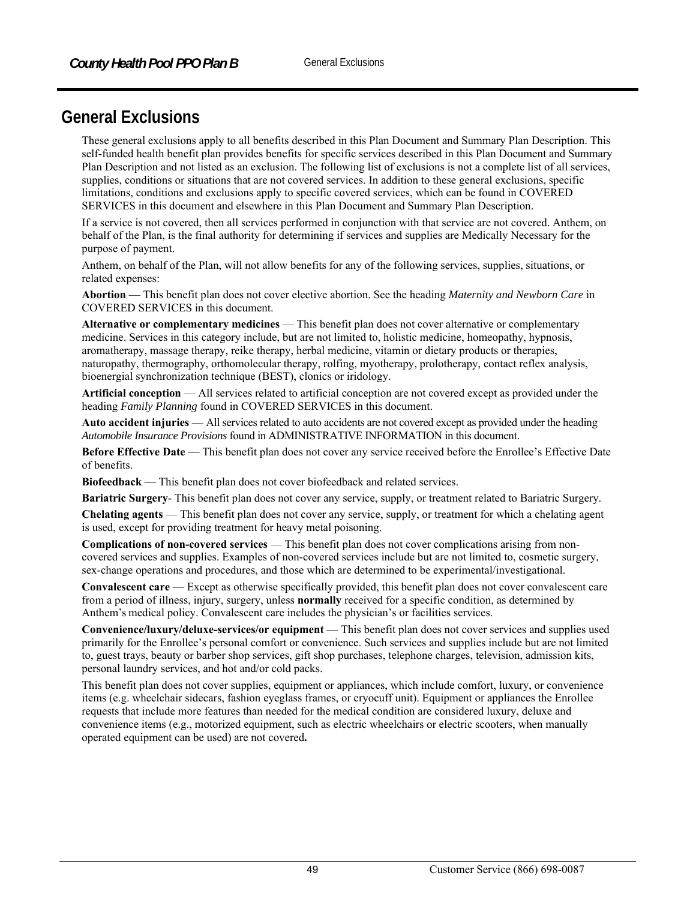# General Exclusions

These general exclusions apply to all benefits described in this Plan Document and Summary Plan Description. This self-funded health benefit plan provides benefits for specific services described in this Plan Document and Summary Plan Description and not listed as an exclusion. The following list of exclusions is not a complete list of all services, supplies, conditions or situations that are not covered services. In addition to these general exclusions, specific limitations, conditions and exclusions apply to specific covered services, which can be found in COVERED SERVICES in this document and elsewhere in this Plan Document and Summary Plan Description.

If a service is not covered, then all services performed in conjunction with that service are not covered. Anthem, on behalf of the Plan, is the final authority for determining if services and supplies are Medically Necessary for the purpose of payment.

Anthem, on behalf of the Plan, will not allow benefits for any of the following services, supplies, situations, or related expenses:

**Abortion** — This benefit plan does not cover elective abortion. See the heading *Maternity and Newborn Care* in COVERED SERVICES in this document.

**Alternative or complementary medicines** — This benefit plan does not cover alternative or complementary medicine. Services in this category include, but are not limited to, holistic medicine, homeopathy, hypnosis, aromatherapy, massage therapy, reike therapy, herbal medicine, vitamin or dietary products or therapies, naturopathy, thermography, orthomolecular therapy, rolfing, myotherapy, prolotherapy, contact reflex analysis, bioenergial synchronization technique (BEST), clonics or iridology.

**Artificial conception** — All services related to artificial conception are not covered except as provided under the heading *Family Planning* found in COVERED SERVICES in this document.

**Auto accident injuries** — All services related to auto accidents are not covered except as provided under the heading *Automobile Insurance Provisions* found in ADMINISTRATIVE INFORMATION in this document.

**Before Effective Date** — This benefit plan does not cover any service received before the Enrollee's Effective Date of benefits.

**Biofeedback** — This benefit plan does not cover biofeedback and related services.

**Bariatric Surgery**- This benefit plan does not cover any service, supply, or treatment related to Bariatric Surgery.

**Chelating agents** — This benefit plan does not cover any service, supply, or treatment for which a chelating agent is used, except for providing treatment for heavy metal poisoning.

**Complications of non-covered services** — This benefit plan does not cover complications arising from non-covered services and supplies. Examples of non-covered services include but are not limited to, cosmetic surgery, sex-change operations and procedures, and those which are determined to be experimental/investigational.

**Convalescent care** — Except as otherwise specifically provided, this benefit plan does not cover convalescent care from a period of illness, injury, surgery, unless **normally** received for a specific condition, as determined by Anthem's medical policy. Convalescent care includes the physician's or facilities services.

**Convenience/luxury/deluxe-services/or equipment** — This benefit plan does not cover services and supplies used primarily for the Enrollee's personal comfort or convenience. Such services and supplies include but are not limited to, guest trays, beauty or barber shop services, gift shop purchases, telephone charges, television, admission kits, personal laundry services, and hot and/or cold packs.

This benefit plan does not cover supplies, equipment or appliances, which include comfort, luxury, or convenience items (e.g. wheelchair sidecars, fashion eyeglass frames, or cryocuff unit). Equipment or appliances the Enrollee requests that include more features than needed for the medical condition are considered luxury, deluxe and convenience items (e.g., motorized equipment, such as electric wheelchairs or electric scooters, when manually operated equipment can be used) are not covered**.**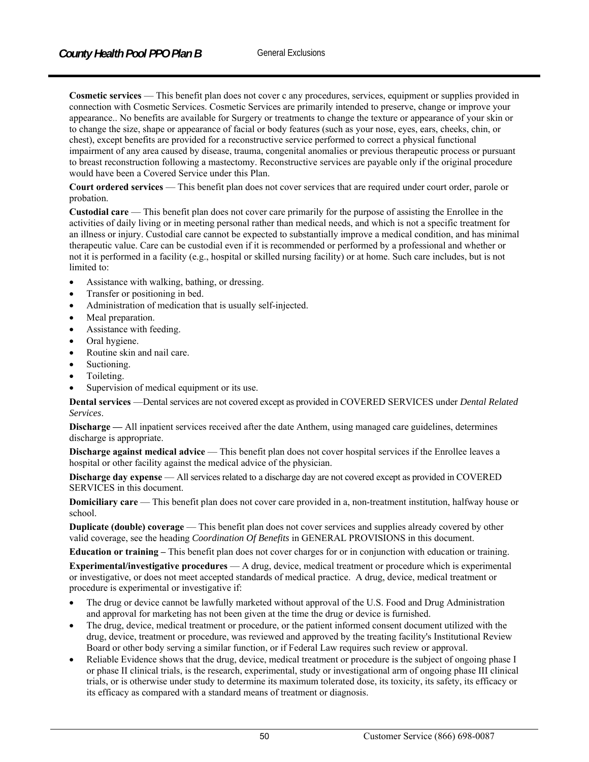**Cosmetic services** — This benefit plan does not cover c any procedures, services, equipment or supplies provided in connection with Cosmetic Services. Cosmetic Services are primarily intended to preserve, change or improve your appearance.. No benefits are available for Surgery or treatments to change the texture or appearance of your skin or to change the size, shape or appearance of facial or body features (such as your nose, eyes, ears, cheeks, chin, or chest), except benefits are provided for a reconstructive service performed to correct a physical functional impairment of any area caused by disease, trauma, congenital anomalies or previous therapeutic process or pursuant to breast reconstruction following a mastectomy. Reconstructive services are payable only if the original procedure would have been a Covered Service under this Plan.

**Court ordered services** — This benefit plan does not cover services that are required under court order, parole or probation.

**Custodial care** — This benefit plan does not cover care primarily for the purpose of assisting the Enrollee in the activities of daily living or in meeting personal rather than medical needs, and which is not a specific treatment for an illness or injury. Custodial care cannot be expected to substantially improve a medical condition, and has minimal therapeutic value. Care can be custodial even if it is recommended or performed by a professional and whether or not it is performed in a facility (e.g., hospital or skilled nursing facility) or at home. Such care includes, but is not limited to:

- Assistance with walking, bathing, or dressing.
- Transfer or positioning in bed.
- Administration of medication that is usually self-injected.
- Meal preparation.
- Assistance with feeding.
- Oral hygiene.
- Routine skin and nail care.
- Suctioning.
- Toileting.
- Supervision of medical equipment or its use.

**Dental services** —Dental services are not covered except as provided in COVERED SERVICES under *Dental Related Services*.

**Discharge —** All inpatient services received after the date Anthem, using managed care guidelines, determines discharge is appropriate.

**Discharge against medical advice** — This benefit plan does not cover hospital services if the Enrollee leaves a hospital or other facility against the medical advice of the physician.

**Discharge day expense** — All services related to a discharge day are not covered except as provided in COVERED SERVICES in this document.

**Domiciliary care** — This benefit plan does not cover care provided in a, non-treatment institution, halfway house or school.

**Duplicate (double) coverage** — This benefit plan does not cover services and supplies already covered by other valid coverage, see the heading *Coordination Of Benefits* in GENERAL PROVISIONS in this document.

**Education or training –** This benefit plan does not cover charges for or in conjunction with education or training.

**Experimental/investigative procedures** — A drug, device, medical treatment or procedure which is experimental or investigative, or does not meet accepted standards of medical practice. A drug, device, medical treatment or procedure is experimental or investigative if:

- The drug or device cannot be lawfully marketed without approval of the U.S. Food and Drug Administration and approval for marketing has not been given at the time the drug or device is furnished.
- The drug, device, medical treatment or procedure, or the patient informed consent document utilized with the drug, device, treatment or procedure, was reviewed and approved by the treating facility's Institutional Review Board or other body serving a similar function, or if Federal Law requires such review or approval.
- Reliable Evidence shows that the drug, device, medical treatment or procedure is the subject of ongoing phase I or phase II clinical trials, is the research, experimental, study or investigational arm of ongoing phase III clinical trials, or is otherwise under study to determine its maximum tolerated dose, its toxicity, its safety, its efficacy or its efficacy as compared with a standard means of treatment or diagnosis.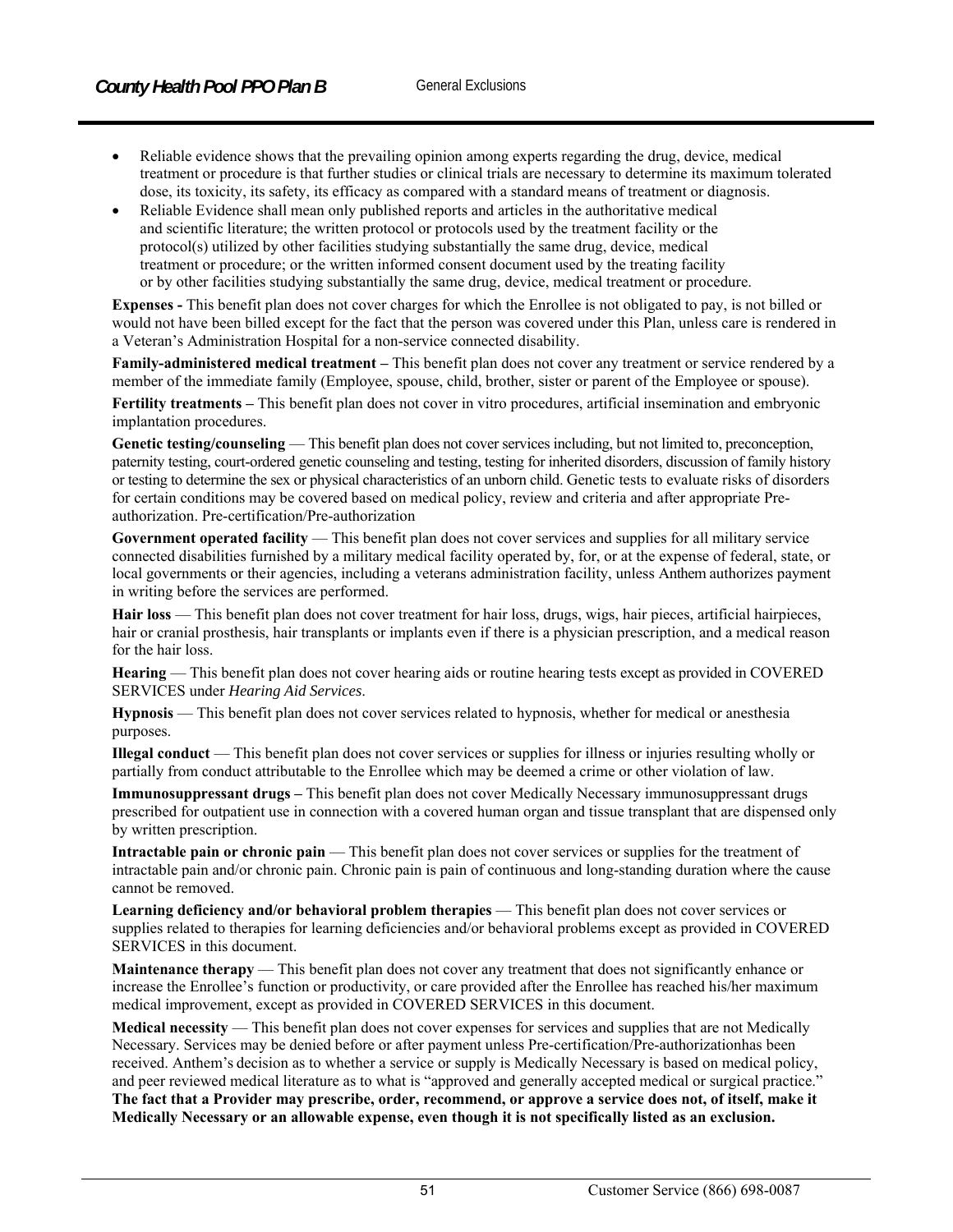- Reliable evidence shows that the prevailing opinion among experts regarding the drug, device, medical treatment or procedure is that further studies or clinical trials are necessary to determine its maximum tolerated dose, its toxicity, its safety, its efficacy as compared with a standard means of treatment or diagnosis.
- Reliable Evidence shall mean only published reports and articles in the authoritative medical and scientific literature; the written protocol or protocols used by the treatment facility or the protocol(s) utilized by other facilities studying substantially the same drug, device, medical treatment or procedure; or the written informed consent document used by the treating facility or by other facilities studying substantially the same drug, device, medical treatment or procedure.

**Expenses -** This benefit plan does not cover charges for which the Enrollee is not obligated to pay, is not billed or would not have been billed except for the fact that the person was covered under this Plan, unless care is rendered in a Veteran's Administration Hospital for a non-service connected disability.

**Family-administered medical treatment –** This benefit plan does not cover any treatment or service rendered by a member of the immediate family (Employee, spouse, child, brother, sister or parent of the Employee or spouse).

**Fertility treatments –** This benefit plan does not cover in vitro procedures, artificial insemination and embryonic implantation procedures.

**Genetic testing/counseling** — This benefit plan does not cover services including, but not limited to, preconception, paternity testing, court-ordered genetic counseling and testing, testing for inherited disorders, discussion of family history or testing to determine the sex or physical characteristics of an unborn child. Genetic tests to evaluate risks of disorders for certain conditions may be covered based on medical policy, review and criteria and after appropriate Pre-authorization. Pre-certification/Pre-authorization

**Government operated facility** — This benefit plan does not cover services and supplies for all military service connected disabilities furnished by a military medical facility operated by, for, or at the expense of federal, state, or local governments or their agencies, including a veterans administration facility, unless Anthem authorizes payment in writing before the services are performed.

**Hair loss** — This benefit plan does not cover treatment for hair loss, drugs, wigs, hair pieces, artificial hairpieces, hair or cranial prosthesis, hair transplants or implants even if there is a physician prescription, and a medical reason for the hair loss.

**Hearing** — This benefit plan does not cover hearing aids or routine hearing tests except as provided in COVERED SERVICES under *Hearing Aid Services*.

**Hypnosis** — This benefit plan does not cover services related to hypnosis, whether for medical or anesthesia purposes.

**Illegal conduct** — This benefit plan does not cover services or supplies for illness or injuries resulting wholly or partially from conduct attributable to the Enrollee which may be deemed a crime or other violation of law.

**Immunosuppressant drugs –** This benefit plan does not cover Medically Necessary immunosuppressant drugs prescribed for outpatient use in connection with a covered human organ and tissue transplant that are dispensed only by written prescription.

**Intractable pain or chronic pain** — This benefit plan does not cover services or supplies for the treatment of intractable pain and/or chronic pain. Chronic pain is pain of continuous and long-standing duration where the cause cannot be removed.

**Learning deficiency and/or behavioral problem therapies** — This benefit plan does not cover services or supplies related to therapies for learning deficiencies and/or behavioral problems except as provided in COVERED SERVICES in this document.

**Maintenance therapy** — This benefit plan does not cover any treatment that does not significantly enhance or increase the Enrollee's function or productivity, or care provided after the Enrollee has reached his/her maximum medical improvement, except as provided in COVERED SERVICES in this document.

**Medical necessity** — This benefit plan does not cover expenses for services and supplies that are not Medically Necessary. Services may be denied before or after payment unless Pre-certification/Pre-authorizationhas been received. Anthem's decision as to whether a service or supply is Medically Necessary is based on medical policy, and peer reviewed medical literature as to what is "approved and generally accepted medical or surgical practice." **The fact that a Provider may prescribe, order, recommend, or approve a service does not, of itself, make it Medically Necessary or an allowable expense, even though it is not specifically listed as an exclusion.**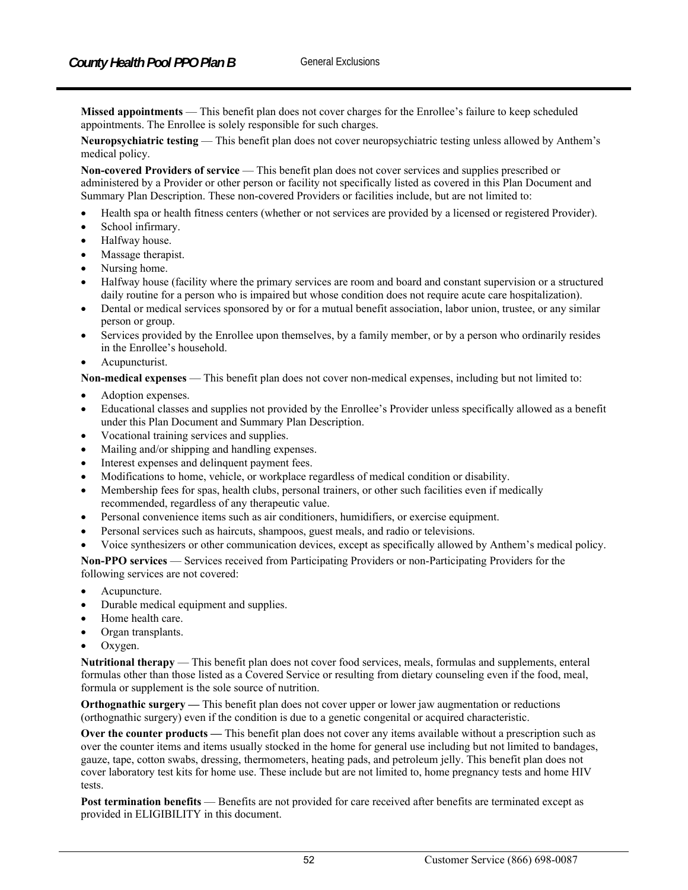**Missed appointments** — This benefit plan does not cover charges for the Enrollee's failure to keep scheduled appointments. The Enrollee is solely responsible for such charges.

**Neuropsychiatric testing** — This benefit plan does not cover neuropsychiatric testing unless allowed by Anthem's medical policy.

**Non-covered Providers of service** — This benefit plan does not cover services and supplies prescribed or administered by a Provider or other person or facility not specifically listed as covered in this Plan Document and Summary Plan Description. These non-covered Providers or facilities include, but are not limited to:

- Health spa or health fitness centers (whether or not services are provided by a licensed or registered Provider).
- School infirmary.
- Halfway house.
- Massage therapist.
- Nursing home.
- Halfway house (facility where the primary services are room and board and constant supervision or a structured daily routine for a person who is impaired but whose condition does not require acute care hospitalization).
- Dental or medical services sponsored by or for a mutual benefit association, labor union, trustee, or any similar person or group.
- Services provided by the Enrollee upon themselves, by a family member, or by a person who ordinarily resides in the Enrollee's household.
- Acupuncturist.

**Non-medical expenses** — This benefit plan does not cover non-medical expenses, including but not limited to:

- Adoption expenses.
- Educational classes and supplies not provided by the Enrollee's Provider unless specifically allowed as a benefit under this Plan Document and Summary Plan Description.
- Vocational training services and supplies.
- Mailing and/or shipping and handling expenses.
- Interest expenses and delinquent payment fees.
- Modifications to home, vehicle, or workplace regardless of medical condition or disability.
- Membership fees for spas, health clubs, personal trainers, or other such facilities even if medically recommended, regardless of any therapeutic value.
- Personal convenience items such as air conditioners, humidifiers, or exercise equipment.
- Personal services such as haircuts, shampoos, guest meals, and radio or televisions.
- Voice synthesizers or other communication devices, except as specifically allowed by Anthem's medical policy.

**Non-PPO services** — Services received from Participating Providers or non-Participating Providers for the following services are not covered:

- Acupuncture.
- Durable medical equipment and supplies.
- Home health care.
- Organ transplants.
- Oxygen.

**Nutritional therapy** — This benefit plan does not cover food services, meals, formulas and supplements, enteral formulas other than those listed as a Covered Service or resulting from dietary counseling even if the food, meal, formula or supplement is the sole source of nutrition.

**Orthognathic surgery —** This benefit plan does not cover upper or lower jaw augmentation or reductions (orthognathic surgery) even if the condition is due to a genetic congenital or acquired characteristic.

**Over the counter products —** This benefit plan does not cover any items available without a prescription such as over the counter items and items usually stocked in the home for general use including but not limited to bandages, gauze, tape, cotton swabs, dressing, thermometers, heating pads, and petroleum jelly. This benefit plan does not cover laboratory test kits for home use. These include but are not limited to, home pregnancy tests and home HIV tests.

**Post termination benefits** — Benefits are not provided for care received after benefits are terminated except as provided in ELIGIBILITY in this document.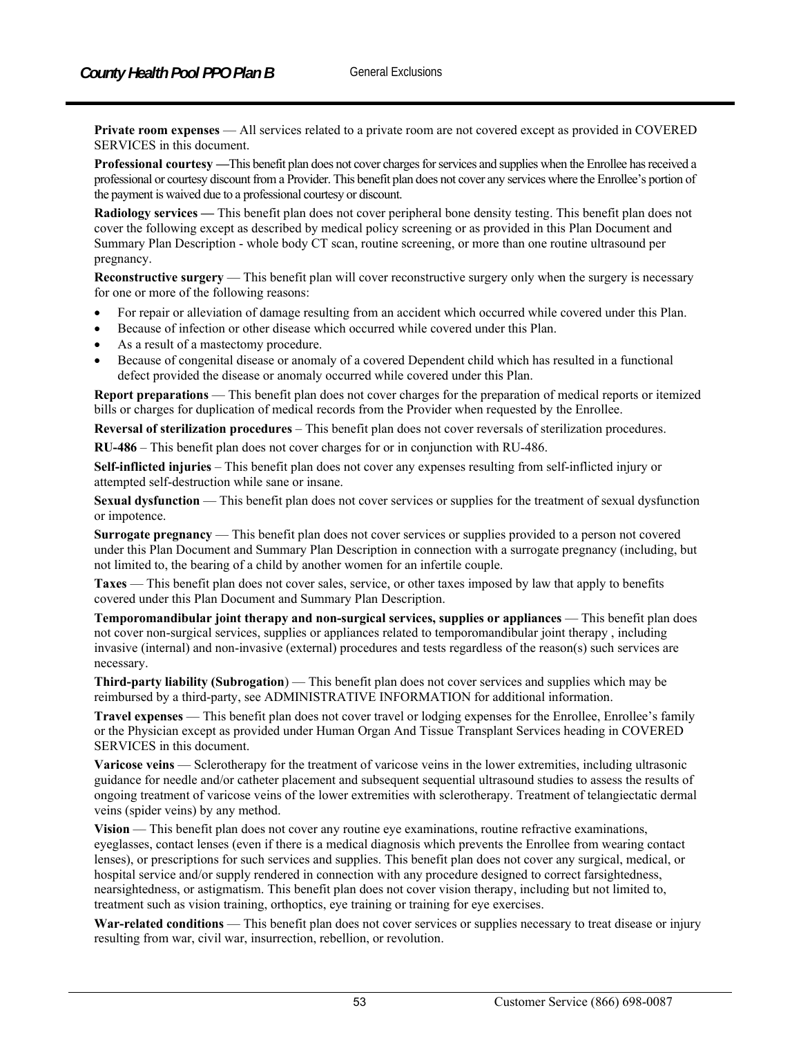**Private room expenses** — All services related to a private room are not covered except as provided in COVERED SERVICES in this document.

**Professional courtesy —**This benefit plan does not cover charges for services and supplies when the Enrollee has received a professional or courtesy discount from a Provider. This benefit plan does not cover any services where the Enrollee's portion of the payment is waived due to a professional courtesy or discount.

**Radiology services —** This benefit plan does not cover peripheral bone density testing. This benefit plan does not cover the following except as described by medical policy screening or as provided in this Plan Document and Summary Plan Description - whole body CT scan, routine screening, or more than one routine ultrasound per pregnancy.

**Reconstructive surgery** — This benefit plan will cover reconstructive surgery only when the surgery is necessary for one or more of the following reasons:

- For repair or alleviation of damage resulting from an accident which occurred while covered under this Plan.
- Because of infection or other disease which occurred while covered under this Plan.
- As a result of a mastectomy procedure.
- Because of congenital disease or anomaly of a covered Dependent child which has resulted in a functional defect provided the disease or anomaly occurred while covered under this Plan.

**Report preparations** — This benefit plan does not cover charges for the preparation of medical reports or itemized bills or charges for duplication of medical records from the Provider when requested by the Enrollee.

**Reversal of sterilization procedures** – This benefit plan does not cover reversals of sterilization procedures.

**RU-486** – This benefit plan does not cover charges for or in conjunction with RU-486.

**Self-inflicted injuries** – This benefit plan does not cover any expenses resulting from self-inflicted injury or attempted self-destruction while sane or insane.

**Sexual dysfunction** — This benefit plan does not cover services or supplies for the treatment of sexual dysfunction or impotence.

**Surrogate pregnancy** — This benefit plan does not cover services or supplies provided to a person not covered under this Plan Document and Summary Plan Description in connection with a surrogate pregnancy (including, but not limited to, the bearing of a child by another women for an infertile couple.

**Taxes** — This benefit plan does not cover sales, service, or other taxes imposed by law that apply to benefits covered under this Plan Document and Summary Plan Description.

**Temporomandibular joint therapy and non-surgical services, supplies or appliances** — This benefit plan does not cover non-surgical services, supplies or appliances related to temporomandibular joint therapy , including invasive (internal) and non-invasive (external) procedures and tests regardless of the reason(s) such services are necessary.

**Third-party liability (Subrogation**) — This benefit plan does not cover services and supplies which may be reimbursed by a third-party, see ADMINISTRATIVE INFORMATION for additional information.

**Travel expenses** — This benefit plan does not cover travel or lodging expenses for the Enrollee, Enrollee's family or the Physician except as provided under Human Organ And Tissue Transplant Services heading in COVERED SERVICES in this document.

**Varicose veins** — Sclerotherapy for the treatment of varicose veins in the lower extremities, including ultrasonic guidance for needle and/or catheter placement and subsequent sequential ultrasound studies to assess the results of ongoing treatment of varicose veins of the lower extremities with sclerotherapy. Treatment of telangiectatic dermal veins (spider veins) by any method.

**Vision** — This benefit plan does not cover any routine eye examinations, routine refractive examinations, eyeglasses, contact lenses (even if there is a medical diagnosis which prevents the Enrollee from wearing contact lenses), or prescriptions for such services and supplies. This benefit plan does not cover any surgical, medical, or hospital service and/or supply rendered in connection with any procedure designed to correct farsightedness, nearsightedness, or astigmatism. This benefit plan does not cover vision therapy, including but not limited to, treatment such as vision training, orthoptics, eye training or training for eye exercises.

**War-related conditions** — This benefit plan does not cover services or supplies necessary to treat disease or injury resulting from war, civil war, insurrection, rebellion, or revolution.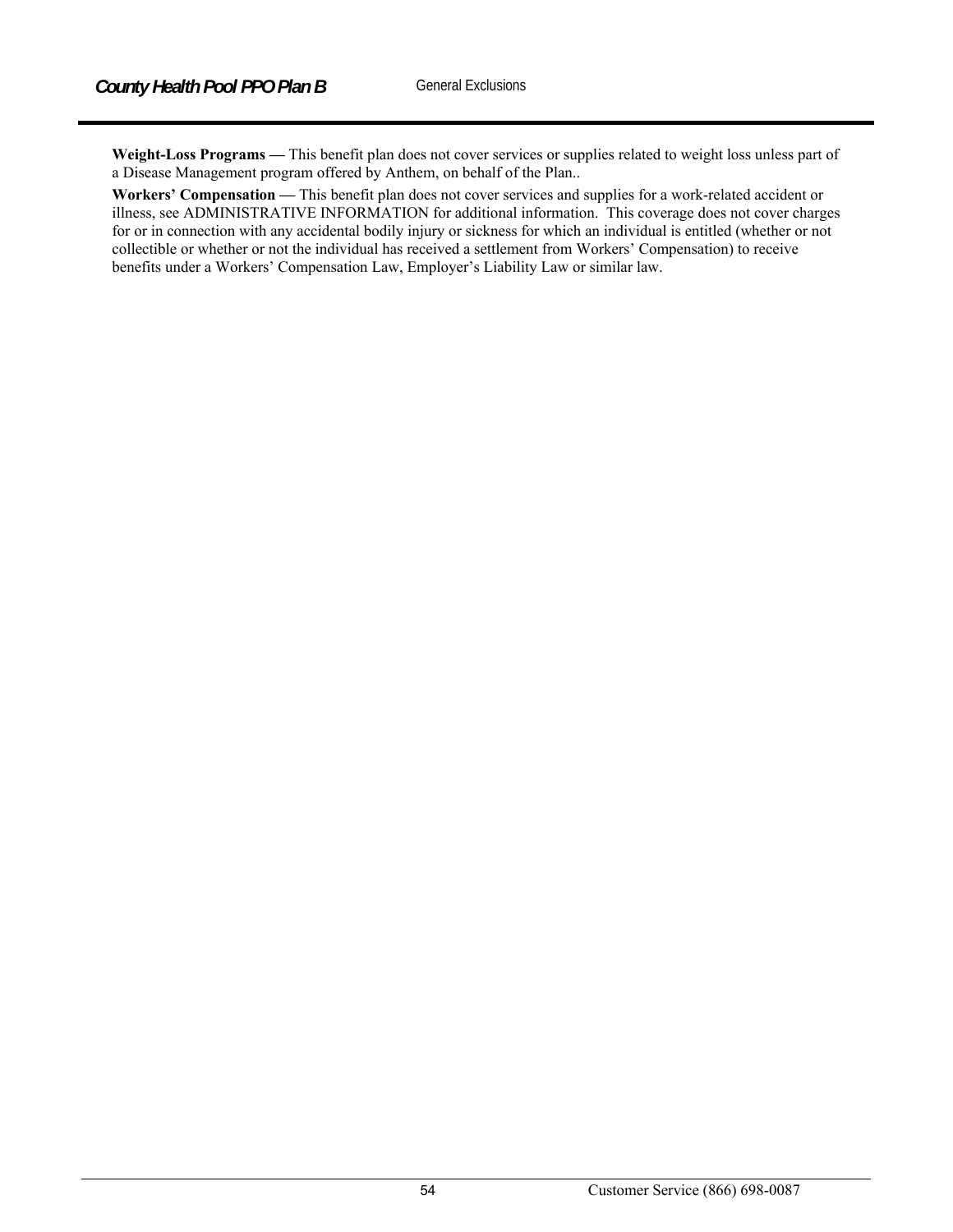**Weight-Loss Programs —** This benefit plan does not cover services or supplies related to weight loss unless part of a Disease Management program offered by Anthem, on behalf of the Plan..

**Workers' Compensation —** This benefit plan does not cover services and supplies for a work-related accident or illness, see ADMINISTRATIVE INFORMATION for additional information. This coverage does not cover charges for or in connection with any accidental bodily injury or sickness for which an individual is entitled (whether or not collectible or whether or not the individual has received a settlement from Workers' Compensation) to receive benefits under a Workers' Compensation Law, Employer's Liability Law or similar law.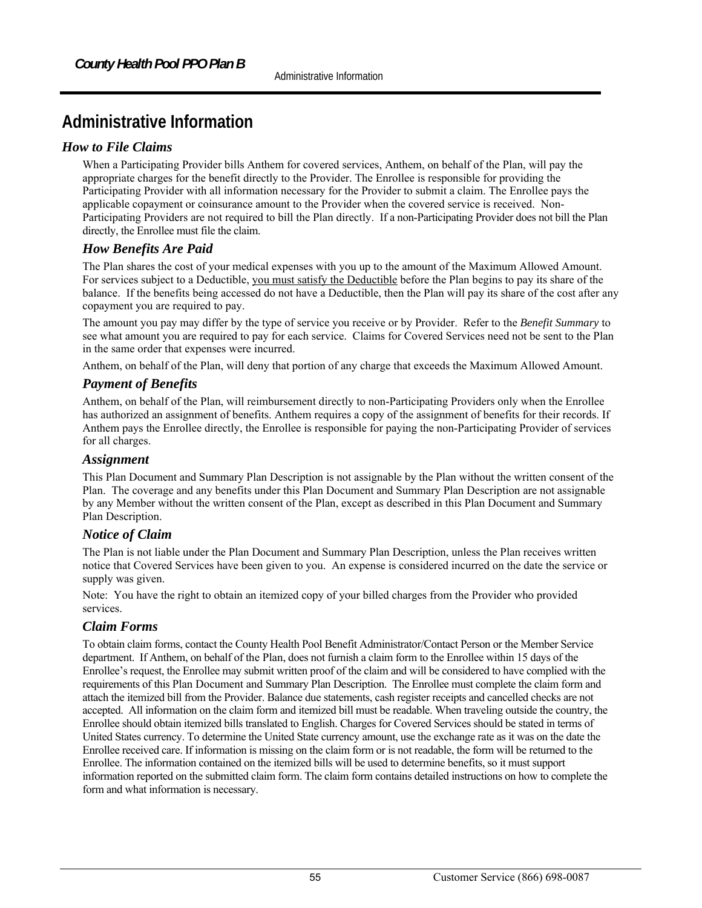# Administrative Information

## *How to File Claims*

When a Participating Provider bills Anthem for covered services, Anthem, on behalf of the Plan, will pay the appropriate charges for the benefit directly to the Provider. The Enrollee is responsible for providing the Participating Provider with all information necessary for the Provider to submit a claim. The Enrollee pays the applicable copayment or coinsurance amount to the Provider when the covered service is received. Non-Participating Providers are not required to bill the Plan directly. If a non-Participating Provider does not bill the Plan directly, the Enrollee must file the claim.

### *How Benefits Are Paid*

The Plan shares the cost of your medical expenses with you up to the amount of the Maximum Allowed Amount. For services subject to a Deductible, you must satisfy the Deductible before the Plan begins to pay its share of the balance. If the benefits being accessed do not have a Deductible, then the Plan will pay its share of the cost after any copayment you are required to pay.

The amount you pay may differ by the type of service you receive or by Provider. Refer to the *Benefit Summary* to see what amount you are required to pay for each service. Claims for Covered Services need not be sent to the Plan in the same order that expenses were incurred.

Anthem, on behalf of the Plan, will deny that portion of any charge that exceeds the Maximum Allowed Amount.

### *Payment of Benefits*

Anthem, on behalf of the Plan, will reimbursement directly to non-Participating Providers only when the Enrollee has authorized an assignment of benefits. Anthem requires a copy of the assignment of benefits for their records. If Anthem pays the Enrollee directly, the Enrollee is responsible for paying the non-Participating Provider of services for all charges.

### *Assignment*

This Plan Document and Summary Plan Description is not assignable by the Plan without the written consent of the Plan. The coverage and any benefits under this Plan Document and Summary Plan Description are not assignable by any Member without the written consent of the Plan, except as described in this Plan Document and Summary Plan Description.

### *Notice of Claim*

The Plan is not liable under the Plan Document and Summary Plan Description, unless the Plan receives written notice that Covered Services have been given to you. An expense is considered incurred on the date the service or supply was given.

Note: You have the right to obtain an itemized copy of your billed charges from the Provider who provided services.

### *Claim Forms*

To obtain claim forms, contact the County Health Pool Benefit Administrator/Contact Person or the Member Service department. If Anthem, on behalf of the Plan, does not furnish a claim form to the Enrollee within 15 days of the Enrollee's request, the Enrollee may submit written proof of the claim and will be considered to have complied with the requirements of this Plan Document and Summary Plan Description. The Enrollee must complete the claim form and attach the itemized bill from the Provider. Balance due statements, cash register receipts and cancelled checks are not accepted. All information on the claim form and itemized bill must be readable. When traveling outside the country, the Enrollee should obtain itemized bills translated to English. Charges for Covered Services should be stated in terms of United States currency. To determine the United State currency amount, use the exchange rate as it was on the date the Enrollee received care. If information is missing on the claim form or is not readable, the form will be returned to the Enrollee. The information contained on the itemized bills will be used to determine benefits, so it must support information reported on the submitted claim form. The claim form contains detailed instructions on how to complete the form and what information is necessary.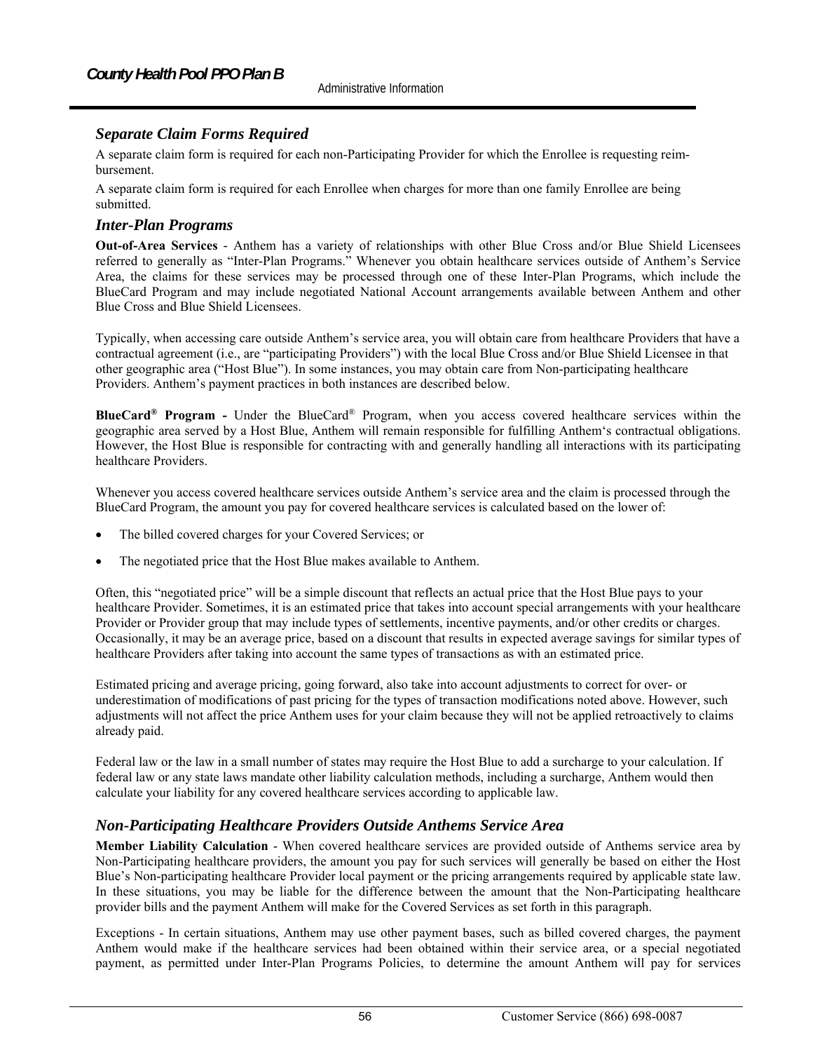## *Separate Claim Forms Required*

A separate claim form is required for each non-Participating Provider for which the Enrollee is requesting reimbursement.

A separate claim form is required for each Enrollee when charges for more than one family Enrollee are being submitted.

## *Inter-Plan Programs*

**Out-of-Area Services** - Anthem has a variety of relationships with other Blue Cross and/or Blue Shield Licensees referred to generally as "Inter-Plan Programs." Whenever you obtain healthcare services outside of Anthem's Service Area, the claims for these services may be processed through one of these Inter-Plan Programs, which include the BlueCard Program and may include negotiated National Account arrangements available between Anthem and other Blue Cross and Blue Shield Licensees.

Typically, when accessing care outside Anthem's service area, you will obtain care from healthcare Providers that have a contractual agreement (i.e., are "participating Providers") with the local Blue Cross and/or Blue Shield Licensee in that other geographic area ("Host Blue"). In some instances, you may obtain care from Non-participating healthcare Providers. Anthem's payment practices in both instances are described below.

**BlueCard® Program -** Under the BlueCard® Program, when you access covered healthcare services within the geographic area served by a Host Blue, Anthem will remain responsible for fulfilling Anthem's contractual obligations. However, the Host Blue is responsible for contracting with and generally handling all interactions with its participating healthcare Providers.

Whenever you access covered healthcare services outside Anthem's service area and the claim is processed through the BlueCard Program, the amount you pay for covered healthcare services is calculated based on the lower of:

- The billed covered charges for your Covered Services; or
- The negotiated price that the Host Blue makes available to Anthem.

Often, this "negotiated price" will be a simple discount that reflects an actual price that the Host Blue pays to your healthcare Provider. Sometimes, it is an estimated price that takes into account special arrangements with your healthcare Provider or Provider group that may include types of settlements, incentive payments, and/or other credits or charges. Occasionally, it may be an average price, based on a discount that results in expected average savings for similar types of healthcare Providers after taking into account the same types of transactions as with an estimated price.

Estimated pricing and average pricing, going forward, also take into account adjustments to correct for over- or underestimation of modifications of past pricing for the types of transaction modifications noted above. However, such adjustments will not affect the price Anthem uses for your claim because they will not be applied retroactively to claims already paid.

Federal law or the law in a small number of states may require the Host Blue to add a surcharge to your calculation. If federal law or any state laws mandate other liability calculation methods, including a surcharge, Anthem would then calculate your liability for any covered healthcare services according to applicable law.

## *Non-Participating Healthcare Providers Outside Anthems Service Area*

**Member Liability Calculation** - When covered healthcare services are provided outside of Anthems service area by Non-Participating healthcare providers, the amount you pay for such services will generally be based on either the Host Blue's Non-participating healthcare Provider local payment or the pricing arrangements required by applicable state law. In these situations, you may be liable for the difference between the amount that the Non-Participating healthcare provider bills and the payment Anthem will make for the Covered Services as set forth in this paragraph.

Exceptions - In certain situations, Anthem may use other payment bases, such as billed covered charges, the payment Anthem would make if the healthcare services had been obtained within their service area, or a special negotiated payment, as permitted under Inter-Plan Programs Policies, to determine the amount Anthem will pay for services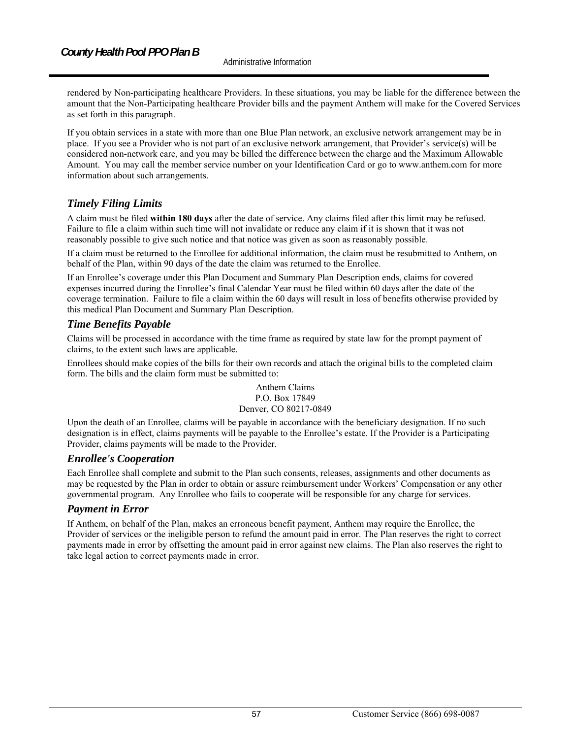rendered by Non-participating healthcare Providers. In these situations, you may be liable for the difference between the amount that the Non-Participating healthcare Provider bills and the payment Anthem will make for the Covered Services as set forth in this paragraph.

If you obtain services in a state with more than one Blue Plan network, an exclusive network arrangement may be in place. If you see a Provider who is not part of an exclusive network arrangement, that Provider's service(s) will be considered non-network care, and you may be billed the difference between the charge and the Maximum Allowable Amount. You may call the member service number on your Identification Card or go to www.anthem.com for more information about such arrangements.

### *Timely Filing Limits*

A claim must be filed **within 180 days** after the date of service. Any claims filed after this limit may be refused. Failure to file a claim within such time will not invalidate or reduce any claim if it is shown that it was not reasonably possible to give such notice and that notice was given as soon as reasonably possible.

If a claim must be returned to the Enrollee for additional information, the claim must be resubmitted to Anthem, on behalf of the Plan, within 90 days of the date the claim was returned to the Enrollee.

If an Enrollee's coverage under this Plan Document and Summary Plan Description ends, claims for covered expenses incurred during the Enrollee's final Calendar Year must be filed within 60 days after the date of the coverage termination. Failure to file a claim within the 60 days will result in loss of benefits otherwise provided by this medical Plan Document and Summary Plan Description.

### *Time Benefits Payable*

Claims will be processed in accordance with the time frame as required by state law for the prompt payment of claims, to the extent such laws are applicable.

Enrollees should make copies of the bills for their own records and attach the original bills to the completed claim form. The bills and the claim form must be submitted to:

Anthem Claims
P.O. Box 17849
Denver, CO 80217-0849

Upon the death of an Enrollee, claims will be payable in accordance with the beneficiary designation. If no such designation is in effect, claims payments will be payable to the Enrollee's estate. If the Provider is a Participating Provider, claims payments will be made to the Provider.

### *Enrollee's Cooperation*

Each Enrollee shall complete and submit to the Plan such consents, releases, assignments and other documents as may be requested by the Plan in order to obtain or assure reimbursement under Workers' Compensation or any other governmental program. Any Enrollee who fails to cooperate will be responsible for any charge for services.

### *Payment in Error*

If Anthem, on behalf of the Plan, makes an erroneous benefit payment, Anthem may require the Enrollee, the Provider of services or the ineligible person to refund the amount paid in error. The Plan reserves the right to correct payments made in error by offsetting the amount paid in error against new claims. The Plan also reserves the right to take legal action to correct payments made in error.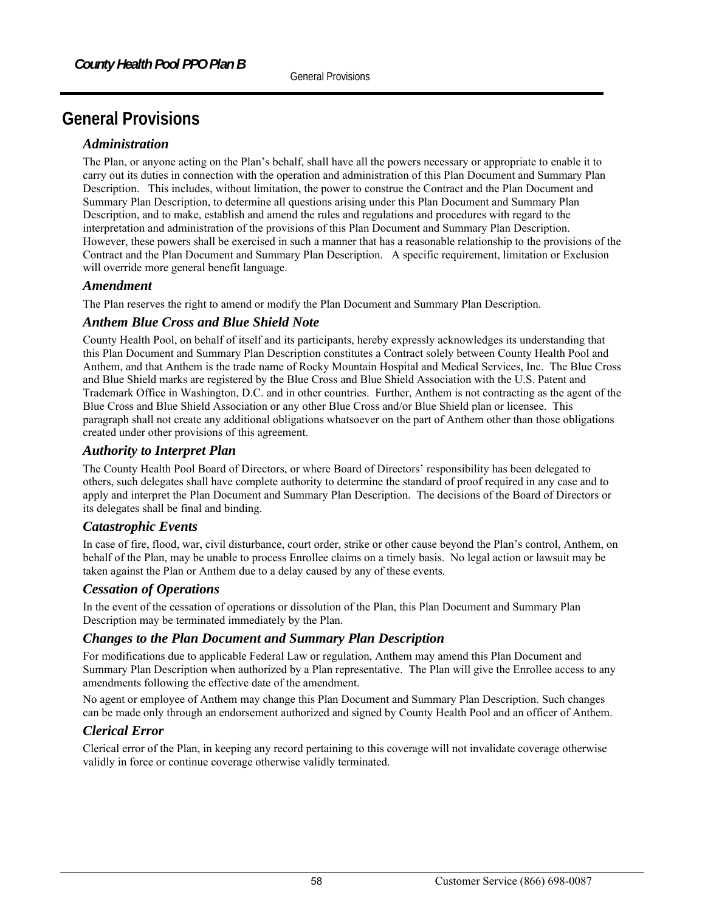# General Provisions

### *Administration*

The Plan, or anyone acting on the Plan's behalf, shall have all the powers necessary or appropriate to enable it to carry out its duties in connection with the operation and administration of this Plan Document and Summary Plan Description. This includes, without limitation, the power to construe the Contract and the Plan Document and Summary Plan Description, to determine all questions arising under this Plan Document and Summary Plan Description, and to make, establish and amend the rules and regulations and procedures with regard to the interpretation and administration of the provisions of this Plan Document and Summary Plan Description. However, these powers shall be exercised in such a manner that has a reasonable relationship to the provisions of the Contract and the Plan Document and Summary Plan Description. A specific requirement, limitation or Exclusion will override more general benefit language.

### *Amendment*

The Plan reserves the right to amend or modify the Plan Document and Summary Plan Description.

### *Anthem Blue Cross and Blue Shield Note*

County Health Pool, on behalf of itself and its participants, hereby expressly acknowledges its understanding that this Plan Document and Summary Plan Description constitutes a Contract solely between County Health Pool and Anthem, and that Anthem is the trade name of Rocky Mountain Hospital and Medical Services, Inc. The Blue Cross and Blue Shield marks are registered by the Blue Cross and Blue Shield Association with the U.S. Patent and Trademark Office in Washington, D.C. and in other countries. Further, Anthem is not contracting as the agent of the Blue Cross and Blue Shield Association or any other Blue Cross and/or Blue Shield plan or licensee. This paragraph shall not create any additional obligations whatsoever on the part of Anthem other than those obligations created under other provisions of this agreement.

### *Authority to Interpret Plan*

The County Health Pool Board of Directors, or where Board of Directors' responsibility has been delegated to others, such delegates shall have complete authority to determine the standard of proof required in any case and to apply and interpret the Plan Document and Summary Plan Description. The decisions of the Board of Directors or its delegates shall be final and binding.

### *Catastrophic Events*

In case of fire, flood, war, civil disturbance, court order, strike or other cause beyond the Plan's control, Anthem, on behalf of the Plan, may be unable to process Enrollee claims on a timely basis. No legal action or lawsuit may be taken against the Plan or Anthem due to a delay caused by any of these events.

### *Cessation of Operations*

In the event of the cessation of operations or dissolution of the Plan, this Plan Document and Summary Plan Description may be terminated immediately by the Plan.

### *Changes to the Plan Document and Summary Plan Description*

For modifications due to applicable Federal Law or regulation, Anthem may amend this Plan Document and Summary Plan Description when authorized by a Plan representative. The Plan will give the Enrollee access to any amendments following the effective date of the amendment.

No agent or employee of Anthem may change this Plan Document and Summary Plan Description. Such changes can be made only through an endorsement authorized and signed by County Health Pool and an officer of Anthem.

### *Clerical Error*

Clerical error of the Plan, in keeping any record pertaining to this coverage will not invalidate coverage otherwise validly in force or continue coverage otherwise validly terminated.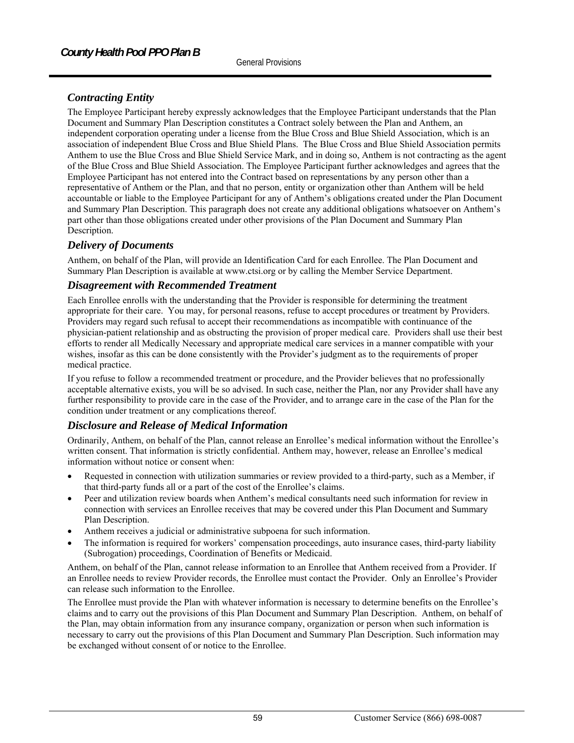## Contracting Entity

The Employee Participant hereby expressly acknowledges that the Employee Participant understands that the Plan Document and Summary Plan Description constitutes a Contract solely between the Plan and Anthem, an independent corporation operating under a license from the Blue Cross and Blue Shield Association, which is an association of independent Blue Cross and Blue Shield Plans. The Blue Cross and Blue Shield Association permits Anthem to use the Blue Cross and Blue Shield Service Mark, and in doing so, Anthem is not contracting as the agent of the Blue Cross and Blue Shield Association. The Employee Participant further acknowledges and agrees that the Employee Participant has not entered into the Contract based on representations by any person other than a representative of Anthem or the Plan, and that no person, entity or organization other than Anthem will be held accountable or liable to the Employee Participant for any of Anthem's obligations created under the Plan Document and Summary Plan Description. This paragraph does not create any additional obligations whatsoever on Anthem's part other than those obligations created under other provisions of the Plan Document and Summary Plan Description.

## Delivery of Documents

Anthem, on behalf of the Plan, will provide an Identification Card for each Enrollee. The Plan Document and Summary Plan Description is available at www.ctsi.org or by calling the Member Service Department.

## Disagreement with Recommended Treatment

Each Enrollee enrolls with the understanding that the Provider is responsible for determining the treatment appropriate for their care. You may, for personal reasons, refuse to accept procedures or treatment by Providers. Providers may regard such refusal to accept their recommendations as incompatible with continuance of the physician-patient relationship and as obstructing the provision of proper medical care. Providers shall use their best efforts to render all Medically Necessary and appropriate medical care services in a manner compatible with your wishes, insofar as this can be done consistently with the Provider's judgment as to the requirements of proper medical practice.

If you refuse to follow a recommended treatment or procedure, and the Provider believes that no professionally acceptable alternative exists, you will be so advised. In such case, neither the Plan, nor any Provider shall have any further responsibility to provide care in the case of the Provider, and to arrange care in the case of the Plan for the condition under treatment or any complications thereof.

## Disclosure and Release of Medical Information

Ordinarily, Anthem, on behalf of the Plan, cannot release an Enrollee's medical information without the Enrollee's written consent. That information is strictly confidential. Anthem may, however, release an Enrollee's medical information without notice or consent when:

- Requested in connection with utilization summaries or review provided to a third-party, such as a Member, if that third-party funds all or a part of the cost of the Enrollee's claims.
- Peer and utilization review boards when Anthem's medical consultants need such information for review in connection with services an Enrollee receives that may be covered under this Plan Document and Summary Plan Description.
- Anthem receives a judicial or administrative subpoena for such information.
- The information is required for workers' compensation proceedings, auto insurance cases, third-party liability (Subrogation) proceedings, Coordination of Benefits or Medicaid.

Anthem, on behalf of the Plan, cannot release information to an Enrollee that Anthem received from a Provider. If an Enrollee needs to review Provider records, the Enrollee must contact the Provider. Only an Enrollee's Provider can release such information to the Enrollee.

The Enrollee must provide the Plan with whatever information is necessary to determine benefits on the Enrollee's claims and to carry out the provisions of this Plan Document and Summary Plan Description. Anthem, on behalf of the Plan, may obtain information from any insurance company, organization or person when such information is necessary to carry out the provisions of this Plan Document and Summary Plan Description. Such information may be exchanged without consent of or notice to the Enrollee.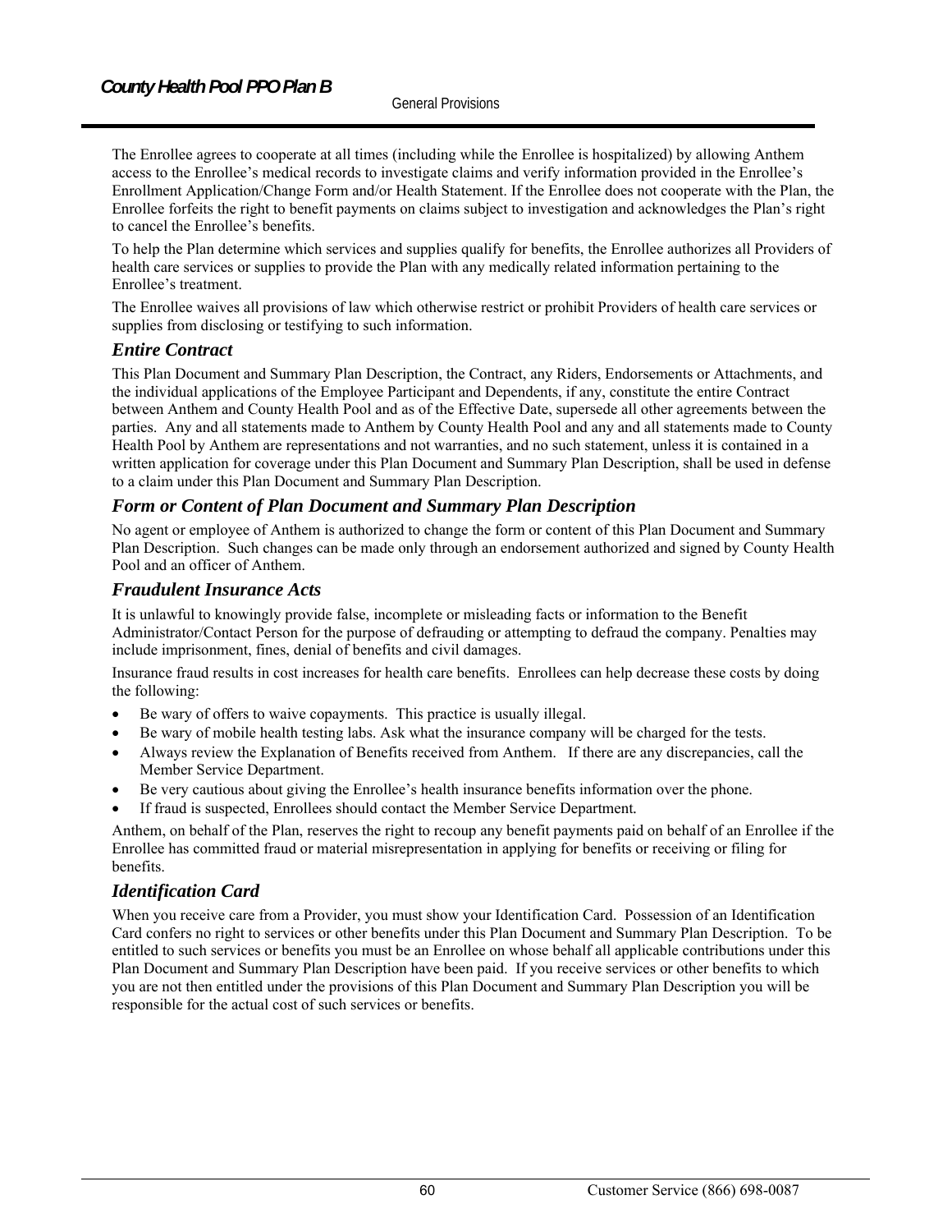The Enrollee agrees to cooperate at all times (including while the Enrollee is hospitalized) by allowing Anthem access to the Enrollee's medical records to investigate claims and verify information provided in the Enrollee's Enrollment Application/Change Form and/or Health Statement. If the Enrollee does not cooperate with the Plan, the Enrollee forfeits the right to benefit payments on claims subject to investigation and acknowledges the Plan's right to cancel the Enrollee's benefits.

To help the Plan determine which services and supplies qualify for benefits, the Enrollee authorizes all Providers of health care services or supplies to provide the Plan with any medically related information pertaining to the Enrollee's treatment.

The Enrollee waives all provisions of law which otherwise restrict or prohibit Providers of health care services or supplies from disclosing or testifying to such information.

## *Entire Contract*

This Plan Document and Summary Plan Description, the Contract, any Riders, Endorsements or Attachments, and the individual applications of the Employee Participant and Dependents, if any, constitute the entire Contract between Anthem and County Health Pool and as of the Effective Date, supersede all other agreements between the parties. Any and all statements made to Anthem by County Health Pool and any and all statements made to County Health Pool by Anthem are representations and not warranties, and no such statement, unless it is contained in a written application for coverage under this Plan Document and Summary Plan Description, shall be used in defense to a claim under this Plan Document and Summary Plan Description.

## *Form or Content of Plan Document and Summary Plan Description*

No agent or employee of Anthem is authorized to change the form or content of this Plan Document and Summary Plan Description. Such changes can be made only through an endorsement authorized and signed by County Health Pool and an officer of Anthem.

## *Fraudulent Insurance Acts*

It is unlawful to knowingly provide false, incomplete or misleading facts or information to the Benefit Administrator/Contact Person for the purpose of defrauding or attempting to defraud the company. Penalties may include imprisonment, fines, denial of benefits and civil damages.

Insurance fraud results in cost increases for health care benefits. Enrollees can help decrease these costs by doing the following:

- Be wary of offers to waive copayments. This practice is usually illegal.
- Be wary of mobile health testing labs. Ask what the insurance company will be charged for the tests.
- Always review the Explanation of Benefits received from Anthem. If there are any discrepancies, call the Member Service Department.
- Be very cautious about giving the Enrollee's health insurance benefits information over the phone.
- If fraud is suspected, Enrollees should contact the Member Service Department.

Anthem, on behalf of the Plan, reserves the right to recoup any benefit payments paid on behalf of an Enrollee if the Enrollee has committed fraud or material misrepresentation in applying for benefits or receiving or filing for benefits.

## *Identification Card*

When you receive care from a Provider, you must show your Identification Card. Possession of an Identification Card confers no right to services or other benefits under this Plan Document and Summary Plan Description. To be entitled to such services or benefits you must be an Enrollee on whose behalf all applicable contributions under this Plan Document and Summary Plan Description have been paid. If you receive services or other benefits to which you are not then entitled under the provisions of this Plan Document and Summary Plan Description you will be responsible for the actual cost of such services or benefits.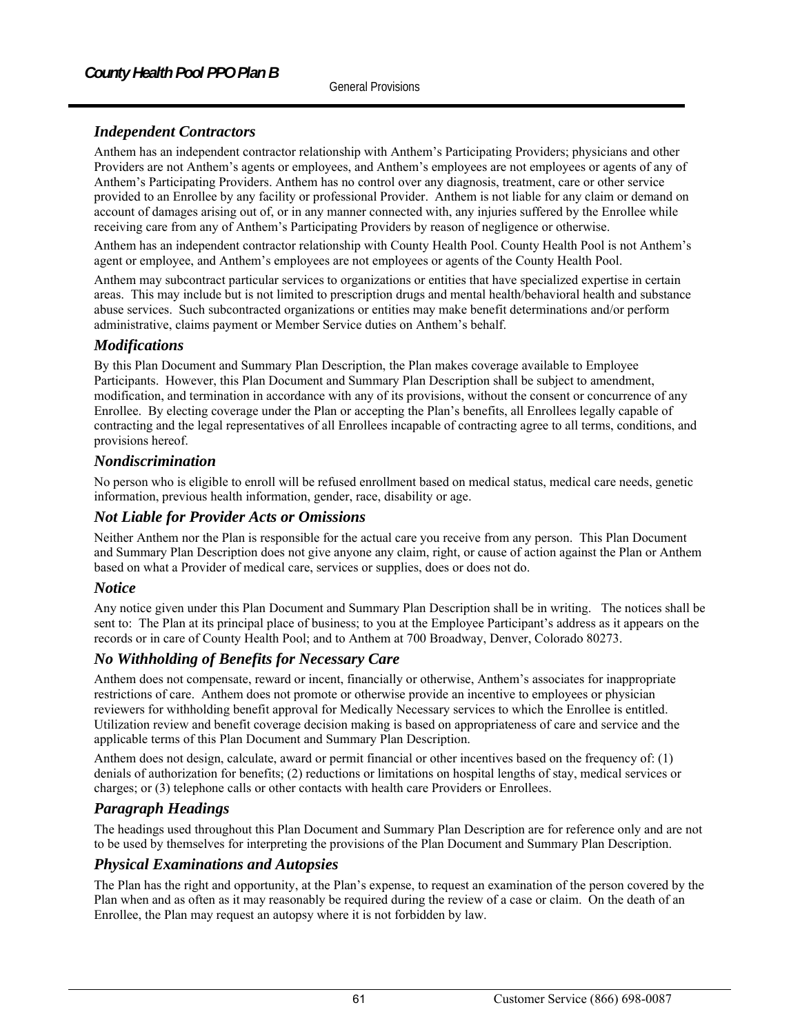## Independent Contractors

Anthem has an independent contractor relationship with Anthem's Participating Providers; physicians and other Providers are not Anthem's agents or employees, and Anthem's employees are not employees or agents of any of Anthem's Participating Providers. Anthem has no control over any diagnosis, treatment, care or other service provided to an Enrollee by any facility or professional Provider. Anthem is not liable for any claim or demand on account of damages arising out of, or in any manner connected with, any injuries suffered by the Enrollee while receiving care from any of Anthem's Participating Providers by reason of negligence or otherwise.

Anthem has an independent contractor relationship with County Health Pool. County Health Pool is not Anthem's agent or employee, and Anthem's employees are not employees or agents of the County Health Pool.

Anthem may subcontract particular services to organizations or entities that have specialized expertise in certain areas. This may include but is not limited to prescription drugs and mental health/behavioral health and substance abuse services. Such subcontracted organizations or entities may make benefit determinations and/or perform administrative, claims payment or Member Service duties on Anthem's behalf.

## Modifications

By this Plan Document and Summary Plan Description, the Plan makes coverage available to Employee Participants. However, this Plan Document and Summary Plan Description shall be subject to amendment, modification, and termination in accordance with any of its provisions, without the consent or concurrence of any Enrollee. By electing coverage under the Plan or accepting the Plan's benefits, all Enrollees legally capable of contracting and the legal representatives of all Enrollees incapable of contracting agree to all terms, conditions, and provisions hereof.

## Nondiscrimination

No person who is eligible to enroll will be refused enrollment based on medical status, medical care needs, genetic information, previous health information, gender, race, disability or age.

## Not Liable for Provider Acts or Omissions

Neither Anthem nor the Plan is responsible for the actual care you receive from any person. This Plan Document and Summary Plan Description does not give anyone any claim, right, or cause of action against the Plan or Anthem based on what a Provider of medical care, services or supplies, does or does not do.

## Notice

Any notice given under this Plan Document and Summary Plan Description shall be in writing. The notices shall be sent to: The Plan at its principal place of business; to you at the Employee Participant's address as it appears on the records or in care of County Health Pool; and to Anthem at 700 Broadway, Denver, Colorado 80273.

## No Withholding of Benefits for Necessary Care

Anthem does not compensate, reward or incent, financially or otherwise, Anthem's associates for inappropriate restrictions of care. Anthem does not promote or otherwise provide an incentive to employees or physician reviewers for withholding benefit approval for Medically Necessary services to which the Enrollee is entitled. Utilization review and benefit coverage decision making is based on appropriateness of care and service and the applicable terms of this Plan Document and Summary Plan Description.

Anthem does not design, calculate, award or permit financial or other incentives based on the frequency of: (1) denials of authorization for benefits; (2) reductions or limitations on hospital lengths of stay, medical services or charges; or (3) telephone calls or other contacts with health care Providers or Enrollees.

## Paragraph Headings

The headings used throughout this Plan Document and Summary Plan Description are for reference only and are not to be used by themselves for interpreting the provisions of the Plan Document and Summary Plan Description.

## Physical Examinations and Autopsies

The Plan has the right and opportunity, at the Plan's expense, to request an examination of the person covered by the Plan when and as often as it may reasonably be required during the review of a case or claim. On the death of an Enrollee, the Plan may request an autopsy where it is not forbidden by law.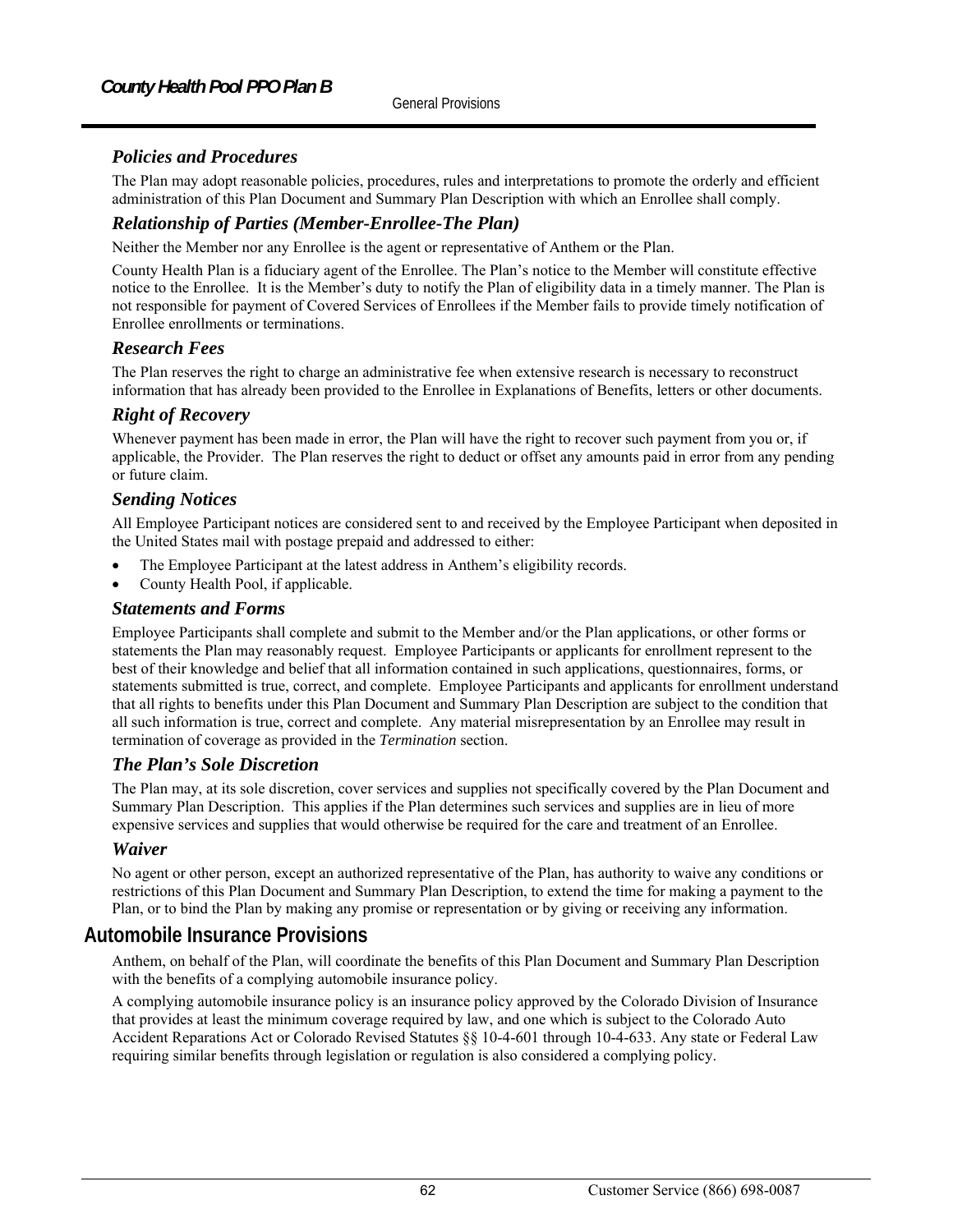### *Policies and Procedures*

The Plan may adopt reasonable policies, procedures, rules and interpretations to promote the orderly and efficient administration of this Plan Document and Summary Plan Description with which an Enrollee shall comply.

### *Relationship of Parties (Member-Enrollee-The Plan)*

Neither the Member nor any Enrollee is the agent or representative of Anthem or the Plan.

County Health Plan is a fiduciary agent of the Enrollee. The Plan's notice to the Member will constitute effective notice to the Enrollee. It is the Member's duty to notify the Plan of eligibility data in a timely manner. The Plan is not responsible for payment of Covered Services of Enrollees if the Member fails to provide timely notification of Enrollee enrollments or terminations.

### *Research Fees*

The Plan reserves the right to charge an administrative fee when extensive research is necessary to reconstruct information that has already been provided to the Enrollee in Explanations of Benefits, letters or other documents.

### *Right of Recovery*

Whenever payment has been made in error, the Plan will have the right to recover such payment from you or, if applicable, the Provider. The Plan reserves the right to deduct or offset any amounts paid in error from any pending or future claim.

### *Sending Notices*

All Employee Participant notices are considered sent to and received by the Employee Participant when deposited in the United States mail with postage prepaid and addressed to either:

- The Employee Participant at the latest address in Anthem's eligibility records.
- County Health Pool, if applicable.

### *Statements and Forms*

Employee Participants shall complete and submit to the Member and/or the Plan applications, or other forms or statements the Plan may reasonably request. Employee Participants or applicants for enrollment represent to the best of their knowledge and belief that all information contained in such applications, questionnaires, forms, or statements submitted is true, correct, and complete. Employee Participants and applicants for enrollment understand that all rights to benefits under this Plan Document and Summary Plan Description are subject to the condition that all such information is true, correct and complete. Any material misrepresentation by an Enrollee may result in termination of coverage as provided in the *Termination* section.

### *The Plan's Sole Discretion*

The Plan may, at its sole discretion, cover services and supplies not specifically covered by the Plan Document and Summary Plan Description. This applies if the Plan determines such services and supplies are in lieu of more expensive services and supplies that would otherwise be required for the care and treatment of an Enrollee.

### *Waiver*

No agent or other person, except an authorized representative of the Plan, has authority to waive any conditions or restrictions of this Plan Document and Summary Plan Description, to extend the time for making a payment to the Plan, or to bind the Plan by making any promise or representation or by giving or receiving any information.

## Automobile Insurance Provisions

Anthem, on behalf of the Plan, will coordinate the benefits of this Plan Document and Summary Plan Description with the benefits of a complying automobile insurance policy.

A complying automobile insurance policy is an insurance policy approved by the Colorado Division of Insurance that provides at least the minimum coverage required by law, and one which is subject to the Colorado Auto Accident Reparations Act or Colorado Revised Statutes §§ 10-4-601 through 10-4-633. Any state or Federal Law requiring similar benefits through legislation or regulation is also considered a complying policy.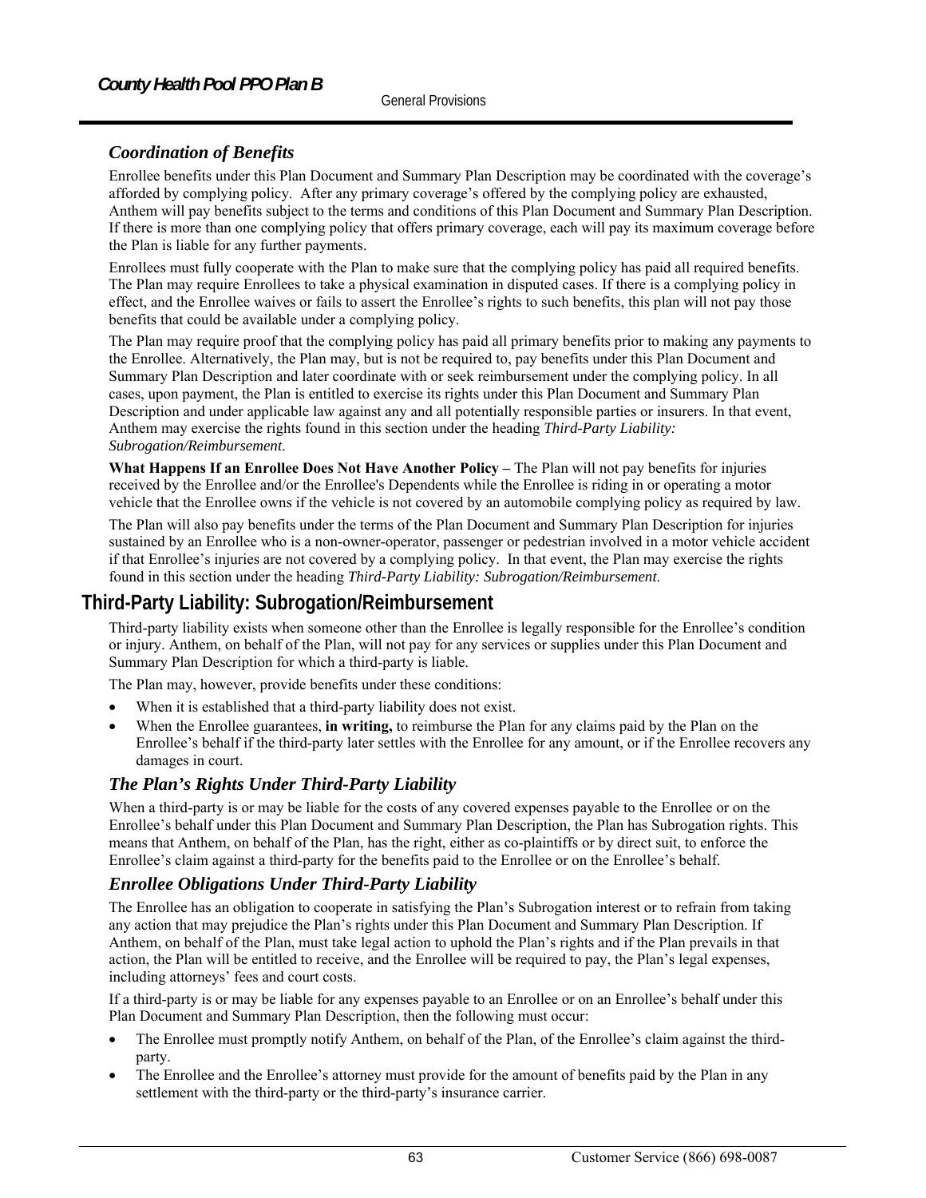### *Coordination of Benefits*

Enrollee benefits under this Plan Document and Summary Plan Description may be coordinated with the coverage's afforded by complying policy. After any primary coverage's offered by the complying policy are exhausted, Anthem will pay benefits subject to the terms and conditions of this Plan Document and Summary Plan Description. If there is more than one complying policy that offers primary coverage, each will pay its maximum coverage before the Plan is liable for any further payments.

Enrollees must fully cooperate with the Plan to make sure that the complying policy has paid all required benefits. The Plan may require Enrollees to take a physical examination in disputed cases. If there is a complying policy in effect, and the Enrollee waives or fails to assert the Enrollee's rights to such benefits, this plan will not pay those benefits that could be available under a complying policy.

The Plan may require proof that the complying policy has paid all primary benefits prior to making any payments to the Enrollee. Alternatively, the Plan may, but is not be required to, pay benefits under this Plan Document and Summary Plan Description and later coordinate with or seek reimbursement under the complying policy. In all cases, upon payment, the Plan is entitled to exercise its rights under this Plan Document and Summary Plan Description and under applicable law against any and all potentially responsible parties or insurers. In that event, Anthem may exercise the rights found in this section under the heading *Third-Party Liability: Subrogation/Reimbursement.*

**What Happens If an Enrollee Does Not Have Another Policy –** The Plan will not pay benefits for injuries received by the Enrollee and/or the Enrollee's Dependents while the Enrollee is riding in or operating a motor vehicle that the Enrollee owns if the vehicle is not covered by an automobile complying policy as required by law.

The Plan will also pay benefits under the terms of the Plan Document and Summary Plan Description for injuries sustained by an Enrollee who is a non-owner-operator, passenger or pedestrian involved in a motor vehicle accident if that Enrollee's injuries are not covered by a complying policy. In that event, the Plan may exercise the rights found in this section under the heading *Third-Party Liability: Subrogation/Reimbursement.*

## Third-Party Liability: Subrogation/Reimbursement

Third-party liability exists when someone other than the Enrollee is legally responsible for the Enrollee's condition or injury. Anthem, on behalf of the Plan, will not pay for any services or supplies under this Plan Document and Summary Plan Description for which a third-party is liable.

The Plan may, however, provide benefits under these conditions:

- When it is established that a third-party liability does not exist.
- When the Enrollee guarantees, **in writing,** to reimburse the Plan for any claims paid by the Plan on the Enrollee's behalf if the third-party later settles with the Enrollee for any amount, or if the Enrollee recovers any damages in court.

### *The Plan's Rights Under Third-Party Liability*

When a third-party is or may be liable for the costs of any covered expenses payable to the Enrollee or on the Enrollee's behalf under this Plan Document and Summary Plan Description, the Plan has Subrogation rights. This means that Anthem, on behalf of the Plan, has the right, either as co-plaintiffs or by direct suit, to enforce the Enrollee's claim against a third-party for the benefits paid to the Enrollee or on the Enrollee's behalf.

### *Enrollee Obligations Under Third-Party Liability*

The Enrollee has an obligation to cooperate in satisfying the Plan's Subrogation interest or to refrain from taking any action that may prejudice the Plan's rights under this Plan Document and Summary Plan Description. If Anthem, on behalf of the Plan, must take legal action to uphold the Plan's rights and if the Plan prevails in that action, the Plan will be entitled to receive, and the Enrollee will be required to pay, the Plan's legal expenses, including attorneys' fees and court costs.

If a third-party is or may be liable for any expenses payable to an Enrollee or on an Enrollee's behalf under this Plan Document and Summary Plan Description, then the following must occur:

- The Enrollee must promptly notify Anthem, on behalf of the Plan, of the Enrollee's claim against the third-party.
- The Enrollee and the Enrollee's attorney must provide for the amount of benefits paid by the Plan in any settlement with the third-party or the third-party's insurance carrier.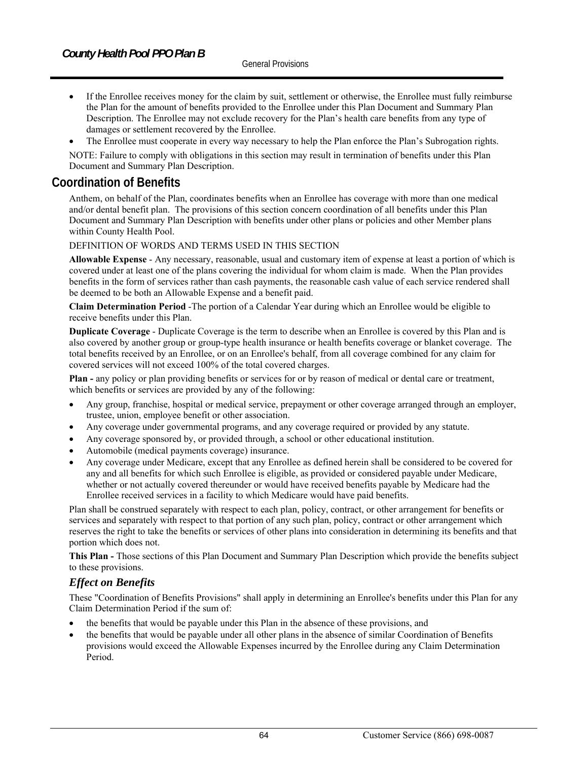- If the Enrollee receives money for the claim by suit, settlement or otherwise, the Enrollee must fully reimburse the Plan for the amount of benefits provided to the Enrollee under this Plan Document and Summary Plan Description. The Enrollee may not exclude recovery for the Plan's health care benefits from any type of damages or settlement recovered by the Enrollee.
- The Enrollee must cooperate in every way necessary to help the Plan enforce the Plan's Subrogation rights.

NOTE: Failure to comply with obligations in this section may result in termination of benefits under this Plan Document and Summary Plan Description.

## Coordination of Benefits

Anthem, on behalf of the Plan, coordinates benefits when an Enrollee has coverage with more than one medical and/or dental benefit plan. The provisions of this section concern coordination of all benefits under this Plan Document and Summary Plan Description with benefits under other plans or policies and other Member plans within County Health Pool.

DEFINITION OF WORDS AND TERMS USED IN THIS SECTION

**Allowable Expense** - Any necessary, reasonable, usual and customary item of expense at least a portion of which is covered under at least one of the plans covering the individual for whom claim is made. When the Plan provides benefits in the form of services rather than cash payments, the reasonable cash value of each service rendered shall be deemed to be both an Allowable Expense and a benefit paid.

**Claim Determination Period** -The portion of a Calendar Year during which an Enrollee would be eligible to receive benefits under this Plan.

**Duplicate Coverage** - Duplicate Coverage is the term to describe when an Enrollee is covered by this Plan and is also covered by another group or group-type health insurance or health benefits coverage or blanket coverage. The total benefits received by an Enrollee, or on an Enrollee's behalf, from all coverage combined for any claim for covered services will not exceed 100% of the total covered charges.

**Plan -** any policy or plan providing benefits or services for or by reason of medical or dental care or treatment, which benefits or services are provided by any of the following:

- Any group, franchise, hospital or medical service, prepayment or other coverage arranged through an employer, trustee, union, employee benefit or other association.
- Any coverage under governmental programs, and any coverage required or provided by any statute.
- Any coverage sponsored by, or provided through, a school or other educational institution.
- Automobile (medical payments coverage) insurance.
- Any coverage under Medicare, except that any Enrollee as defined herein shall be considered to be covered for any and all benefits for which such Enrollee is eligible, as provided or considered payable under Medicare, whether or not actually covered thereunder or would have received benefits payable by Medicare had the Enrollee received services in a facility to which Medicare would have paid benefits.

Plan shall be construed separately with respect to each plan, policy, contract, or other arrangement for benefits or services and separately with respect to that portion of any such plan, policy, contract or other arrangement which reserves the right to take the benefits or services of other plans into consideration in determining its benefits and that portion which does not.

**This Plan -** Those sections of this Plan Document and Summary Plan Description which provide the benefits subject to these provisions.

### *Effect on Benefits*

These "Coordination of Benefits Provisions" shall apply in determining an Enrollee's benefits under this Plan for any Claim Determination Period if the sum of:

- the benefits that would be payable under this Plan in the absence of these provisions, and
- the benefits that would be payable under all other plans in the absence of similar Coordination of Benefits provisions would exceed the Allowable Expenses incurred by the Enrollee during any Claim Determination Period.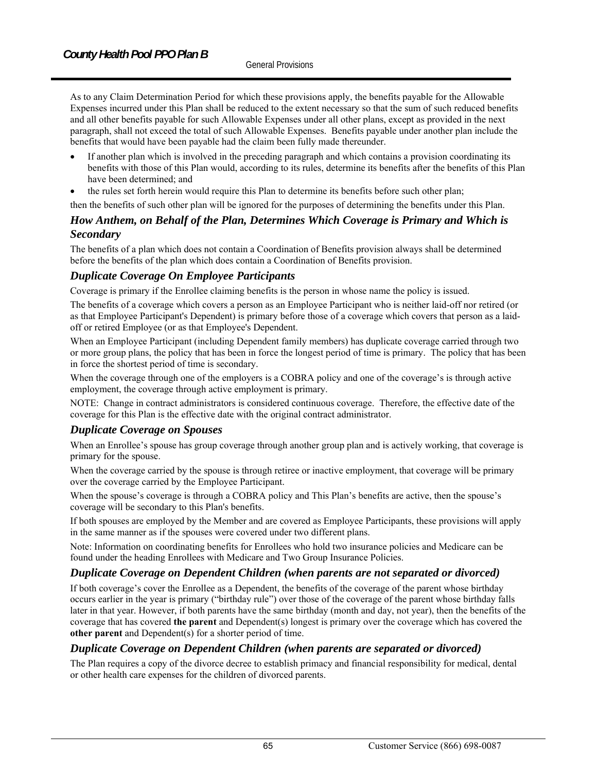As to any Claim Determination Period for which these provisions apply, the benefits payable for the Allowable Expenses incurred under this Plan shall be reduced to the extent necessary so that the sum of such reduced benefits and all other benefits payable for such Allowable Expenses under all other plans, except as provided in the next paragraph, shall not exceed the total of such Allowable Expenses. Benefits payable under another plan include the benefits that would have been payable had the claim been fully made thereunder.

- If another plan which is involved in the preceding paragraph and which contains a provision coordinating its benefits with those of this Plan would, according to its rules, determine its benefits after the benefits of this Plan have been determined; and
- the rules set forth herein would require this Plan to determine its benefits before such other plan;

then the benefits of such other plan will be ignored for the purposes of determining the benefits under this Plan.

### *How Anthem, on Behalf of the Plan, Determines Which Coverage is Primary and Which is Secondary*

The benefits of a plan which does not contain a Coordination of Benefits provision always shall be determined before the benefits of the plan which does contain a Coordination of Benefits provision.

### *Duplicate Coverage On Employee Participants*

Coverage is primary if the Enrollee claiming benefits is the person in whose name the policy is issued.

The benefits of a coverage which covers a person as an Employee Participant who is neither laid-off nor retired (or as that Employee Participant's Dependent) is primary before those of a coverage which covers that person as a laid-off or retired Employee (or as that Employee's Dependent.

When an Employee Participant (including Dependent family members) has duplicate coverage carried through two or more group plans, the policy that has been in force the longest period of time is primary. The policy that has been in force the shortest period of time is secondary.

When the coverage through one of the employers is a COBRA policy and one of the coverage's is through active employment, the coverage through active employment is primary.

NOTE: Change in contract administrators is considered continuous coverage. Therefore, the effective date of the coverage for this Plan is the effective date with the original contract administrator.

### *Duplicate Coverage on Spouses*

When an Enrollee's spouse has group coverage through another group plan and is actively working, that coverage is primary for the spouse.

When the coverage carried by the spouse is through retiree or inactive employment, that coverage will be primary over the coverage carried by the Employee Participant.

When the spouse's coverage is through a COBRA policy and This Plan's benefits are active, then the spouse's coverage will be secondary to this Plan's benefits.

If both spouses are employed by the Member and are covered as Employee Participants, these provisions will apply in the same manner as if the spouses were covered under two different plans.

Note: Information on coordinating benefits for Enrollees who hold two insurance policies and Medicare can be found under the heading Enrollees with Medicare and Two Group Insurance Policies.

### *Duplicate Coverage on Dependent Children (when parents are not separated or divorced)*

If both coverage's cover the Enrollee as a Dependent, the benefits of the coverage of the parent whose birthday occurs earlier in the year is primary ("birthday rule") over those of the coverage of the parent whose birthday falls later in that year. However, if both parents have the same birthday (month and day, not year), then the benefits of the coverage that has covered **the parent** and Dependent(s) longest is primary over the coverage which has covered the **other parent** and Dependent(s) for a shorter period of time.

### *Duplicate Coverage on Dependent Children (when parents are separated or divorced)*

The Plan requires a copy of the divorce decree to establish primacy and financial responsibility for medical, dental or other health care expenses for the children of divorced parents.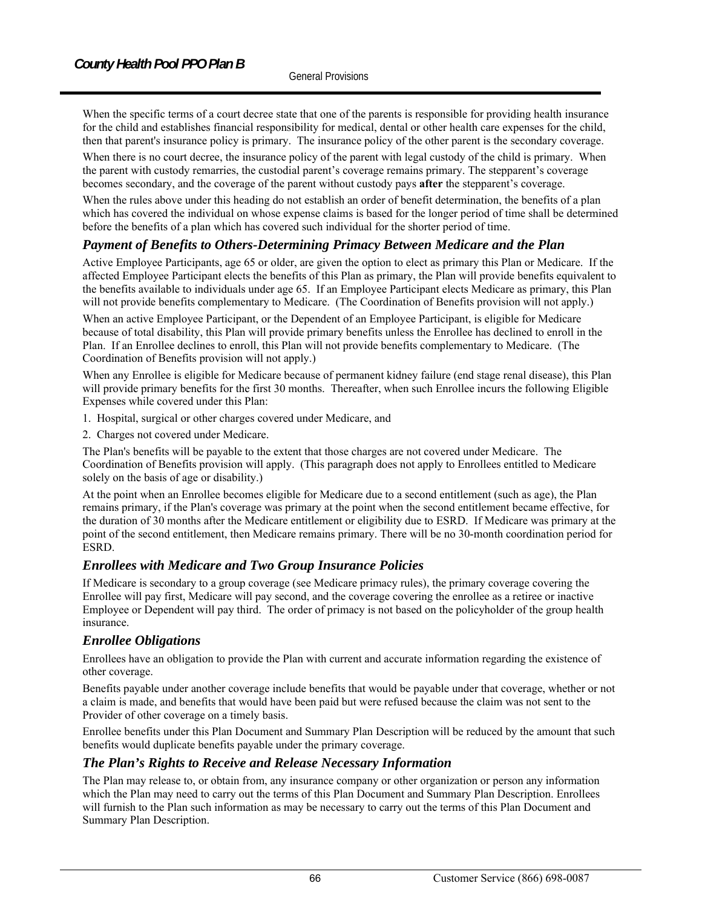When the specific terms of a court decree state that one of the parents is responsible for providing health insurance for the child and establishes financial responsibility for medical, dental or other health care expenses for the child, then that parent's insurance policy is primary. The insurance policy of the other parent is the secondary coverage.

When there is no court decree, the insurance policy of the parent with legal custody of the child is primary. When the parent with custody remarries, the custodial parent's coverage remains primary. The stepparent's coverage becomes secondary, and the coverage of the parent without custody pays **after** the stepparent's coverage.

When the rules above under this heading do not establish an order of benefit determination, the benefits of a plan which has covered the individual on whose expense claims is based for the longer period of time shall be determined before the benefits of a plan which has covered such individual for the shorter period of time.

### *Payment of Benefits to Others-Determining Primacy Between Medicare and the Plan*

Active Employee Participants, age 65 or older, are given the option to elect as primary this Plan or Medicare. If the affected Employee Participant elects the benefits of this Plan as primary, the Plan will provide benefits equivalent to the benefits available to individuals under age 65. If an Employee Participant elects Medicare as primary, this Plan will not provide benefits complementary to Medicare. (The Coordination of Benefits provision will not apply.)

When an active Employee Participant, or the Dependent of an Employee Participant, is eligible for Medicare because of total disability, this Plan will provide primary benefits unless the Enrollee has declined to enroll in the Plan. If an Enrollee declines to enroll, this Plan will not provide benefits complementary to Medicare. (The Coordination of Benefits provision will not apply.)

When any Enrollee is eligible for Medicare because of permanent kidney failure (end stage renal disease), this Plan will provide primary benefits for the first 30 months. Thereafter, when such Enrollee incurs the following Eligible Expenses while covered under this Plan:

1. Hospital, surgical or other charges covered under Medicare, and
2. Charges not covered under Medicare.

The Plan's benefits will be payable to the extent that those charges are not covered under Medicare. The Coordination of Benefits provision will apply. (This paragraph does not apply to Enrollees entitled to Medicare solely on the basis of age or disability.)

At the point when an Enrollee becomes eligible for Medicare due to a second entitlement (such as age), the Plan remains primary, if the Plan's coverage was primary at the point when the second entitlement became effective, for the duration of 30 months after the Medicare entitlement or eligibility due to ESRD. If Medicare was primary at the point of the second entitlement, then Medicare remains primary. There will be no 30-month coordination period for ESRD.

### *Enrollees with Medicare and Two Group Insurance Policies*

If Medicare is secondary to a group coverage (see Medicare primacy rules), the primary coverage covering the Enrollee will pay first, Medicare will pay second, and the coverage covering the enrollee as a retiree or inactive Employee or Dependent will pay third. The order of primacy is not based on the policyholder of the group health insurance.

### *Enrollee Obligations*

Enrollees have an obligation to provide the Plan with current and accurate information regarding the existence of other coverage.

Benefits payable under another coverage include benefits that would be payable under that coverage, whether or not a claim is made, and benefits that would have been paid but were refused because the claim was not sent to the Provider of other coverage on a timely basis.

Enrollee benefits under this Plan Document and Summary Plan Description will be reduced by the amount that such benefits would duplicate benefits payable under the primary coverage.

### *The Plan's Rights to Receive and Release Necessary Information*

The Plan may release to, or obtain from, any insurance company or other organization or person any information which the Plan may need to carry out the terms of this Plan Document and Summary Plan Description. Enrollees will furnish to the Plan such information as may be necessary to carry out the terms of this Plan Document and Summary Plan Description.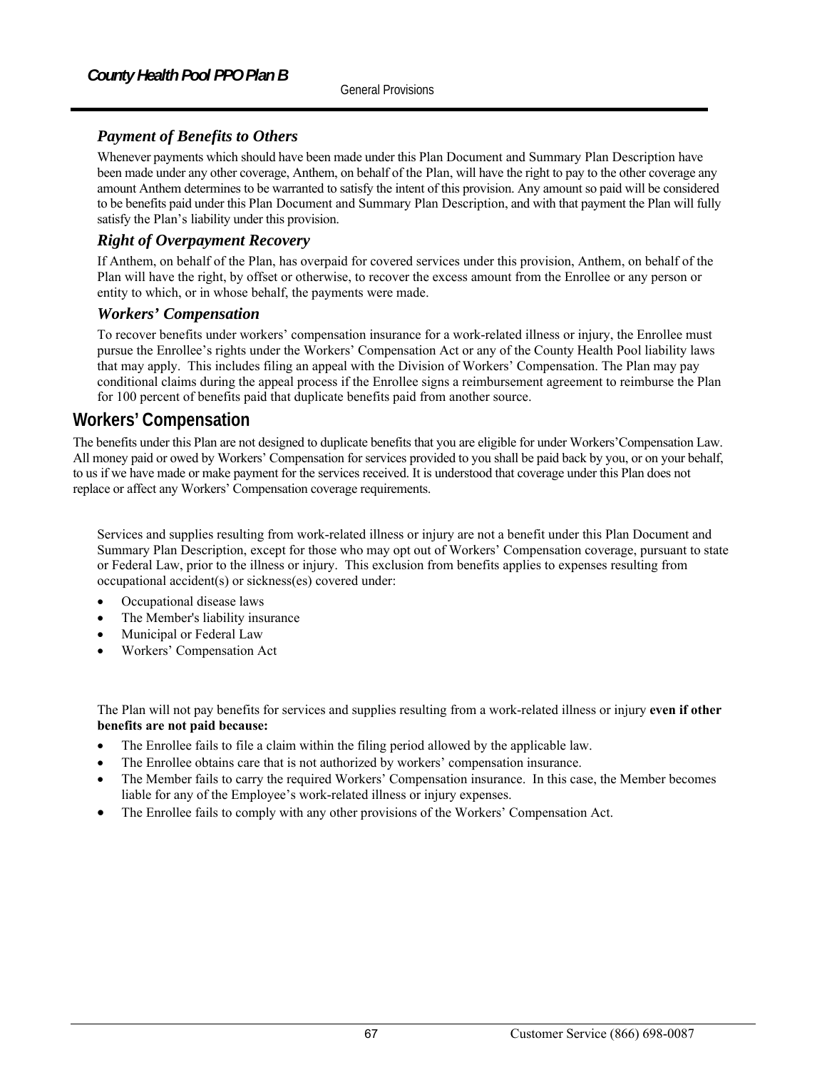### *Payment of Benefits to Others*

Whenever payments which should have been made under this Plan Document and Summary Plan Description have been made under any other coverage, Anthem, on behalf of the Plan, will have the right to pay to the other coverage any amount Anthem determines to be warranted to satisfy the intent of this provision. Any amount so paid will be considered to be benefits paid under this Plan Document and Summary Plan Description, and with that payment the Plan will fully satisfy the Plan's liability under this provision.

### *Right of Overpayment Recovery*

If Anthem, on behalf of the Plan, has overpaid for covered services under this provision, Anthem, on behalf of the Plan will have the right, by offset or otherwise, to recover the excess amount from the Enrollee or any person or entity to which, or in whose behalf, the payments were made.

### *Workers' Compensation*

To recover benefits under workers' compensation insurance for a work-related illness or injury, the Enrollee must pursue the Enrollee's rights under the Workers' Compensation Act or any of the County Health Pool liability laws that may apply. This includes filing an appeal with the Division of Workers' Compensation. The Plan may pay conditional claims during the appeal process if the Enrollee signs a reimbursement agreement to reimburse the Plan for 100 percent of benefits paid that duplicate benefits paid from another source.

## Workers' Compensation

The benefits under this Plan are not designed to duplicate benefits that you are eligible for under Workers'Compensation Law. All money paid or owed by Workers' Compensation for services provided to you shall be paid back by you, or on your behalf, to us if we have made or make payment for the services received. It is understood that coverage under this Plan does not replace or affect any Workers' Compensation coverage requirements.

Services and supplies resulting from work-related illness or injury are not a benefit under this Plan Document and Summary Plan Description, except for those who may opt out of Workers' Compensation coverage, pursuant to state or Federal Law, prior to the illness or injury. This exclusion from benefits applies to expenses resulting from occupational accident(s) or sickness(es) covered under:

- Occupational disease laws
- The Member's liability insurance
- Municipal or Federal Law
- Workers' Compensation Act

The Plan will not pay benefits for services and supplies resulting from a work-related illness or injury **even if other benefits are not paid because:**

- The Enrollee fails to file a claim within the filing period allowed by the applicable law.
- The Enrollee obtains care that is not authorized by workers' compensation insurance.
- The Member fails to carry the required Workers' Compensation insurance. In this case, the Member becomes liable for any of the Employee's work-related illness or injury expenses.
- The Enrollee fails to comply with any other provisions of the Workers' Compensation Act.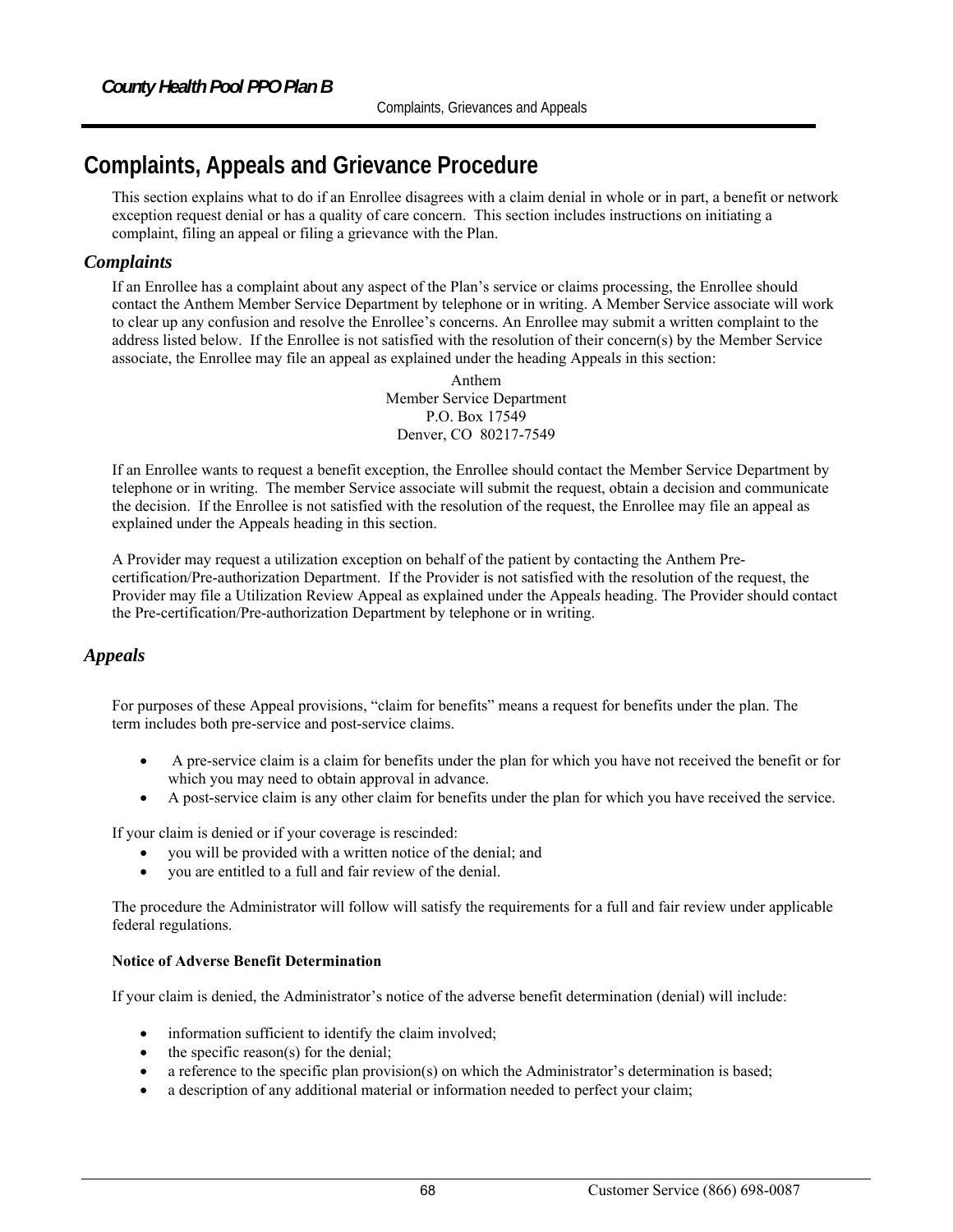# Complaints, Appeals and Grievance Procedure

This section explains what to do if an Enrollee disagrees with a claim denial in whole or in part, a benefit or network exception request denial or has a quality of care concern. This section includes instructions on initiating a complaint, filing an appeal or filing a grievance with the Plan.

## *Complaints*

If an Enrollee has a complaint about any aspect of the Plan's service or claims processing, the Enrollee should contact the Anthem Member Service Department by telephone or in writing. A Member Service associate will work to clear up any confusion and resolve the Enrollee's concerns. An Enrollee may submit a written complaint to the address listed below. If the Enrollee is not satisfied with the resolution of their concern(s) by the Member Service associate, the Enrollee may file an appeal as explained under the heading Appeals in this section:

Anthem  
Member Service Department  
P.O. Box 17549  
Denver, CO 80217-7549

If an Enrollee wants to request a benefit exception, the Enrollee should contact the Member Service Department by telephone or in writing. The member Service associate will submit the request, obtain a decision and communicate the decision. If the Enrollee is not satisfied with the resolution of the request, the Enrollee may file an appeal as explained under the Appeals heading in this section.

A Provider may request a utilization exception on behalf of the patient by contacting the Anthem Pre-certification/Pre-authorization Department. If the Provider is not satisfied with the resolution of the request, the Provider may file a Utilization Review Appeal as explained under the Appeals heading. The Provider should contact the Pre-certification/Pre-authorization Department by telephone or in writing.

## *Appeals*

For purposes of these Appeal provisions, "claim for benefits" means a request for benefits under the plan. The term includes both pre-service and post-service claims.

- A pre-service claim is a claim for benefits under the plan for which you have not received the benefit or for which you may need to obtain approval in advance.
- A post-service claim is any other claim for benefits under the plan for which you have received the service.

If your claim is denied or if your coverage is rescinded:

- you will be provided with a written notice of the denial; and
- you are entitled to a full and fair review of the denial.

The procedure the Administrator will follow will satisfy the requirements for a full and fair review under applicable federal regulations.

**Notice of Adverse Benefit Determination**

If your claim is denied, the Administrator's notice of the adverse benefit determination (denial) will include:

- information sufficient to identify the claim involved;
- the specific reason(s) for the denial;
- a reference to the specific plan provision(s) on which the Administrator's determination is based;
- a description of any additional material or information needed to perfect your claim;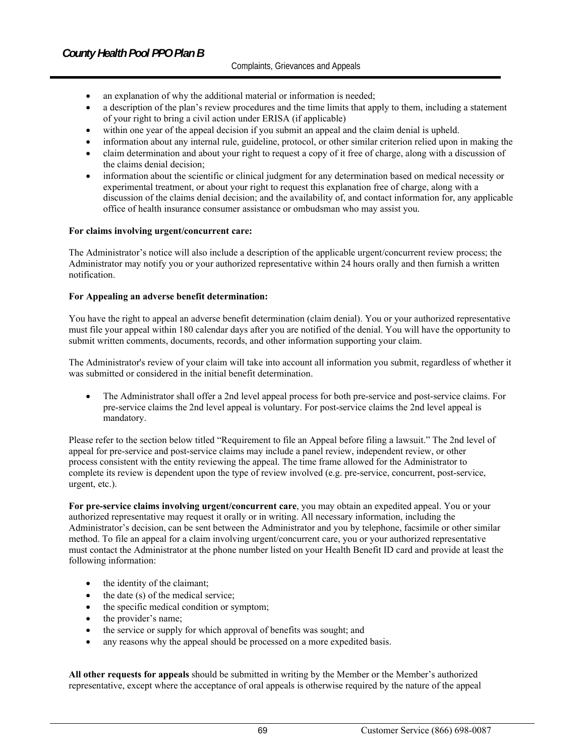- an explanation of why the additional material or information is needed;
- a description of the plan's review procedures and the time limits that apply to them, including a statement of your right to bring a civil action under ERISA (if applicable)
- within one year of the appeal decision if you submit an appeal and the claim denial is upheld.
- information about any internal rule, guideline, protocol, or other similar criterion relied upon in making the
- claim determination and about your right to request a copy of it free of charge, along with a discussion of the claims denial decision;
- information about the scientific or clinical judgment for any determination based on medical necessity or experimental treatment, or about your right to request this explanation free of charge, along with a discussion of the claims denial decision; and the availability of, and contact information for, any applicable office of health insurance consumer assistance or ombudsman who may assist you.

**For claims involving urgent/concurrent care:**

The Administrator's notice will also include a description of the applicable urgent/concurrent review process; the Administrator may notify you or your authorized representative within 24 hours orally and then furnish a written notification.

**For Appealing an adverse benefit determination:**

You have the right to appeal an adverse benefit determination (claim denial). You or your authorized representative must file your appeal within 180 calendar days after you are notified of the denial. You will have the opportunity to submit written comments, documents, records, and other information supporting your claim.

The Administrator's review of your claim will take into account all information you submit, regardless of whether it was submitted or considered in the initial benefit determination.

- The Administrator shall offer a 2nd level appeal process for both pre-service and post-service claims. For pre-service claims the 2nd level appeal is voluntary. For post-service claims the 2nd level appeal is mandatory.

Please refer to the section below titled "Requirement to file an Appeal before filing a lawsuit." The 2nd level of appeal for pre-service and post-service claims may include a panel review, independent review, or other process consistent with the entity reviewing the appeal. The time frame allowed for the Administrator to complete its review is dependent upon the type of review involved (e.g. pre-service, concurrent, post-service, urgent, etc.).

**For pre-service claims involving urgent/concurrent care**, you may obtain an expedited appeal. You or your authorized representative may request it orally or in writing. All necessary information, including the Administrator's decision, can be sent between the Administrator and you by telephone, facsimile or other similar method. To file an appeal for a claim involving urgent/concurrent care, you or your authorized representative must contact the Administrator at the phone number listed on your Health Benefit ID card and provide at least the following information:

- the identity of the claimant;
- the date (s) of the medical service;
- the specific medical condition or symptom;
- the provider's name;
- the service or supply for which approval of benefits was sought; and
- any reasons why the appeal should be processed on a more expedited basis.

**All other requests for appeals** should be submitted in writing by the Member or the Member's authorized representative, except where the acceptance of oral appeals is otherwise required by the nature of the appeal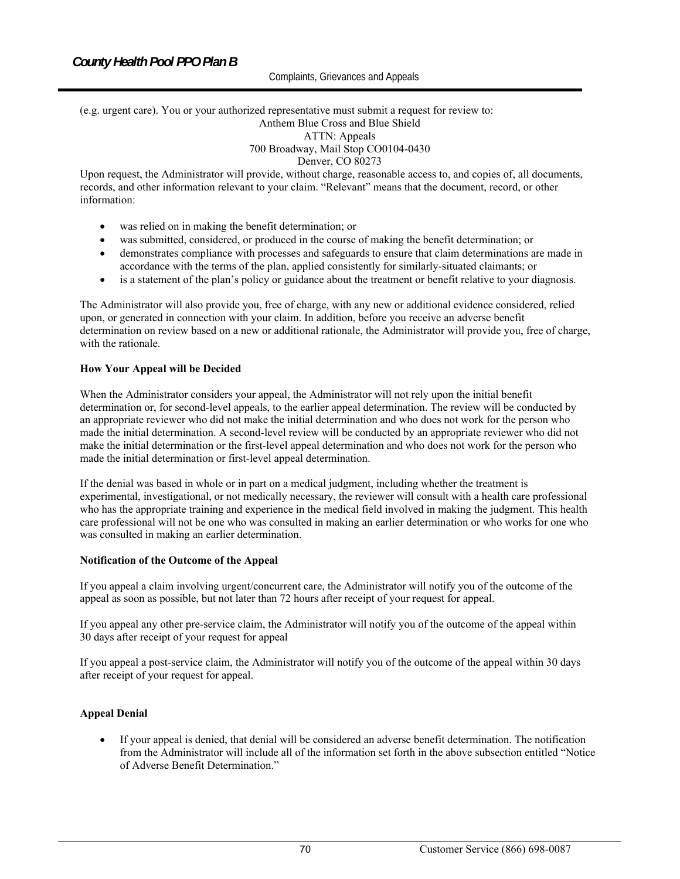(e.g. urgent care). You or your authorized representative must submit a request for review to:

Anthem Blue Cross and Blue Shield
ATTN: Appeals
700 Broadway, Mail Stop CO0104-0430
Denver, CO 80273

Upon request, the Administrator will provide, without charge, reasonable access to, and copies of, all documents, records, and other information relevant to your claim. "Relevant" means that the document, record, or other information:

- was relied on in making the benefit determination; or
- was submitted, considered, or produced in the course of making the benefit determination; or
- demonstrates compliance with processes and safeguards to ensure that claim determinations are made in accordance with the terms of the plan, applied consistently for similarly-situated claimants; or
- is a statement of the plan's policy or guidance about the treatment or benefit relative to your diagnosis.

The Administrator will also provide you, free of charge, with any new or additional evidence considered, relied upon, or generated in connection with your claim. In addition, before you receive an adverse benefit determination on review based on a new or additional rationale, the Administrator will provide you, free of charge, with the rationale.

**How Your Appeal will be Decided**

When the Administrator considers your appeal, the Administrator will not rely upon the initial benefit determination or, for second-level appeals, to the earlier appeal determination. The review will be conducted by an appropriate reviewer who did not make the initial determination and who does not work for the person who made the initial determination. A second-level review will be conducted by an appropriate reviewer who did not make the initial determination or the first-level appeal determination and who does not work for the person who made the initial determination or first-level appeal determination.

If the denial was based in whole or in part on a medical judgment, including whether the treatment is experimental, investigational, or not medically necessary, the reviewer will consult with a health care professional who has the appropriate training and experience in the medical field involved in making the judgment. This health care professional will not be one who was consulted in making an earlier determination or who works for one who was consulted in making an earlier determination.

**Notification of the Outcome of the Appeal**

If you appeal a claim involving urgent/concurrent care, the Administrator will notify you of the outcome of the appeal as soon as possible, but not later than 72 hours after receipt of your request for appeal.

If you appeal any other pre-service claim, the Administrator will notify you of the outcome of the appeal within 30 days after receipt of your request for appeal

If you appeal a post-service claim, the Administrator will notify you of the outcome of the appeal within 30 days after receipt of your request for appeal.

**Appeal Denial**

- If your appeal is denied, that denial will be considered an adverse benefit determination. The notification from the Administrator will include all of the information set forth in the above subsection entitled "Notice of Adverse Benefit Determination."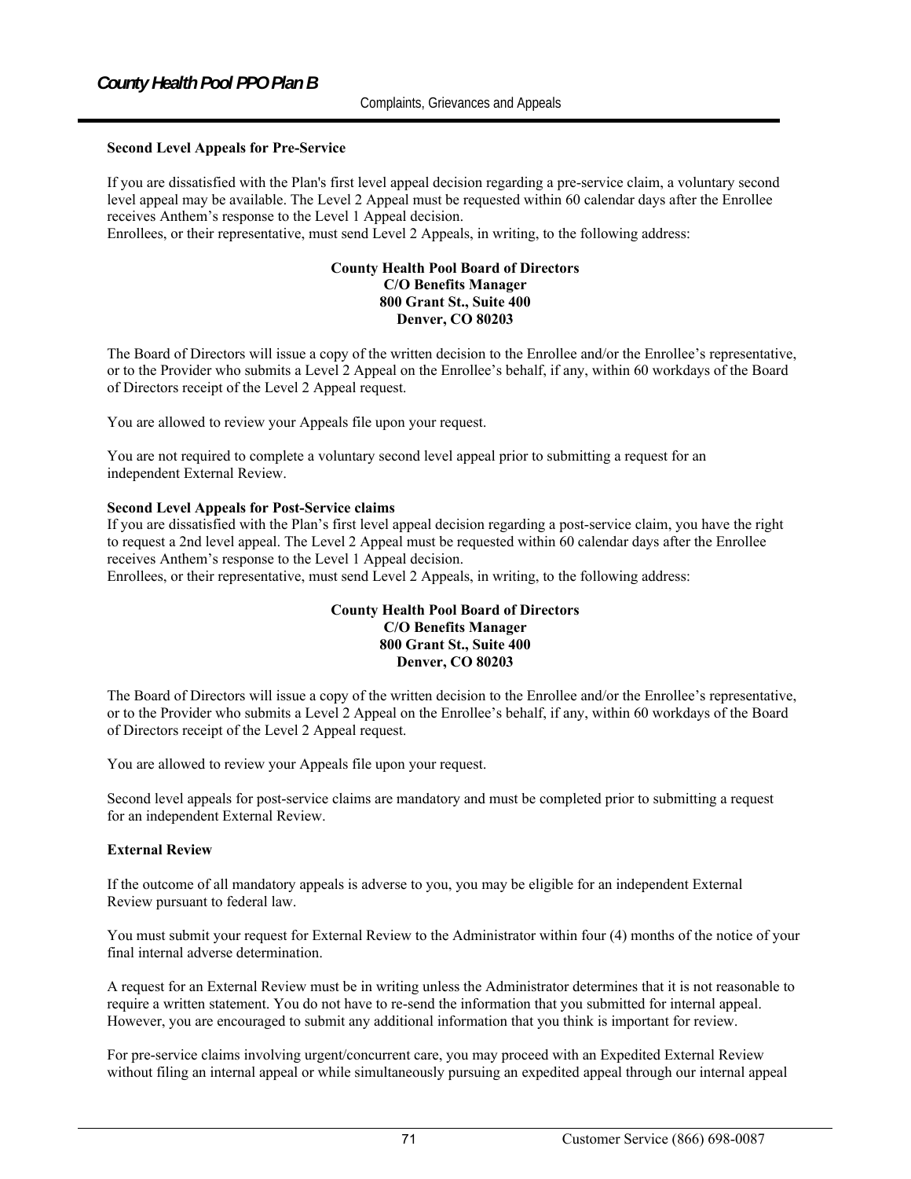### Second Level Appeals for Pre-Service

If you are dissatisfied with the Plan's first level appeal decision regarding a pre-service claim, a voluntary second level appeal may be available. The Level 2 Appeal must be requested within 60 calendar days after the Enrollee receives Anthem's response to the Level 1 Appeal decision.
Enrollees, or their representative, must send Level 2 Appeals, in writing, to the following address:

**County Health Pool Board of Directors**
**C/O Benefits Manager**
**800 Grant St., Suite 400**
**Denver, CO 80203**

The Board of Directors will issue a copy of the written decision to the Enrollee and/or the Enrollee's representative, or to the Provider who submits a Level 2 Appeal on the Enrollee's behalf, if any, within 60 workdays of the Board of Directors receipt of the Level 2 Appeal request.

You are allowed to review your Appeals file upon your request.

You are not required to complete a voluntary second level appeal prior to submitting a request for an independent External Review.

### Second Level Appeals for Post-Service claims

If you are dissatisfied with the Plan's first level appeal decision regarding a post-service claim, you have the right to request a 2nd level appeal. The Level 2 Appeal must be requested within 60 calendar days after the Enrollee receives Anthem's response to the Level 1 Appeal decision.
Enrollees, or their representative, must send Level 2 Appeals, in writing, to the following address:

**County Health Pool Board of Directors**
**C/O Benefits Manager**
**800 Grant St., Suite 400**
**Denver, CO 80203**

The Board of Directors will issue a copy of the written decision to the Enrollee and/or the Enrollee's representative, or to the Provider who submits a Level 2 Appeal on the Enrollee's behalf, if any, within 60 workdays of the Board of Directors receipt of the Level 2 Appeal request.

You are allowed to review your Appeals file upon your request.

Second level appeals for post-service claims are mandatory and must be completed prior to submitting a request for an independent External Review.

### External Review

If the outcome of all mandatory appeals is adverse to you, you may be eligible for an independent External Review pursuant to federal law.

You must submit your request for External Review to the Administrator within four (4) months of the notice of your final internal adverse determination.

A request for an External Review must be in writing unless the Administrator determines that it is not reasonable to require a written statement. You do not have to re-send the information that you submitted for internal appeal. However, you are encouraged to submit any additional information that you think is important for review.

For pre-service claims involving urgent/concurrent care, you may proceed with an Expedited External Review without filing an internal appeal or while simultaneously pursuing an expedited appeal through our internal appeal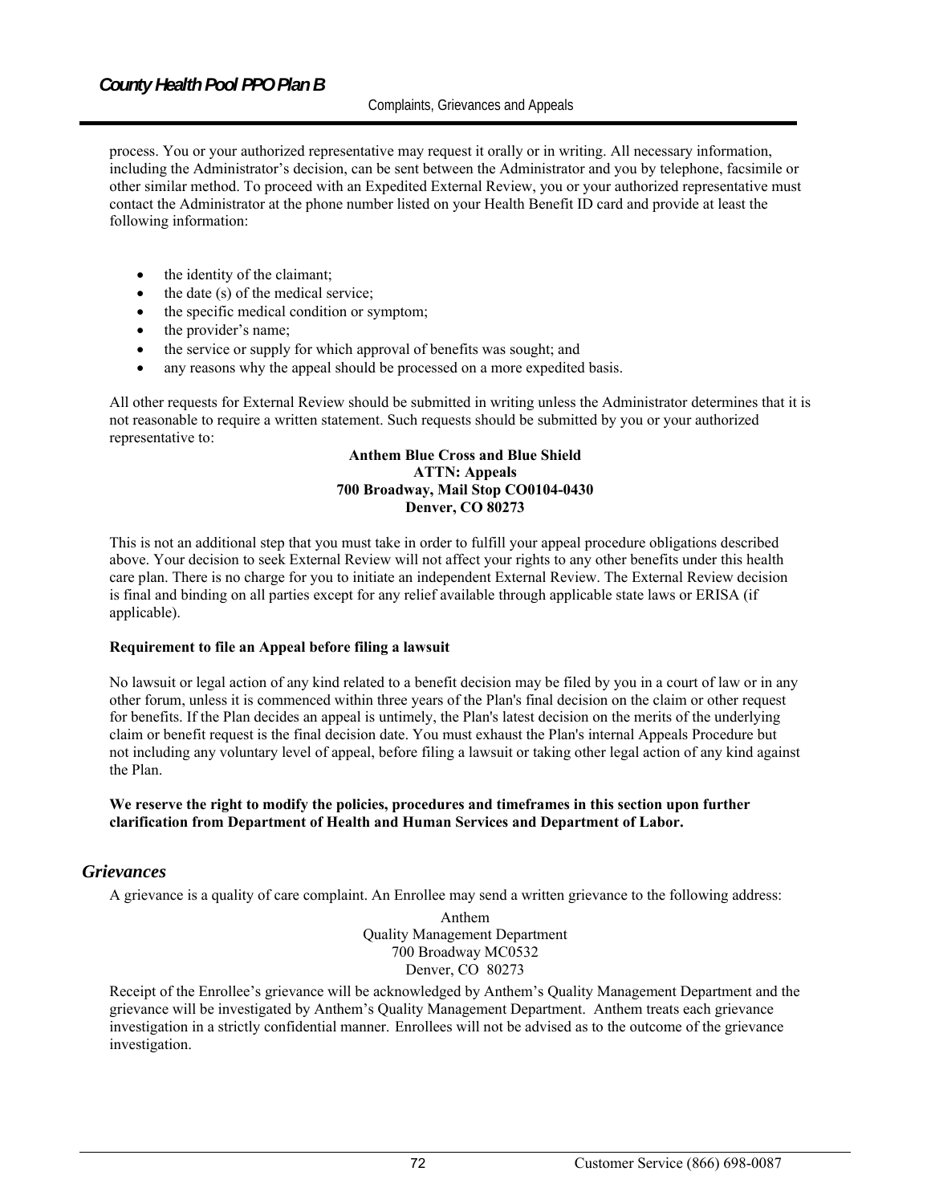process. You or your authorized representative may request it orally or in writing. All necessary information, including the Administrator's decision, can be sent between the Administrator and you by telephone, facsimile or other similar method. To proceed with an Expedited External Review, you or your authorized representative must contact the Administrator at the phone number listed on your Health Benefit ID card and provide at least the following information:

- the identity of the claimant;
- the date (s) of the medical service;
- the specific medical condition or symptom;
- the provider's name;
- the service or supply for which approval of benefits was sought; and
- any reasons why the appeal should be processed on a more expedited basis.

All other requests for External Review should be submitted in writing unless the Administrator determines that it is not reasonable to require a written statement. Such requests should be submitted by you or your authorized representative to:

**Anthem Blue Cross and Blue Shield**
**ATTN: Appeals**
**700 Broadway, Mail Stop CO0104-0430**
**Denver, CO 80273**

This is not an additional step that you must take in order to fulfill your appeal procedure obligations described above. Your decision to seek External Review will not affect your rights to any other benefits under this health care plan. There is no charge for you to initiate an independent External Review. The External Review decision is final and binding on all parties except for any relief available through applicable state laws or ERISA (if applicable).

**Requirement to file an Appeal before filing a lawsuit**

No lawsuit or legal action of any kind related to a benefit decision may be filed by you in a court of law or in any other forum, unless it is commenced within three years of the Plan's final decision on the claim or other request for benefits. If the Plan decides an appeal is untimely, the Plan's latest decision on the merits of the underlying claim or benefit request is the final decision date. You must exhaust the Plan's internal Appeals Procedure but not including any voluntary level of appeal, before filing a lawsuit or taking other legal action of any kind against the Plan.

**We reserve the right to modify the policies, procedures and timeframes in this section upon further clarification from Department of Health and Human Services and Department of Labor.**

## *Grievances*

A grievance is a quality of care complaint. An Enrollee may send a written grievance to the following address:

Anthem
Quality Management Department
700 Broadway MC0532
Denver, CO 80273

Receipt of the Enrollee's grievance will be acknowledged by Anthem's Quality Management Department and the grievance will be investigated by Anthem's Quality Management Department. Anthem treats each grievance investigation in a strictly confidential manner. Enrollees will not be advised as to the outcome of the grievance investigation.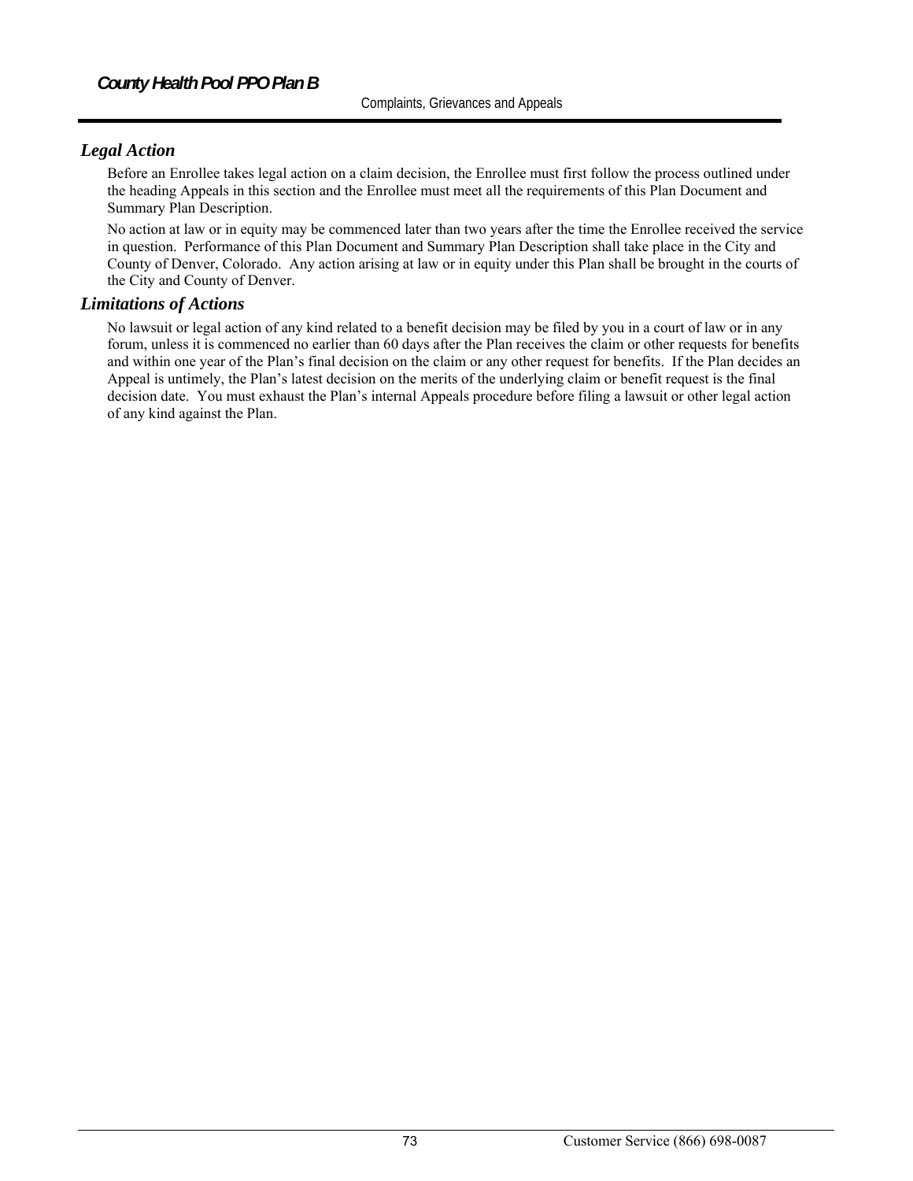### *Legal Action*

Before an Enrollee takes legal action on a claim decision, the Enrollee must first follow the process outlined under the heading Appeals in this section and the Enrollee must meet all the requirements of this Plan Document and Summary Plan Description.

No action at law or in equity may be commenced later than two years after the time the Enrollee received the service in question. Performance of this Plan Document and Summary Plan Description shall take place in the City and County of Denver, Colorado. Any action arising at law or in equity under this Plan shall be brought in the courts of the City and County of Denver.

### *Limitations of Actions*

No lawsuit or legal action of any kind related to a benefit decision may be filed by you in a court of law or in any forum, unless it is commenced no earlier than 60 days after the Plan receives the claim or other requests for benefits and within one year of the Plan's final decision on the claim or any other request for benefits. If the Plan decides an Appeal is untimely, the Plan's latest decision on the merits of the underlying claim or benefit request is the final decision date. You must exhaust the Plan's internal Appeals procedure before filing a lawsuit or other legal action of any kind against the Plan.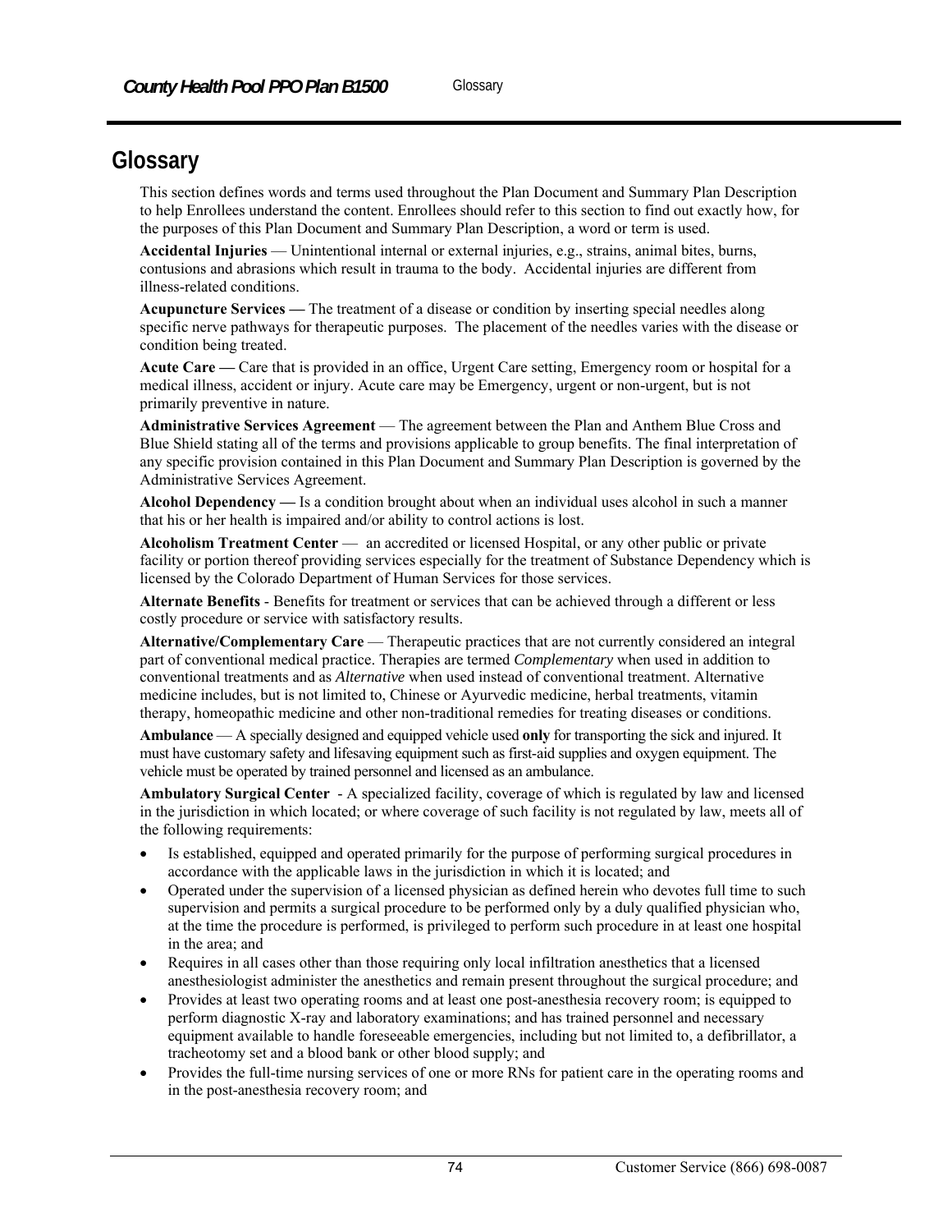# Glossary

This section defines words and terms used throughout the Plan Document and Summary Plan Description to help Enrollees understand the content. Enrollees should refer to this section to find out exactly how, for the purposes of this Plan Document and Summary Plan Description, a word or term is used.

**Accidental Injuries** — Unintentional internal or external injuries, e.g., strains, animal bites, burns, contusions and abrasions which result in trauma to the body. Accidental injuries are different from illness-related conditions.

**Acupuncture Services —** The treatment of a disease or condition by inserting special needles along specific nerve pathways for therapeutic purposes. The placement of the needles varies with the disease or condition being treated.

**Acute Care —** Care that is provided in an office, Urgent Care setting, Emergency room or hospital for a medical illness, accident or injury. Acute care may be Emergency, urgent or non-urgent, but is not primarily preventive in nature.

**Administrative Services Agreement** — The agreement between the Plan and Anthem Blue Cross and Blue Shield stating all of the terms and provisions applicable to group benefits. The final interpretation of any specific provision contained in this Plan Document and Summary Plan Description is governed by the Administrative Services Agreement.

**Alcohol Dependency —** Is a condition brought about when an individual uses alcohol in such a manner that his or her health is impaired and/or ability to control actions is lost.

**Alcoholism Treatment Center** — an accredited or licensed Hospital, or any other public or private facility or portion thereof providing services especially for the treatment of Substance Dependency which is licensed by the Colorado Department of Human Services for those services.

**Alternate Benefits** - Benefits for treatment or services that can be achieved through a different or less costly procedure or service with satisfactory results.

**Alternative/Complementary Care** — Therapeutic practices that are not currently considered an integral part of conventional medical practice. Therapies are termed *Complementary* when used in addition to conventional treatments and as *Alternative* when used instead of conventional treatment. Alternative medicine includes, but is not limited to, Chinese or Ayurvedic medicine, herbal treatments, vitamin therapy, homeopathic medicine and other non-traditional remedies for treating diseases or conditions.

**Ambulance** — A specially designed and equipped vehicle used **only** for transporting the sick and injured. It must have customary safety and lifesaving equipment such as first-aid supplies and oxygen equipment. The vehicle must be operated by trained personnel and licensed as an ambulance.

**Ambulatory Surgical Center** - A specialized facility, coverage of which is regulated by law and licensed in the jurisdiction in which located; or where coverage of such facility is not regulated by law, meets all of the following requirements:

- Is established, equipped and operated primarily for the purpose of performing surgical procedures in accordance with the applicable laws in the jurisdiction in which it is located; and
- Operated under the supervision of a licensed physician as defined herein who devotes full time to such supervision and permits a surgical procedure to be performed only by a duly qualified physician who, at the time the procedure is performed, is privileged to perform such procedure in at least one hospital in the area; and
- Requires in all cases other than those requiring only local infiltration anesthetics that a licensed anesthesiologist administer the anesthetics and remain present throughout the surgical procedure; and
- Provides at least two operating rooms and at least one post-anesthesia recovery room; is equipped to perform diagnostic X-ray and laboratory examinations; and has trained personnel and necessary equipment available to handle foreseeable emergencies, including but not limited to, a defibrillator, a tracheotomy set and a blood bank or other blood supply; and
- Provides the full-time nursing services of one or more RNs for patient care in the operating rooms and in the post-anesthesia recovery room; and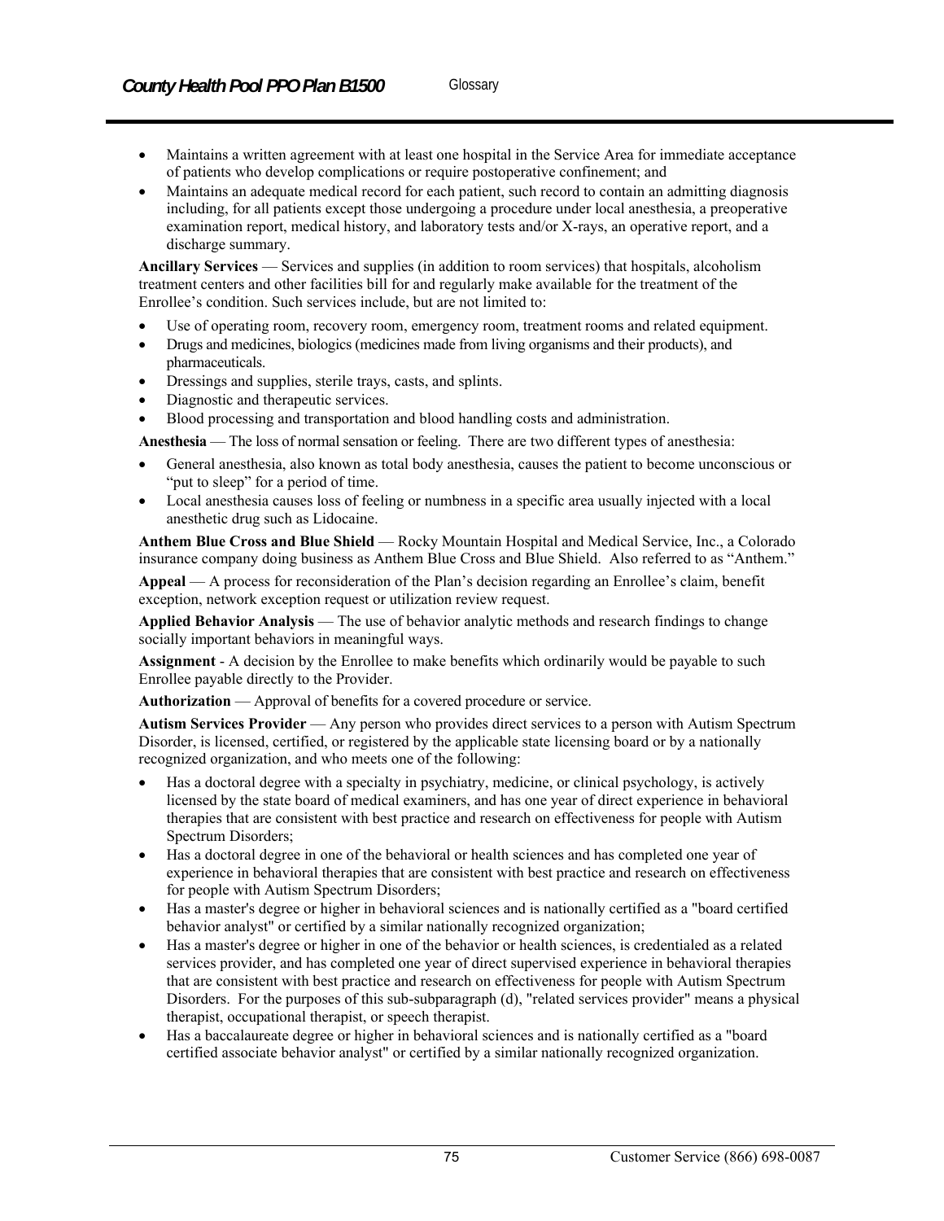- Maintains a written agreement with at least one hospital in the Service Area for immediate acceptance of patients who develop complications or require postoperative confinement; and
- Maintains an adequate medical record for each patient, such record to contain an admitting diagnosis including, for all patients except those undergoing a procedure under local anesthesia, a preoperative examination report, medical history, and laboratory tests and/or X-rays, an operative report, and a discharge summary.

**Ancillary Services** — Services and supplies (in addition to room services) that hospitals, alcoholism treatment centers and other facilities bill for and regularly make available for the treatment of the Enrollee's condition. Such services include, but are not limited to:

- Use of operating room, recovery room, emergency room, treatment rooms and related equipment.
- Drugs and medicines, biologics (medicines made from living organisms and their products), and pharmaceuticals.
- Dressings and supplies, sterile trays, casts, and splints.
- Diagnostic and therapeutic services.
- Blood processing and transportation and blood handling costs and administration.

**Anesthesia** — The loss of normal sensation or feeling. There are two different types of anesthesia:

- General anesthesia, also known as total body anesthesia, causes the patient to become unconscious or "put to sleep" for a period of time.
- Local anesthesia causes loss of feeling or numbness in a specific area usually injected with a local anesthetic drug such as Lidocaine.

**Anthem Blue Cross and Blue Shield** — Rocky Mountain Hospital and Medical Service, Inc., a Colorado insurance company doing business as Anthem Blue Cross and Blue Shield. Also referred to as "Anthem."

**Appeal** — A process for reconsideration of the Plan's decision regarding an Enrollee's claim, benefit exception, network exception request or utilization review request.

**Applied Behavior Analysis** — The use of behavior analytic methods and research findings to change socially important behaviors in meaningful ways.

**Assignment** - A decision by the Enrollee to make benefits which ordinarily would be payable to such Enrollee payable directly to the Provider.

**Authorization** — Approval of benefits for a covered procedure or service.

**Autism Services Provider** — Any person who provides direct services to a person with Autism Spectrum Disorder, is licensed, certified, or registered by the applicable state licensing board or by a nationally recognized organization, and who meets one of the following:

- Has a doctoral degree with a specialty in psychiatry, medicine, or clinical psychology, is actively licensed by the state board of medical examiners, and has one year of direct experience in behavioral therapies that are consistent with best practice and research on effectiveness for people with Autism Spectrum Disorders;
- Has a doctoral degree in one of the behavioral or health sciences and has completed one year of experience in behavioral therapies that are consistent with best practice and research on effectiveness for people with Autism Spectrum Disorders;
- Has a master's degree or higher in behavioral sciences and is nationally certified as a "board certified behavior analyst" or certified by a similar nationally recognized organization;
- Has a master's degree or higher in one of the behavior or health sciences, is credentialed as a related services provider, and has completed one year of direct supervised experience in behavioral therapies that are consistent with best practice and research on effectiveness for people with Autism Spectrum Disorders. For the purposes of this sub-subparagraph (d), "related services provider" means a physical therapist, occupational therapist, or speech therapist.
- Has a baccalaureate degree or higher in behavioral sciences and is nationally certified as a "board certified associate behavior analyst" or certified by a similar nationally recognized organization.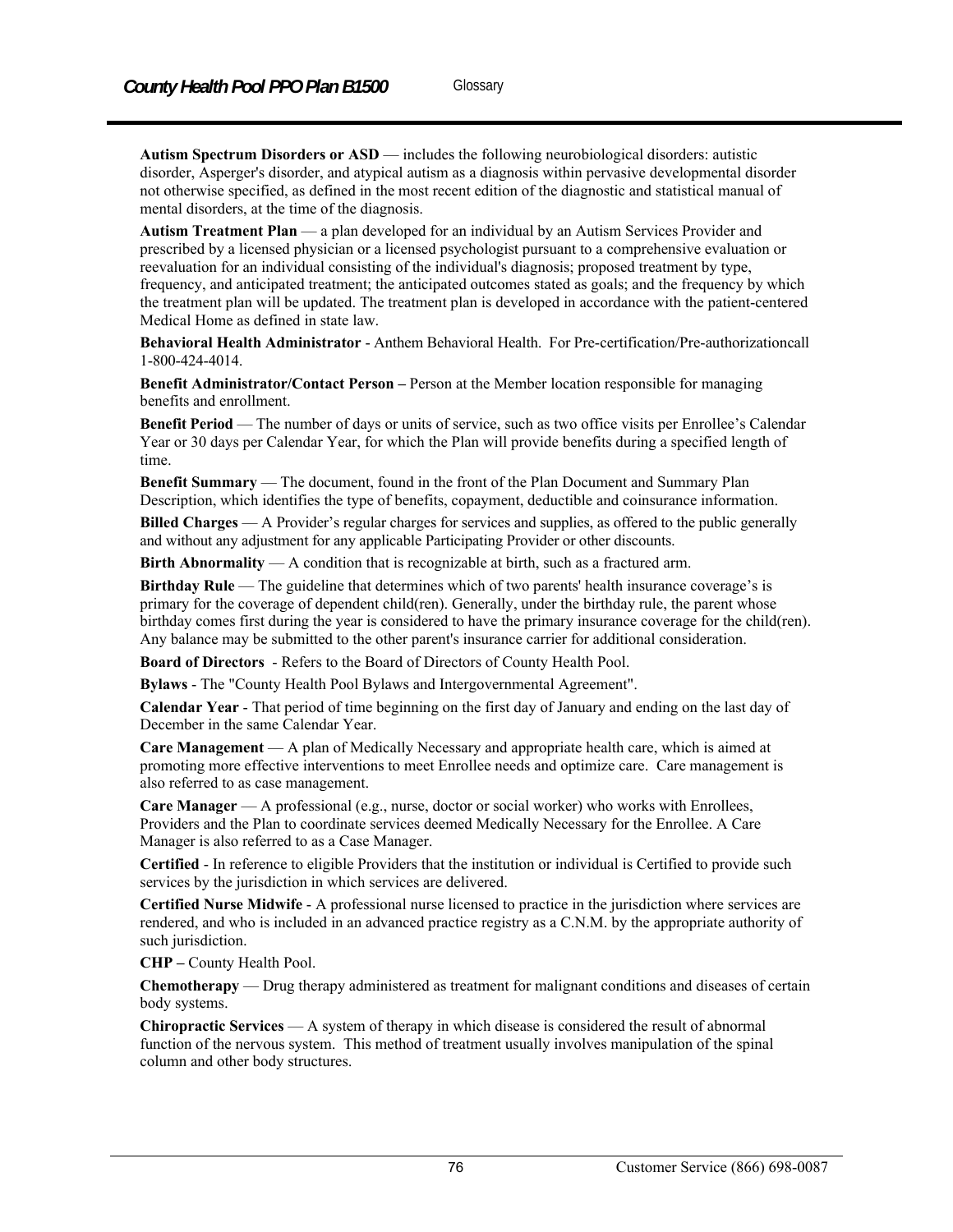**Autism Spectrum Disorders or ASD** — includes the following neurobiological disorders: autistic disorder, Asperger's disorder, and atypical autism as a diagnosis within pervasive developmental disorder not otherwise specified, as defined in the most recent edition of the diagnostic and statistical manual of mental disorders, at the time of the diagnosis.

**Autism Treatment Plan** — a plan developed for an individual by an Autism Services Provider and prescribed by a licensed physician or a licensed psychologist pursuant to a comprehensive evaluation or reevaluation for an individual consisting of the individual's diagnosis; proposed treatment by type, frequency, and anticipated treatment; the anticipated outcomes stated as goals; and the frequency by which the treatment plan will be updated. The treatment plan is developed in accordance with the patient-centered Medical Home as defined in state law.

**Behavioral Health Administrator** - Anthem Behavioral Health. For Pre-certification/Pre-authorizationcall 1-800-424-4014.

**Benefit Administrator/Contact Person –** Person at the Member location responsible for managing benefits and enrollment.

**Benefit Period** — The number of days or units of service, such as two office visits per Enrollee's Calendar Year or 30 days per Calendar Year, for which the Plan will provide benefits during a specified length of time.

**Benefit Summary** — The document, found in the front of the Plan Document and Summary Plan Description, which identifies the type of benefits, copayment, deductible and coinsurance information.

**Billed Charges** — A Provider's regular charges for services and supplies, as offered to the public generally and without any adjustment for any applicable Participating Provider or other discounts.

**Birth Abnormality** — A condition that is recognizable at birth, such as a fractured arm.

**Birthday Rule** — The guideline that determines which of two parents' health insurance coverage's is primary for the coverage of dependent child(ren). Generally, under the birthday rule, the parent whose birthday comes first during the year is considered to have the primary insurance coverage for the child(ren). Any balance may be submitted to the other parent's insurance carrier for additional consideration.

**Board of Directors** - Refers to the Board of Directors of County Health Pool.

**Bylaws** - The "County Health Pool Bylaws and Intergovernmental Agreement".

**Calendar Year** - That period of time beginning on the first day of January and ending on the last day of December in the same Calendar Year.

**Care Management** — A plan of Medically Necessary and appropriate health care, which is aimed at promoting more effective interventions to meet Enrollee needs and optimize care. Care management is also referred to as case management.

**Care Manager** — A professional (e.g., nurse, doctor or social worker) who works with Enrollees, Providers and the Plan to coordinate services deemed Medically Necessary for the Enrollee. A Care Manager is also referred to as a Case Manager.

**Certified** - In reference to eligible Providers that the institution or individual is Certified to provide such services by the jurisdiction in which services are delivered.

**Certified Nurse Midwife** - A professional nurse licensed to practice in the jurisdiction where services are rendered, and who is included in an advanced practice registry as a C.N.M. by the appropriate authority of such jurisdiction.

**CHP –** County Health Pool.

**Chemotherapy** — Drug therapy administered as treatment for malignant conditions and diseases of certain body systems.

**Chiropractic Services** — A system of therapy in which disease is considered the result of abnormal function of the nervous system. This method of treatment usually involves manipulation of the spinal column and other body structures.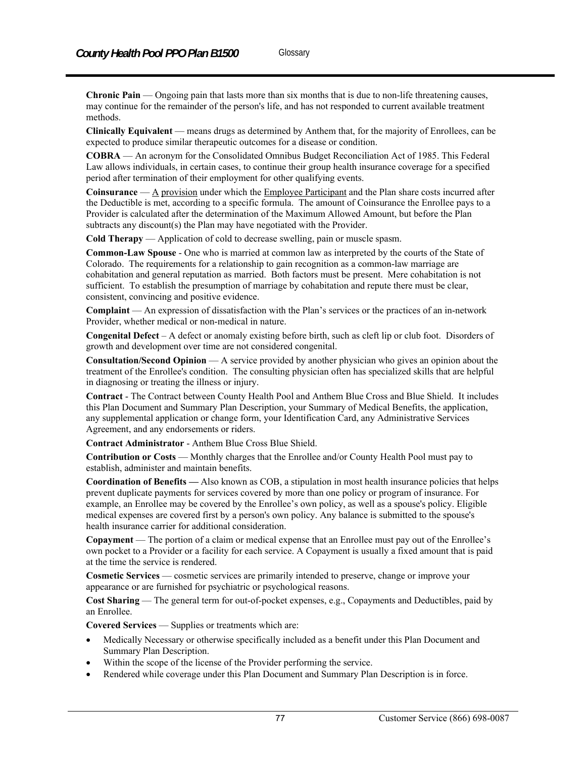**Chronic Pain** — Ongoing pain that lasts more than six months that is due to non-life threatening causes, may continue for the remainder of the person's life, and has not responded to current available treatment methods.

**Clinically Equivalent** — means drugs as determined by Anthem that, for the majority of Enrollees, can be expected to produce similar therapeutic outcomes for a disease or condition.

**COBRA** — An acronym for the Consolidated Omnibus Budget Reconciliation Act of 1985. This Federal Law allows individuals, in certain cases, to continue their group health insurance coverage for a specified period after termination of their employment for other qualifying events.

**Coinsurance** — A provision under which the Employee Participant and the Plan share costs incurred after the Deductible is met, according to a specific formula. The amount of Coinsurance the Enrollee pays to a Provider is calculated after the determination of the Maximum Allowed Amount, but before the Plan subtracts any discount(s) the Plan may have negotiated with the Provider.

**Cold Therapy** — Application of cold to decrease swelling, pain or muscle spasm.

**Common-Law Spouse** - One who is married at common law as interpreted by the courts of the State of Colorado. The requirements for a relationship to gain recognition as a common-law marriage are cohabitation and general reputation as married. Both factors must be present. Mere cohabitation is not sufficient. To establish the presumption of marriage by cohabitation and repute there must be clear, consistent, convincing and positive evidence.

**Complaint** — An expression of dissatisfaction with the Plan's services or the practices of an in-network Provider, whether medical or non-medical in nature.

**Congenital Defect** – A defect or anomaly existing before birth, such as cleft lip or club foot. Disorders of growth and development over time are not considered congenital.

**Consultation/Second Opinion** — A service provided by another physician who gives an opinion about the treatment of the Enrollee's condition. The consulting physician often has specialized skills that are helpful in diagnosing or treating the illness or injury.

**Contract** - The Contract between County Health Pool and Anthem Blue Cross and Blue Shield. It includes this Plan Document and Summary Plan Description, your Summary of Medical Benefits, the application, any supplemental application or change form, your Identification Card, any Administrative Services Agreement, and any endorsements or riders.

**Contract Administrator** - Anthem Blue Cross Blue Shield.

**Contribution or Costs** — Monthly charges that the Enrollee and/or County Health Pool must pay to establish, administer and maintain benefits.

**Coordination of Benefits —** Also known as COB, a stipulation in most health insurance policies that helps prevent duplicate payments for services covered by more than one policy or program of insurance. For example, an Enrollee may be covered by the Enrollee's own policy, as well as a spouse's policy. Eligible medical expenses are covered first by a person's own policy. Any balance is submitted to the spouse's health insurance carrier for additional consideration.

**Copayment** — The portion of a claim or medical expense that an Enrollee must pay out of the Enrollee's own pocket to a Provider or a facility for each service. A Copayment is usually a fixed amount that is paid at the time the service is rendered.

**Cosmetic Services** — cosmetic services are primarily intended to preserve, change or improve your appearance or are furnished for psychiatric or psychological reasons.

**Cost Sharing** — The general term for out-of-pocket expenses, e.g., Copayments and Deductibles, paid by an Enrollee.

**Covered Services** — Supplies or treatments which are:

- Medically Necessary or otherwise specifically included as a benefit under this Plan Document and Summary Plan Description.
- Within the scope of the license of the Provider performing the service.
- Rendered while coverage under this Plan Document and Summary Plan Description is in force.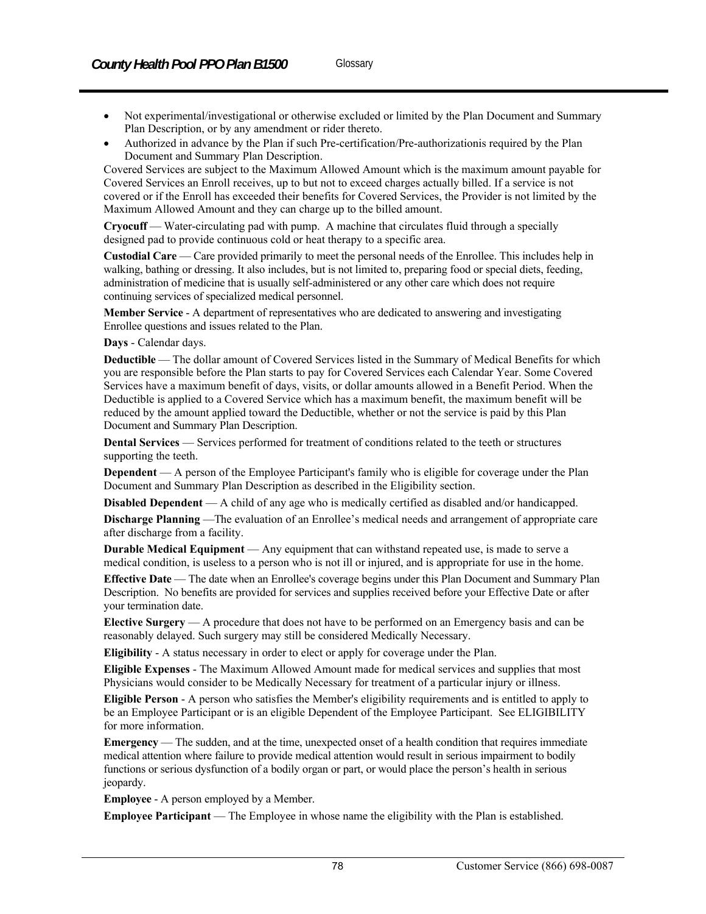- Not experimental/investigational or otherwise excluded or limited by the Plan Document and Summary Plan Description, or by any amendment or rider thereto.
- Authorized in advance by the Plan if such Pre-certification/Pre-authorizationis required by the Plan Document and Summary Plan Description.

Covered Services are subject to the Maximum Allowed Amount which is the maximum amount payable for Covered Services an Enroll receives, up to but not to exceed charges actually billed. If a service is not covered or if the Enroll has exceeded their benefits for Covered Services, the Provider is not limited by the Maximum Allowed Amount and they can charge up to the billed amount.

**Cryocuff** — Water-circulating pad with pump. A machine that circulates fluid through a specially designed pad to provide continuous cold or heat therapy to a specific area.

**Custodial Care** — Care provided primarily to meet the personal needs of the Enrollee. This includes help in walking, bathing or dressing. It also includes, but is not limited to, preparing food or special diets, feeding, administration of medicine that is usually self-administered or any other care which does not require continuing services of specialized medical personnel.

**Member Service** - A department of representatives who are dedicated to answering and investigating Enrollee questions and issues related to the Plan.

**Days** - Calendar days.

**Deductible** — The dollar amount of Covered Services listed in the Summary of Medical Benefits for which you are responsible before the Plan starts to pay for Covered Services each Calendar Year. Some Covered Services have a maximum benefit of days, visits, or dollar amounts allowed in a Benefit Period. When the Deductible is applied to a Covered Service which has a maximum benefit, the maximum benefit will be reduced by the amount applied toward the Deductible, whether or not the service is paid by this Plan Document and Summary Plan Description.

**Dental Services** — Services performed for treatment of conditions related to the teeth or structures supporting the teeth.

**Dependent** — A person of the Employee Participant's family who is eligible for coverage under the Plan Document and Summary Plan Description as described in the Eligibility section.

**Disabled Dependent** — A child of any age who is medically certified as disabled and/or handicapped.

**Discharge Planning** —The evaluation of an Enrollee's medical needs and arrangement of appropriate care after discharge from a facility.

**Durable Medical Equipment** — Any equipment that can withstand repeated use, is made to serve a medical condition, is useless to a person who is not ill or injured, and is appropriate for use in the home.

**Effective Date** — The date when an Enrollee's coverage begins under this Plan Document and Summary Plan Description. No benefits are provided for services and supplies received before your Effective Date or after your termination date.

**Elective Surgery** — A procedure that does not have to be performed on an Emergency basis and can be reasonably delayed. Such surgery may still be considered Medically Necessary.

**Eligibility** - A status necessary in order to elect or apply for coverage under the Plan.

**Eligible Expenses** - The Maximum Allowed Amount made for medical services and supplies that most Physicians would consider to be Medically Necessary for treatment of a particular injury or illness.

**Eligible Person** - A person who satisfies the Member's eligibility requirements and is entitled to apply to be an Employee Participant or is an eligible Dependent of the Employee Participant. See ELIGIBILITY for more information.

**Emergency** — The sudden, and at the time, unexpected onset of a health condition that requires immediate medical attention where failure to provide medical attention would result in serious impairment to bodily functions or serious dysfunction of a bodily organ or part, or would place the person's health in serious jeopardy.

**Employee** - A person employed by a Member.

**Employee Participant** — The Employee in whose name the eligibility with the Plan is established.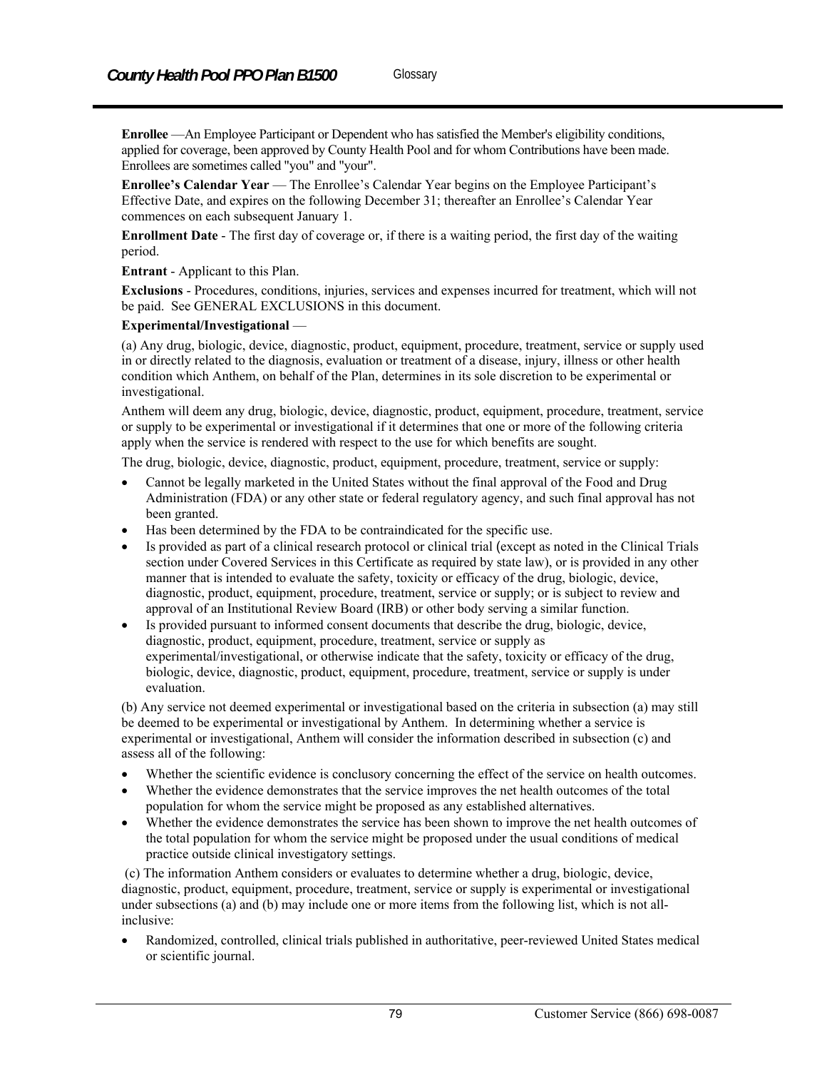**Enrollee** —An Employee Participant or Dependent who has satisfied the Member's eligibility conditions, applied for coverage, been approved by County Health Pool and for whom Contributions have been made. Enrollees are sometimes called "you" and "your".

**Enrollee's Calendar Year** — The Enrollee's Calendar Year begins on the Employee Participant's Effective Date, and expires on the following December 31; thereafter an Enrollee's Calendar Year commences on each subsequent January 1.

**Enrollment Date** - The first day of coverage or, if there is a waiting period, the first day of the waiting period.

**Entrant** - Applicant to this Plan.

**Exclusions** - Procedures, conditions, injuries, services and expenses incurred for treatment, which will not be paid. See GENERAL EXCLUSIONS in this document.

**Experimental/Investigational** —

(a) Any drug, biologic, device, diagnostic, product, equipment, procedure, treatment, service or supply used in or directly related to the diagnosis, evaluation or treatment of a disease, injury, illness or other health condition which Anthem, on behalf of the Plan, determines in its sole discretion to be experimental or investigational.

Anthem will deem any drug, biologic, device, diagnostic, product, equipment, procedure, treatment, service or supply to be experimental or investigational if it determines that one or more of the following criteria apply when the service is rendered with respect to the use for which benefits are sought.

The drug, biologic, device, diagnostic, product, equipment, procedure, treatment, service or supply:

- Cannot be legally marketed in the United States without the final approval of the Food and Drug Administration (FDA) or any other state or federal regulatory agency, and such final approval has not been granted.
- Has been determined by the FDA to be contraindicated for the specific use.
- Is provided as part of a clinical research protocol or clinical trial (except as noted in the Clinical Trials section under Covered Services in this Certificate as required by state law), or is provided in any other manner that is intended to evaluate the safety, toxicity or efficacy of the drug, biologic, device, diagnostic, product, equipment, procedure, treatment, service or supply; or is subject to review and approval of an Institutional Review Board (IRB) or other body serving a similar function.
- Is provided pursuant to informed consent documents that describe the drug, biologic, device, diagnostic, product, equipment, procedure, treatment, service or supply as experimental/investigational, or otherwise indicate that the safety, toxicity or efficacy of the drug, biologic, device, diagnostic, product, equipment, procedure, treatment, service or supply is under evaluation.

(b) Any service not deemed experimental or investigational based on the criteria in subsection (a) may still be deemed to be experimental or investigational by Anthem. In determining whether a service is experimental or investigational, Anthem will consider the information described in subsection (c) and assess all of the following:

- Whether the scientific evidence is conclusory concerning the effect of the service on health outcomes.
- Whether the evidence demonstrates that the service improves the net health outcomes of the total population for whom the service might be proposed as any established alternatives.
- Whether the evidence demonstrates the service has been shown to improve the net health outcomes of the total population for whom the service might be proposed under the usual conditions of medical practice outside clinical investigatory settings.

(c) The information Anthem considers or evaluates to determine whether a drug, biologic, device, diagnostic, product, equipment, procedure, treatment, service or supply is experimental or investigational under subsections (a) and (b) may include one or more items from the following list, which is not all-inclusive:

- Randomized, controlled, clinical trials published in authoritative, peer-reviewed United States medical or scientific journal.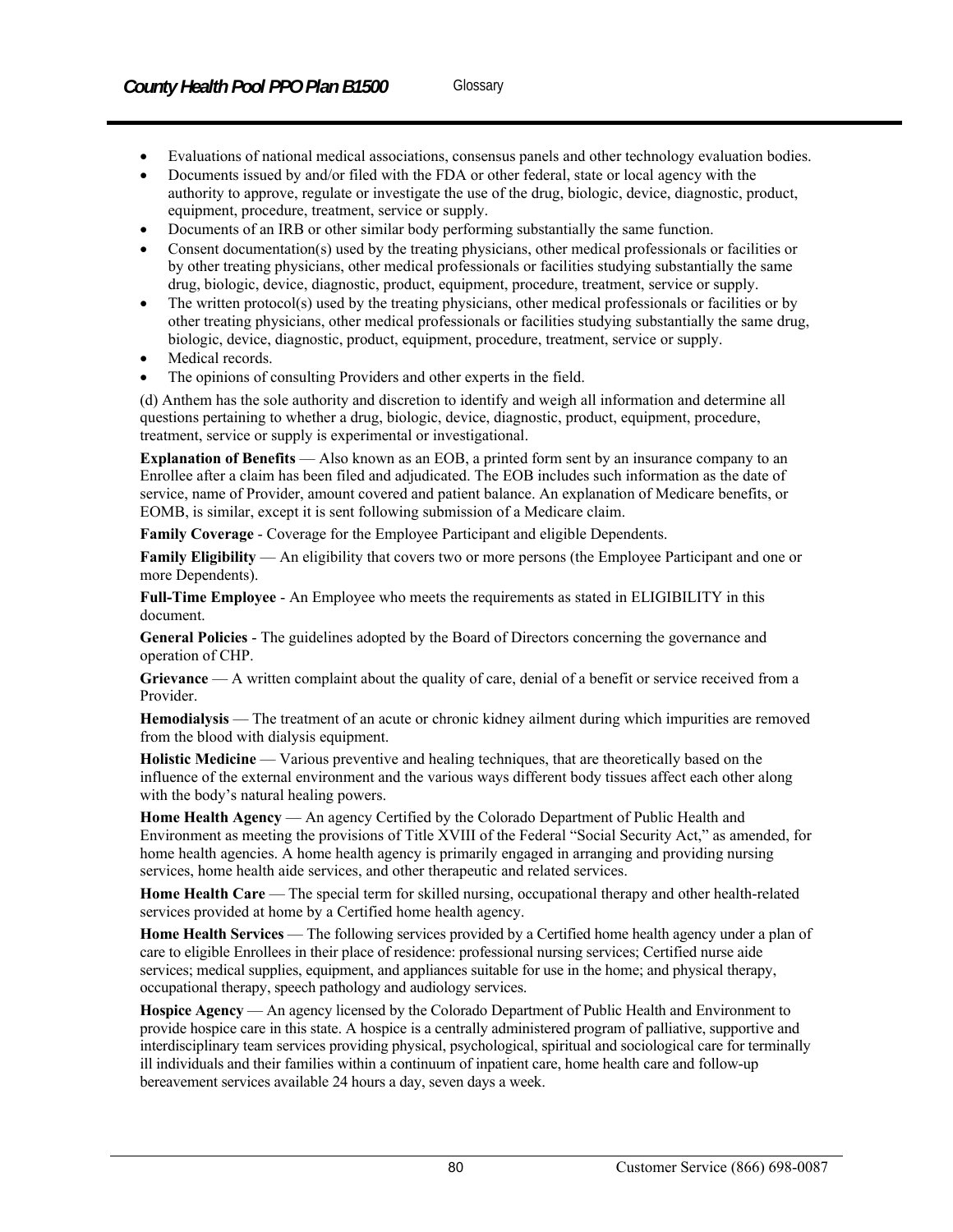- Evaluations of national medical associations, consensus panels and other technology evaluation bodies.
- Documents issued by and/or filed with the FDA or other federal, state or local agency with the authority to approve, regulate or investigate the use of the drug, biologic, device, diagnostic, product, equipment, procedure, treatment, service or supply.
- Documents of an IRB or other similar body performing substantially the same function.
- Consent documentation(s) used by the treating physicians, other medical professionals or facilities or by other treating physicians, other medical professionals or facilities studying substantially the same drug, biologic, device, diagnostic, product, equipment, procedure, treatment, service or supply.
- The written protocol(s) used by the treating physicians, other medical professionals or facilities or by other treating physicians, other medical professionals or facilities studying substantially the same drug, biologic, device, diagnostic, product, equipment, procedure, treatment, service or supply.
- Medical records.
- The opinions of consulting Providers and other experts in the field.

(d) Anthem has the sole authority and discretion to identify and weigh all information and determine all questions pertaining to whether a drug, biologic, device, diagnostic, product, equipment, procedure, treatment, service or supply is experimental or investigational.

**Explanation of Benefits** — Also known as an EOB, a printed form sent by an insurance company to an Enrollee after a claim has been filed and adjudicated. The EOB includes such information as the date of service, name of Provider, amount covered and patient balance. An explanation of Medicare benefits, or EOMB, is similar, except it is sent following submission of a Medicare claim.

**Family Coverage** - Coverage for the Employee Participant and eligible Dependents.

**Family Eligibility** — An eligibility that covers two or more persons (the Employee Participant and one or more Dependents).

**Full-Time Employee** - An Employee who meets the requirements as stated in ELIGIBILITY in this document.

**General Policies** - The guidelines adopted by the Board of Directors concerning the governance and operation of CHP.

**Grievance** — A written complaint about the quality of care, denial of a benefit or service received from a Provider.

**Hemodialysis** — The treatment of an acute or chronic kidney ailment during which impurities are removed from the blood with dialysis equipment.

**Holistic Medicine** — Various preventive and healing techniques, that are theoretically based on the influence of the external environment and the various ways different body tissues affect each other along with the body's natural healing powers.

**Home Health Agency** — An agency Certified by the Colorado Department of Public Health and Environment as meeting the provisions of Title XVIII of the Federal "Social Security Act," as amended, for home health agencies. A home health agency is primarily engaged in arranging and providing nursing services, home health aide services, and other therapeutic and related services.

**Home Health Care** — The special term for skilled nursing, occupational therapy and other health-related services provided at home by a Certified home health agency.

**Home Health Services** — The following services provided by a Certified home health agency under a plan of care to eligible Enrollees in their place of residence: professional nursing services; Certified nurse aide services; medical supplies, equipment, and appliances suitable for use in the home; and physical therapy, occupational therapy, speech pathology and audiology services.

**Hospice Agency** — An agency licensed by the Colorado Department of Public Health and Environment to provide hospice care in this state. A hospice is a centrally administered program of palliative, supportive and interdisciplinary team services providing physical, psychological, spiritual and sociological care for terminally ill individuals and their families within a continuum of inpatient care, home health care and follow-up bereavement services available 24 hours a day, seven days a week.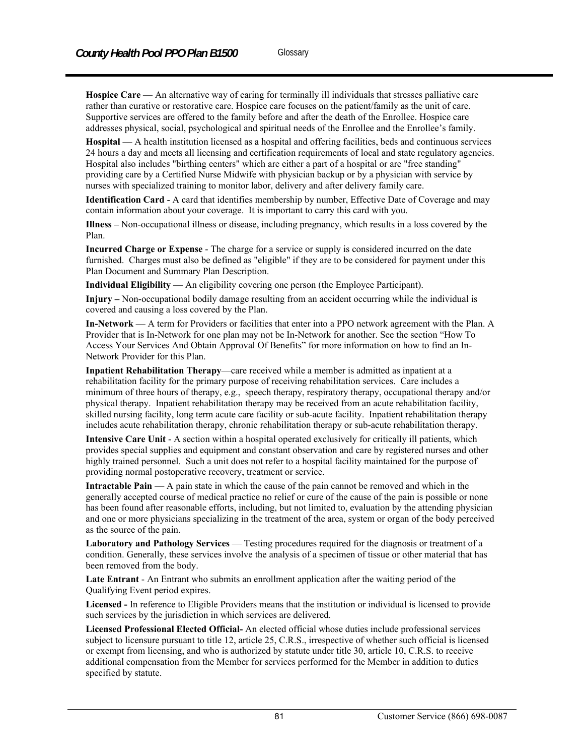**Hospice Care** — An alternative way of caring for terminally ill individuals that stresses palliative care rather than curative or restorative care. Hospice care focuses on the patient/family as the unit of care. Supportive services are offered to the family before and after the death of the Enrollee. Hospice care addresses physical, social, psychological and spiritual needs of the Enrollee and the Enrollee's family.

**Hospital** — A health institution licensed as a hospital and offering facilities, beds and continuous services 24 hours a day and meets all licensing and certification requirements of local and state regulatory agencies. Hospital also includes "birthing centers" which are either a part of a hospital or are "free standing" providing care by a Certified Nurse Midwife with physician backup or by a physician with service by nurses with specialized training to monitor labor, delivery and after delivery family care.

**Identification Card** - A card that identifies membership by number, Effective Date of Coverage and may contain information about your coverage. It is important to carry this card with you.

**Illness –** Non-occupational illness or disease, including pregnancy, which results in a loss covered by the Plan.

**Incurred Charge or Expense** - The charge for a service or supply is considered incurred on the date furnished. Charges must also be defined as "eligible" if they are to be considered for payment under this Plan Document and Summary Plan Description.

**Individual Eligibility** — An eligibility covering one person (the Employee Participant).

**Injury –** Non-occupational bodily damage resulting from an accident occurring while the individual is covered and causing a loss covered by the Plan.

**In-Network** — A term for Providers or facilities that enter into a PPO network agreement with the Plan. A Provider that is In-Network for one plan may not be In-Network for another. See the section "How To Access Your Services And Obtain Approval Of Benefits" for more information on how to find an In-Network Provider for this Plan.

**Inpatient Rehabilitation Therapy**—care received while a member is admitted as inpatient at a rehabilitation facility for the primary purpose of receiving rehabilitation services. Care includes a minimum of three hours of therapy, e.g., speech therapy, respiratory therapy, occupational therapy and/or physical therapy. Inpatient rehabilitation therapy may be received from an acute rehabilitation facility, skilled nursing facility, long term acute care facility or sub-acute facility. Inpatient rehabilitation therapy includes acute rehabilitation therapy, chronic rehabilitation therapy or sub-acute rehabilitation therapy.

**Intensive Care Unit** - A section within a hospital operated exclusively for critically ill patients, which provides special supplies and equipment and constant observation and care by registered nurses and other highly trained personnel. Such a unit does not refer to a hospital facility maintained for the purpose of providing normal postoperative recovery, treatment or service.

**Intractable Pain** — A pain state in which the cause of the pain cannot be removed and which in the generally accepted course of medical practice no relief or cure of the cause of the pain is possible or none has been found after reasonable efforts, including, but not limited to, evaluation by the attending physician and one or more physicians specializing in the treatment of the area, system or organ of the body perceived as the source of the pain.

**Laboratory and Pathology Services** — Testing procedures required for the diagnosis or treatment of a condition. Generally, these services involve the analysis of a specimen of tissue or other material that has been removed from the body.

**Late Entrant** - An Entrant who submits an enrollment application after the waiting period of the Qualifying Event period expires.

**Licensed -** In reference to Eligible Providers means that the institution or individual is licensed to provide such services by the jurisdiction in which services are delivered.

**Licensed Professional Elected Official-** An elected official whose duties include professional services subject to licensure pursuant to title 12, article 25, C.R.S., irrespective of whether such official is licensed or exempt from licensing, and who is authorized by statute under title 30, article 10, C.R.S. to receive additional compensation from the Member for services performed for the Member in addition to duties specified by statute.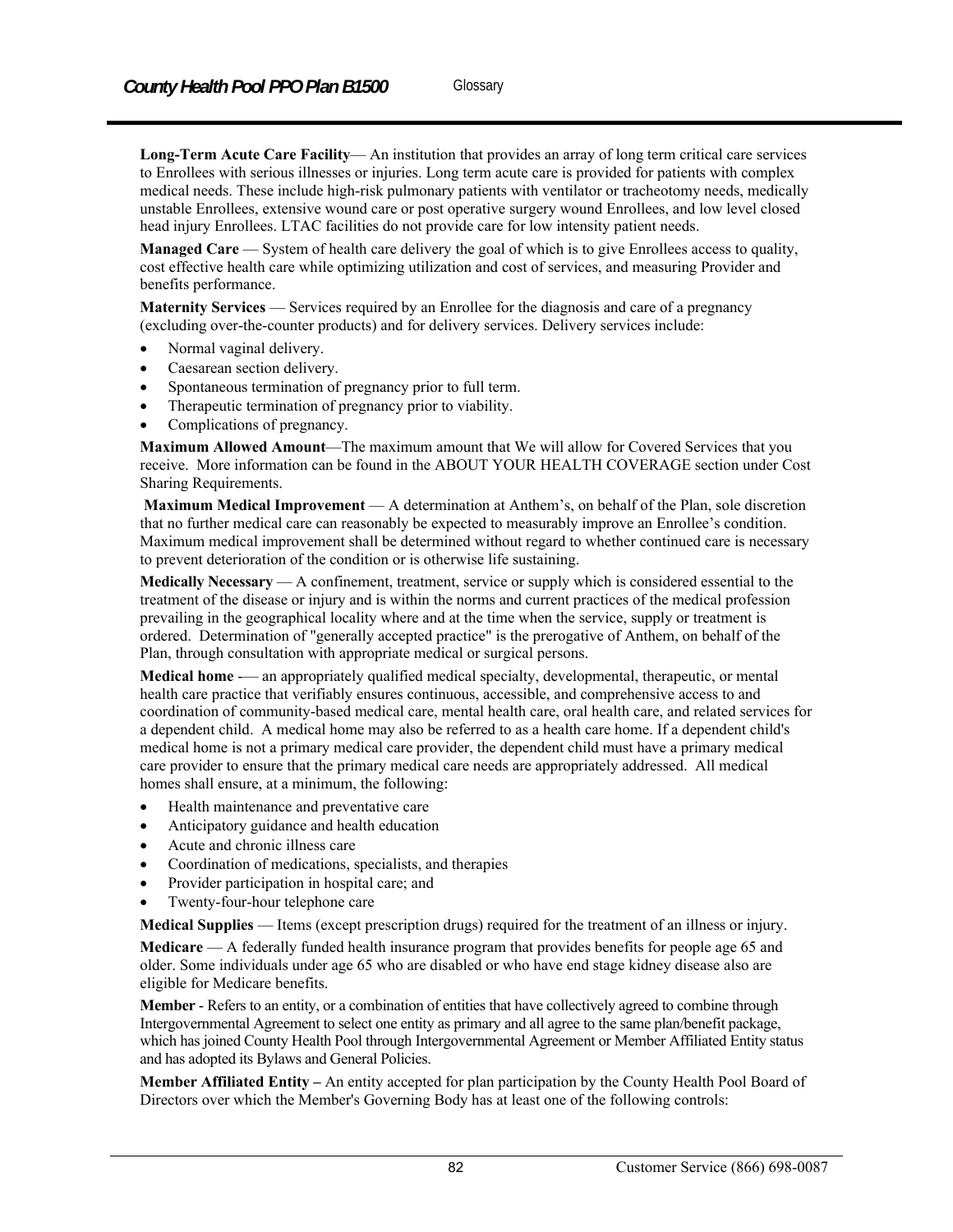**Long-Term Acute Care Facility**— An institution that provides an array of long term critical care services to Enrollees with serious illnesses or injuries. Long term acute care is provided for patients with complex medical needs. These include high-risk pulmonary patients with ventilator or tracheotomy needs, medically unstable Enrollees, extensive wound care or post operative surgery wound Enrollees, and low level closed head injury Enrollees. LTAC facilities do not provide care for low intensity patient needs.

**Managed Care** — System of health care delivery the goal of which is to give Enrollees access to quality, cost effective health care while optimizing utilization and cost of services, and measuring Provider and benefits performance.

**Maternity Services** — Services required by an Enrollee for the diagnosis and care of a pregnancy (excluding over-the-counter products) and for delivery services. Delivery services include:

- Normal vaginal delivery.
- Caesarean section delivery.
- Spontaneous termination of pregnancy prior to full term.
- Therapeutic termination of pregnancy prior to viability.
- Complications of pregnancy.

**Maximum Allowed Amount**—The maximum amount that We will allow for Covered Services that you receive. More information can be found in the ABOUT YOUR HEALTH COVERAGE section under Cost Sharing Requirements.

**Maximum Medical Improvement** — A determination at Anthem's, on behalf of the Plan, sole discretion that no further medical care can reasonably be expected to measurably improve an Enrollee's condition. Maximum medical improvement shall be determined without regard to whether continued care is necessary to prevent deterioration of the condition or is otherwise life sustaining.

**Medically Necessary** — A confinement, treatment, service or supply which is considered essential to the treatment of the disease or injury and is within the norms and current practices of the medical profession prevailing in the geographical locality where and at the time when the service, supply or treatment is ordered. Determination of "generally accepted practice" is the prerogative of Anthem, on behalf of the Plan, through consultation with appropriate medical or surgical persons.

**Medical home** -— an appropriately qualified medical specialty, developmental, therapeutic, or mental health care practice that verifiably ensures continuous, accessible, and comprehensive access to and coordination of community-based medical care, mental health care, oral health care, and related services for a dependent child. A medical home may also be referred to as a health care home. If a dependent child's medical home is not a primary medical care provider, the dependent child must have a primary medical care provider to ensure that the primary medical care needs are appropriately addressed. All medical homes shall ensure, at a minimum, the following:

- Health maintenance and preventative care
- Anticipatory guidance and health education
- Acute and chronic illness care
- Coordination of medications, specialists, and therapies
- Provider participation in hospital care; and
- Twenty-four-hour telephone care

**Medical Supplies** — Items (except prescription drugs) required for the treatment of an illness or injury.

**Medicare** — A federally funded health insurance program that provides benefits for people age 65 and older. Some individuals under age 65 who are disabled or who have end stage kidney disease also are eligible for Medicare benefits.

**Member** - Refers to an entity, or a combination of entities that have collectively agreed to combine through Intergovernmental Agreement to select one entity as primary and all agree to the same plan/benefit package, which has joined County Health Pool through Intergovernmental Agreement or Member Affiliated Entity status and has adopted its Bylaws and General Policies.

**Member Affiliated Entity –** An entity accepted for plan participation by the County Health Pool Board of Directors over which the Member's Governing Body has at least one of the following controls: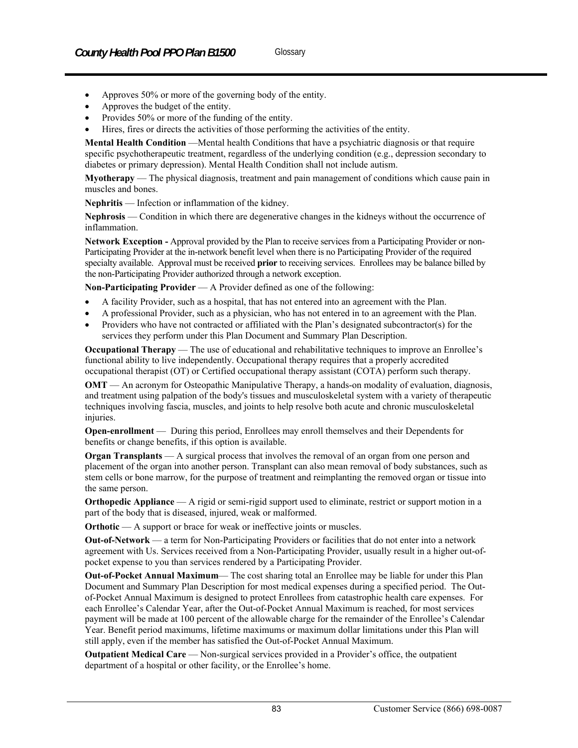- Approves 50% or more of the governing body of the entity.
- Approves the budget of the entity.
- Provides 50% or more of the funding of the entity.
- Hires, fires or directs the activities of those performing the activities of the entity.

**Mental Health Condition** —Mental health Conditions that have a psychiatric diagnosis or that require specific psychotherapeutic treatment, regardless of the underlying condition (e.g., depression secondary to diabetes or primary depression). Mental Health Condition shall not include autism.

**Myotherapy** — The physical diagnosis, treatment and pain management of conditions which cause pain in muscles and bones.

**Nephritis** — Infection or inflammation of the kidney.

**Nephrosis** — Condition in which there are degenerative changes in the kidneys without the occurrence of inflammation.

**Network Exception -** Approval provided by the Plan to receive services from a Participating Provider or non-Participating Provider at the in-network benefit level when there is no Participating Provider of the required specialty available. Approval must be received **prior** to receiving services. Enrollees may be balance billed by the non-Participating Provider authorized through a network exception.

**Non-Participating Provider** — A Provider defined as one of the following:

- A facility Provider, such as a hospital, that has not entered into an agreement with the Plan.
- A professional Provider, such as a physician, who has not entered in to an agreement with the Plan.
- Providers who have not contracted or affiliated with the Plan's designated subcontractor(s) for the services they perform under this Plan Document and Summary Plan Description.

**Occupational Therapy** — The use of educational and rehabilitative techniques to improve an Enrollee's functional ability to live independently. Occupational therapy requires that a properly accredited occupational therapist (OT) or Certified occupational therapy assistant (COTA) perform such therapy.

**OMT** — An acronym for Osteopathic Manipulative Therapy, a hands-on modality of evaluation, diagnosis, and treatment using palpation of the body's tissues and musculoskeletal system with a variety of therapeutic techniques involving fascia, muscles, and joints to help resolve both acute and chronic musculoskeletal injuries.

**Open-enrollment** — During this period, Enrollees may enroll themselves and their Dependents for benefits or change benefits, if this option is available.

**Organ Transplants** — A surgical process that involves the removal of an organ from one person and placement of the organ into another person. Transplant can also mean removal of body substances, such as stem cells or bone marrow, for the purpose of treatment and reimplanting the removed organ or tissue into the same person.

**Orthopedic Appliance** — A rigid or semi-rigid support used to eliminate, restrict or support motion in a part of the body that is diseased, injured, weak or malformed.

**Orthotic** — A support or brace for weak or ineffective joints or muscles.

**Out-of-Network** — a term for Non-Participating Providers or facilities that do not enter into a network agreement with Us. Services received from a Non-Participating Provider, usually result in a higher out-of-pocket expense to you than services rendered by a Participating Provider.

**Out-of-Pocket Annual Maximum**— The cost sharing total an Enrollee may be liable for under this Plan Document and Summary Plan Description for most medical expenses during a specified period. The Out-of-Pocket Annual Maximum is designed to protect Enrollees from catastrophic health care expenses. For each Enrollee's Calendar Year, after the Out-of-Pocket Annual Maximum is reached, for most services payment will be made at 100 percent of the allowable charge for the remainder of the Enrollee's Calendar Year. Benefit period maximums, lifetime maximums or maximum dollar limitations under this Plan will still apply, even if the member has satisfied the Out-of-Pocket Annual Maximum.

**Outpatient Medical Care** — Non-surgical services provided in a Provider's office, the outpatient department of a hospital or other facility, or the Enrollee's home.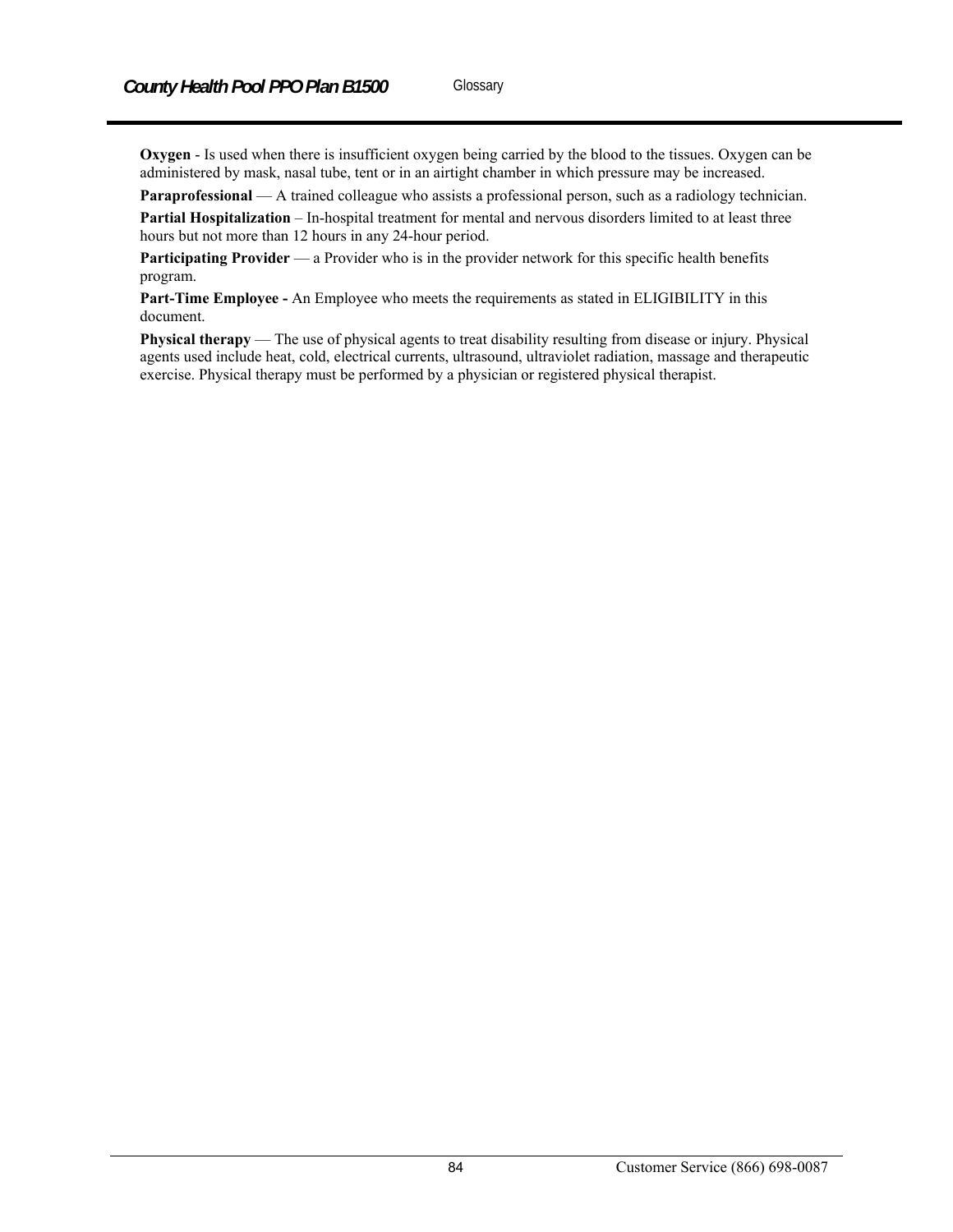**Oxygen** - Is used when there is insufficient oxygen being carried by the blood to the tissues. Oxygen can be administered by mask, nasal tube, tent or in an airtight chamber in which pressure may be increased.

**Paraprofessional** — A trained colleague who assists a professional person, such as a radiology technician.

**Partial Hospitalization** – In-hospital treatment for mental and nervous disorders limited to at least three hours but not more than 12 hours in any 24-hour period.

**Participating Provider** — a Provider who is in the provider network for this specific health benefits program.

**Part-Time Employee -** An Employee who meets the requirements as stated in ELIGIBILITY in this document.

**Physical therapy** — The use of physical agents to treat disability resulting from disease or injury. Physical agents used include heat, cold, electrical currents, ultrasound, ultraviolet radiation, massage and therapeutic exercise. Physical therapy must be performed by a physician or registered physical therapist.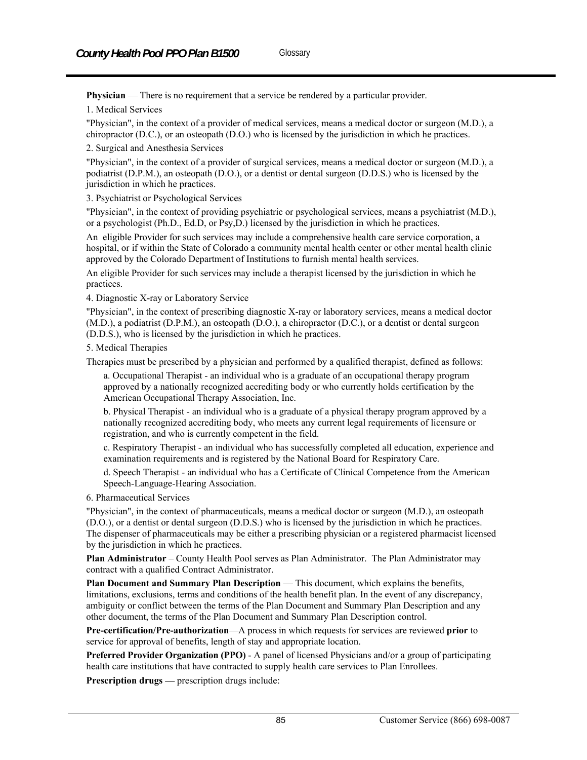**Physician** — There is no requirement that a service be rendered by a particular provider.

1. Medical Services

"Physician", in the context of a provider of medical services, means a medical doctor or surgeon (M.D.), a chiropractor (D.C.), or an osteopath (D.O.) who is licensed by the jurisdiction in which he practices.

2. Surgical and Anesthesia Services

"Physician", in the context of a provider of surgical services, means a medical doctor or surgeon (M.D.), a podiatrist (D.P.M.), an osteopath (D.O.), or a dentist or dental surgeon (D.D.S.) who is licensed by the jurisdiction in which he practices.

3. Psychiatrist or Psychological Services

"Physician", in the context of providing psychiatric or psychological services, means a psychiatrist (M.D.), or a psychologist (Ph.D., Ed.D, or Psy,D.) licensed by the jurisdiction in which he practices.

An eligible Provider for such services may include a comprehensive health care service corporation, a hospital, or if within the State of Colorado a community mental health center or other mental health clinic approved by the Colorado Department of Institutions to furnish mental health services.

An eligible Provider for such services may include a therapist licensed by the jurisdiction in which he practices.

4. Diagnostic X-ray or Laboratory Service

"Physician", in the context of prescribing diagnostic X-ray or laboratory services, means a medical doctor (M.D.), a podiatrist (D.P.M.), an osteopath (D.O.), a chiropractor (D.C.), or a dentist or dental surgeon (D.D.S.), who is licensed by the jurisdiction in which he practices.

5. Medical Therapies

Therapies must be prescribed by a physician and performed by a qualified therapist, defined as follows:

a. Occupational Therapist - an individual who is a graduate of an occupational therapy program approved by a nationally recognized accrediting body or who currently holds certification by the American Occupational Therapy Association, Inc.

b. Physical Therapist - an individual who is a graduate of a physical therapy program approved by a nationally recognized accrediting body, who meets any current legal requirements of licensure or registration, and who is currently competent in the field.

c. Respiratory Therapist - an individual who has successfully completed all education, experience and examination requirements and is registered by the National Board for Respiratory Care.

d. Speech Therapist - an individual who has a Certificate of Clinical Competence from the American Speech-Language-Hearing Association.

6. Pharmaceutical Services

"Physician", in the context of pharmaceuticals, means a medical doctor or surgeon (M.D.), an osteopath (D.O.), or a dentist or dental surgeon (D.D.S.) who is licensed by the jurisdiction in which he practices. The dispenser of pharmaceuticals may be either a prescribing physician or a registered pharmacist licensed by the jurisdiction in which he practices.

**Plan Administrator** – County Health Pool serves as Plan Administrator. The Plan Administrator may contract with a qualified Contract Administrator.

**Plan Document and Summary Plan Description** — This document, which explains the benefits, limitations, exclusions, terms and conditions of the health benefit plan. In the event of any discrepancy, ambiguity or conflict between the terms of the Plan Document and Summary Plan Description and any other document, the terms of the Plan Document and Summary Plan Description control.

**Pre-certification/Pre-authorization**—A process in which requests for services are reviewed **prior** to service for approval of benefits, length of stay and appropriate location.

**Preferred Provider Organization (PPO)** - A panel of licensed Physicians and/or a group of participating health care institutions that have contracted to supply health care services to Plan Enrollees.

**Prescription drugs —** prescription drugs include: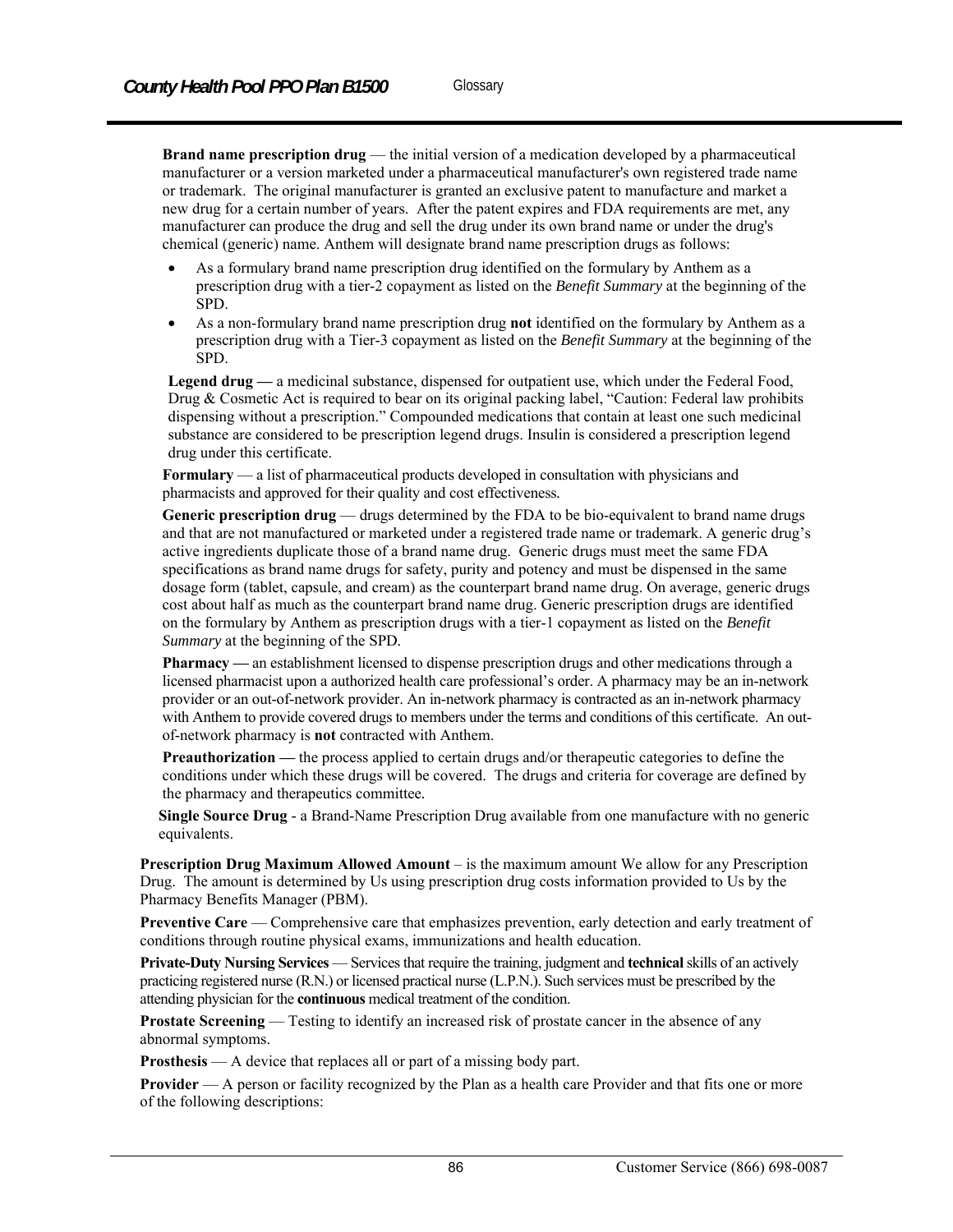**Brand name prescription drug** — the initial version of a medication developed by a pharmaceutical manufacturer or a version marketed under a pharmaceutical manufacturer's own registered trade name or trademark. The original manufacturer is granted an exclusive patent to manufacture and market a new drug for a certain number of years. After the patent expires and FDA requirements are met, any manufacturer can produce the drug and sell the drug under its own brand name or under the drug's chemical (generic) name. Anthem will designate brand name prescription drugs as follows:

- As a formulary brand name prescription drug identified on the formulary by Anthem as a prescription drug with a tier-2 copayment as listed on the *Benefit Summary* at the beginning of the SPD.
- As a non-formulary brand name prescription drug **not** identified on the formulary by Anthem as a prescription drug with a Tier-3 copayment as listed on the *Benefit Summary* at the beginning of the SPD.

**Legend drug —** a medicinal substance, dispensed for outpatient use, which under the Federal Food, Drug & Cosmetic Act is required to bear on its original packing label, "Caution: Federal law prohibits dispensing without a prescription." Compounded medications that contain at least one such medicinal substance are considered to be prescription legend drugs. Insulin is considered a prescription legend drug under this certificate.

**Formulary** — a list of pharmaceutical products developed in consultation with physicians and pharmacists and approved for their quality and cost effectiveness.

**Generic prescription drug** — drugs determined by the FDA to be bio-equivalent to brand name drugs and that are not manufactured or marketed under a registered trade name or trademark. A generic drug's active ingredients duplicate those of a brand name drug. Generic drugs must meet the same FDA specifications as brand name drugs for safety, purity and potency and must be dispensed in the same dosage form (tablet, capsule, and cream) as the counterpart brand name drug. On average, generic drugs cost about half as much as the counterpart brand name drug. Generic prescription drugs are identified on the formulary by Anthem as prescription drugs with a tier-1 copayment as listed on the *Benefit Summary* at the beginning of the SPD.

**Pharmacy —** an establishment licensed to dispense prescription drugs and other medications through a licensed pharmacist upon a authorized health care professional's order. A pharmacy may be an in-network provider or an out-of-network provider. An in-network pharmacy is contracted as an in-network pharmacy with Anthem to provide covered drugs to members under the terms and conditions of this certificate. An out-of-network pharmacy is **not** contracted with Anthem.

**Preauthorization —** the process applied to certain drugs and/or therapeutic categories to define the conditions under which these drugs will be covered. The drugs and criteria for coverage are defined by the pharmacy and therapeutics committee.

**Single Source Drug** - a Brand-Name Prescription Drug available from one manufacture with no generic equivalents.

**Prescription Drug Maximum Allowed Amount** – is the maximum amount We allow for any Prescription Drug. The amount is determined by Us using prescription drug costs information provided to Us by the Pharmacy Benefits Manager (PBM).

**Preventive Care** — Comprehensive care that emphasizes prevention, early detection and early treatment of conditions through routine physical exams, immunizations and health education.

**Private-Duty Nursing Services** — Services that require the training, judgment and **technical** skills of an actively practicing registered nurse (R.N.) or licensed practical nurse (L.P.N.). Such services must be prescribed by the attending physician for the **continuous** medical treatment of the condition.

**Prostate Screening** — Testing to identify an increased risk of prostate cancer in the absence of any abnormal symptoms.

**Prosthesis** — A device that replaces all or part of a missing body part.

**Provider** — A person or facility recognized by the Plan as a health care Provider and that fits one or more of the following descriptions: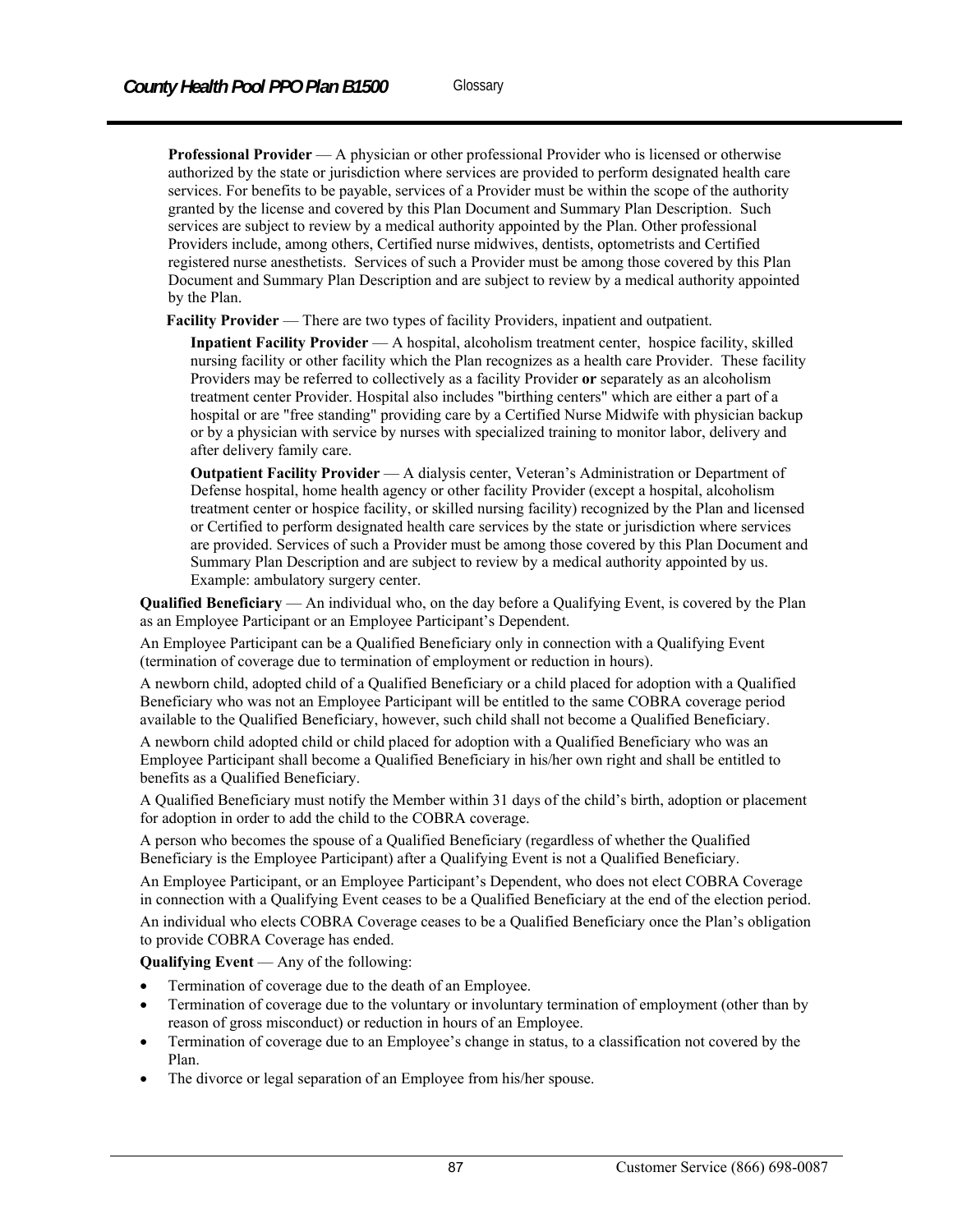**Professional Provider** — A physician or other professional Provider who is licensed or otherwise authorized by the state or jurisdiction where services are provided to perform designated health care services. For benefits to be payable, services of a Provider must be within the scope of the authority granted by the license and covered by this Plan Document and Summary Plan Description. Such services are subject to review by a medical authority appointed by the Plan. Other professional Providers include, among others, Certified nurse midwives, dentists, optometrists and Certified registered nurse anesthetists. Services of such a Provider must be among those covered by this Plan Document and Summary Plan Description and are subject to review by a medical authority appointed by the Plan.

**Facility Provider** — There are two types of facility Providers, inpatient and outpatient.

**Inpatient Facility Provider** — A hospital, alcoholism treatment center, hospice facility, skilled nursing facility or other facility which the Plan recognizes as a health care Provider. These facility Providers may be referred to collectively as a facility Provider **or** separately as an alcoholism treatment center Provider. Hospital also includes "birthing centers" which are either a part of a hospital or are "free standing" providing care by a Certified Nurse Midwife with physician backup or by a physician with service by nurses with specialized training to monitor labor, delivery and after delivery family care.

**Outpatient Facility Provider** — A dialysis center, Veteran's Administration or Department of Defense hospital, home health agency or other facility Provider (except a hospital, alcoholism treatment center or hospice facility, or skilled nursing facility) recognized by the Plan and licensed or Certified to perform designated health care services by the state or jurisdiction where services are provided. Services of such a Provider must be among those covered by this Plan Document and Summary Plan Description and are subject to review by a medical authority appointed by us. Example: ambulatory surgery center.

**Qualified Beneficiary** — An individual who, on the day before a Qualifying Event, is covered by the Plan as an Employee Participant or an Employee Participant's Dependent.

An Employee Participant can be a Qualified Beneficiary only in connection with a Qualifying Event (termination of coverage due to termination of employment or reduction in hours).

A newborn child, adopted child of a Qualified Beneficiary or a child placed for adoption with a Qualified Beneficiary who was not an Employee Participant will be entitled to the same COBRA coverage period available to the Qualified Beneficiary, however, such child shall not become a Qualified Beneficiary.

A newborn child adopted child or child placed for adoption with a Qualified Beneficiary who was an Employee Participant shall become a Qualified Beneficiary in his/her own right and shall be entitled to benefits as a Qualified Beneficiary.

A Qualified Beneficiary must notify the Member within 31 days of the child's birth, adoption or placement for adoption in order to add the child to the COBRA coverage.

A person who becomes the spouse of a Qualified Beneficiary (regardless of whether the Qualified Beneficiary is the Employee Participant) after a Qualifying Event is not a Qualified Beneficiary.

An Employee Participant, or an Employee Participant's Dependent, who does not elect COBRA Coverage in connection with a Qualifying Event ceases to be a Qualified Beneficiary at the end of the election period.

An individual who elects COBRA Coverage ceases to be a Qualified Beneficiary once the Plan's obligation to provide COBRA Coverage has ended.

**Qualifying Event** — Any of the following:

- Termination of coverage due to the death of an Employee.
- Termination of coverage due to the voluntary or involuntary termination of employment (other than by reason of gross misconduct) or reduction in hours of an Employee.
- Termination of coverage due to an Employee's change in status, to a classification not covered by the Plan.
- The divorce or legal separation of an Employee from his/her spouse.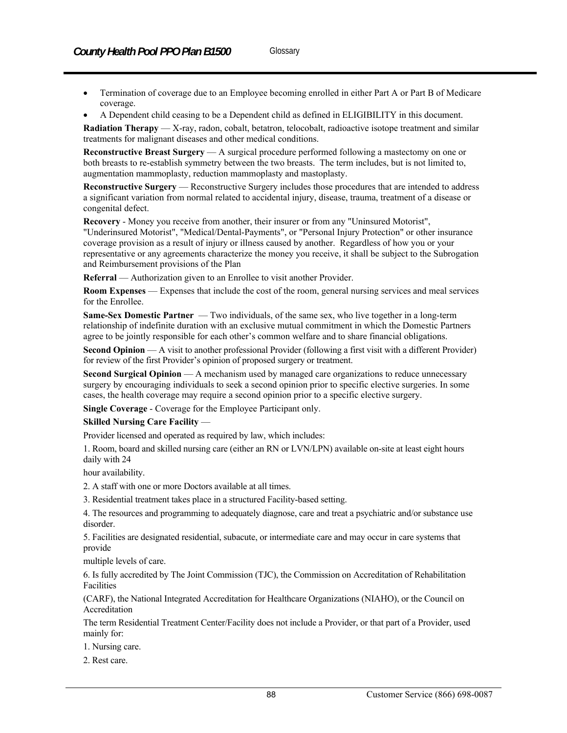- Termination of coverage due to an Employee becoming enrolled in either Part A or Part B of Medicare coverage.
- A Dependent child ceasing to be a Dependent child as defined in ELIGIBILITY in this document.

**Radiation Therapy** — X-ray, radon, cobalt, betatron, telocobalt, radioactive isotope treatment and similar treatments for malignant diseases and other medical conditions.

**Reconstructive Breast Surgery** — A surgical procedure performed following a mastectomy on one or both breasts to re-establish symmetry between the two breasts. The term includes, but is not limited to, augmentation mammoplasty, reduction mammoplasty and mastoplasty.

**Reconstructive Surgery** — Reconstructive Surgery includes those procedures that are intended to address a significant variation from normal related to accidental injury, disease, trauma, treatment of a disease or congenital defect.

**Recovery** - Money you receive from another, their insurer or from any "Uninsured Motorist", "Underinsured Motorist", "Medical/Dental-Payments", or "Personal Injury Protection" or other insurance coverage provision as a result of injury or illness caused by another. Regardless of how you or your representative or any agreements characterize the money you receive, it shall be subject to the Subrogation and Reimbursement provisions of the Plan

**Referral** — Authorization given to an Enrollee to visit another Provider.

**Room Expenses** — Expenses that include the cost of the room, general nursing services and meal services for the Enrollee.

**Same-Sex Domestic Partner** — Two individuals, of the same sex, who live together in a long-term relationship of indefinite duration with an exclusive mutual commitment in which the Domestic Partners agree to be jointly responsible for each other's common welfare and to share financial obligations.

**Second Opinion** — A visit to another professional Provider (following a first visit with a different Provider) for review of the first Provider's opinion of proposed surgery or treatment.

**Second Surgical Opinion** — A mechanism used by managed care organizations to reduce unnecessary surgery by encouraging individuals to seek a second opinion prior to specific elective surgeries. In some cases, the health coverage may require a second opinion prior to a specific elective surgery.

**Single Coverage** - Coverage for the Employee Participant only.

**Skilled Nursing Care Facility** —

Provider licensed and operated as required by law, which includes:

1. Room, board and skilled nursing care (either an RN or LVN/LPN) available on-site at least eight hours daily with 24

hour availability.

2. A staff with one or more Doctors available at all times.

3. Residential treatment takes place in a structured Facility-based setting.

4. The resources and programming to adequately diagnose, care and treat a psychiatric and/or substance use disorder.

5. Facilities are designated residential, subacute, or intermediate care and may occur in care systems that provide

multiple levels of care.

6. Is fully accredited by The Joint Commission (TJC), the Commission on Accreditation of Rehabilitation Facilities

(CARF), the National Integrated Accreditation for Healthcare Organizations (NIAHO), or the Council on Accreditation

The term Residential Treatment Center/Facility does not include a Provider, or that part of a Provider, used mainly for:

1. Nursing care.

2. Rest care.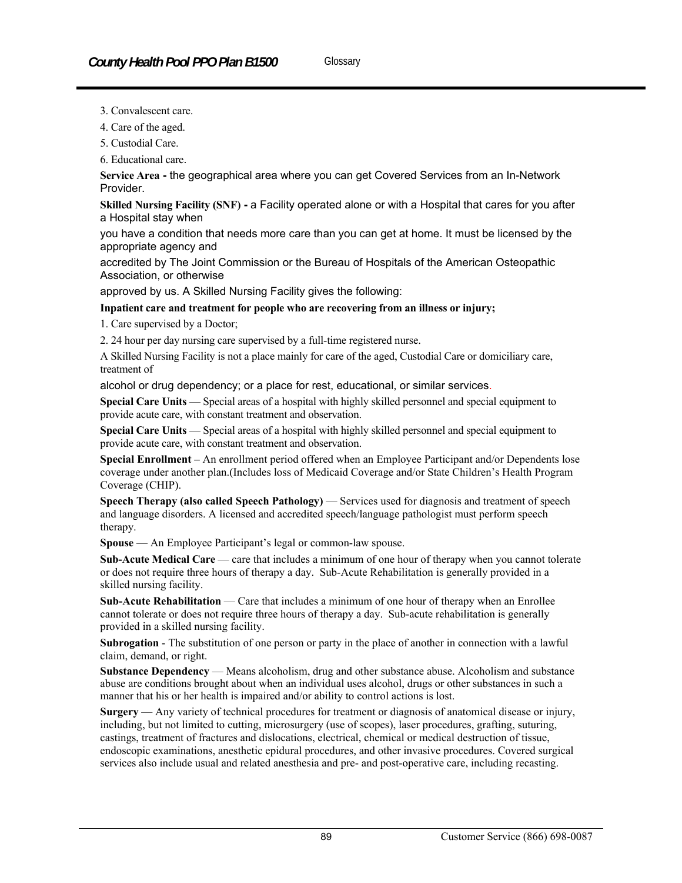3. Convalescent care.

4. Care of the aged.

5. Custodial Care.

6. Educational care.

**Service Area -** the geographical area where you can get Covered Services from an In-Network Provider.

**Skilled Nursing Facility (SNF) -** a Facility operated alone or with a Hospital that cares for you after a Hospital stay when

you have a condition that needs more care than you can get at home. It must be licensed by the appropriate agency and

accredited by The Joint Commission or the Bureau of Hospitals of the American Osteopathic Association, or otherwise

approved by us. A Skilled Nursing Facility gives the following:

**Inpatient care and treatment for people who are recovering from an illness or injury;**

1. Care supervised by a Doctor;

2. 24 hour per day nursing care supervised by a full-time registered nurse.

A Skilled Nursing Facility is not a place mainly for care of the aged, Custodial Care or domiciliary care, treatment of

alcohol or drug dependency; or a place for rest, educational, or similar services.

**Special Care Units** — Special areas of a hospital with highly skilled personnel and special equipment to provide acute care, with constant treatment and observation.

**Special Care Units** — Special areas of a hospital with highly skilled personnel and special equipment to provide acute care, with constant treatment and observation.

**Special Enrollment –** An enrollment period offered when an Employee Participant and/or Dependents lose coverage under another plan.(Includes loss of Medicaid Coverage and/or State Children's Health Program Coverage (CHIP).

**Speech Therapy (also called Speech Pathology)** — Services used for diagnosis and treatment of speech and language disorders. A licensed and accredited speech/language pathologist must perform speech therapy.

**Spouse** — An Employee Participant's legal or common-law spouse.

**Sub-Acute Medical Care** — care that includes a minimum of one hour of therapy when you cannot tolerate or does not require three hours of therapy a day. Sub-Acute Rehabilitation is generally provided in a skilled nursing facility.

**Sub-Acute Rehabilitation** — Care that includes a minimum of one hour of therapy when an Enrollee cannot tolerate or does not require three hours of therapy a day. Sub-acute rehabilitation is generally provided in a skilled nursing facility.

**Subrogation** - The substitution of one person or party in the place of another in connection with a lawful claim, demand, or right.

**Substance Dependency** — Means alcoholism, drug and other substance abuse. Alcoholism and substance abuse are conditions brought about when an individual uses alcohol, drugs or other substances in such a manner that his or her health is impaired and/or ability to control actions is lost.

**Surgery** — Any variety of technical procedures for treatment or diagnosis of anatomical disease or injury, including, but not limited to cutting, microsurgery (use of scopes), laser procedures, grafting, suturing, castings, treatment of fractures and dislocations, electrical, chemical or medical destruction of tissue, endoscopic examinations, anesthetic epidural procedures, and other invasive procedures. Covered surgical services also include usual and related anesthesia and pre- and post-operative care, including recasting.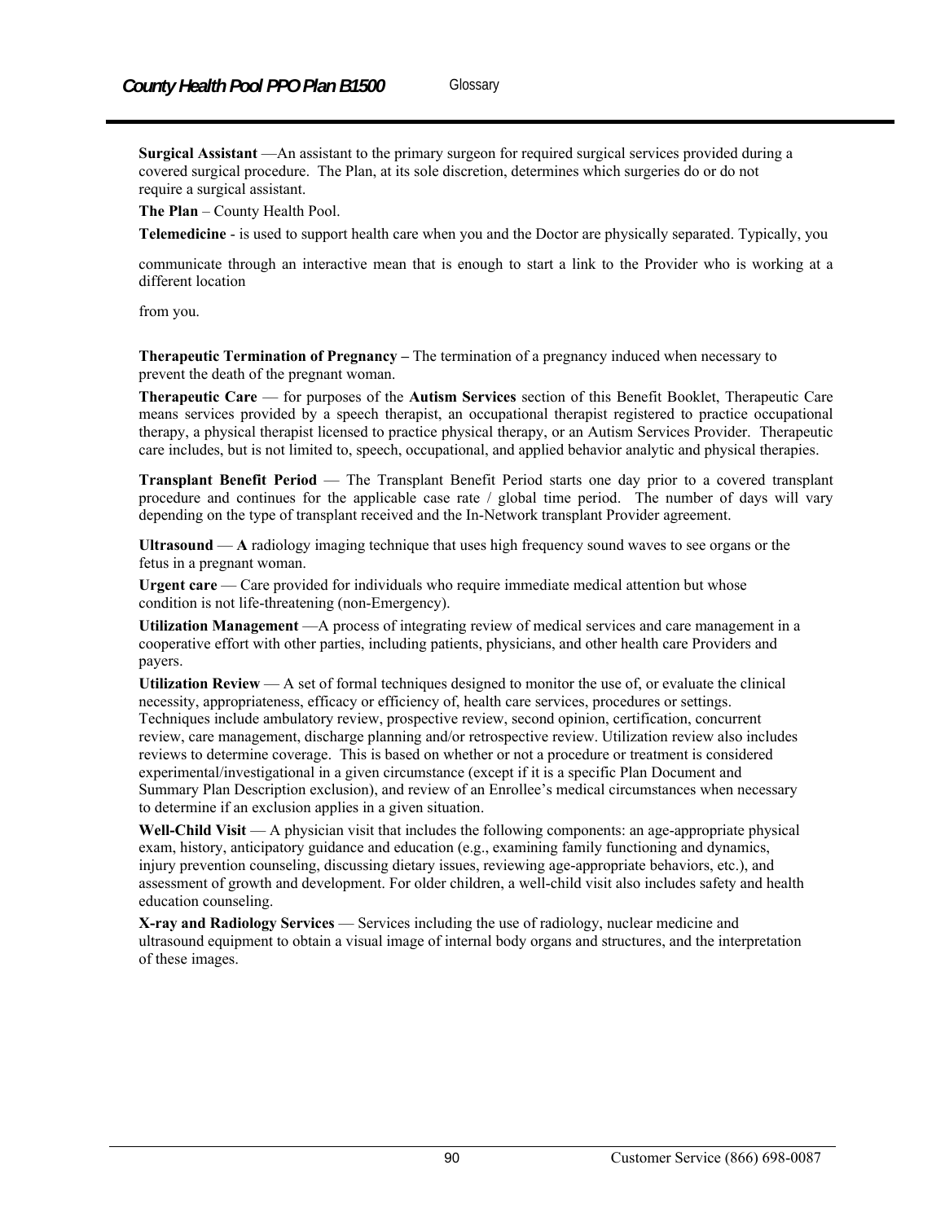**Surgical Assistant** —An assistant to the primary surgeon for required surgical services provided during a covered surgical procedure. The Plan, at its sole discretion, determines which surgeries do or do not require a surgical assistant.

**The Plan** – County Health Pool.

**Telemedicine** - is used to support health care when you and the Doctor are physically separated. Typically, you

communicate through an interactive mean that is enough to start a link to the Provider who is working at a different location

from you.

**Therapeutic Termination of Pregnancy –** The termination of a pregnancy induced when necessary to prevent the death of the pregnant woman.

**Therapeutic Care** — for purposes of the **Autism Services** section of this Benefit Booklet, Therapeutic Care means services provided by a speech therapist, an occupational therapist registered to practice occupational therapy, a physical therapist licensed to practice physical therapy, or an Autism Services Provider. Therapeutic care includes, but is not limited to, speech, occupational, and applied behavior analytic and physical therapies.

**Transplant Benefit Period** — The Transplant Benefit Period starts one day prior to a covered transplant procedure and continues for the applicable case rate / global time period. The number of days will vary depending on the type of transplant received and the In-Network transplant Provider agreement.

**Ultrasound** — **A** radiology imaging technique that uses high frequency sound waves to see organs or the fetus in a pregnant woman.

**Urgent care** — Care provided for individuals who require immediate medical attention but whose condition is not life-threatening (non-Emergency).

**Utilization Management** —A process of integrating review of medical services and care management in a cooperative effort with other parties, including patients, physicians, and other health care Providers and payers.

**Utilization Review** — A set of formal techniques designed to monitor the use of, or evaluate the clinical necessity, appropriateness, efficacy or efficiency of, health care services, procedures or settings. Techniques include ambulatory review, prospective review, second opinion, certification, concurrent review, care management, discharge planning and/or retrospective review. Utilization review also includes reviews to determine coverage. This is based on whether or not a procedure or treatment is considered experimental/investigational in a given circumstance (except if it is a specific Plan Document and Summary Plan Description exclusion), and review of an Enrollee's medical circumstances when necessary to determine if an exclusion applies in a given situation.

**Well-Child Visit** — A physician visit that includes the following components: an age-appropriate physical exam, history, anticipatory guidance and education (e.g., examining family functioning and dynamics, injury prevention counseling, discussing dietary issues, reviewing age-appropriate behaviors, etc.), and assessment of growth and development. For older children, a well-child visit also includes safety and health education counseling.

**X-ray and Radiology Services** — Services including the use of radiology, nuclear medicine and ultrasound equipment to obtain a visual image of internal body organs and structures, and the interpretation of these images.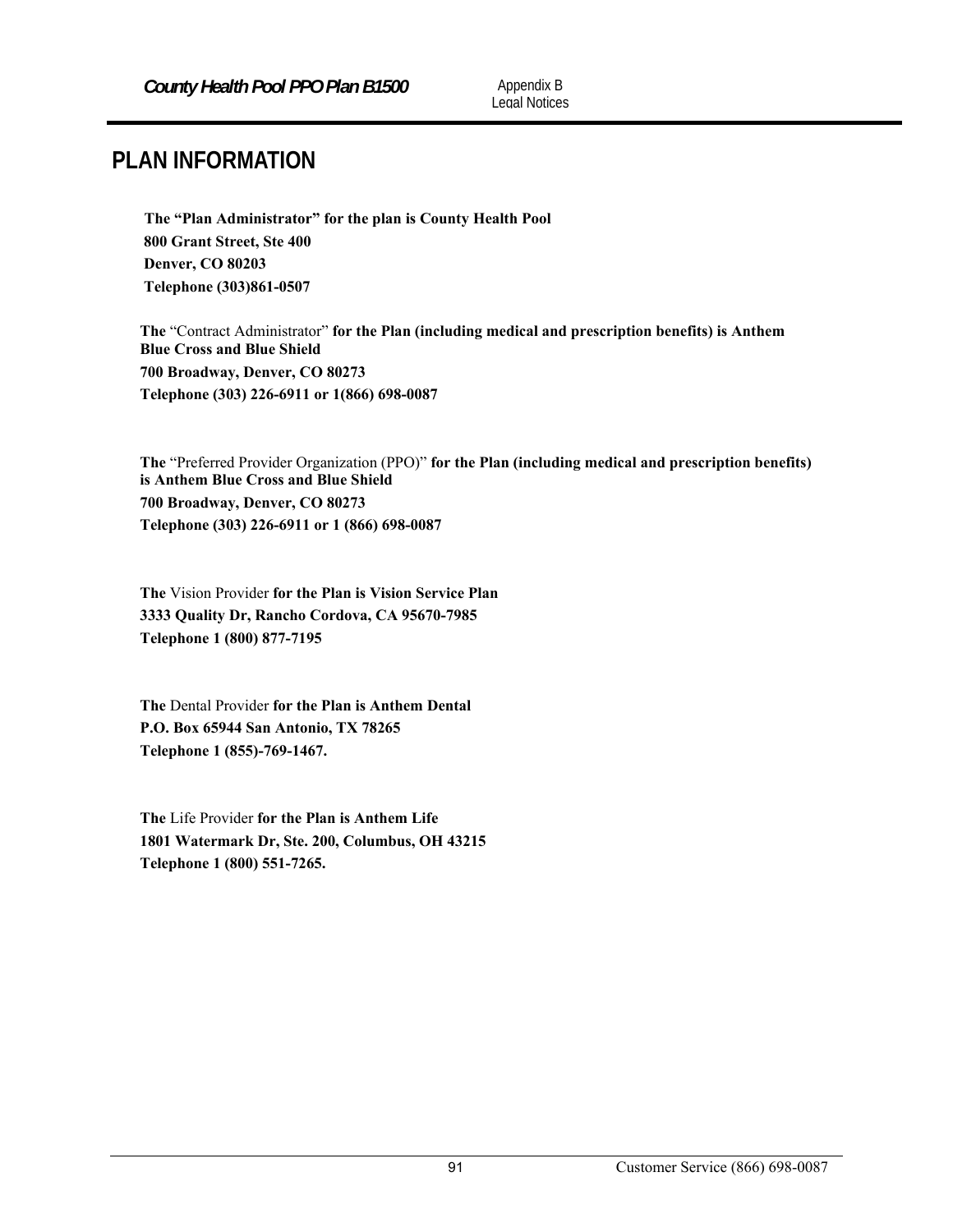# PLAN INFORMATION

**The "Plan Administrator" for the plan is County Health Pool**
**800 Grant Street, Ste 400**
**Denver, CO 80203**
**Telephone (303)861-0507**

**The** "Contract Administrator" **for the Plan (including medical and prescription benefits) is Anthem Blue Cross and Blue Shield**
**700 Broadway, Denver, CO 80273**
**Telephone (303) 226-6911 or 1(866) 698-0087**

**The** "Preferred Provider Organization (PPO)" **for the Plan (including medical and prescription benefits) is Anthem Blue Cross and Blue Shield**
**700 Broadway, Denver, CO 80273**
**Telephone (303) 226-6911 or 1 (866) 698-0087**

**The** Vision Provider **for the Plan is Vision Service Plan**
**3333 Quality Dr, Rancho Cordova, CA 95670-7985**
**Telephone 1 (800) 877-7195**

**The** Dental Provider **for the Plan is Anthem Dental**
**P.O. Box 65944 San Antonio, TX 78265**
**Telephone 1 (855)-769-1467.**

**The** Life Provider **for the Plan is Anthem Life**
**1801 Watermark Dr, Ste. 200, Columbus, OH 43215**
**Telephone 1 (800) 551-7265.**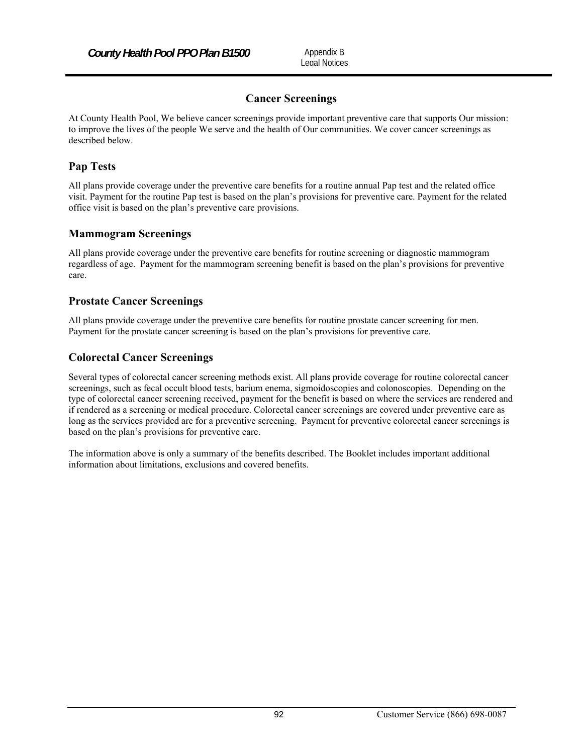## Cancer Screenings

At County Health Pool, We believe cancer screenings provide important preventive care that supports Our mission: to improve the lives of the people We serve and the health of Our communities. We cover cancer screenings as described below.

### Pap Tests

All plans provide coverage under the preventive care benefits for a routine annual Pap test and the related office visit. Payment for the routine Pap test is based on the plan's provisions for preventive care. Payment for the related office visit is based on the plan's preventive care provisions.

### Mammogram Screenings

All plans provide coverage under the preventive care benefits for routine screening or diagnostic mammogram regardless of age. Payment for the mammogram screening benefit is based on the plan's provisions for preventive care.

### Prostate Cancer Screenings

All plans provide coverage under the preventive care benefits for routine prostate cancer screening for men. Payment for the prostate cancer screening is based on the plan's provisions for preventive care.

### Colorectal Cancer Screenings

Several types of colorectal cancer screening methods exist. All plans provide coverage for routine colorectal cancer screenings, such as fecal occult blood tests, barium enema, sigmoidoscopies and colonoscopies. Depending on the type of colorectal cancer screening received, payment for the benefit is based on where the services are rendered and if rendered as a screening or medical procedure. Colorectal cancer screenings are covered under preventive care as long as the services provided are for a preventive screening. Payment for preventive colorectal cancer screenings is based on the plan's provisions for preventive care.

The information above is only a summary of the benefits described. The Booklet includes important additional information about limitations, exclusions and covered benefits.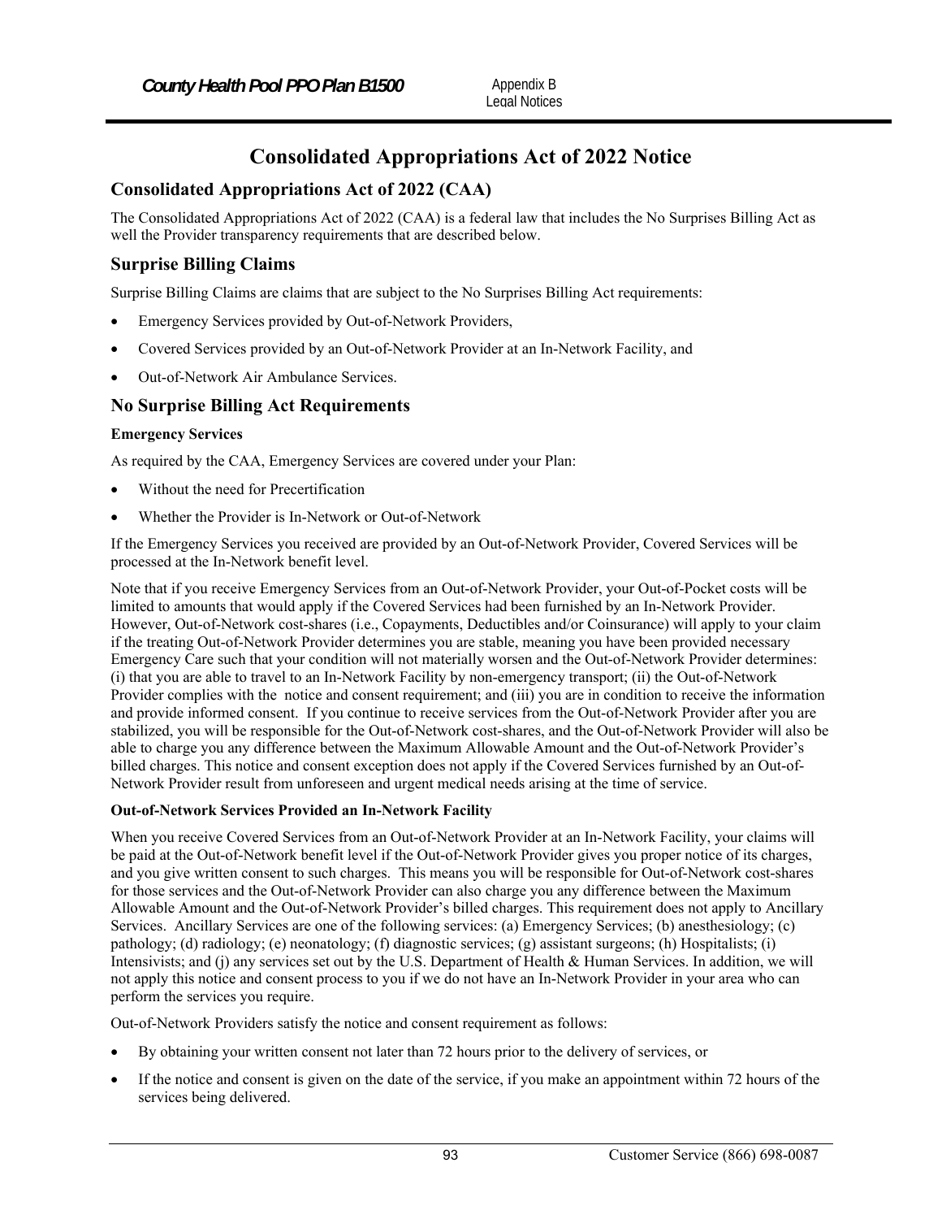# Consolidated Appropriations Act of 2022 Notice

## Consolidated Appropriations Act of 2022 (CAA)

The Consolidated Appropriations Act of 2022 (CAA) is a federal law that includes the No Surprises Billing Act as well the Provider transparency requirements that are described below.

## Surprise Billing Claims

Surprise Billing Claims are claims that are subject to the No Surprises Billing Act requirements:

- Emergency Services provided by Out-of-Network Providers,
- Covered Services provided by an Out-of-Network Provider at an In-Network Facility, and
- Out-of-Network Air Ambulance Services.

## No Surprise Billing Act Requirements

**Emergency Services**

As required by the CAA, Emergency Services are covered under your Plan:

- Without the need for Precertification
- Whether the Provider is In-Network or Out-of-Network

If the Emergency Services you received are provided by an Out-of-Network Provider, Covered Services will be processed at the In-Network benefit level.

Note that if you receive Emergency Services from an Out-of-Network Provider, your Out-of-Pocket costs will be limited to amounts that would apply if the Covered Services had been furnished by an In-Network Provider. However, Out-of-Network cost-shares (i.e., Copayments, Deductibles and/or Coinsurance) will apply to your claim if the treating Out-of-Network Provider determines you are stable, meaning you have been provided necessary Emergency Care such that your condition will not materially worsen and the Out-of-Network Provider determines: (i) that you are able to travel to an In-Network Facility by non-emergency transport; (ii) the Out-of-Network Provider complies with the notice and consent requirement; and (iii) you are in condition to receive the information and provide informed consent. If you continue to receive services from the Out-of-Network Provider after you are stabilized, you will be responsible for the Out-of-Network cost-shares, and the Out-of-Network Provider will also be able to charge you any difference between the Maximum Allowable Amount and the Out-of-Network Provider's billed charges. This notice and consent exception does not apply if the Covered Services furnished by an Out-of-Network Provider result from unforeseen and urgent medical needs arising at the time of service.

**Out-of-Network Services Provided an In-Network Facility**

When you receive Covered Services from an Out-of-Network Provider at an In-Network Facility, your claims will be paid at the Out-of-Network benefit level if the Out-of-Network Provider gives you proper notice of its charges, and you give written consent to such charges. This means you will be responsible for Out-of-Network cost-shares for those services and the Out-of-Network Provider can also charge you any difference between the Maximum Allowable Amount and the Out-of-Network Provider's billed charges. This requirement does not apply to Ancillary Services. Ancillary Services are one of the following services: (a) Emergency Services; (b) anesthesiology; (c) pathology; (d) radiology; (e) neonatology; (f) diagnostic services; (g) assistant surgeons; (h) Hospitalists; (i) Intensivists; and (j) any services set out by the U.S. Department of Health & Human Services. In addition, we will not apply this notice and consent process to you if we do not have an In-Network Provider in your area who can perform the services you require.

Out-of-Network Providers satisfy the notice and consent requirement as follows:

- By obtaining your written consent not later than 72 hours prior to the delivery of services, or
- If the notice and consent is given on the date of the service, if you make an appointment within 72 hours of the services being delivered.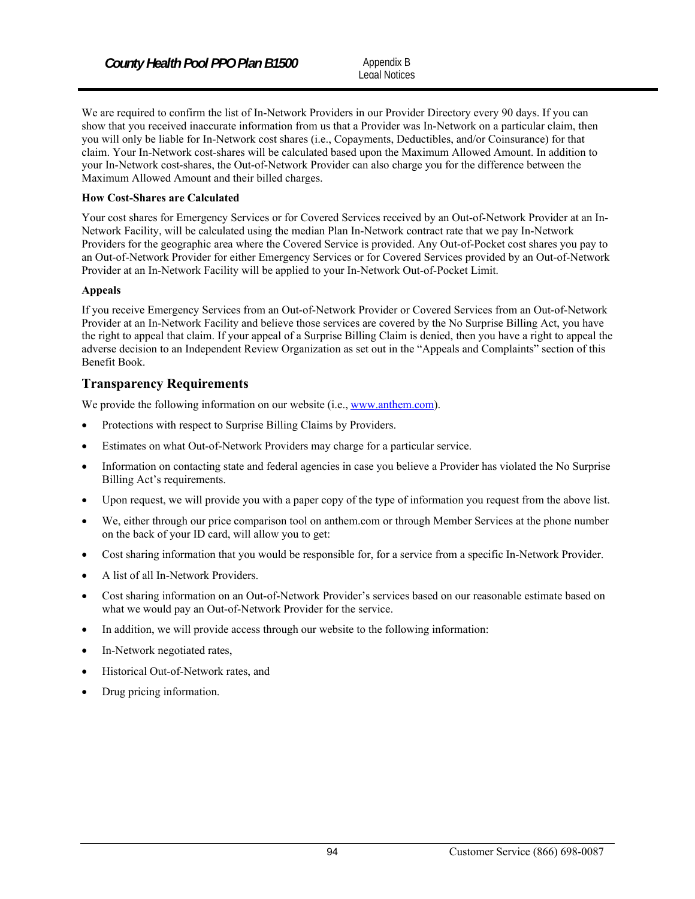We are required to confirm the list of In-Network Providers in our Provider Directory every 90 days. If you can show that you received inaccurate information from us that a Provider was In-Network on a particular claim, then you will only be liable for In-Network cost shares (i.e., Copayments, Deductibles, and/or Coinsurance) for that claim. Your In-Network cost-shares will be calculated based upon the Maximum Allowed Amount. In addition to your In-Network cost-shares, the Out-of-Network Provider can also charge you for the difference between the Maximum Allowed Amount and their billed charges.

**How Cost-Shares are Calculated**

Your cost shares for Emergency Services or for Covered Services received by an Out-of-Network Provider at an In-Network Facility, will be calculated using the median Plan In-Network contract rate that we pay In-Network Providers for the geographic area where the Covered Service is provided. Any Out-of-Pocket cost shares you pay to an Out-of-Network Provider for either Emergency Services or for Covered Services provided by an Out-of-Network Provider at an In-Network Facility will be applied to your In-Network Out-of-Pocket Limit.

**Appeals**

If you receive Emergency Services from an Out-of-Network Provider or Covered Services from an Out-of-Network Provider at an In-Network Facility and believe those services are covered by the No Surprise Billing Act, you have the right to appeal that claim. If your appeal of a Surprise Billing Claim is denied, then you have a right to appeal the adverse decision to an Independent Review Organization as set out in the "Appeals and Complaints" section of this Benefit Book.

## Transparency Requirements

We provide the following information on our website (i.e., www.anthem.com).

- Protections with respect to Surprise Billing Claims by Providers.
- Estimates on what Out-of-Network Providers may charge for a particular service.
- Information on contacting state and federal agencies in case you believe a Provider has violated the No Surprise Billing Act's requirements.
- Upon request, we will provide you with a paper copy of the type of information you request from the above list.
- We, either through our price comparison tool on anthem.com or through Member Services at the phone number on the back of your ID card, will allow you to get:
- Cost sharing information that you would be responsible for, for a service from a specific In-Network Provider.
- A list of all In-Network Providers.
- Cost sharing information on an Out-of-Network Provider's services based on our reasonable estimate based on what we would pay an Out-of-Network Provider for the service.
- In addition, we will provide access through our website to the following information:
- In-Network negotiated rates,
- Historical Out-of-Network rates, and
- Drug pricing information.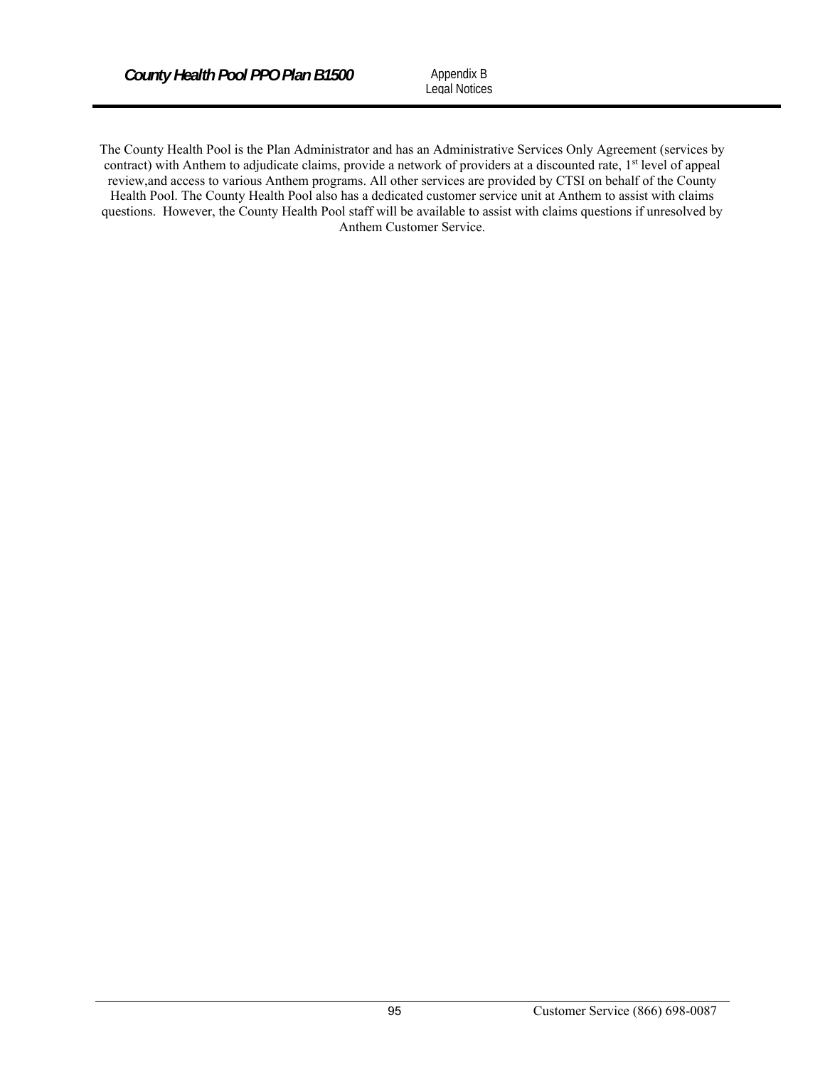The County Health Pool is the Plan Administrator and has an Administrative Services Only Agreement (services by contract) with Anthem to adjudicate claims, provide a network of providers at a discounted rate, 1st level of appeal review,and access to various Anthem programs. All other services are provided by CTSI on behalf of the County Health Pool. The County Health Pool also has a dedicated customer service unit at Anthem to assist with claims questions. However, the County Health Pool staff will be available to assist with claims questions if unresolved by Anthem Customer Service.